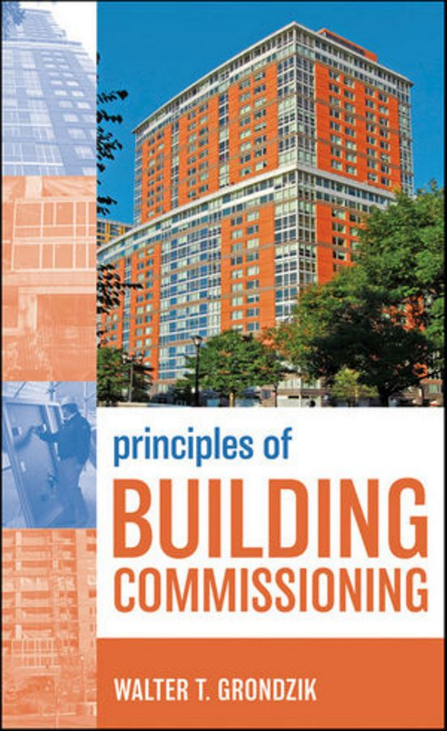# principles of BUILDING COMMISSIONING

WALTER T. GRONDZIK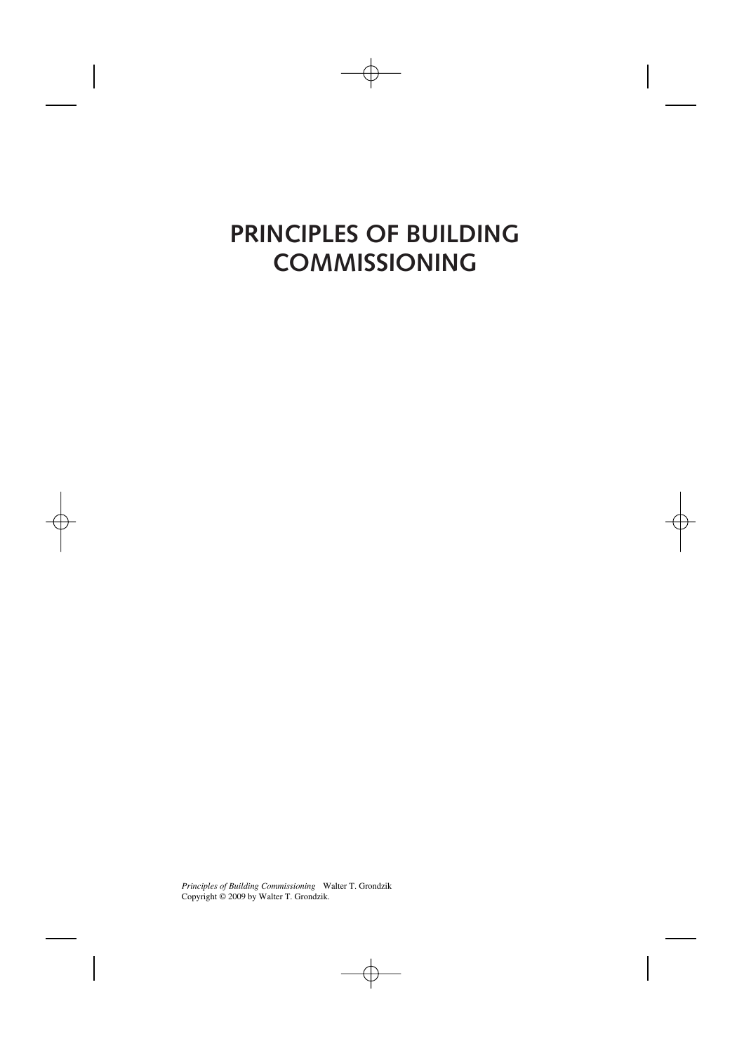# PRINCIPLES OF BUILDING COMMISSIONING

*Principles of Building Commissioning* Walter T. Grondzik
Copyright © 2009 by Walter T. Grondzik.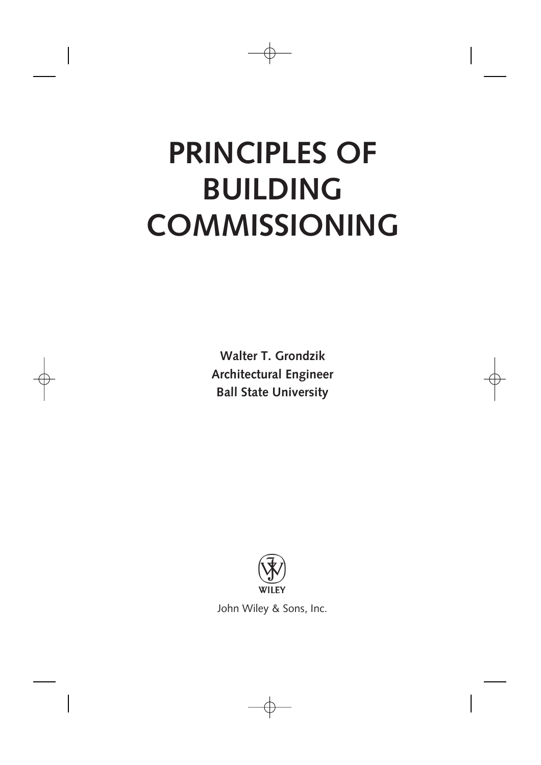# PRINCIPLES OF BUILDING COMMISSIONING

**Walter T. Grondzik**
**Architectural Engineer**
**Ball State University**

WILEY

John Wiley & Sons, Inc.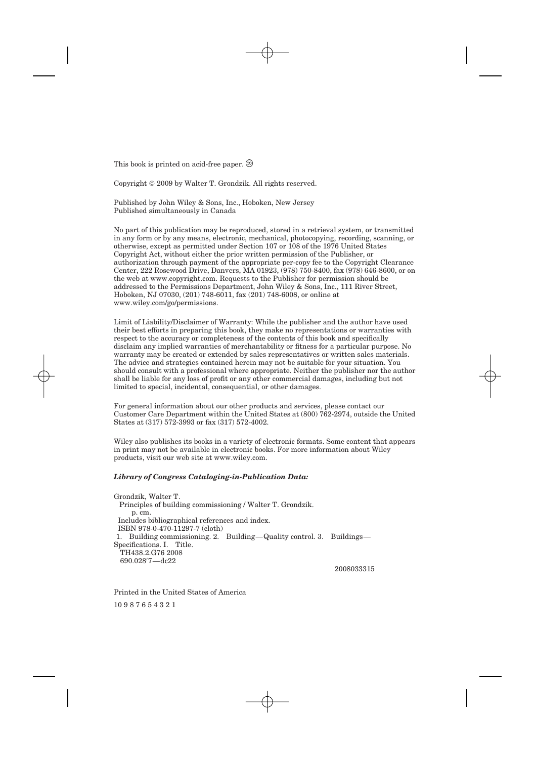This book is printed on acid-free paper. ♾

Copyright © 2009 by Walter T. Grondzik. All rights reserved.

Published by John Wiley & Sons, Inc., Hoboken, New Jersey
Published simultaneously in Canada

No part of this publication may be reproduced, stored in a retrieval system, or transmitted in any form or by any means, electronic, mechanical, photocopying, recording, scanning, or otherwise, except as permitted under Section 107 or 108 of the 1976 United States Copyright Act, without either the prior written permission of the Publisher, or authorization through payment of the appropriate per-copy fee to the Copyright Clearance Center, 222 Rosewood Drive, Danvers, MA 01923, (978) 750-8400, fax (978) 646-8600, or on the web at www.copyright.com. Requests to the Publisher for permission should be addressed to the Permissions Department, John Wiley & Sons, Inc., 111 River Street, Hoboken, NJ 07030, (201) 748-6011, fax (201) 748-6008, or online at www.wiley.com/go/permissions.

Limit of Liability/Disclaimer of Warranty: While the publisher and the author have used their best efforts in preparing this book, they make no representations or warranties with respect to the accuracy or completeness of the contents of this book and specifically disclaim any implied warranties of merchantability or fitness for a particular purpose. No warranty may be created or extended by sales representatives or written sales materials. The advice and strategies contained herein may not be suitable for your situation. You should consult with a professional where appropriate. Neither the publisher nor the author shall be liable for any loss of profit or any other commercial damages, including but not limited to special, incidental, consequential, or other damages.

For general information about our other products and services, please contact our Customer Care Department within the United States at (800) 762-2974, outside the United States at (317) 572-3993 or fax (317) 572-4002.

Wiley also publishes its books in a variety of electronic formats. Some content that appears in print may not be available in electronic books. For more information about Wiley products, visit our web site at www.wiley.com.

***Library of Congress Cataloging-in-Publication Data:***

Grondzik, Walter T.
Principles of building commissioning / Walter T. Grondzik.
p. cm.
Includes bibliographical references and index.
ISBN 978-0-470-11297-7 (cloth)
1. Building commissioning. 2. Building—Quality control. 3. Buildings—Specifications. I. Title.
TH438.2.G76 2008
690.028′7—dc22

2008033315

Printed in the United States of America

10 9 8 7 6 5 4 3 2 1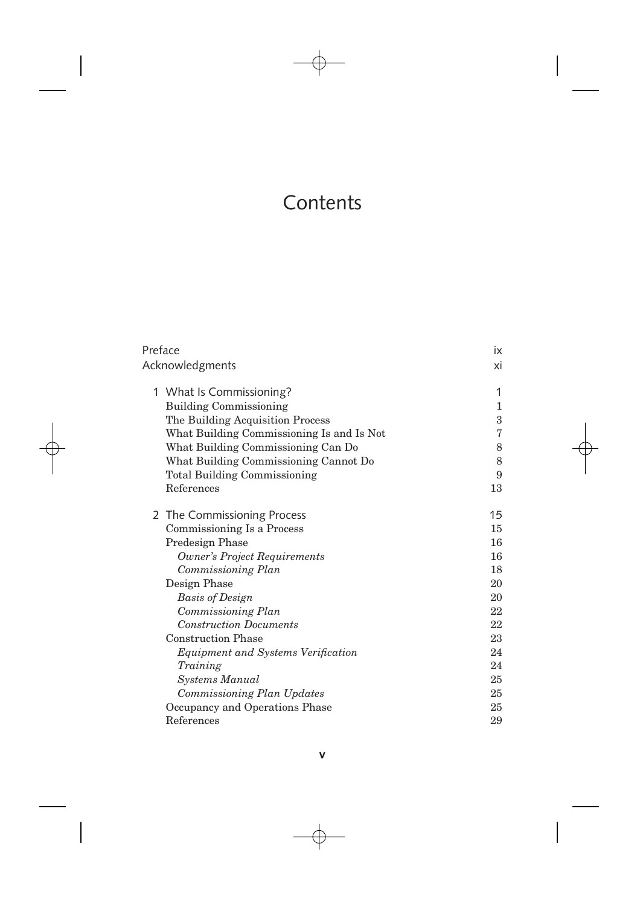# Contents

| | |
|---|---|
| Preface | ix |
| Acknowledgments | xi |
| **1 What Is Commissioning?** | 1 |
| Building Commissioning | 1 |
| The Building Acquisition Process | 3 |
| What Building Commissioning Is and Is Not | 7 |
| What Building Commissioning Can Do | 8 |
| What Building Commissioning Cannot Do | 8 |
| Total Building Commissioning | 9 |
| References | 13 |
| **2 The Commissioning Process** | 15 |
| Commissioning Is a Process | 15 |
| Predesign Phase | 16 |
| *Owner's Project Requirements* | 16 |
| *Commissioning Plan* | 18 |
| Design Phase | 20 |
| *Basis of Design* | 20 |
| *Commissioning Plan* | 22 |
| *Construction Documents* | 22 |
| Construction Phase | 23 |
| *Equipment and Systems Verification* | 24 |
| *Training* | 24 |
| *Systems Manual* | 25 |
| *Commissioning Plan Updates* | 25 |
| Occupancy and Operations Phase | 25 |
| References | 29 |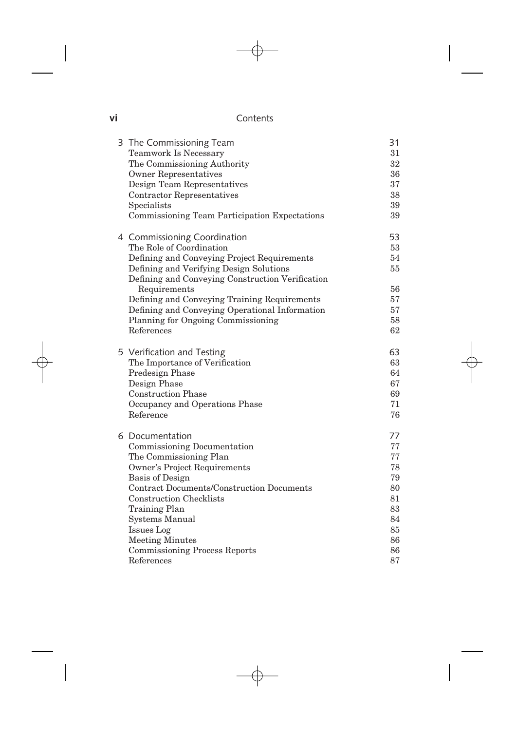| | |
|---|---|
| 3 The Commissioning Team | 31 |
| Teamwork Is Necessary | 31 |
| The Commissioning Authority | 32 |
| Owner Representatives | 36 |
| Design Team Representatives | 37 |
| Contractor Representatives | 38 |
| Specialists | 39 |
| Commissioning Team Participation Expectations | 39 |
| 4 Commissioning Coordination | 53 |
| The Role of Coordination | 53 |
| Defining and Conveying Project Requirements | 54 |
| Defining and Verifying Design Solutions | 55 |
| Defining and Conveying Construction Verification Requirements | 56 |
| Defining and Conveying Training Requirements | 57 |
| Defining and Conveying Operational Information | 57 |
| Planning for Ongoing Commissioning | 58 |
| References | 62 |
| 5 Verification and Testing | 63 |
| The Importance of Verification | 63 |
| Predesign Phase | 64 |
| Design Phase | 67 |
| Construction Phase | 69 |
| Occupancy and Operations Phase | 71 |
| Reference | 76 |
| 6 Documentation | 77 |
| Commissioning Documentation | 77 |
| The Commissioning Plan | 77 |
| Owner's Project Requirements | 78 |
| Basis of Design | 79 |
| Contract Documents/Construction Documents | 80 |
| Construction Checklists | 81 |
| Training Plan | 83 |
| Systems Manual | 84 |
| Issues Log | 85 |
| Meeting Minutes | 86 |
| Commissioning Process Reports | 86 |
| References | 87 |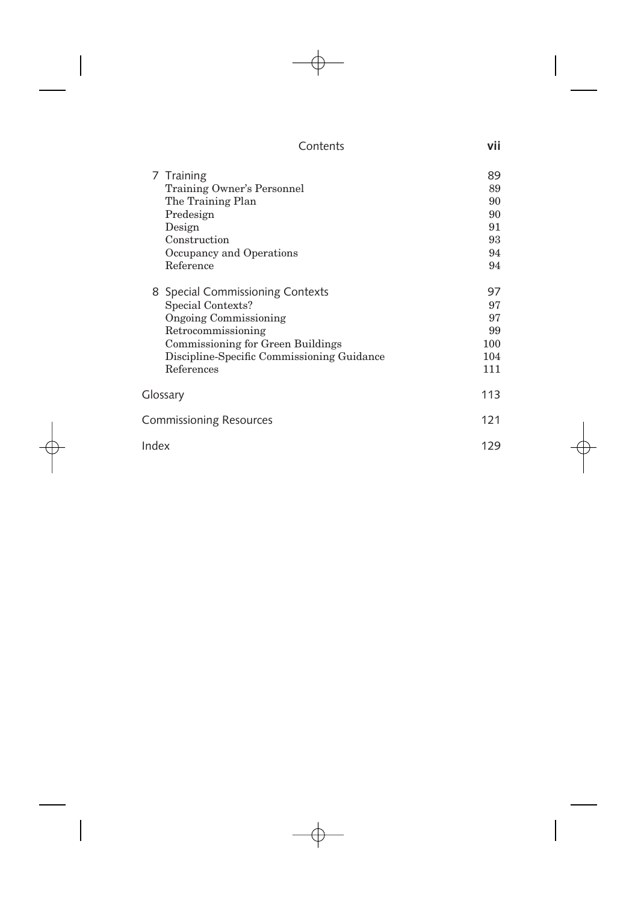| | |
|---|---|
| 7 Training | 89 |
| Training Owner's Personnel | 89 |
| The Training Plan | 90 |
| Predesign | 90 |
| Design | 91 |
| Construction | 93 |
| Occupancy and Operations | 94 |
| Reference | 94 |
| 8 Special Commissioning Contexts | 97 |
| Special Contexts? | 97 |
| Ongoing Commissioning | 97 |
| Retrocommissioning | 99 |
| Commissioning for Green Buildings | 100 |
| Discipline-Specific Commissioning Guidance | 104 |
| References | 111 |
| Glossary | 113 |
| Commissioning Resources | 121 |
| Index | 129 |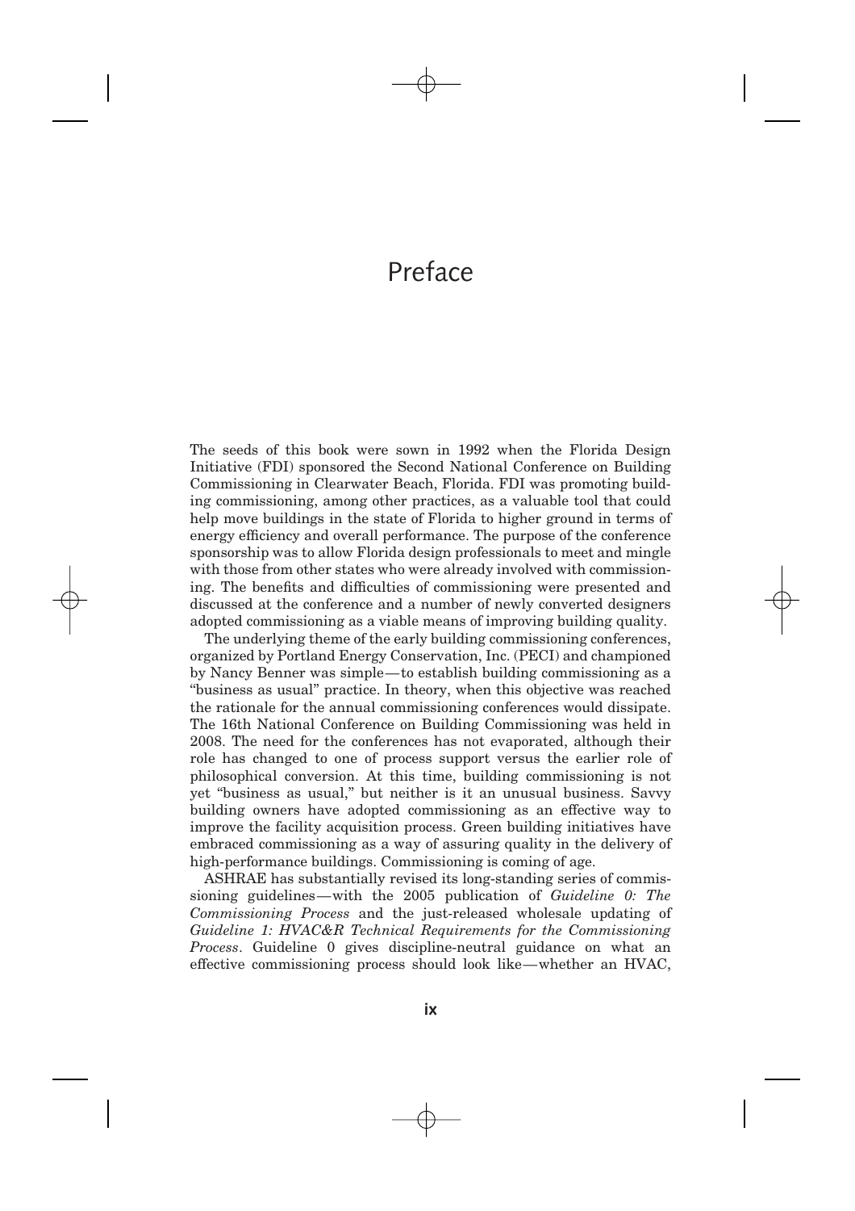# Preface

The seeds of this book were sown in 1992 when the Florida Design Initiative (FDI) sponsored the Second National Conference on Building Commissioning in Clearwater Beach, Florida. FDI was promoting building commissioning, among other practices, as a valuable tool that could help move buildings in the state of Florida to higher ground in terms of energy efficiency and overall performance. The purpose of the conference sponsorship was to allow Florida design professionals to meet and mingle with those from other states who were already involved with commissioning. The benefits and difficulties of commissioning were presented and discussed at the conference and a number of newly converted designers adopted commissioning as a viable means of improving building quality.

The underlying theme of the early building commissioning conferences, organized by Portland Energy Conservation, Inc. (PECI) and championed by Nancy Benner was simple—to establish building commissioning as a "business as usual" practice. In theory, when this objective was reached the rationale for the annual commissioning conferences would dissipate. The 16th National Conference on Building Commissioning was held in 2008. The need for the conferences has not evaporated, although their role has changed to one of process support versus the earlier role of philosophical conversion. At this time, building commissioning is not yet "business as usual," but neither is it an unusual business. Savvy building owners have adopted commissioning as an effective way to improve the facility acquisition process. Green building initiatives have embraced commissioning as a way of assuring quality in the delivery of high-performance buildings. Commissioning is coming of age.

ASHRAE has substantially revised its long-standing series of commissioning guidelines—with the 2005 publication of *Guideline 0: The Commissioning Process* and the just-released wholesale updating of *Guideline 1: HVAC&R Technical Requirements for the Commissioning Process*. Guideline 0 gives discipline-neutral guidance on what an effective commissioning process should look like—whether an HVAC,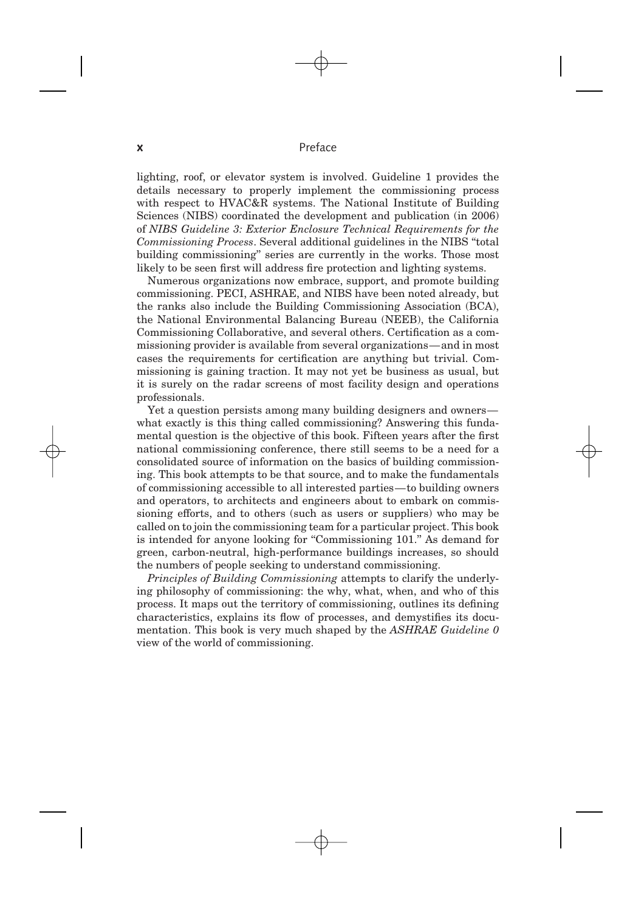lighting, roof, or elevator system is involved. Guideline 1 provides the details necessary to properly implement the commissioning process with respect to HVAC&R systems. The National Institute of Building Sciences (NIBS) coordinated the development and publication (in 2006) of *NIBS Guideline 3: Exterior Enclosure Technical Requirements for the Commissioning Process*. Several additional guidelines in the NIBS "total building commissioning" series are currently in the works. Those most likely to be seen first will address fire protection and lighting systems.

Numerous organizations now embrace, support, and promote building commissioning. PECI, ASHRAE, and NIBS have been noted already, but the ranks also include the Building Commissioning Association (BCA), the National Environmental Balancing Bureau (NEEB), the California Commissioning Collaborative, and several others. Certification as a commissioning provider is available from several organizations—and in most cases the requirements for certification are anything but trivial. Commissioning is gaining traction. It may not yet be business as usual, but it is surely on the radar screens of most facility design and operations professionals.

Yet a question persists among many building designers and owners—what exactly is this thing called commissioning? Answering this fundamental question is the objective of this book. Fifteen years after the first national commissioning conference, there still seems to be a need for a consolidated source of information on the basics of building commissioning. This book attempts to be that source, and to make the fundamentals of commissioning accessible to all interested parties—to building owners and operators, to architects and engineers about to embark on commissioning efforts, and to others (such as users or suppliers) who may be called on to join the commissioning team for a particular project. This book is intended for anyone looking for "Commissioning 101." As demand for green, carbon-neutral, high-performance buildings increases, so should the numbers of people seeking to understand commissioning.

*Principles of Building Commissioning* attempts to clarify the underlying philosophy of commissioning: the why, what, when, and who of this process. It maps out the territory of commissioning, outlines its defining characteristics, explains its flow of processes, and demystifies its documentation. This book is very much shaped by the *ASHRAE Guideline 0* view of the world of commissioning.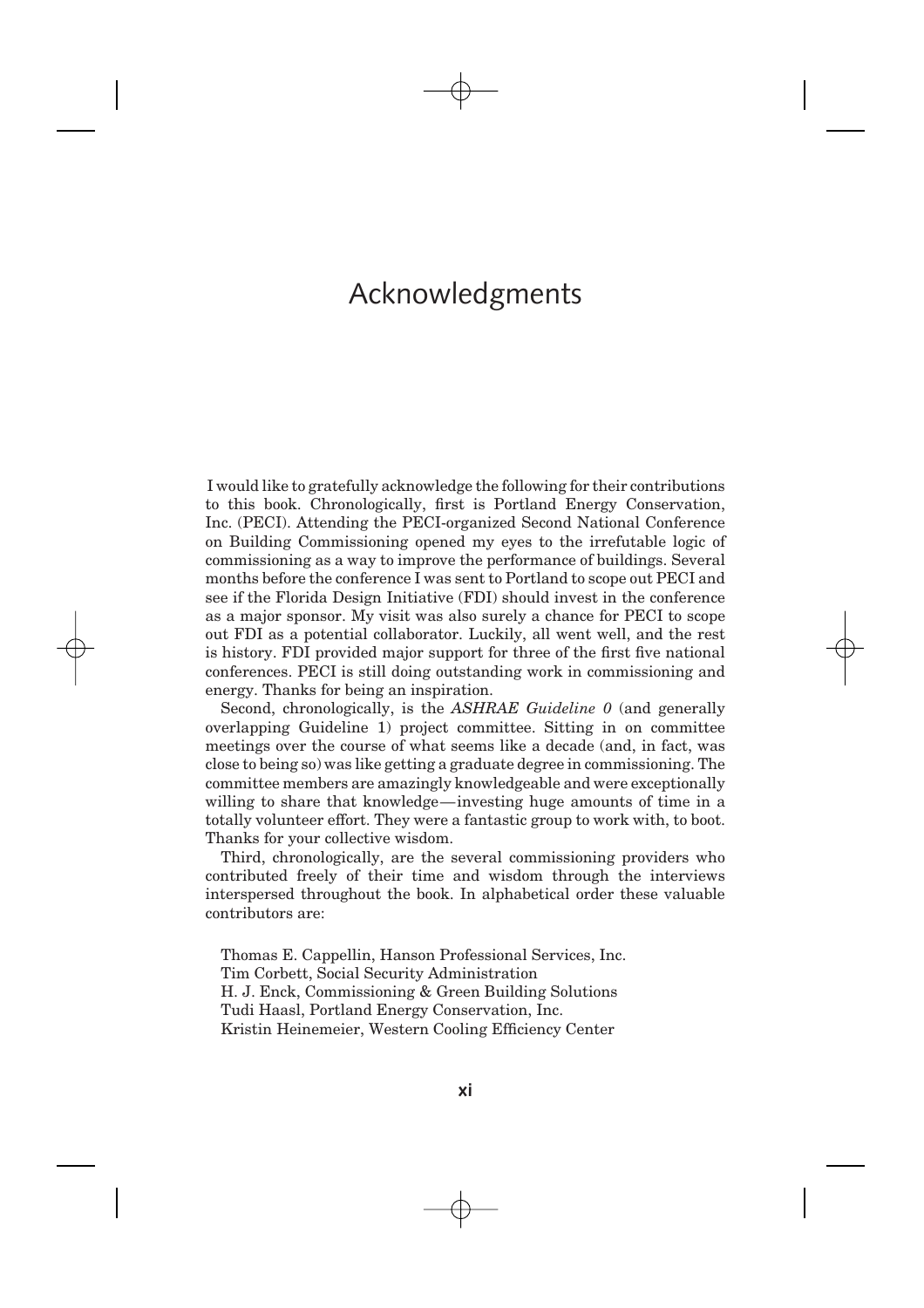# Acknowledgments

I would like to gratefully acknowledge the following for their contributions to this book. Chronologically, first is Portland Energy Conservation, Inc. (PECI). Attending the PECI-organized Second National Conference on Building Commissioning opened my eyes to the irrefutable logic of commissioning as a way to improve the performance of buildings. Several months before the conference I was sent to Portland to scope out PECI and see if the Florida Design Initiative (FDI) should invest in the conference as a major sponsor. My visit was also surely a chance for PECI to scope out FDI as a potential collaborator. Luckily, all went well, and the rest is history. FDI provided major support for three of the first five national conferences. PECI is still doing outstanding work in commissioning and energy. Thanks for being an inspiration.

Second, chronologically, is the *ASHRAE Guideline 0* (and generally overlapping Guideline 1) project committee. Sitting in on committee meetings over the course of what seems like a decade (and, in fact, was close to being so) was like getting a graduate degree in commissioning. The committee members are amazingly knowledgeable and were exceptionally willing to share that knowledge—investing huge amounts of time in a totally volunteer effort. They were a fantastic group to work with, to boot. Thanks for your collective wisdom.

Third, chronologically, are the several commissioning providers who contributed freely of their time and wisdom through the interviews interspersed throughout the book. In alphabetical order these valuable contributors are:

Thomas E. Cappellin, Hanson Professional Services, Inc.  
Tim Corbett, Social Security Administration  
H. J. Enck, Commissioning & Green Building Solutions  
Tudi Haasl, Portland Energy Conservation, Inc.  
Kristin Heinemeier, Western Cooling Efficiency Center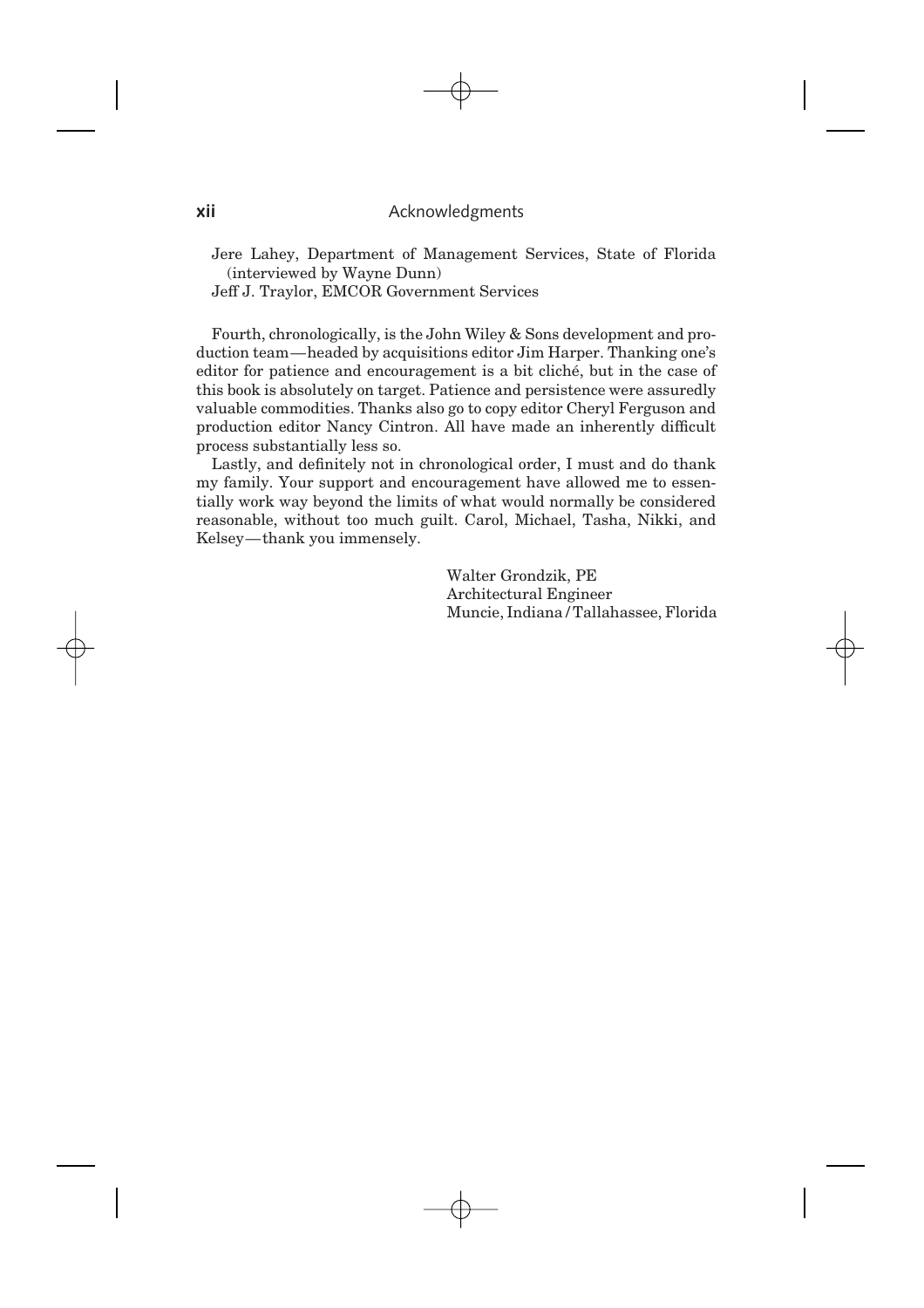Jere Lahey, Department of Management Services, State of Florida (interviewed by Wayne Dunn)

Jeff J. Traylor, EMCOR Government Services

Fourth, chronologically, is the John Wiley & Sons development and production team—headed by acquisitions editor Jim Harper. Thanking one's editor for patience and encouragement is a bit cliché, but in the case of this book is absolutely on target. Patience and persistence were assuredly valuable commodities. Thanks also go to copy editor Cheryl Ferguson and production editor Nancy Cintron. All have made an inherently difficult process substantially less so.

Lastly, and definitely not in chronological order, I must and do thank my family. Your support and encouragement have allowed me to essentially work way beyond the limits of what would normally be considered reasonable, without too much guilt. Carol, Michael, Tasha, Nikki, and Kelsey—thank you immensely.

Walter Grondzik, PE
Architectural Engineer
Muncie, Indiana / Tallahassee, Florida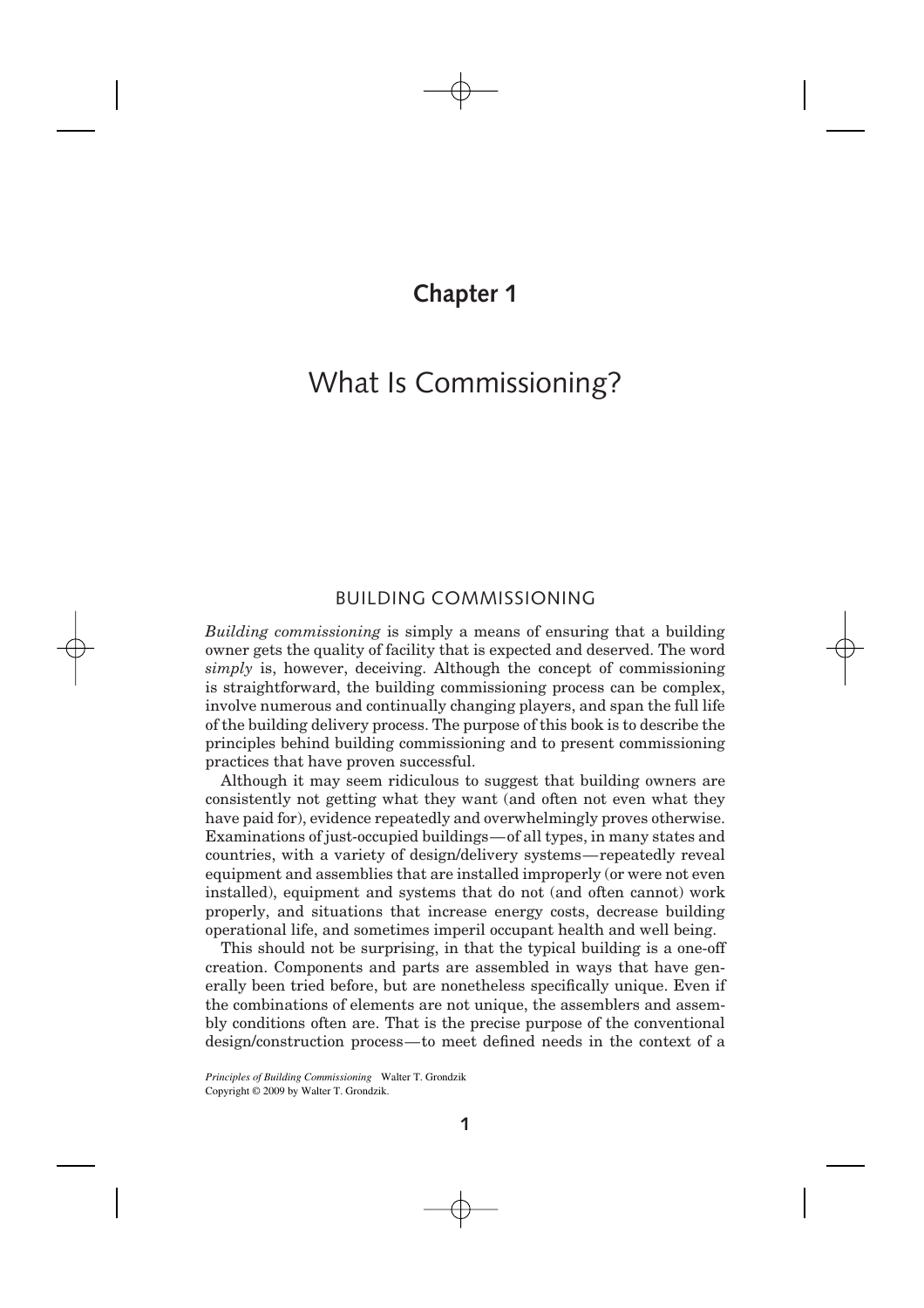# Chapter 1

# What Is Commissioning?

## BUILDING COMMISSIONING

*Building commissioning* is simply a means of ensuring that a building owner gets the quality of facility that is expected and deserved. The word *simply* is, however, deceiving. Although the concept of commissioning is straightforward, the building commissioning process can be complex, involve numerous and continually changing players, and span the full life of the building delivery process. The purpose of this book is to describe the principles behind building commissioning and to present commissioning practices that have proven successful.

Although it may seem ridiculous to suggest that building owners are consistently not getting what they want (and often not even what they have paid for), evidence repeatedly and overwhelmingly proves otherwise. Examinations of just-occupied buildings—of all types, in many states and countries, with a variety of design/delivery systems—repeatedly reveal equipment and assemblies that are installed improperly (or were not even installed), equipment and systems that do not (and often cannot) work properly, and situations that increase energy costs, decrease building operational life, and sometimes imperil occupant health and well being.

This should not be surprising, in that the typical building is a one-off creation. Components and parts are assembled in ways that have generally been tried before, but are nonetheless specifically unique. Even if the combinations of elements are not unique, the assemblers and assembly conditions often are. That is the precise purpose of the conventional design/construction process—to meet defined needs in the context of a

*Principles of Building Commissioning* Walter T. Grondzik
Copyright © 2009 by Walter T. Grondzik.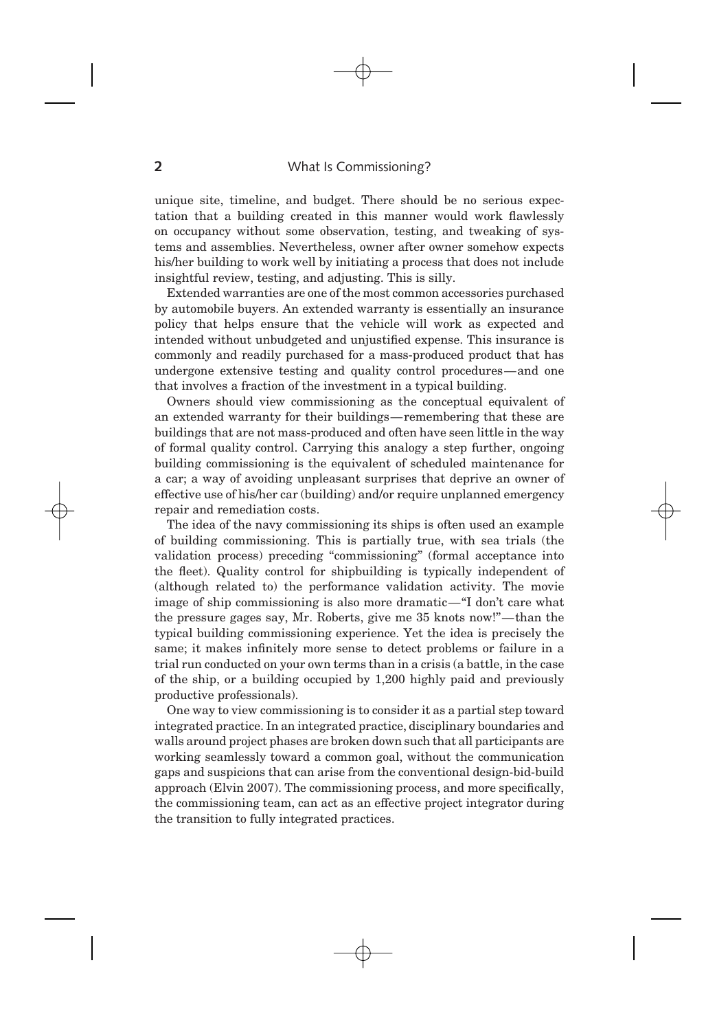unique site, timeline, and budget. There should be no serious expectation that a building created in this manner would work flawlessly on occupancy without some observation, testing, and tweaking of systems and assemblies. Nevertheless, owner after owner somehow expects his/her building to work well by initiating a process that does not include insightful review, testing, and adjusting. This is silly.

Extended warranties are one of the most common accessories purchased by automobile buyers. An extended warranty is essentially an insurance policy that helps ensure that the vehicle will work as expected and intended without unbudgeted and unjustified expense. This insurance is commonly and readily purchased for a mass-produced product that has undergone extensive testing and quality control procedures—and one that involves a fraction of the investment in a typical building.

Owners should view commissioning as the conceptual equivalent of an extended warranty for their buildings—remembering that these are buildings that are not mass-produced and often have seen little in the way of formal quality control. Carrying this analogy a step further, ongoing building commissioning is the equivalent of scheduled maintenance for a car; a way of avoiding unpleasant surprises that deprive an owner of effective use of his/her car (building) and/or require unplanned emergency repair and remediation costs.

The idea of the navy commissioning its ships is often used an example of building commissioning. This is partially true, with sea trials (the validation process) preceding "commissioning" (formal acceptance into the fleet). Quality control for shipbuilding is typically independent of (although related to) the performance validation activity. The movie image of ship commissioning is also more dramatic—"I don't care what the pressure gages say, Mr. Roberts, give me 35 knots now!"—than the typical building commissioning experience. Yet the idea is precisely the same; it makes infinitely more sense to detect problems or failure in a trial run conducted on your own terms than in a crisis (a battle, in the case of the ship, or a building occupied by 1,200 highly paid and previously productive professionals).

One way to view commissioning is to consider it as a partial step toward integrated practice. In an integrated practice, disciplinary boundaries and walls around project phases are broken down such that all participants are working seamlessly toward a common goal, without the communication gaps and suspicions that can arise from the conventional design-bid-build approach (Elvin 2007). The commissioning process, and more specifically, the commissioning team, can act as an effective project integrator during the transition to fully integrated practices.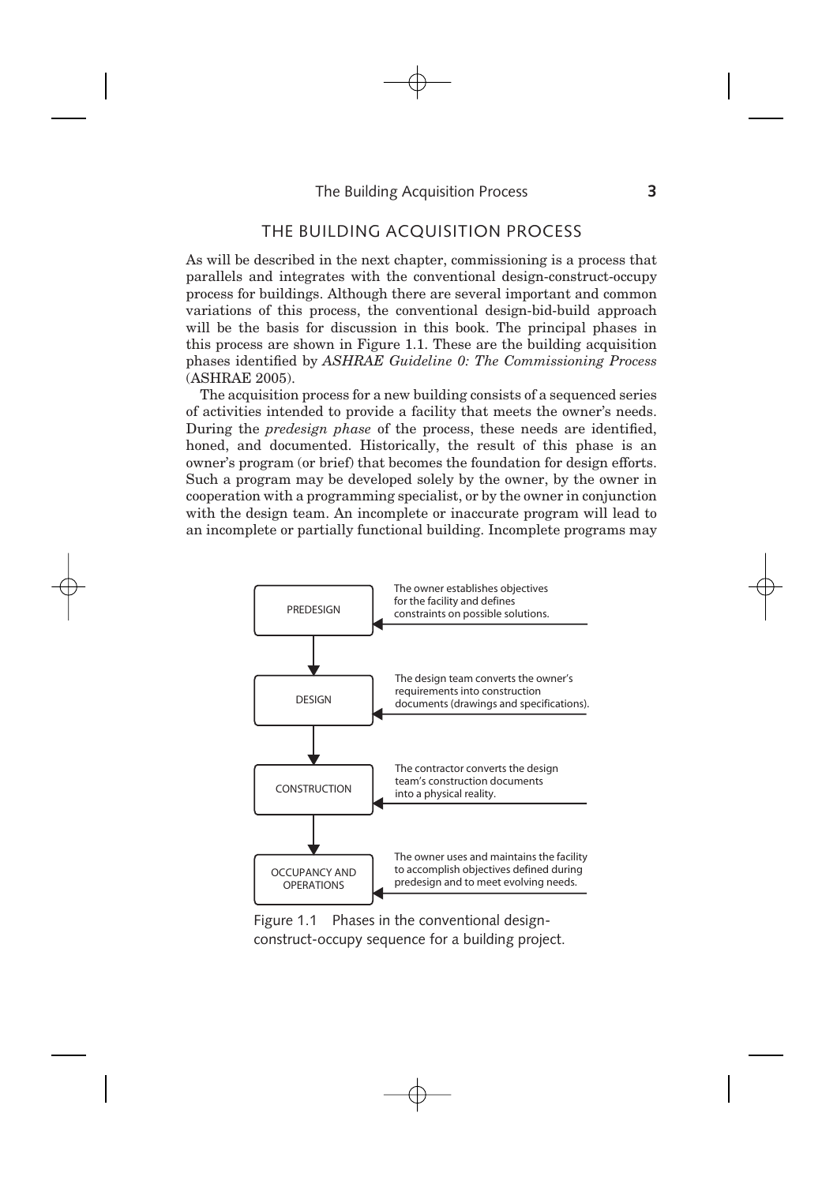## THE BUILDING ACQUISITION PROCESS

As will be described in the next chapter, commissioning is a process that parallels and integrates with the conventional design-construct-occupy process for buildings. Although there are several important and common variations of this process, the conventional design-bid-build approach will be the basis for discussion in this book. The principal phases in this process are shown in Figure 1.1. These are the building acquisition phases identified by *ASHRAE Guideline 0: The Commissioning Process* (ASHRAE 2005).

The acquisition process for a new building consists of a sequenced series of activities intended to provide a facility that meets the owner's needs. During the *predesign phase* of the process, these needs are identified, honed, and documented. Historically, the result of this phase is an owner's program (or brief) that becomes the foundation for design efforts. Such a program may be developed solely by the owner, by the owner in cooperation with a programming specialist, or by the owner in conjunction with the design team. An incomplete or inaccurate program will lead to an incomplete or partially functional building. Incomplete programs may

| Phase | Description |
| --- | --- |
| PREDESIGN | The owner establishes objectives for the facility and defines constraints on possible solutions. |
| DESIGN | The design team converts the owner's requirements into construction documents (drawings and specifications). |
| CONSTRUCTION | The contractor converts the design team's construction documents into a physical reality. |
| OCCUPANCY AND OPERATIONS | The owner uses and maintains the facility to accomplish objectives defined during predesign and to meet evolving needs. |

Figure 1.1 Phases in the conventional design-construct-occupy sequence for a building project.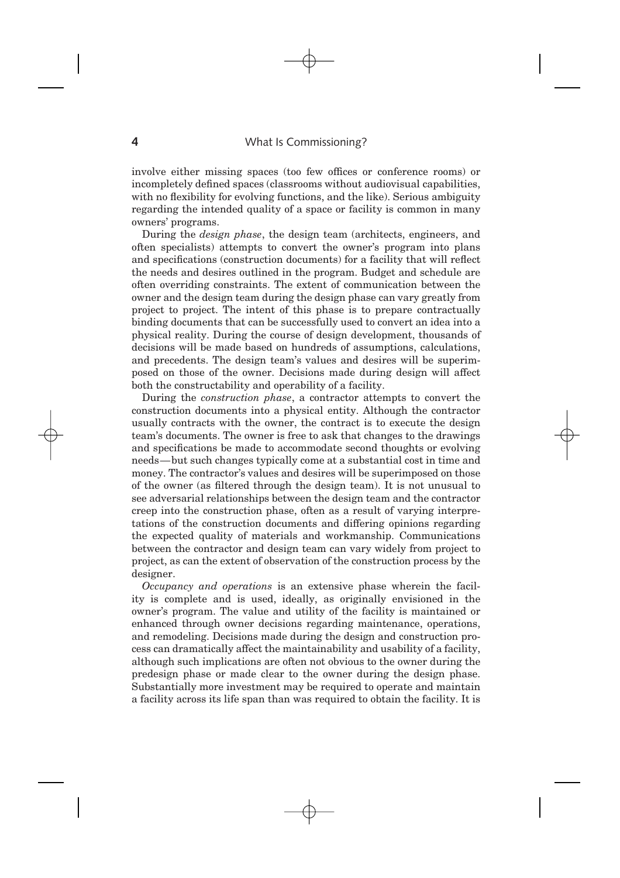involve either missing spaces (too few offices or conference rooms) or incompletely defined spaces (classrooms without audiovisual capabilities, with no flexibility for evolving functions, and the like). Serious ambiguity regarding the intended quality of a space or facility is common in many owners' programs.

During the *design phase*, the design team (architects, engineers, and often specialists) attempts to convert the owner's program into plans and specifications (construction documents) for a facility that will reflect the needs and desires outlined in the program. Budget and schedule are often overriding constraints. The extent of communication between the owner and the design team during the design phase can vary greatly from project to project. The intent of this phase is to prepare contractually binding documents that can be successfully used to convert an idea into a physical reality. During the course of design development, thousands of decisions will be made based on hundreds of assumptions, calculations, and precedents. The design team's values and desires will be superimposed on those of the owner. Decisions made during design will affect both the constructability and operability of a facility.

During the *construction phase*, a contractor attempts to convert the construction documents into a physical entity. Although the contractor usually contracts with the owner, the contract is to execute the design team's documents. The owner is free to ask that changes to the drawings and specifications be made to accommodate second thoughts or evolving needs—but such changes typically come at a substantial cost in time and money. The contractor's values and desires will be superimposed on those of the owner (as filtered through the design team). It is not unusual to see adversarial relationships between the design team and the contractor creep into the construction phase, often as a result of varying interpretations of the construction documents and differing opinions regarding the expected quality of materials and workmanship. Communications between the contractor and design team can vary widely from project to project, as can the extent of observation of the construction process by the designer.

*Occupancy and operations* is an extensive phase wherein the facility is complete and is used, ideally, as originally envisioned in the owner's program. The value and utility of the facility is maintained or enhanced through owner decisions regarding maintenance, operations, and remodeling. Decisions made during the design and construction process can dramatically affect the maintainability and usability of a facility, although such implications are often not obvious to the owner during the predesign phase or made clear to the owner during the design phase. Substantially more investment may be required to operate and maintain a facility across its life span than was required to obtain the facility. It is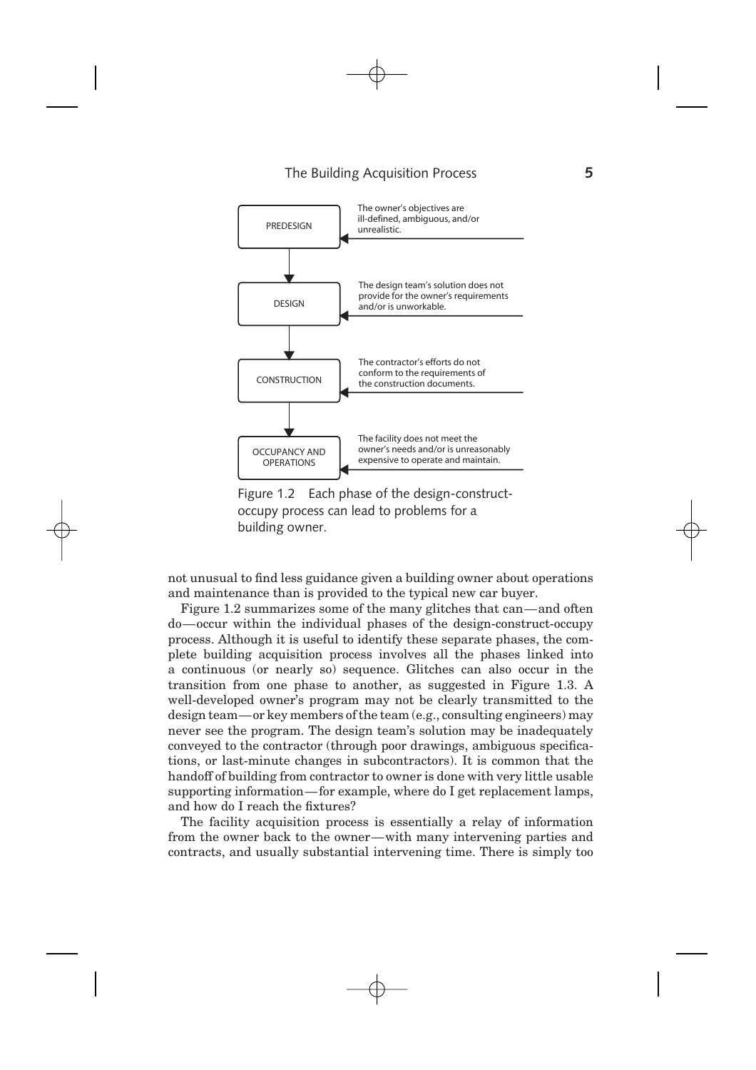PREDESIGN — The owner's objectives are ill-defined, ambiguous, and/or unrealistic.

DESIGN — The design team's solution does not provide for the owner's requirements and/or is unworkable.

CONSTRUCTION — The contractor's efforts do not conform to the requirements of the construction documents.

OCCUPANCY AND OPERATIONS — The facility does not meet the owner's needs and/or is unreasonably expensive to operate and maintain.

Figure 1.2 Each phase of the design-construct-occupy process can lead to problems for a building owner.

not unusual to find less guidance given a building owner about operations and maintenance than is provided to the typical new car buyer.

Figure 1.2 summarizes some of the many glitches that can—and often do—occur within the individual phases of the design-construct-occupy process. Although it is useful to identify these separate phases, the complete building acquisition process involves all the phases linked into a continuous (or nearly so) sequence. Glitches can also occur in the transition from one phase to another, as suggested in Figure 1.3. A well-developed owner's program may not be clearly transmitted to the design team—or key members of the team (e.g., consulting engineers) may never see the program. The design team's solution may be inadequately conveyed to the contractor (through poor drawings, ambiguous specifications, or last-minute changes in subcontractors). It is common that the handoff of building from contractor to owner is done with very little usable supporting information—for example, where do I get replacement lamps, and how do I reach the fixtures?

The facility acquisition process is essentially a relay of information from the owner back to the owner—with many intervening parties and contracts, and usually substantial intervening time. There is simply too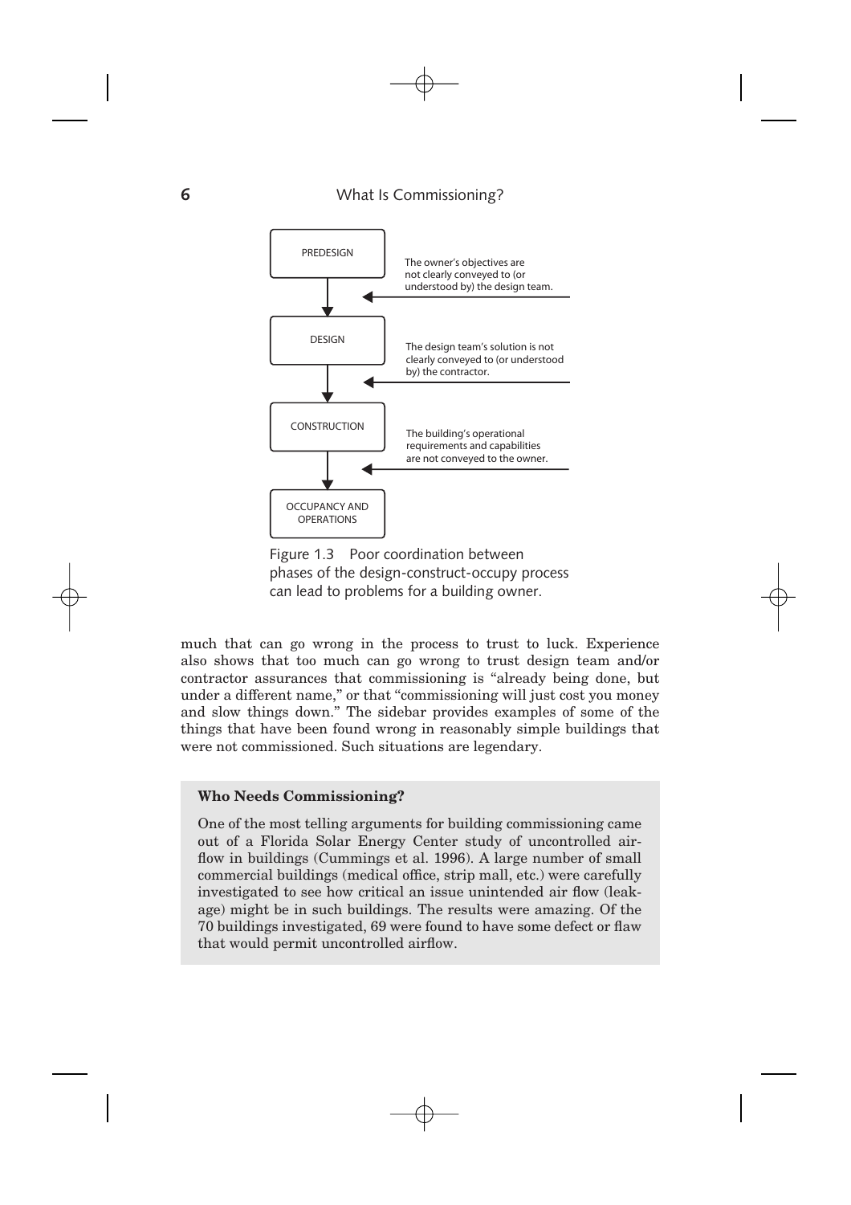PREDESIGN

The owner's objectives are not clearly conveyed to (or understood by) the design team.

DESIGN

The design team's solution is not clearly conveyed to (or understood by) the contractor.

CONSTRUCTION

The building's operational requirements and capabilities are not conveyed to the owner.

OCCUPANCY AND OPERATIONS

Figure 1.3 Poor coordination between phases of the design-construct-occupy process can lead to problems for a building owner.

much that can go wrong in the process to trust to luck. Experience also shows that too much can go wrong to trust design team and/or contractor assurances that commissioning is "already being done, but under a different name," or that "commissioning will just cost you money and slow things down." The sidebar provides examples of some of the things that have been found wrong in reasonably simple buildings that were not commissioned. Such situations are legendary.

**Who Needs Commissioning?**

One of the most telling arguments for building commissioning came out of a Florida Solar Energy Center study of uncontrolled airflow in buildings (Cummings et al. 1996). A large number of small commercial buildings (medical office, strip mall, etc.) were carefully investigated to see how critical an issue unintended air flow (leakage) might be in such buildings. The results were amazing. Of the 70 buildings investigated, 69 were found to have some defect or flaw that would permit uncontrolled airflow.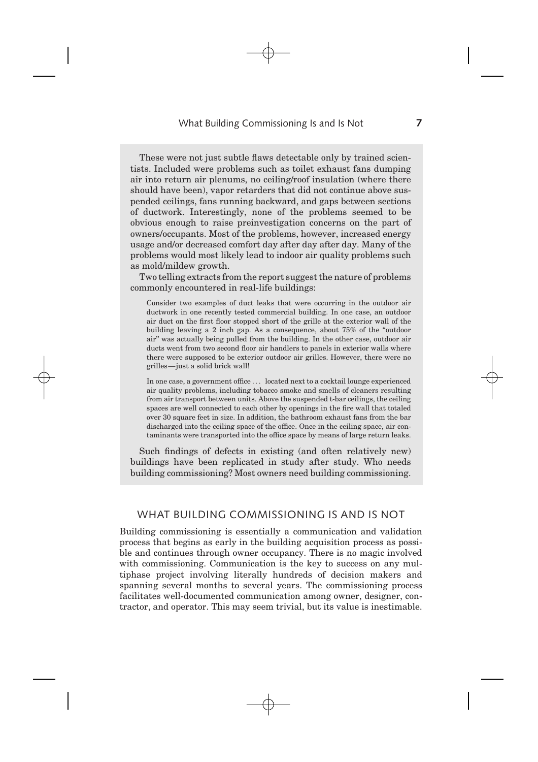These were not just subtle flaws detectable only by trained scientists. Included were problems such as toilet exhaust fans dumping air into return air plenums, no ceiling/roof insulation (where there should have been), vapor retarders that did not continue above suspended ceilings, fans running backward, and gaps between sections of ductwork. Interestingly, none of the problems seemed to be obvious enough to raise preinvestigation concerns on the part of owners/occupants. Most of the problems, however, increased energy usage and/or decreased comfort day after day after day. Many of the problems would most likely lead to indoor air quality problems such as mold/mildew growth.

Two telling extracts from the report suggest the nature of problems commonly encountered in real-life buildings:

> Consider two examples of duct leaks that were occurring in the outdoor air ductwork in one recently tested commercial building. In one case, an outdoor air duct on the first floor stopped short of the grille at the exterior wall of the building leaving a 2 inch gap. As a consequence, about 75% of the "outdoor air" was actually being pulled from the building. In the other case, outdoor air ducts went from two second floor air handlers to panels in exterior walls where there were supposed to be exterior outdoor air grilles. However, there were no grilles—just a solid brick wall!
>
> In one case, a government office . . . located next to a cocktail lounge experienced air quality problems, including tobacco smoke and smells of cleaners resulting from air transport between units. Above the suspended t-bar ceilings, the ceiling spaces are well connected to each other by openings in the fire wall that totaled over 30 square feet in size. In addition, the bathroom exhaust fans from the bar discharged into the ceiling space of the office. Once in the ceiling space, air contaminants were transported into the office space by means of large return leaks.

Such findings of defects in existing (and often relatively new) buildings have been replicated in study after study. Who needs building commissioning? Most owners need building commissioning.

## WHAT BUILDING COMMISSIONING IS AND IS NOT

Building commissioning is essentially a communication and validation process that begins as early in the building acquisition process as possible and continues through owner occupancy. There is no magic involved with commissioning. Communication is the key to success on any multiphase project involving literally hundreds of decision makers and spanning several months to several years. The commissioning process facilitates well-documented communication among owner, designer, contractor, and operator. This may seem trivial, but its value is inestimable.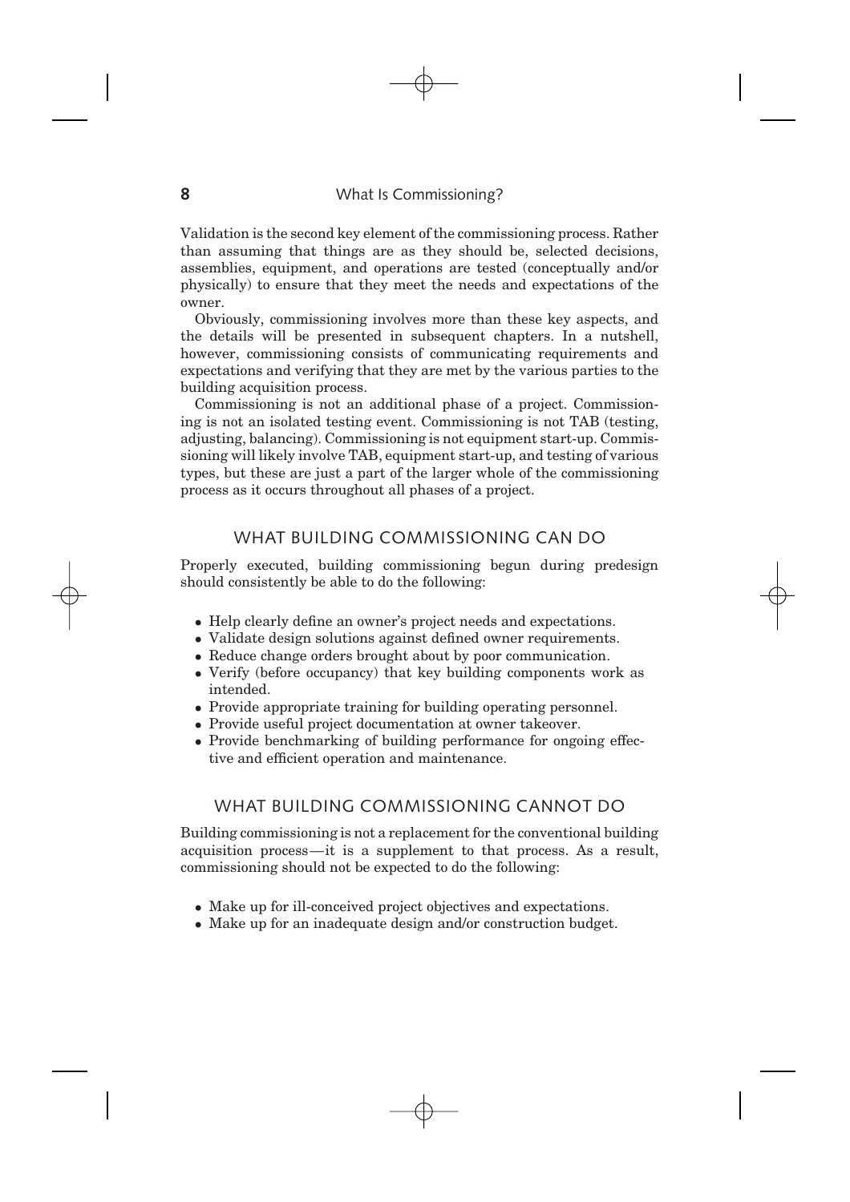Validation is the second key element of the commissioning process. Rather than assuming that things are as they should be, selected decisions, assemblies, equipment, and operations are tested (conceptually and/or physically) to ensure that they meet the needs and expectations of the owner.

Obviously, commissioning involves more than these key aspects, and the details will be presented in subsequent chapters. In a nutshell, however, commissioning consists of communicating requirements and expectations and verifying that they are met by the various parties to the building acquisition process.

Commissioning is not an additional phase of a project. Commissioning is not an isolated testing event. Commissioning is not TAB (testing, adjusting, balancing). Commissioning is not equipment start-up. Commissioning will likely involve TAB, equipment start-up, and testing of various types, but these are just a part of the larger whole of the commissioning process as it occurs throughout all phases of a project.

## WHAT BUILDING COMMISSIONING CAN DO

Properly executed, building commissioning begun during predesign should consistently be able to do the following:

- Help clearly define an owner's project needs and expectations.
- Validate design solutions against defined owner requirements.
- Reduce change orders brought about by poor communication.
- Verify (before occupancy) that key building components work as intended.
- Provide appropriate training for building operating personnel.
- Provide useful project documentation at owner takeover.
- Provide benchmarking of building performance for ongoing effective and efficient operation and maintenance.

## WHAT BUILDING COMMISSIONING CANNOT DO

Building commissioning is not a replacement for the conventional building acquisition process—it is a supplement to that process. As a result, commissioning should not be expected to do the following:

- Make up for ill-conceived project objectives and expectations.
- Make up for an inadequate design and/or construction budget.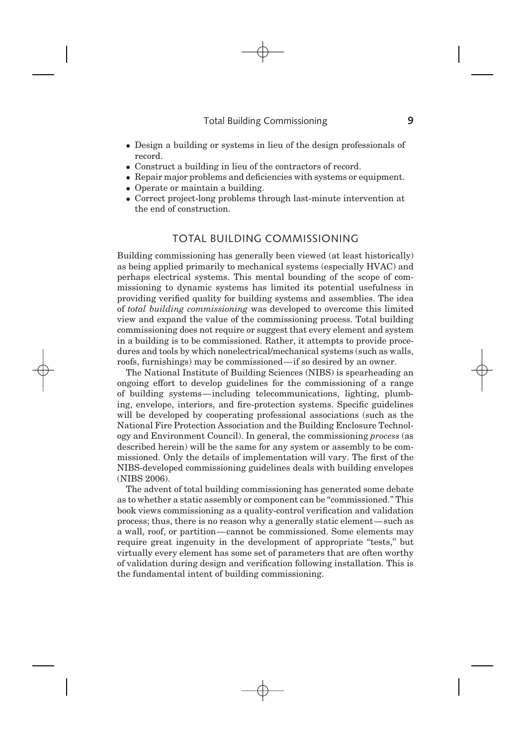- Design a building or systems in lieu of the design professionals of record.
- Construct a building in lieu of the contractors of record.
- Repair major problems and deficiencies with systems or equipment.
- Operate or maintain a building.
- Correct project-long problems through last-minute intervention at the end of construction.

## TOTAL BUILDING COMMISSIONING

Building commissioning has generally been viewed (at least historically) as being applied primarily to mechanical systems (especially HVAC) and perhaps electrical systems. This mental bounding of the scope of commissioning to dynamic systems has limited its potential usefulness in providing verified quality for building systems and assemblies. The idea of *total building commissioning* was developed to overcome this limited view and expand the value of the commissioning process. Total building commissioning does not require or suggest that every element and system in a building is to be commissioned. Rather, it attempts to provide procedures and tools by which nonelectrical/mechanical systems (such as walls, roofs, furnishings) may be commissioned—if so desired by an owner.

The National Institute of Building Sciences (NIBS) is spearheading an ongoing effort to develop guidelines for the commissioning of a range of building systems—including telecommunications, lighting, plumbing, envelope, interiors, and fire-protection systems. Specific guidelines will be developed by cooperating professional associations (such as the National Fire Protection Association and the Building Enclosure Technology and Environment Council). In general, the commissioning *process* (as described herein) will be the same for any system or assembly to be commissioned. Only the details of implementation will vary. The first of the NIBS-developed commissioning guidelines deals with building envelopes (NIBS 2006).

The advent of total building commissioning has generated some debate as to whether a static assembly or component can be "commissioned." This book views commissioning as a quality-control verification and validation process; thus, there is no reason why a generally static element—such as a wall, roof, or partition—cannot be commissioned. Some elements may require great ingenuity in the development of appropriate "tests," but virtually every element has some set of parameters that are often worthy of validation during design and verification following installation. This is the fundamental intent of building commissioning.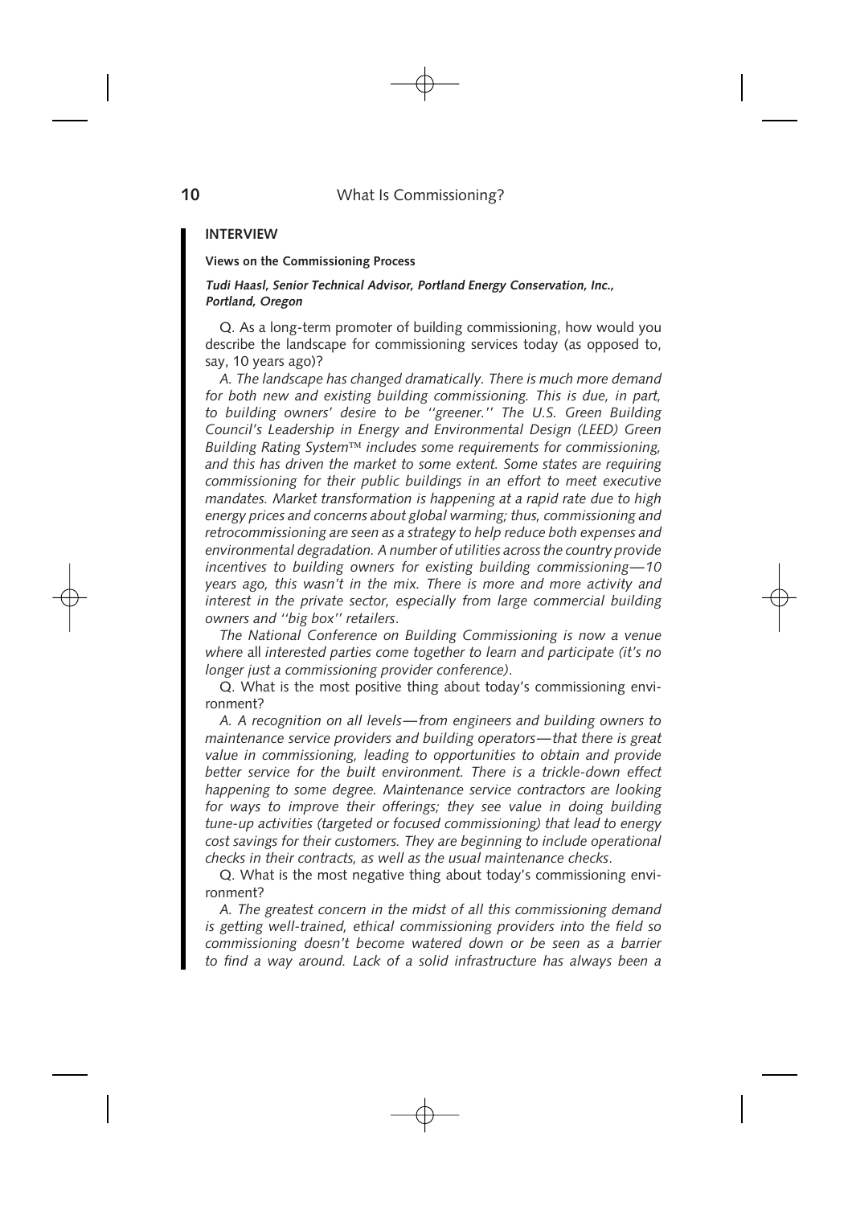## INTERVIEW

**Views on the Commissioning Process**

***Tudi Haasl, Senior Technical Advisor, Portland Energy Conservation, Inc., Portland, Oregon***

Q. As a long-term promoter of building commissioning, how would you describe the landscape for commissioning services today (as opposed to, say, 10 years ago)?

*A. The landscape has changed dramatically. There is much more demand for both new and existing building commissioning. This is due, in part, to building owners' desire to be ''greener.'' The U.S. Green Building Council's Leadership in Energy and Environmental Design (LEED) Green Building Rating System™ includes some requirements for commissioning, and this has driven the market to some extent. Some states are requiring commissioning for their public buildings in an effort to meet executive mandates. Market transformation is happening at a rapid rate due to high energy prices and concerns about global warming; thus, commissioning and retrocommissioning are seen as a strategy to help reduce both expenses and environmental degradation. A number of utilities across the country provide incentives to building owners for existing building commissioning—10 years ago, this wasn't in the mix. There is more and more activity and interest in the private sector, especially from large commercial building owners and ''big box'' retailers.*

*The National Conference on Building Commissioning is now a venue where* all *interested parties come together to learn and participate (it's no longer just a commissioning provider conference).*

Q. What is the most positive thing about today's commissioning environment?

*A. A recognition on all levels—from engineers and building owners to maintenance service providers and building operators—that there is great value in commissioning, leading to opportunities to obtain and provide better service for the built environment. There is a trickle-down effect happening to some degree. Maintenance service contractors are looking for ways to improve their offerings; they see value in doing building tune-up activities (targeted or focused commissioning) that lead to energy cost savings for their customers. They are beginning to include operational checks in their contracts, as well as the usual maintenance checks.*

Q. What is the most negative thing about today's commissioning environment?

*A. The greatest concern in the midst of all this commissioning demand is getting well-trained, ethical commissioning providers into the field so commissioning doesn't become watered down or be seen as a barrier to find a way around. Lack of a solid infrastructure has always been a*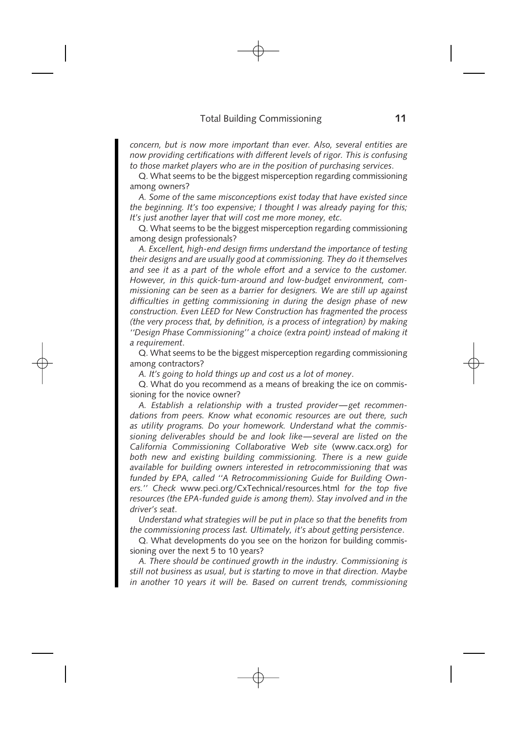*concern, but is now more important than ever. Also, several entities are now providing certifications with different levels of rigor. This is confusing to those market players who are in the position of purchasing services.*

Q. What seems to be the biggest misperception regarding commissioning among owners?

*A. Some of the same misconceptions exist today that have existed since the beginning. It's too expensive; I thought I was already paying for this; It's just another layer that will cost me more money, etc.*

Q. What seems to be the biggest misperception regarding commissioning among design professionals?

*A. Excellent, high-end design firms understand the importance of testing their designs and are usually good at commissioning. They do it themselves and see it as a part of the whole effort and a service to the customer. However, in this quick-turn-around and low-budget environment, commissioning can be seen as a barrier for designers. We are still up against difficulties in getting commissioning in during the design phase of new construction. Even LEED for New Construction has fragmented the process (the very process that, by definition, is a process of integration) by making ''Design Phase Commissioning'' a choice (extra point) instead of making it a requirement.*

Q. What seems to be the biggest misperception regarding commissioning among contractors?

*A. It's going to hold things up and cost us a lot of money.*

Q. What do you recommend as a means of breaking the ice on commissioning for the novice owner?

*A. Establish a relationship with a trusted provider—get recommendations from peers. Know what economic resources are out there, such as utility programs. Do your homework. Understand what the commissioning deliverables should be and look like—several are listed on the California Commissioning Collaborative Web site* (www.cacx.org) *for both new and existing building commissioning. There is a new guide available for building owners interested in retrocommissioning that was funded by EPA, called ''A Retrocommissioning Guide for Building Owners.'' Check* www.peci.org/CxTechnical/resources.html *for the top five resources (the EPA-funded guide is among them). Stay involved and in the driver's seat.*

*Understand what strategies will be put in place so that the benefits from the commissioning process last. Ultimately, it's about getting persistence.*

Q. What developments do you see on the horizon for building commissioning over the next 5 to 10 years?

*A. There should be continued growth in the industry. Commissioning is still not business as usual, but is starting to move in that direction. Maybe in another 10 years it will be. Based on current trends, commissioning*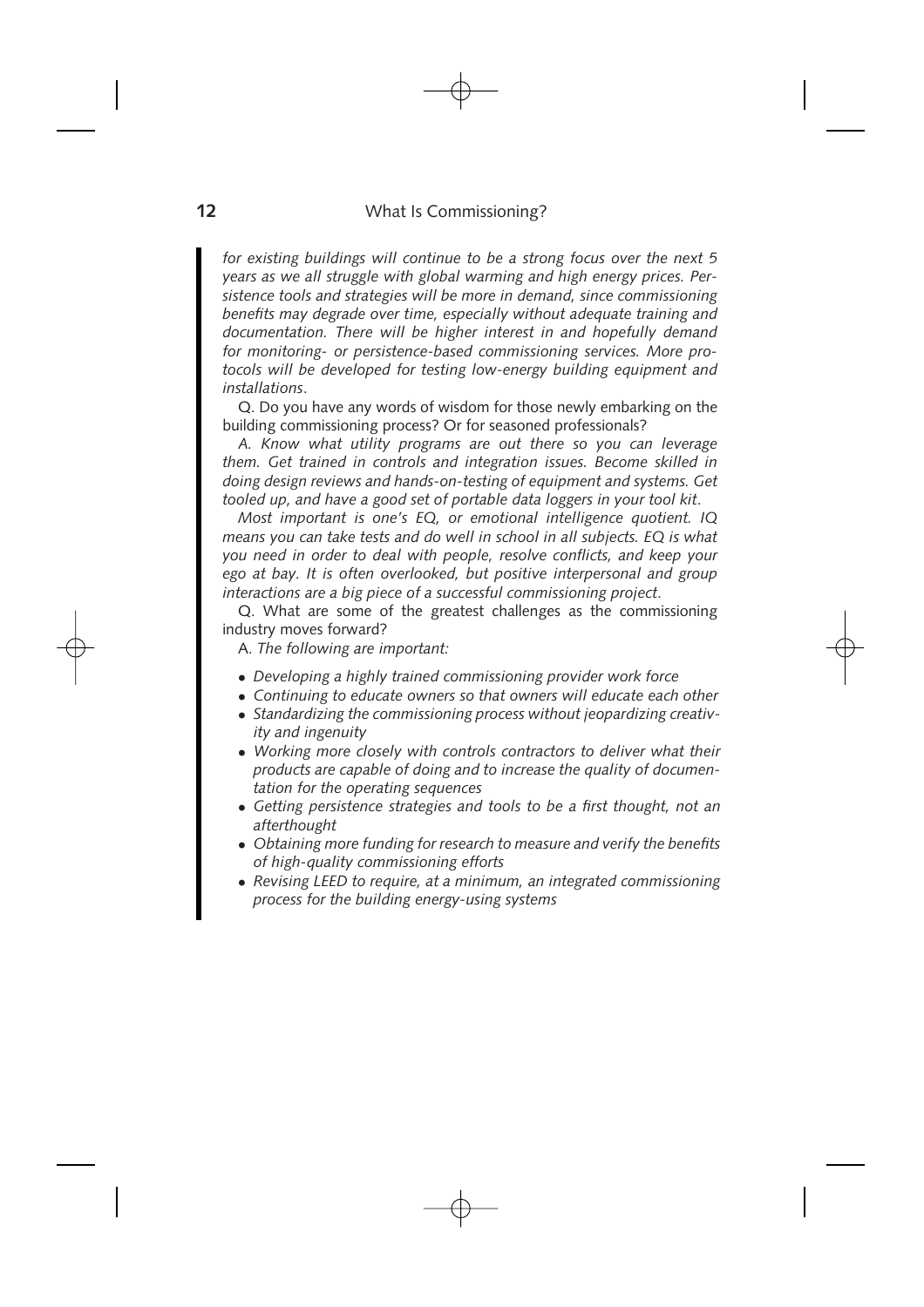*for existing buildings will continue to be a strong focus over the next 5 years as we all struggle with global warming and high energy prices. Persistence tools and strategies will be more in demand, since commissioning benefits may degrade over time, especially without adequate training and documentation. There will be higher interest in and hopefully demand for monitoring- or persistence-based commissioning services. More protocols will be developed for testing low-energy building equipment and installations.*

Q. Do you have any words of wisdom for those newly embarking on the building commissioning process? Or for seasoned professionals?

*A. Know what utility programs are out there so you can leverage them. Get trained in controls and integration issues. Become skilled in doing design reviews and hands-on-testing of equipment and systems. Get tooled up, and have a good set of portable data loggers in your tool kit.*

*Most important is one's EQ, or emotional intelligence quotient. IQ means you can take tests and do well in school in all subjects. EQ is what you need in order to deal with people, resolve conflicts, and keep your ego at bay. It is often overlooked, but positive interpersonal and group interactions are a big piece of a successful commissioning project.*

Q. What are some of the greatest challenges as the commissioning industry moves forward?

A. *The following are important:*

- *Developing a highly trained commissioning provider work force*
- *Continuing to educate owners so that owners will educate each other*
- *Standardizing the commissioning process without jeopardizing creativity and ingenuity*
- *Working more closely with controls contractors to deliver what their products are capable of doing and to increase the quality of documentation for the operating sequences*
- *Getting persistence strategies and tools to be a first thought, not an afterthought*
- *Obtaining more funding for research to measure and verify the benefits of high-quality commissioning efforts*
- *Revising LEED to require, at a minimum, an integrated commissioning process for the building energy-using systems*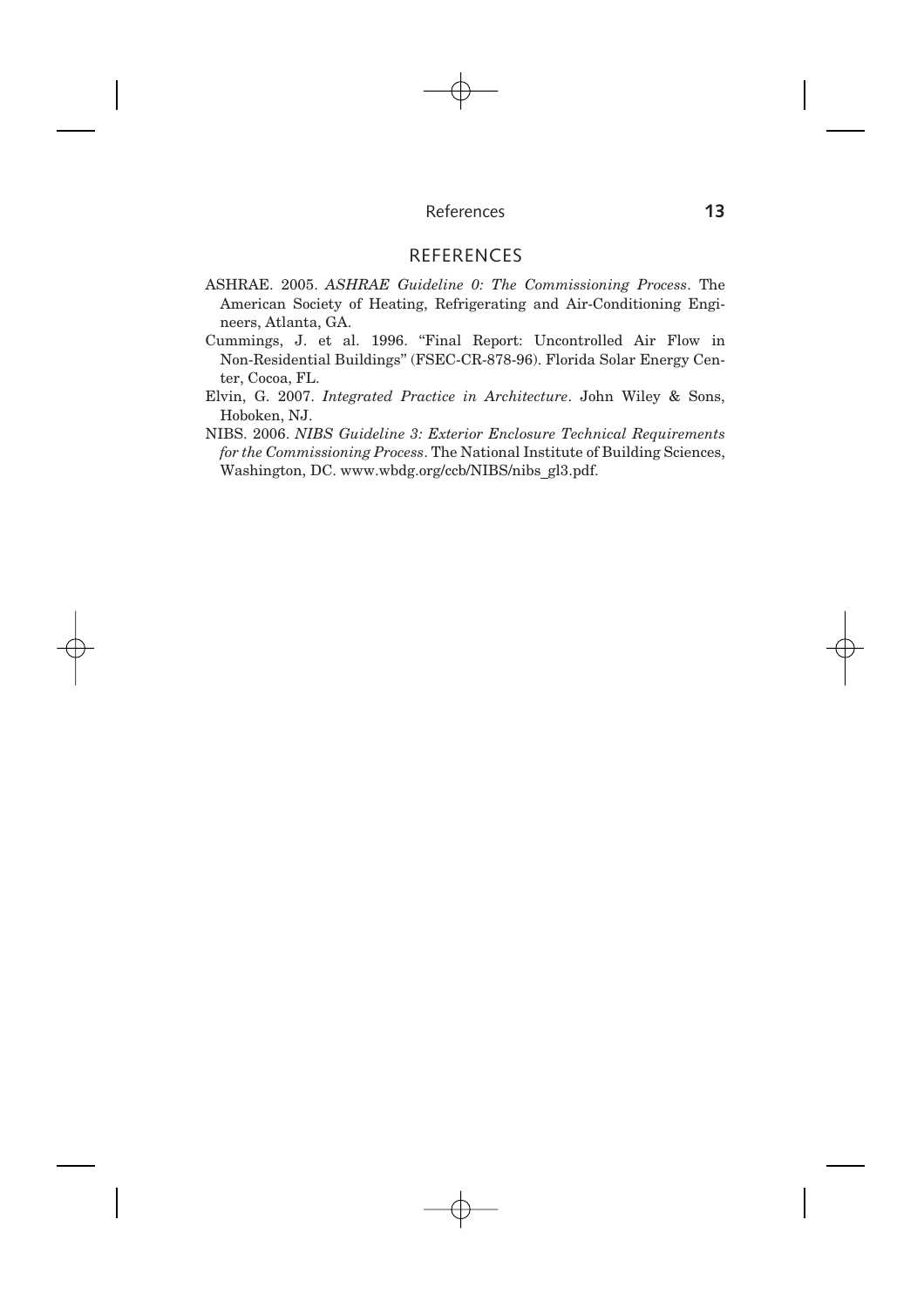## REFERENCES

ASHRAE. 2005. *ASHRAE Guideline 0: The Commissioning Process*. The American Society of Heating, Refrigerating and Air-Conditioning Engineers, Atlanta, GA.

Cummings, J. et al. 1996. "Final Report: Uncontrolled Air Flow in Non-Residential Buildings" (FSEC-CR-878-96). Florida Solar Energy Center, Cocoa, FL.

Elvin, G. 2007. *Integrated Practice in Architecture*. John Wiley & Sons, Hoboken, NJ.

NIBS. 2006. *NIBS Guideline 3: Exterior Enclosure Technical Requirements for the Commissioning Process*. The National Institute of Building Sciences, Washington, DC. www.wbdg.org/ccb/NIBS/nibs_gl3.pdf.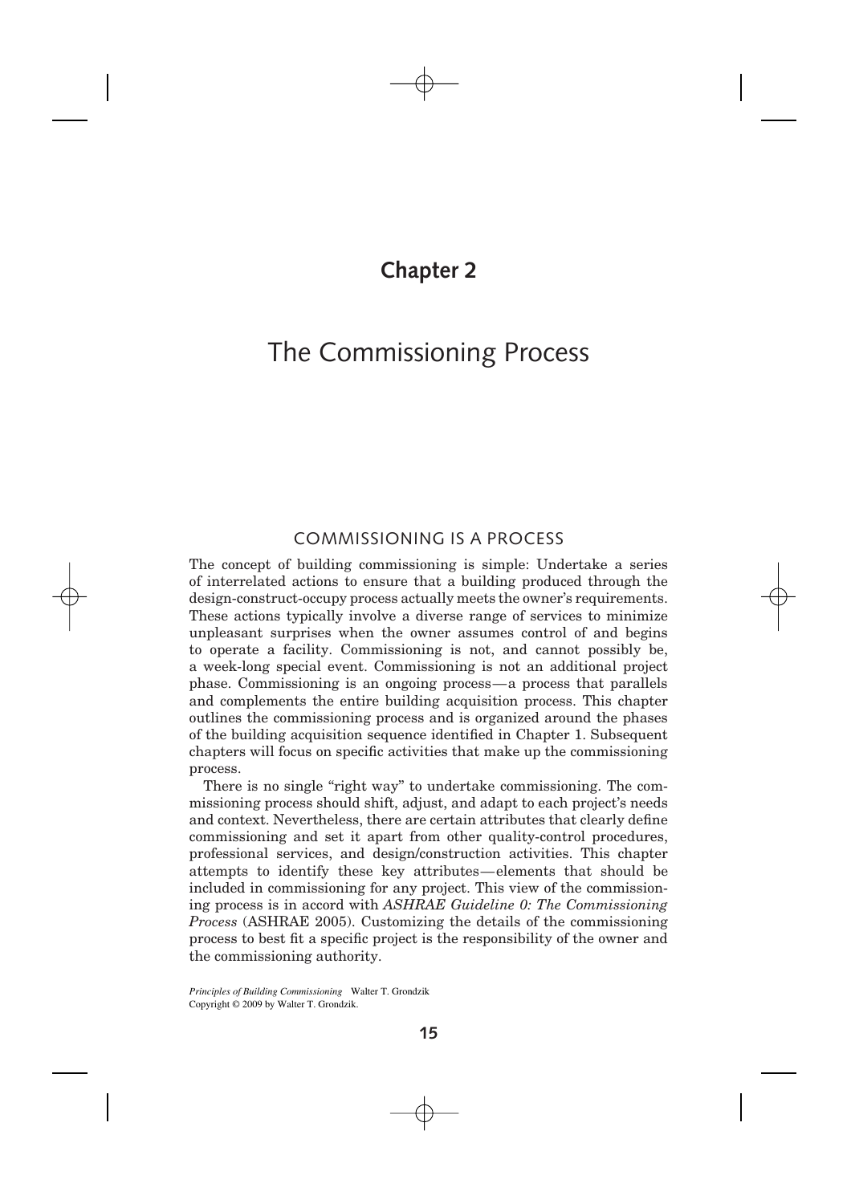# Chapter 2

# The Commissioning Process

## COMMISSIONING IS A PROCESS

The concept of building commissioning is simple: Undertake a series of interrelated actions to ensure that a building produced through the design-construct-occupy process actually meets the owner's requirements. These actions typically involve a diverse range of services to minimize unpleasant surprises when the owner assumes control of and begins to operate a facility. Commissioning is not, and cannot possibly be, a week-long special event. Commissioning is not an additional project phase. Commissioning is an ongoing process—a process that parallels and complements the entire building acquisition process. This chapter outlines the commissioning process and is organized around the phases of the building acquisition sequence identified in Chapter 1. Subsequent chapters will focus on specific activities that make up the commissioning process.

There is no single "right way" to undertake commissioning. The commissioning process should shift, adjust, and adapt to each project's needs and context. Nevertheless, there are certain attributes that clearly define commissioning and set it apart from other quality-control procedures, professional services, and design/construction activities. This chapter attempts to identify these key attributes—elements that should be included in commissioning for any project. This view of the commissioning process is in accord with *ASHRAE Guideline 0: The Commissioning Process* (ASHRAE 2005). Customizing the details of the commissioning process to best fit a specific project is the responsibility of the owner and the commissioning authority.

*Principles of Building Commissioning* Walter T. Grondzik
Copyright © 2009 by Walter T. Grondzik.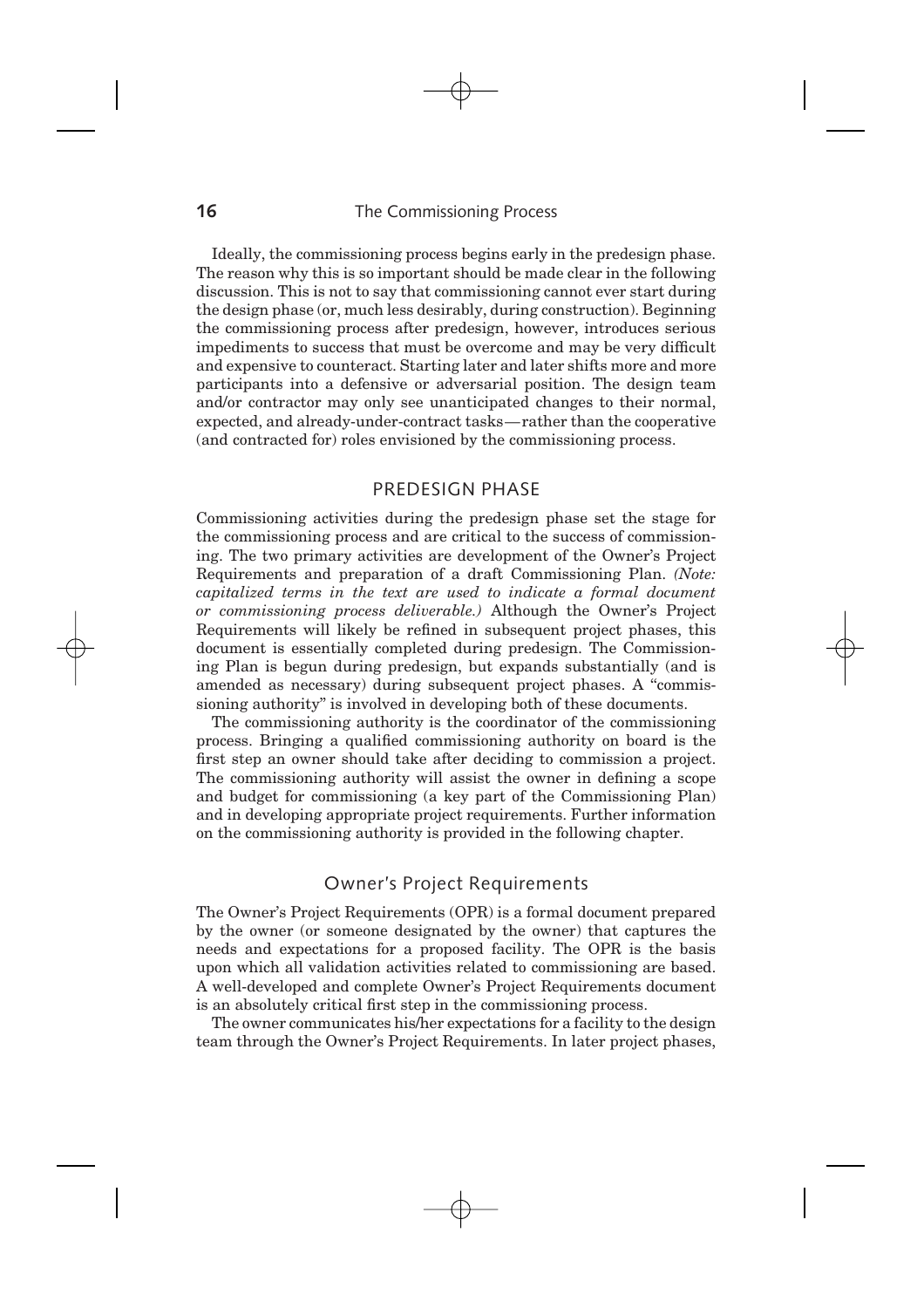Ideally, the commissioning process begins early in the predesign phase. The reason why this is so important should be made clear in the following discussion. This is not to say that commissioning cannot ever start during the design phase (or, much less desirably, during construction). Beginning the commissioning process after predesign, however, introduces serious impediments to success that must be overcome and may be very difficult and expensive to counteract. Starting later and later shifts more and more participants into a defensive or adversarial position. The design team and/or contractor may only see unanticipated changes to their normal, expected, and already-under-contract tasks—rather than the cooperative (and contracted for) roles envisioned by the commissioning process.

## PREDESIGN PHASE

Commissioning activities during the predesign phase set the stage for the commissioning process and are critical to the success of commissioning. The two primary activities are development of the Owner's Project Requirements and preparation of a draft Commissioning Plan. *(Note: capitalized terms in the text are used to indicate a formal document or commissioning process deliverable.)* Although the Owner's Project Requirements will likely be refined in subsequent project phases, this document is essentially completed during predesign. The Commissioning Plan is begun during predesign, but expands substantially (and is amended as necessary) during subsequent project phases. A "commissioning authority" is involved in developing both of these documents.

The commissioning authority is the coordinator of the commissioning process. Bringing a qualified commissioning authority on board is the first step an owner should take after deciding to commission a project. The commissioning authority will assist the owner in defining a scope and budget for commissioning (a key part of the Commissioning Plan) and in developing appropriate project requirements. Further information on the commissioning authority is provided in the following chapter.

### Owner's Project Requirements

The Owner's Project Requirements (OPR) is a formal document prepared by the owner (or someone designated by the owner) that captures the needs and expectations for a proposed facility. The OPR is the basis upon which all validation activities related to commissioning are based. A well-developed and complete Owner's Project Requirements document is an absolutely critical first step in the commissioning process.

The owner communicates his/her expectations for a facility to the design team through the Owner's Project Requirements. In later project phases,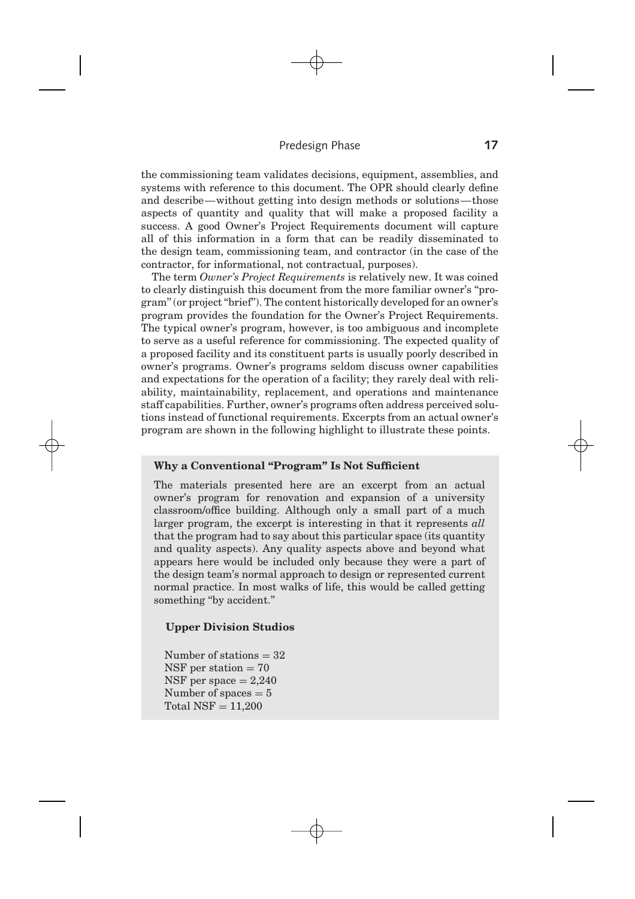the commissioning team validates decisions, equipment, assemblies, and systems with reference to this document. The OPR should clearly define and describe—without getting into design methods or solutions—those aspects of quantity and quality that will make a proposed facility a success. A good Owner's Project Requirements document will capture all of this information in a form that can be readily disseminated to the design team, commissioning team, and contractor (in the case of the contractor, for informational, not contractual, purposes).

The term *Owner's Project Requirements* is relatively new. It was coined to clearly distinguish this document from the more familiar owner's "program" (or project "brief"). The content historically developed for an owner's program provides the foundation for the Owner's Project Requirements. The typical owner's program, however, is too ambiguous and incomplete to serve as a useful reference for commissioning. The expected quality of a proposed facility and its constituent parts is usually poorly described in owner's programs. Owner's programs seldom discuss owner capabilities and expectations for the operation of a facility; they rarely deal with reliability, maintainability, replacement, and operations and maintenance staff capabilities. Further, owner's programs often address perceived solutions instead of functional requirements. Excerpts from an actual owner's program are shown in the following highlight to illustrate these points.

**Why a Conventional "Program" Is Not Sufficient**

The materials presented here are an excerpt from an actual owner's program for renovation and expansion of a university classroom/office building. Although only a small part of a much larger program, the excerpt is interesting in that it represents *all* that the program had to say about this particular space (its quantity and quality aspects). Any quality aspects above and beyond what appears here would be included only because they were a part of the design team's normal approach to design or represented current normal practice. In most walks of life, this would be called getting something "by accident."

**Upper Division Studios**

Number of stations = 32
NSF per station = 70
NSF per space = 2,240
Number of spaces = 5
Total NSF = 11,200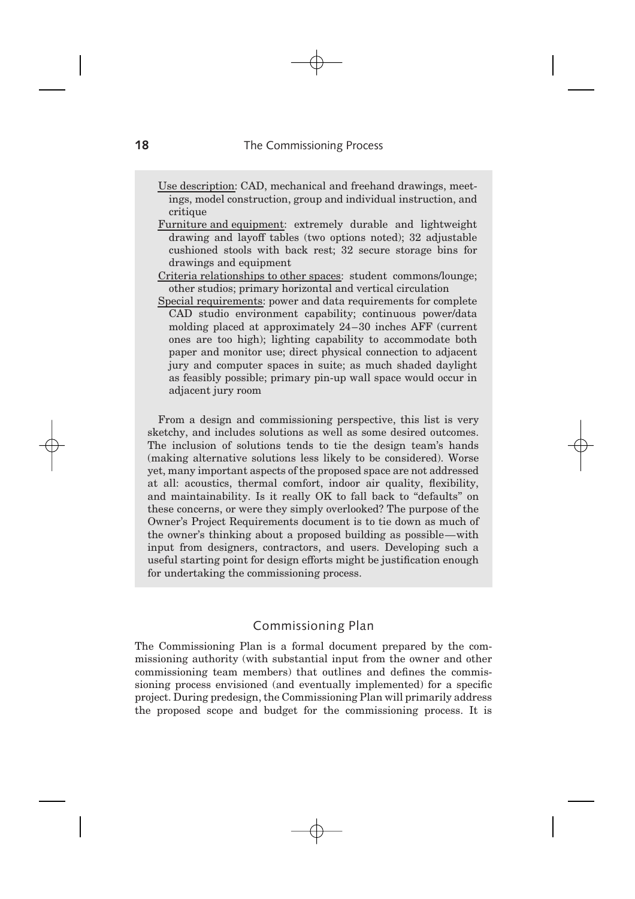Use description: CAD, mechanical and freehand drawings, meetings, model construction, group and individual instruction, and critique

Furniture and equipment: extremely durable and lightweight drawing and layoff tables (two options noted); 32 adjustable cushioned stools with back rest; 32 secure storage bins for drawings and equipment

Criteria relationships to other spaces: student commons/lounge; other studios; primary horizontal and vertical circulation

Special requirements: power and data requirements for complete CAD studio environment capability; continuous power/data molding placed at approximately 24–30 inches AFF (current ones are too high); lighting capability to accommodate both paper and monitor use; direct physical connection to adjacent jury and computer spaces in suite; as much shaded daylight as feasibly possible; primary pin-up wall space would occur in adjacent jury room

From a design and commissioning perspective, this list is very sketchy, and includes solutions as well as some desired outcomes. The inclusion of solutions tends to tie the design team's hands (making alternative solutions less likely to be considered). Worse yet, many important aspects of the proposed space are not addressed at all: acoustics, thermal comfort, indoor air quality, flexibility, and maintainability. Is it really OK to fall back to "defaults" on these concerns, or were they simply overlooked? The purpose of the Owner's Project Requirements document is to tie down as much of the owner's thinking about a proposed building as possible—with input from designers, contractors, and users. Developing such a useful starting point for design efforts might be justification enough for undertaking the commissioning process.

## Commissioning Plan

The Commissioning Plan is a formal document prepared by the commissioning authority (with substantial input from the owner and other commissioning team members) that outlines and defines the commissioning process envisioned (and eventually implemented) for a specific project. During predesign, the Commissioning Plan will primarily address the proposed scope and budget for the commissioning process. It is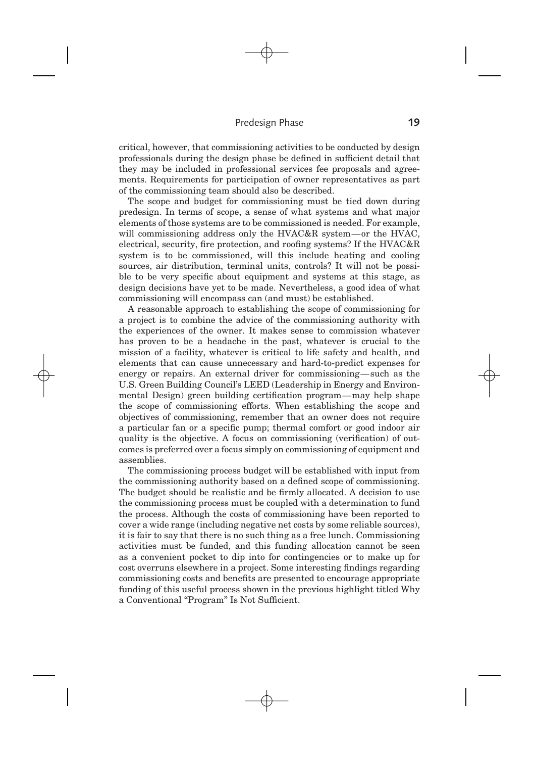critical, however, that commissioning activities to be conducted by design professionals during the design phase be defined in sufficient detail that they may be included in professional services fee proposals and agreements. Requirements for participation of owner representatives as part of the commissioning team should also be described.

The scope and budget for commissioning must be tied down during predesign. In terms of scope, a sense of what systems and what major elements of those systems are to be commissioned is needed. For example, will commissioning address only the HVAC&R system—or the HVAC, electrical, security, fire protection, and roofing systems? If the HVAC&R system is to be commissioned, will this include heating and cooling sources, air distribution, terminal units, controls? It will not be possible to be very specific about equipment and systems at this stage, as design decisions have yet to be made. Nevertheless, a good idea of what commissioning will encompass can (and must) be established.

A reasonable approach to establishing the scope of commissioning for a project is to combine the advice of the commissioning authority with the experiences of the owner. It makes sense to commission whatever has proven to be a headache in the past, whatever is crucial to the mission of a facility, whatever is critical to life safety and health, and elements that can cause unnecessary and hard-to-predict expenses for energy or repairs. An external driver for commissioning—such as the U.S. Green Building Council's LEED (Leadership in Energy and Environmental Design) green building certification program—may help shape the scope of commissioning efforts. When establishing the scope and objectives of commissioning, remember that an owner does not require a particular fan or a specific pump; thermal comfort or good indoor air quality is the objective. A focus on commissioning (verification) of outcomes is preferred over a focus simply on commissioning of equipment and assemblies.

The commissioning process budget will be established with input from the commissioning authority based on a defined scope of commissioning. The budget should be realistic and be firmly allocated. A decision to use the commissioning process must be coupled with a determination to fund the process. Although the costs of commissioning have been reported to cover a wide range (including negative net costs by some reliable sources), it is fair to say that there is no such thing as a free lunch. Commissioning activities must be funded, and this funding allocation cannot be seen as a convenient pocket to dip into for contingencies or to make up for cost overruns elsewhere in a project. Some interesting findings regarding commissioning costs and benefits are presented to encourage appropriate funding of this useful process shown in the previous highlight titled Why a Conventional "Program" Is Not Sufficient.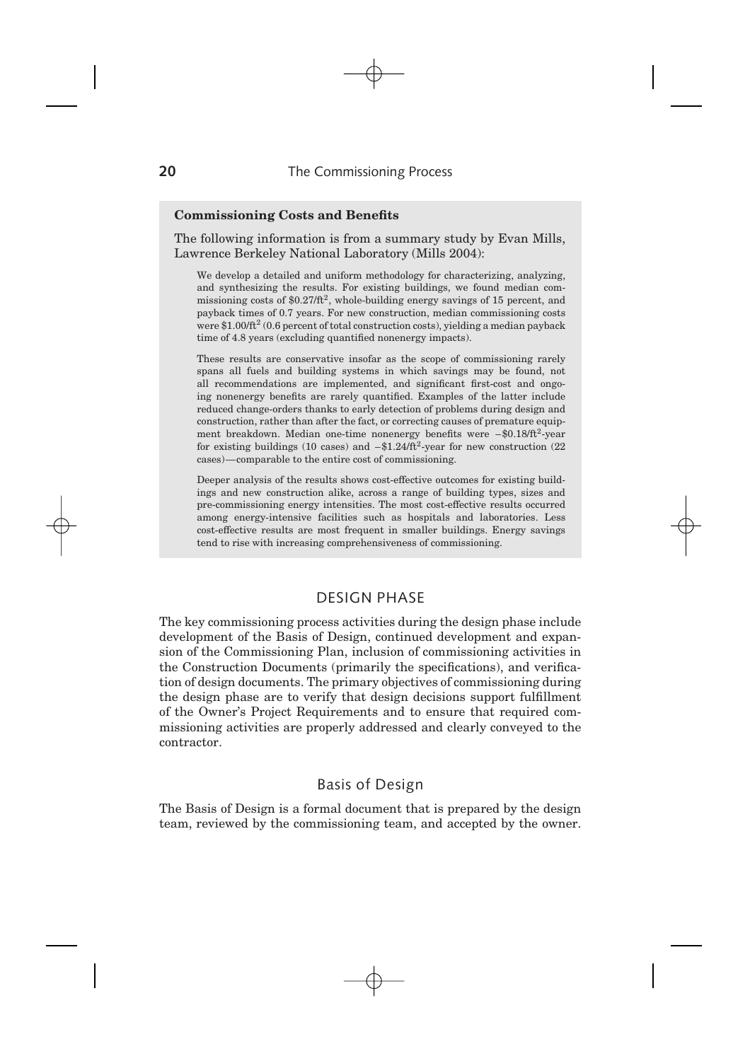### Commissioning Costs and Benefits

The following information is from a summary study by Evan Mills, Lawrence Berkeley National Laboratory (Mills 2004):

> We develop a detailed and uniform methodology for characterizing, analyzing, and synthesizing the results. For existing buildings, we found median commissioning costs of $0.27/ft$^2$, whole-building energy savings of 15 percent, and payback times of 0.7 years. For new construction, median commissioning costs were $1.00/ft$^2$ (0.6 percent of total construction costs), yielding a median payback time of 4.8 years (excluding quantified nonenergy impacts).
>
> These results are conservative insofar as the scope of commissioning rarely spans all fuels and building systems in which savings may be found, not all recommendations are implemented, and significant first-cost and ongoing nonenergy benefits are rarely quantified. Examples of the latter include reduced change-orders thanks to early detection of problems during design and construction, rather than after the fact, or correcting causes of premature equipment breakdown. Median one-time nonenergy benefits were −$0.18/ft$^2$-year for existing buildings (10 cases) and −$1.24/ft$^2$-year for new construction (22 cases)—comparable to the entire cost of commissioning.
>
> Deeper analysis of the results shows cost-effective outcomes for existing buildings and new construction alike, across a range of building types, sizes and pre-commissioning energy intensities. The most cost-effective results occurred among energy-intensive facilities such as hospitals and laboratories. Less cost-effective results are most frequent in smaller buildings. Energy savings tend to rise with increasing comprehensiveness of commissioning.

## DESIGN PHASE

The key commissioning process activities during the design phase include development of the Basis of Design, continued development and expansion of the Commissioning Plan, inclusion of commissioning activities in the Construction Documents (primarily the specifications), and verification of design documents. The primary objectives of commissioning during the design phase are to verify that design decisions support fulfillment of the Owner's Project Requirements and to ensure that required commissioning activities are properly addressed and clearly conveyed to the contractor.

### Basis of Design

The Basis of Design is a formal document that is prepared by the design team, reviewed by the commissioning team, and accepted by the owner.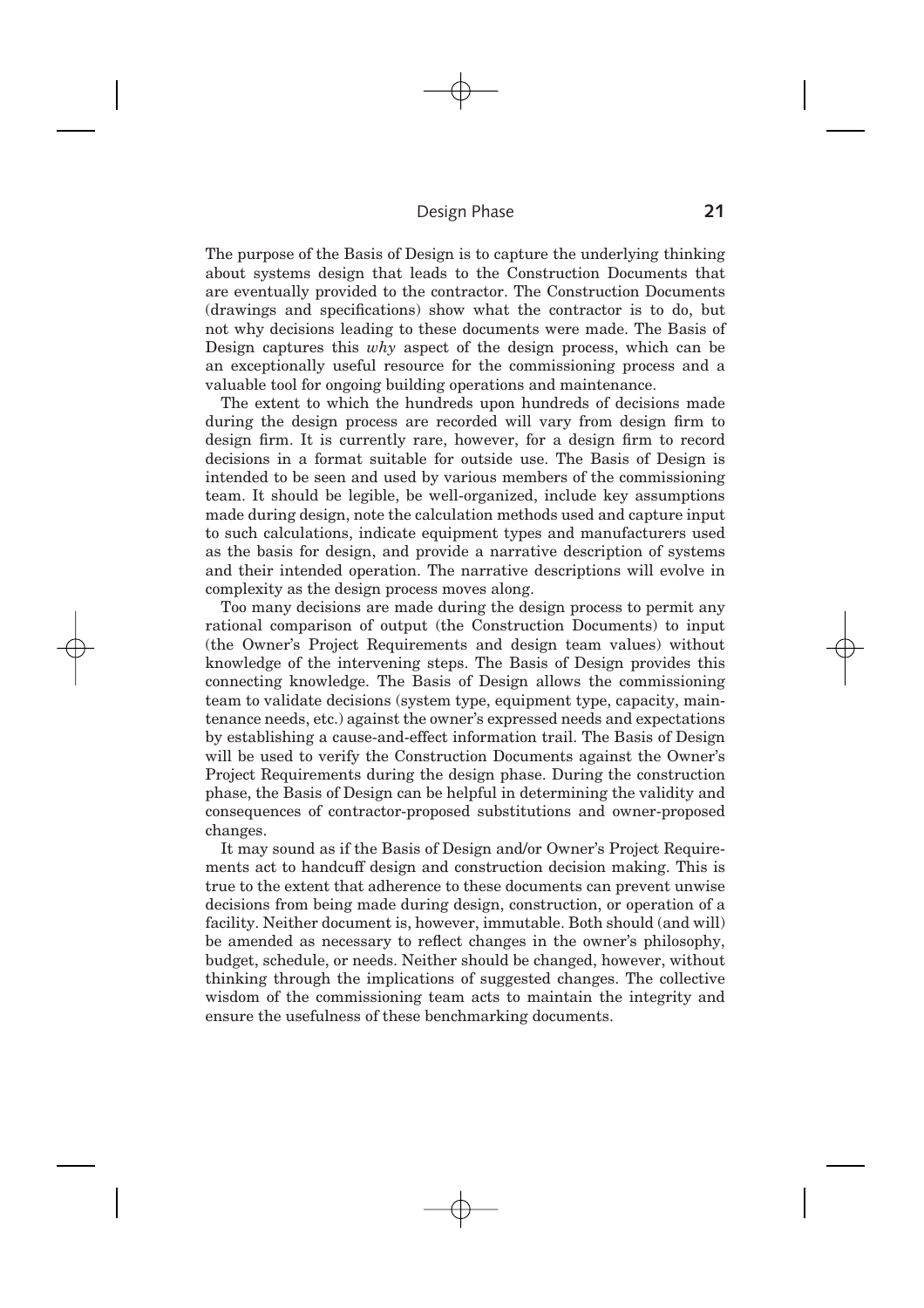The purpose of the Basis of Design is to capture the underlying thinking about systems design that leads to the Construction Documents that are eventually provided to the contractor. The Construction Documents (drawings and specifications) show what the contractor is to do, but not why decisions leading to these documents were made. The Basis of Design captures this *why* aspect of the design process, which can be an exceptionally useful resource for the commissioning process and a valuable tool for ongoing building operations and maintenance.

The extent to which the hundreds upon hundreds of decisions made during the design process are recorded will vary from design firm to design firm. It is currently rare, however, for a design firm to record decisions in a format suitable for outside use. The Basis of Design is intended to be seen and used by various members of the commissioning team. It should be legible, be well-organized, include key assumptions made during design, note the calculation methods used and capture input to such calculations, indicate equipment types and manufacturers used as the basis for design, and provide a narrative description of systems and their intended operation. The narrative descriptions will evolve in complexity as the design process moves along.

Too many decisions are made during the design process to permit any rational comparison of output (the Construction Documents) to input (the Owner's Project Requirements and design team values) without knowledge of the intervening steps. The Basis of Design provides this connecting knowledge. The Basis of Design allows the commissioning team to validate decisions (system type, equipment type, capacity, maintenance needs, etc.) against the owner's expressed needs and expectations by establishing a cause-and-effect information trail. The Basis of Design will be used to verify the Construction Documents against the Owner's Project Requirements during the design phase. During the construction phase, the Basis of Design can be helpful in determining the validity and consequences of contractor-proposed substitutions and owner-proposed changes.

It may sound as if the Basis of Design and/or Owner's Project Requirements act to handcuff design and construction decision making. This is true to the extent that adherence to these documents can prevent unwise decisions from being made during design, construction, or operation of a facility. Neither document is, however, immutable. Both should (and will) be amended as necessary to reflect changes in the owner's philosophy, budget, schedule, or needs. Neither should be changed, however, without thinking through the implications of suggested changes. The collective wisdom of the commissioning team acts to maintain the integrity and ensure the usefulness of these benchmarking documents.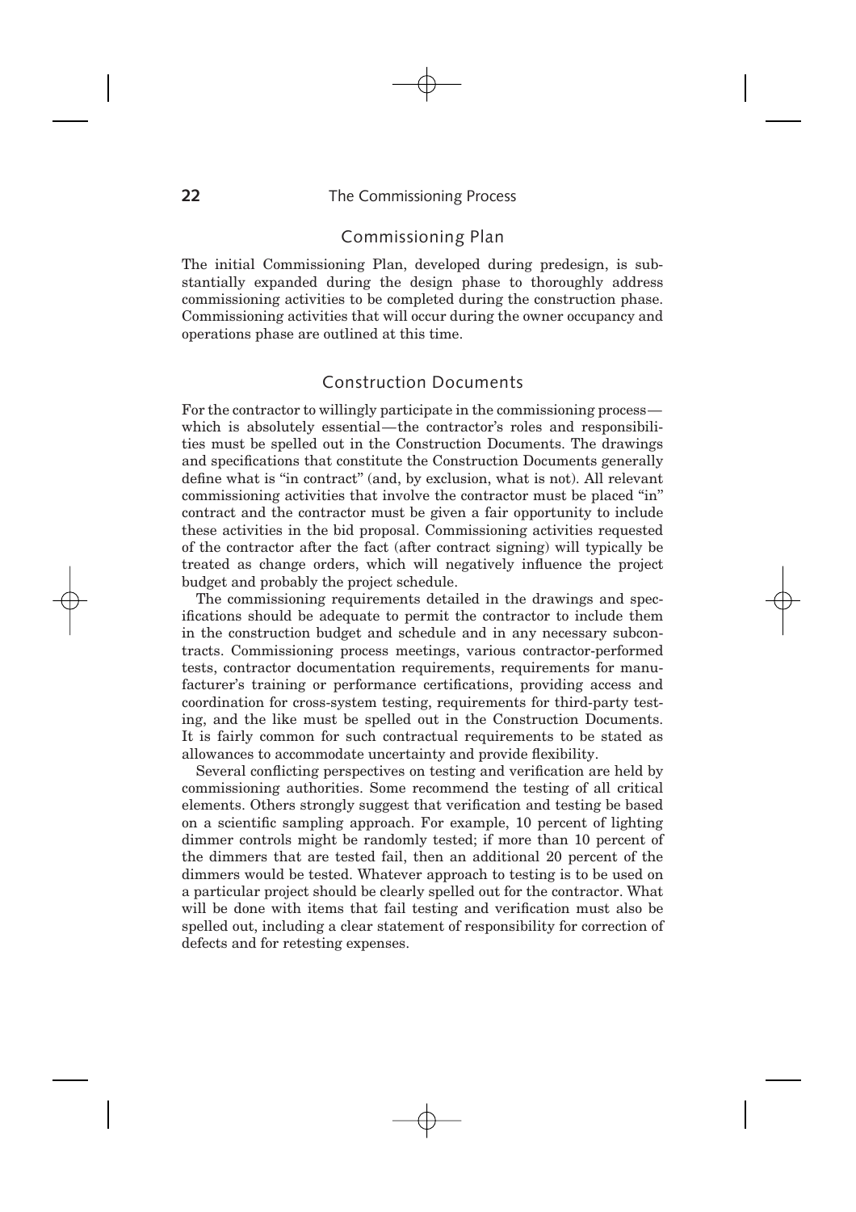## Commissioning Plan

The initial Commissioning Plan, developed during predesign, is substantially expanded during the design phase to thoroughly address commissioning activities to be completed during the construction phase. Commissioning activities that will occur during the owner occupancy and operations phase are outlined at this time.

## Construction Documents

For the contractor to willingly participate in the commissioning process—which is absolutely essential—the contractor's roles and responsibilities must be spelled out in the Construction Documents. The drawings and specifications that constitute the Construction Documents generally define what is "in contract" (and, by exclusion, what is not). All relevant commissioning activities that involve the contractor must be placed "in" contract and the contractor must be given a fair opportunity to include these activities in the bid proposal. Commissioning activities requested of the contractor after the fact (after contract signing) will typically be treated as change orders, which will negatively influence the project budget and probably the project schedule.

The commissioning requirements detailed in the drawings and specifications should be adequate to permit the contractor to include them in the construction budget and schedule and in any necessary subcontracts. Commissioning process meetings, various contractor-performed tests, contractor documentation requirements, requirements for manufacturer's training or performance certifications, providing access and coordination for cross-system testing, requirements for third-party testing, and the like must be spelled out in the Construction Documents. It is fairly common for such contractual requirements to be stated as allowances to accommodate uncertainty and provide flexibility.

Several conflicting perspectives on testing and verification are held by commissioning authorities. Some recommend the testing of all critical elements. Others strongly suggest that verification and testing be based on a scientific sampling approach. For example, 10 percent of lighting dimmer controls might be randomly tested; if more than 10 percent of the dimmers that are tested fail, then an additional 20 percent of the dimmers would be tested. Whatever approach to testing is to be used on a particular project should be clearly spelled out for the contractor. What will be done with items that fail testing and verification must also be spelled out, including a clear statement of responsibility for correction of defects and for retesting expenses.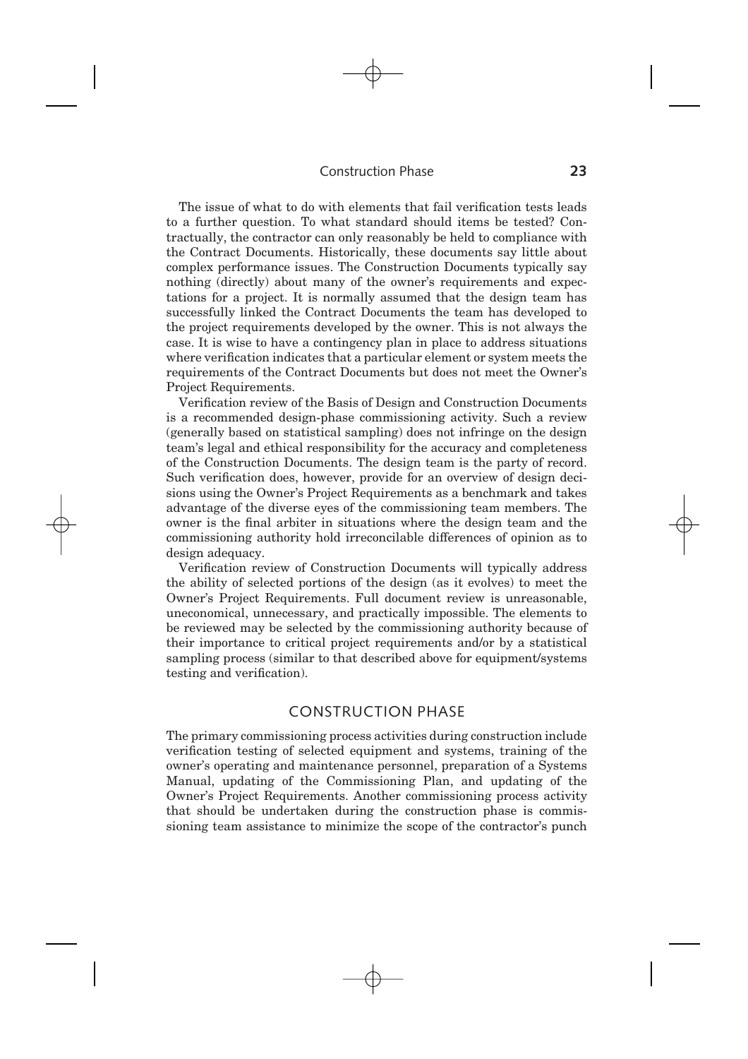The issue of what to do with elements that fail verification tests leads to a further question. To what standard should items be tested? Contractually, the contractor can only reasonably be held to compliance with the Contract Documents. Historically, these documents say little about complex performance issues. The Construction Documents typically say nothing (directly) about many of the owner's requirements and expectations for a project. It is normally assumed that the design team has successfully linked the Contract Documents the team has developed to the project requirements developed by the owner. This is not always the case. It is wise to have a contingency plan in place to address situations where verification indicates that a particular element or system meets the requirements of the Contract Documents but does not meet the Owner's Project Requirements.

Verification review of the Basis of Design and Construction Documents is a recommended design-phase commissioning activity. Such a review (generally based on statistical sampling) does not infringe on the design team's legal and ethical responsibility for the accuracy and completeness of the Construction Documents. The design team is the party of record. Such verification does, however, provide for an overview of design decisions using the Owner's Project Requirements as a benchmark and takes advantage of the diverse eyes of the commissioning team members. The owner is the final arbiter in situations where the design team and the commissioning authority hold irreconcilable differences of opinion as to design adequacy.

Verification review of Construction Documents will typically address the ability of selected portions of the design (as it evolves) to meet the Owner's Project Requirements. Full document review is unreasonable, uneconomical, unnecessary, and practically impossible. The elements to be reviewed may be selected by the commissioning authority because of their importance to critical project requirements and/or by a statistical sampling process (similar to that described above for equipment/systems testing and verification).

## CONSTRUCTION PHASE

The primary commissioning process activities during construction include verification testing of selected equipment and systems, training of the owner's operating and maintenance personnel, preparation of a Systems Manual, updating of the Commissioning Plan, and updating of the Owner's Project Requirements. Another commissioning process activity that should be undertaken during the construction phase is commissioning team assistance to minimize the scope of the contractor's punch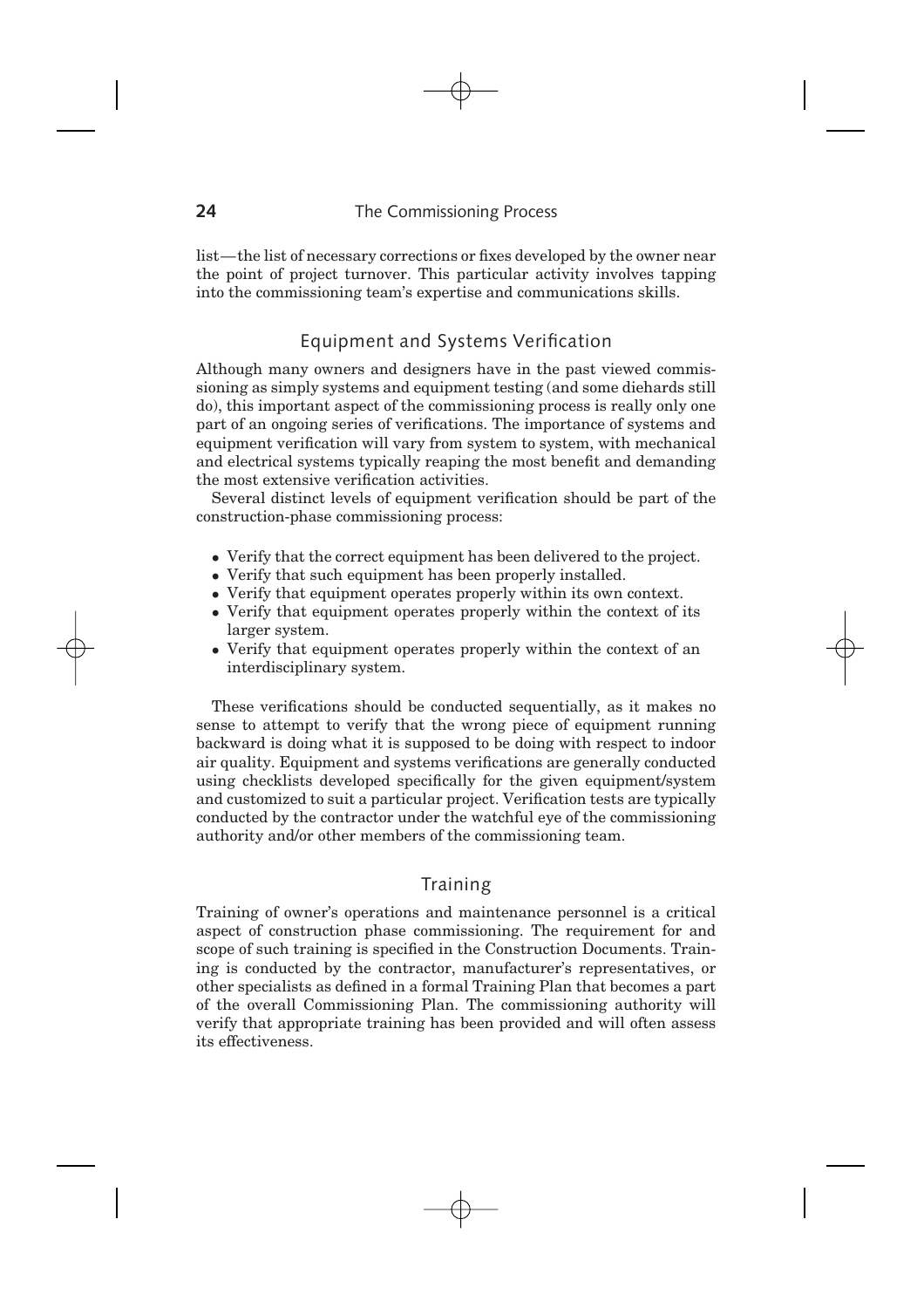list—the list of necessary corrections or fixes developed by the owner near the point of project turnover. This particular activity involves tapping into the commissioning team's expertise and communications skills.

## Equipment and Systems Verification

Although many owners and designers have in the past viewed commissioning as simply systems and equipment testing (and some diehards still do), this important aspect of the commissioning process is really only one part of an ongoing series of verifications. The importance of systems and equipment verification will vary from system to system, with mechanical and electrical systems typically reaping the most benefit and demanding the most extensive verification activities.

Several distinct levels of equipment verification should be part of the construction-phase commissioning process:

- Verify that the correct equipment has been delivered to the project.
- Verify that such equipment has been properly installed.
- Verify that equipment operates properly within its own context.
- Verify that equipment operates properly within the context of its larger system.
- Verify that equipment operates properly within the context of an interdisciplinary system.

These verifications should be conducted sequentially, as it makes no sense to attempt to verify that the wrong piece of equipment running backward is doing what it is supposed to be doing with respect to indoor air quality. Equipment and systems verifications are generally conducted using checklists developed specifically for the given equipment/system and customized to suit a particular project. Verification tests are typically conducted by the contractor under the watchful eye of the commissioning authority and/or other members of the commissioning team.

## Training

Training of owner's operations and maintenance personnel is a critical aspect of construction phase commissioning. The requirement for and scope of such training is specified in the Construction Documents. Training is conducted by the contractor, manufacturer's representatives, or other specialists as defined in a formal Training Plan that becomes a part of the overall Commissioning Plan. The commissioning authority will verify that appropriate training has been provided and will often assess its effectiveness.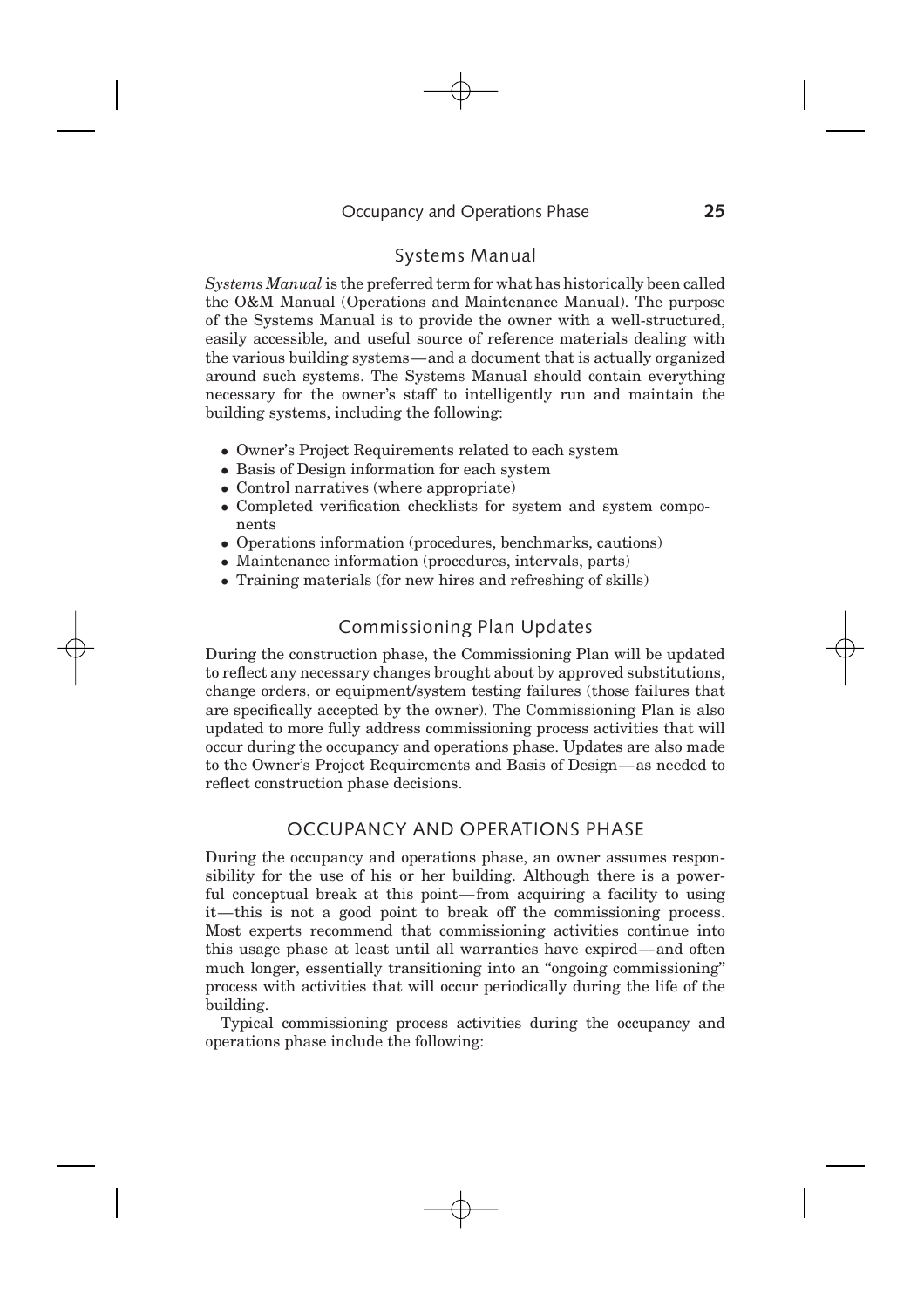### Systems Manual

*Systems Manual* is the preferred term for what has historically been called the O&M Manual (Operations and Maintenance Manual). The purpose of the Systems Manual is to provide the owner with a well-structured, easily accessible, and useful source of reference materials dealing with the various building systems—and a document that is actually organized around such systems. The Systems Manual should contain everything necessary for the owner's staff to intelligently run and maintain the building systems, including the following:

- Owner's Project Requirements related to each system
- Basis of Design information for each system
- Control narratives (where appropriate)
- Completed verification checklists for system and system components
- Operations information (procedures, benchmarks, cautions)
- Maintenance information (procedures, intervals, parts)
- Training materials (for new hires and refreshing of skills)

### Commissioning Plan Updates

During the construction phase, the Commissioning Plan will be updated to reflect any necessary changes brought about by approved substitutions, change orders, or equipment/system testing failures (those failures that are specifically accepted by the owner). The Commissioning Plan is also updated to more fully address commissioning process activities that will occur during the occupancy and operations phase. Updates are also made to the Owner's Project Requirements and Basis of Design—as needed to reflect construction phase decisions.

## OCCUPANCY AND OPERATIONS PHASE

During the occupancy and operations phase, an owner assumes responsibility for the use of his or her building. Although there is a powerful conceptual break at this point—from acquiring a facility to using it—this is not a good point to break off the commissioning process. Most experts recommend that commissioning activities continue into this usage phase at least until all warranties have expired—and often much longer, essentially transitioning into an "ongoing commissioning" process with activities that will occur periodically during the life of the building.

Typical commissioning process activities during the occupancy and operations phase include the following: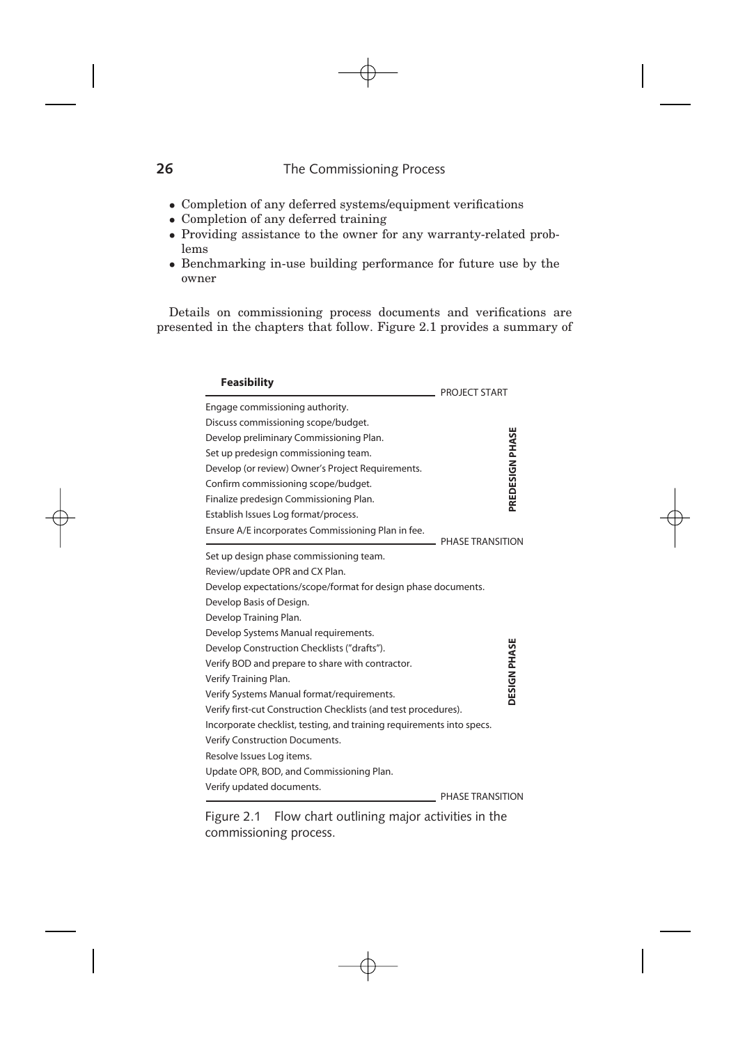- Completion of any deferred systems/equipment verifications
- Completion of any deferred training
- Providing assistance to the owner for any warranty-related problems
- Benchmarking in-use building performance for future use by the owner

Details on commissioning process documents and verifications are presented in the chapters that follow. Figure 2.1 provides a summary of

**Feasibility**

PROJECT START

**PREDESIGN PHASE**

Engage commissioning authority.
Discuss commissioning scope/budget.
Develop preliminary Commissioning Plan.
Set up predesign commissioning team.
Develop (or review) Owner's Project Requirements.
Confirm commissioning scope/budget.
Finalize predesign Commissioning Plan.
Establish Issues Log format/process.
Ensure A/E incorporates Commissioning Plan in fee.

PHASE TRANSITION

**DESIGN PHASE**

Set up design phase commissioning team.
Review/update OPR and CX Plan.
Develop expectations/scope/format for design phase documents.
Develop Basis of Design.
Develop Training Plan.
Develop Systems Manual requirements.
Develop Construction Checklists ("drafts").
Verify BOD and prepare to share with contractor.
Verify Training Plan.
Verify Systems Manual format/requirements.
Verify first-cut Construction Checklists (and test procedures).
Incorporate checklist, testing, and training requirements into specs.
Verify Construction Documents.
Resolve Issues Log items.
Update OPR, BOD, and Commissioning Plan.
Verify updated documents.

PHASE TRANSITION

Figure 2.1 Flow chart outlining major activities in the commissioning process.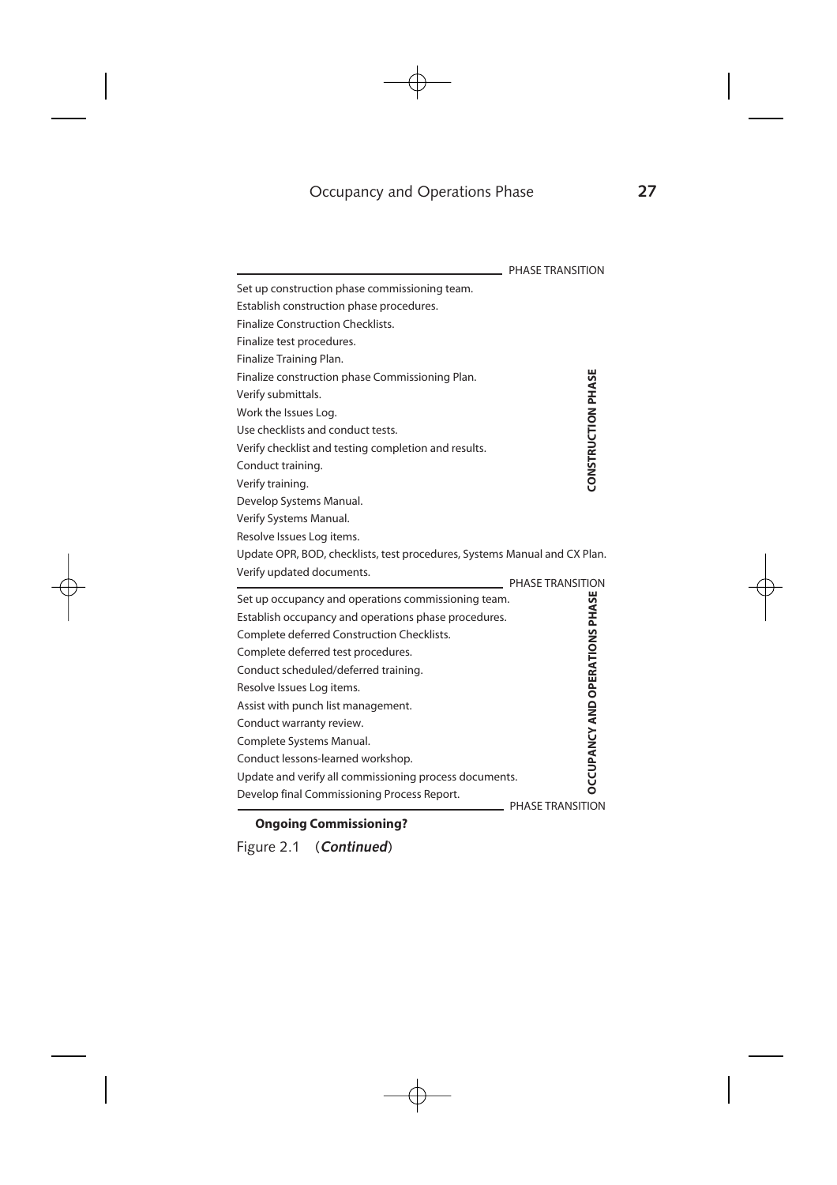PHASE TRANSITION

**CONSTRUCTION PHASE**

Set up construction phase commissioning team.
Establish construction phase procedures.
Finalize Construction Checklists.
Finalize test procedures.
Finalize Training Plan.
Finalize construction phase Commissioning Plan.
Verify submittals.
Work the Issues Log.
Use checklists and conduct tests.
Verify checklist and testing completion and results.
Conduct training.
Verify training.
Develop Systems Manual.
Verify Systems Manual.
Resolve Issues Log items.
Update OPR, BOD, checklists, test procedures, Systems Manual and CX Plan.
Verify updated documents.

PHASE TRANSITION

**OCCUPANCY AND OPERATIONS PHASE**

Set up occupancy and operations commissioning team.
Establish occupancy and operations phase procedures.
Complete deferred Construction Checklists.
Complete deferred test procedures.
Conduct scheduled/deferred training.
Resolve Issues Log items.
Assist with punch list management.
Conduct warranty review.
Complete Systems Manual.
Conduct lessons-learned workshop.
Update and verify all commissioning process documents.
Develop final Commissioning Process Report.

PHASE TRANSITION

**Ongoing Commissioning?**

Figure 2.1 (***Continued***)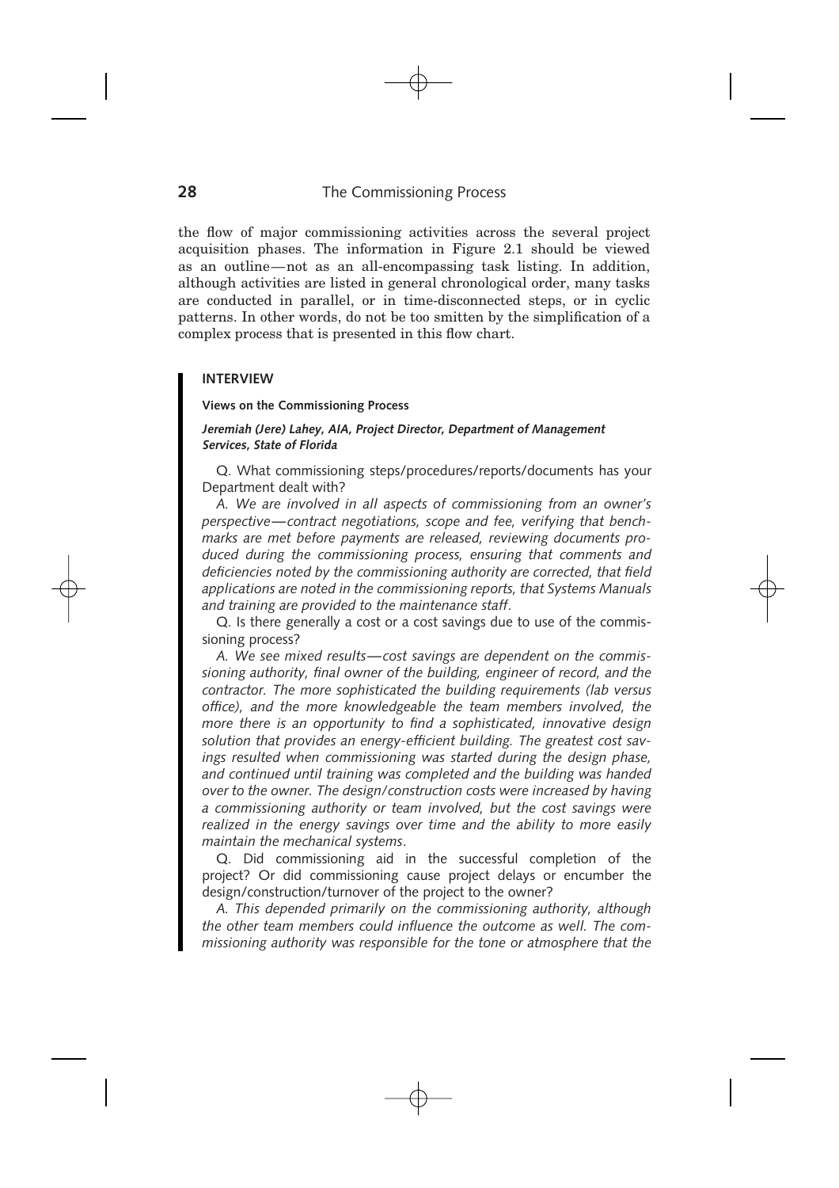the flow of major commissioning activities across the several project acquisition phases. The information in Figure 2.1 should be viewed as an outline—not as an all-encompassing task listing. In addition, although activities are listed in general chronological order, many tasks are conducted in parallel, or in time-disconnected steps, or in cyclic patterns. In other words, do not be too smitten by the simplification of a complex process that is presented in this flow chart.

### INTERVIEW

**Views on the Commissioning Process**

***Jeremiah (Jere) Lahey, AIA, Project Director, Department of Management Services, State of Florida***

Q. What commissioning steps/procedures/reports/documents has your Department dealt with?

*A. We are involved in all aspects of commissioning from an owner's perspective—contract negotiations, scope and fee, verifying that benchmarks are met before payments are released, reviewing documents produced during the commissioning process, ensuring that comments and deficiencies noted by the commissioning authority are corrected, that field applications are noted in the commissioning reports, that Systems Manuals and training are provided to the maintenance staff.*

Q. Is there generally a cost or a cost savings due to use of the commissioning process?

*A. We see mixed results—cost savings are dependent on the commissioning authority, final owner of the building, engineer of record, and the contractor. The more sophisticated the building requirements (lab versus office), and the more knowledgeable the team members involved, the more there is an opportunity to find a sophisticated, innovative design solution that provides an energy-efficient building. The greatest cost savings resulted when commissioning was started during the design phase, and continued until training was completed and the building was handed over to the owner. The design/construction costs were increased by having a commissioning authority or team involved, but the cost savings were realized in the energy savings over time and the ability to more easily maintain the mechanical systems.*

Q. Did commissioning aid in the successful completion of the project? Or did commissioning cause project delays or encumber the design/construction/turnover of the project to the owner?

*A. This depended primarily on the commissioning authority, although the other team members could influence the outcome as well. The commissioning authority was responsible for the tone or atmosphere that the*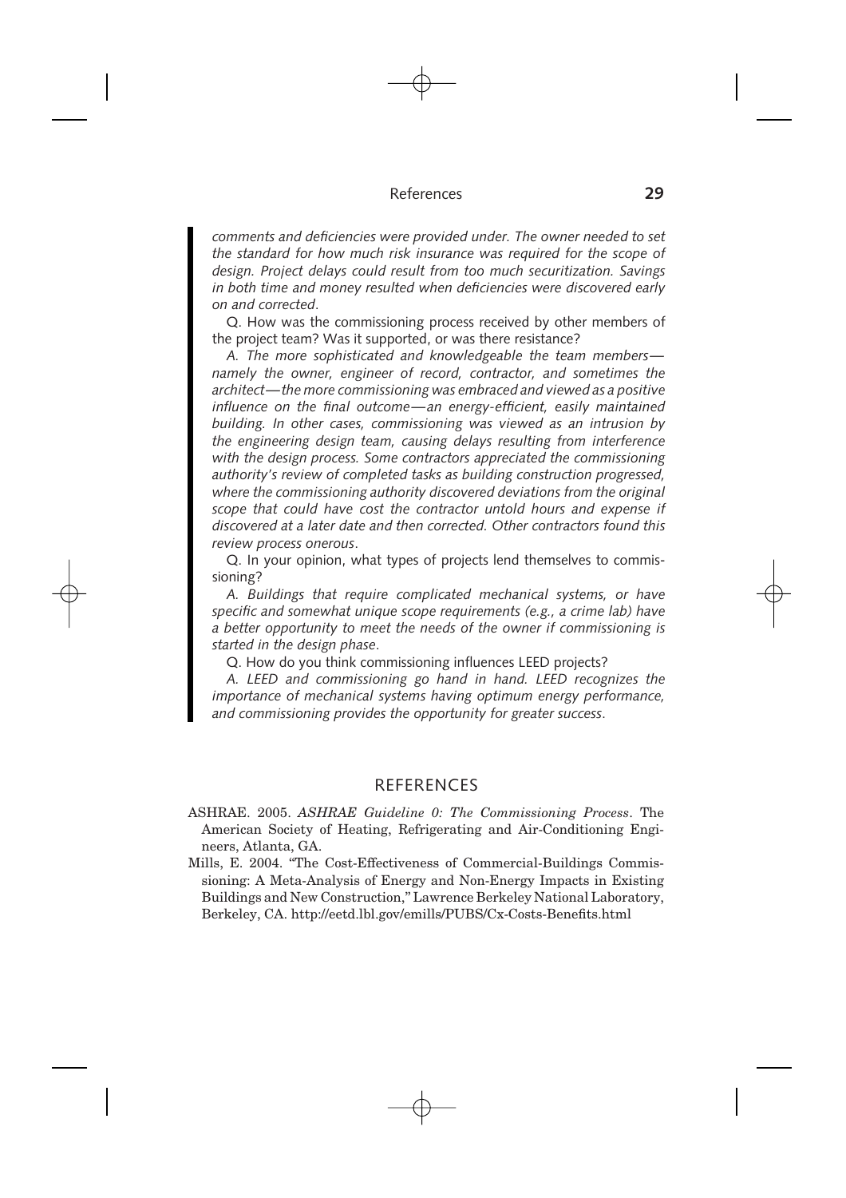*comments and deficiencies were provided under. The owner needed to set the standard for how much risk insurance was required for the scope of design. Project delays could result from too much securitization. Savings in both time and money resulted when deficiencies were discovered early on and corrected.*

Q. How was the commissioning process received by other members of the project team? Was it supported, or was there resistance?

*A. The more sophisticated and knowledgeable the team members—namely the owner, engineer of record, contractor, and sometimes the architect—the more commissioning was embraced and viewed as a positive influence on the final outcome—an energy-efficient, easily maintained building. In other cases, commissioning was viewed as an intrusion by the engineering design team, causing delays resulting from interference with the design process. Some contractors appreciated the commissioning authority's review of completed tasks as building construction progressed, where the commissioning authority discovered deviations from the original scope that could have cost the contractor untold hours and expense if discovered at a later date and then corrected. Other contractors found this review process onerous.*

Q. In your opinion, what types of projects lend themselves to commissioning?

*A. Buildings that require complicated mechanical systems, or have specific and somewhat unique scope requirements (e.g., a crime lab) have a better opportunity to meet the needs of the owner if commissioning is started in the design phase.*

Q. How do you think commissioning influences LEED projects?

*A. LEED and commissioning go hand in hand. LEED recognizes the importance of mechanical systems having optimum energy performance, and commissioning provides the opportunity for greater success.*

## REFERENCES

ASHRAE. 2005. *ASHRAE Guideline 0: The Commissioning Process*. The American Society of Heating, Refrigerating and Air-Conditioning Engineers, Atlanta, GA.

Mills, E. 2004. "The Cost-Effectiveness of Commercial-Buildings Commissioning: A Meta-Analysis of Energy and Non-Energy Impacts in Existing Buildings and New Construction," Lawrence Berkeley National Laboratory, Berkeley, CA. http://eetd.lbl.gov/emills/PUBS/Cx-Costs-Benefits.html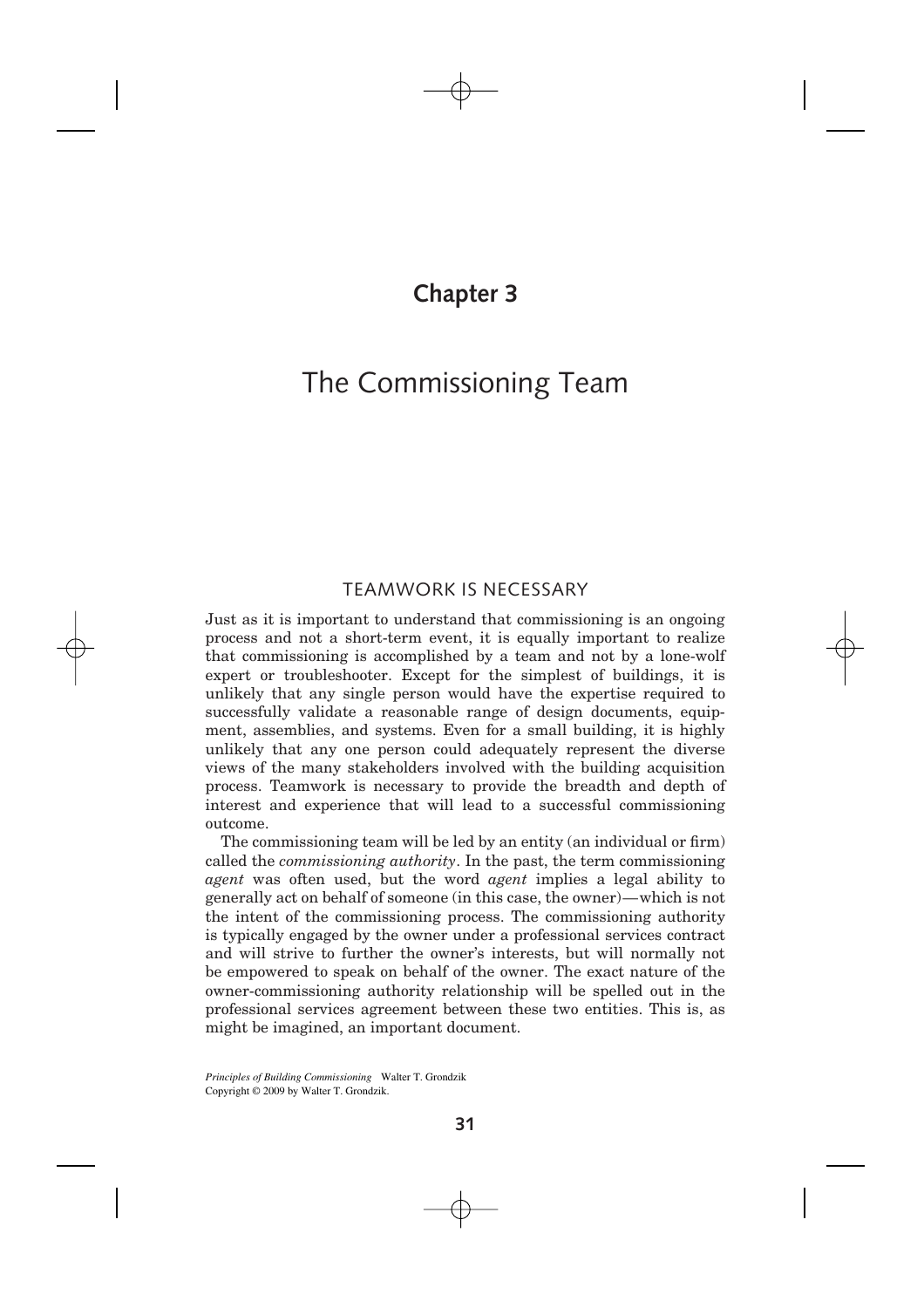# Chapter 3

# The Commissioning Team

## TEAMWORK IS NECESSARY

Just as it is important to understand that commissioning is an ongoing process and not a short-term event, it is equally important to realize that commissioning is accomplished by a team and not by a lone-wolf expert or troubleshooter. Except for the simplest of buildings, it is unlikely that any single person would have the expertise required to successfully validate a reasonable range of design documents, equipment, assemblies, and systems. Even for a small building, it is highly unlikely that any one person could adequately represent the diverse views of the many stakeholders involved with the building acquisition process. Teamwork is necessary to provide the breadth and depth of interest and experience that will lead to a successful commissioning outcome.

The commissioning team will be led by an entity (an individual or firm) called the *commissioning authority*. In the past, the term commissioning *agent* was often used, but the word *agent* implies a legal ability to generally act on behalf of someone (in this case, the owner)—which is not the intent of the commissioning process. The commissioning authority is typically engaged by the owner under a professional services contract and will strive to further the owner's interests, but will normally not be empowered to speak on behalf of the owner. The exact nature of the owner-commissioning authority relationship will be spelled out in the professional services agreement between these two entities. This is, as might be imagined, an important document.

*Principles of Building Commissioning* Walter T. Grondzik
Copyright © 2009 by Walter T. Grondzik.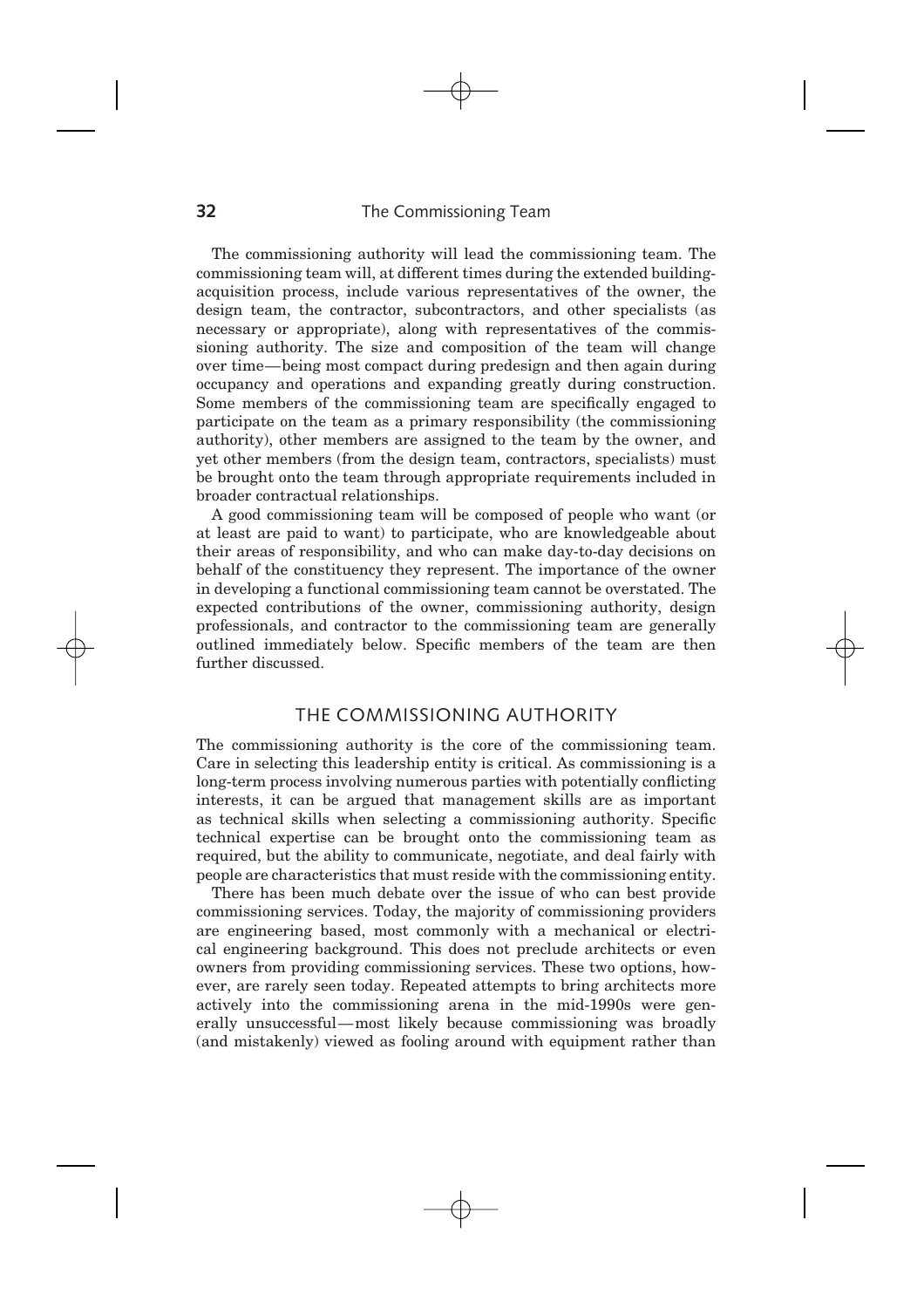The commissioning authority will lead the commissioning team. The commissioning team will, at different times during the extended building-acquisition process, include various representatives of the owner, the design team, the contractor, subcontractors, and other specialists (as necessary or appropriate), along with representatives of the commissioning authority. The size and composition of the team will change over time—being most compact during predesign and then again during occupancy and operations and expanding greatly during construction. Some members of the commissioning team are specifically engaged to participate on the team as a primary responsibility (the commissioning authority), other members are assigned to the team by the owner, and yet other members (from the design team, contractors, specialists) must be brought onto the team through appropriate requirements included in broader contractual relationships.

A good commissioning team will be composed of people who want (or at least are paid to want) to participate, who are knowledgeable about their areas of responsibility, and who can make day-to-day decisions on behalf of the constituency they represent. The importance of the owner in developing a functional commissioning team cannot be overstated. The expected contributions of the owner, commissioning authority, design professionals, and contractor to the commissioning team are generally outlined immediately below. Specific members of the team are then further discussed.

## THE COMMISSIONING AUTHORITY

The commissioning authority is the core of the commissioning team. Care in selecting this leadership entity is critical. As commissioning is a long-term process involving numerous parties with potentially conflicting interests, it can be argued that management skills are as important as technical skills when selecting a commissioning authority. Specific technical expertise can be brought onto the commissioning team as required, but the ability to communicate, negotiate, and deal fairly with people are characteristics that must reside with the commissioning entity.

There has been much debate over the issue of who can best provide commissioning services. Today, the majority of commissioning providers are engineering based, most commonly with a mechanical or electrical engineering background. This does not preclude architects or even owners from providing commissioning services. These two options, however, are rarely seen today. Repeated attempts to bring architects more actively into the commissioning arena in the mid-1990s were generally unsuccessful—most likely because commissioning was broadly (and mistakenly) viewed as fooling around with equipment rather than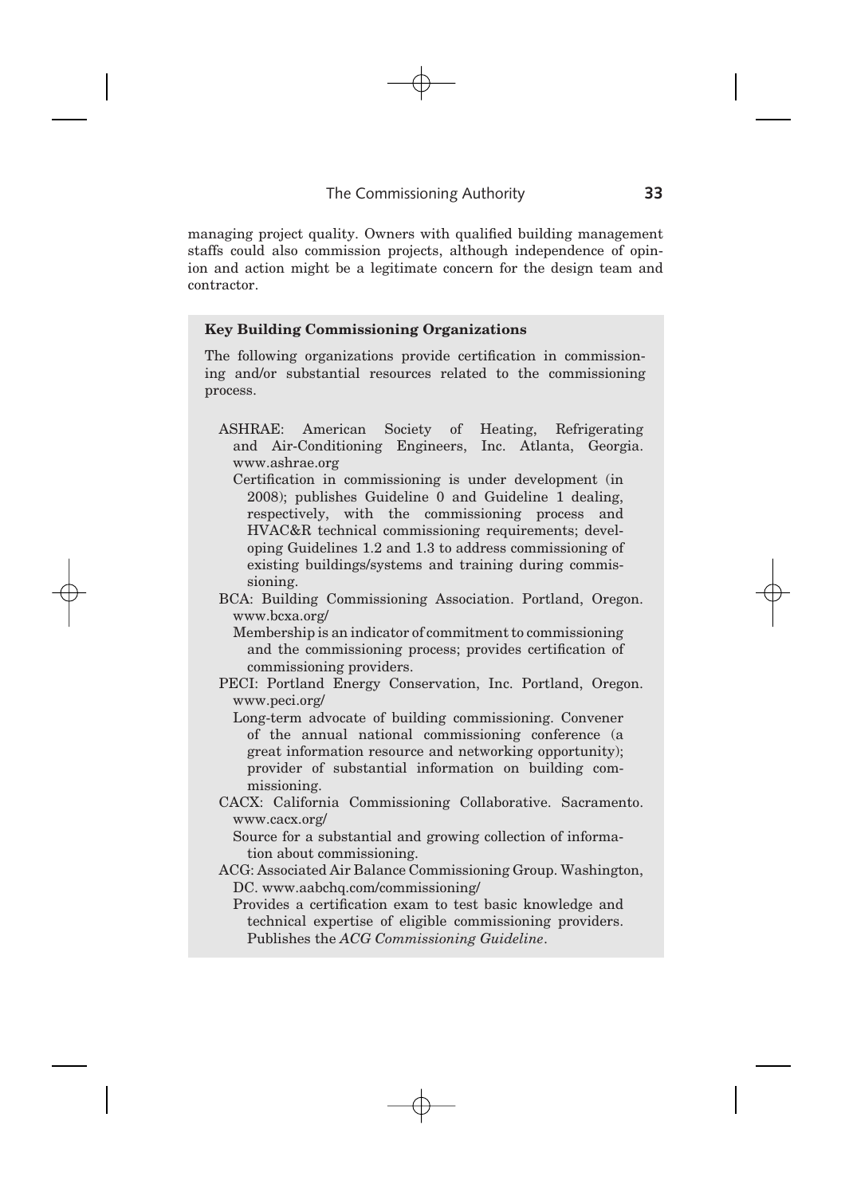managing project quality. Owners with qualified building management staffs could also commission projects, although independence of opinion and action might be a legitimate concern for the design team and contractor.

**Key Building Commissioning Organizations**

The following organizations provide certification in commissioning and/or substantial resources related to the commissioning process.

ASHRAE: American Society of Heating, Refrigerating and Air-Conditioning Engineers, Inc. Atlanta, Georgia. www.ashrae.org
: Certification in commissioning is under development (in 2008); publishes Guideline 0 and Guideline 1 dealing, respectively, with the commissioning process and HVAC&R technical commissioning requirements; developing Guidelines 1.2 and 1.3 to address commissioning of existing buildings/systems and training during commissioning.

BCA: Building Commissioning Association. Portland, Oregon. www.bcxa.org/
: Membership is an indicator of commitment to commissioning and the commissioning process; provides certification of commissioning providers.

PECI: Portland Energy Conservation, Inc. Portland, Oregon. www.peci.org/
: Long-term advocate of building commissioning. Convener of the annual national commissioning conference (a great information resource and networking opportunity); provider of substantial information on building commissioning.

CACX: California Commissioning Collaborative. Sacramento. www.cacx.org/
: Source for a substantial and growing collection of information about commissioning.

ACG: Associated Air Balance Commissioning Group. Washington, DC. www.aabchq.com/commissioning/
: Provides a certification exam to test basic knowledge and technical expertise of eligible commissioning providers. Publishes the *ACG Commissioning Guideline*.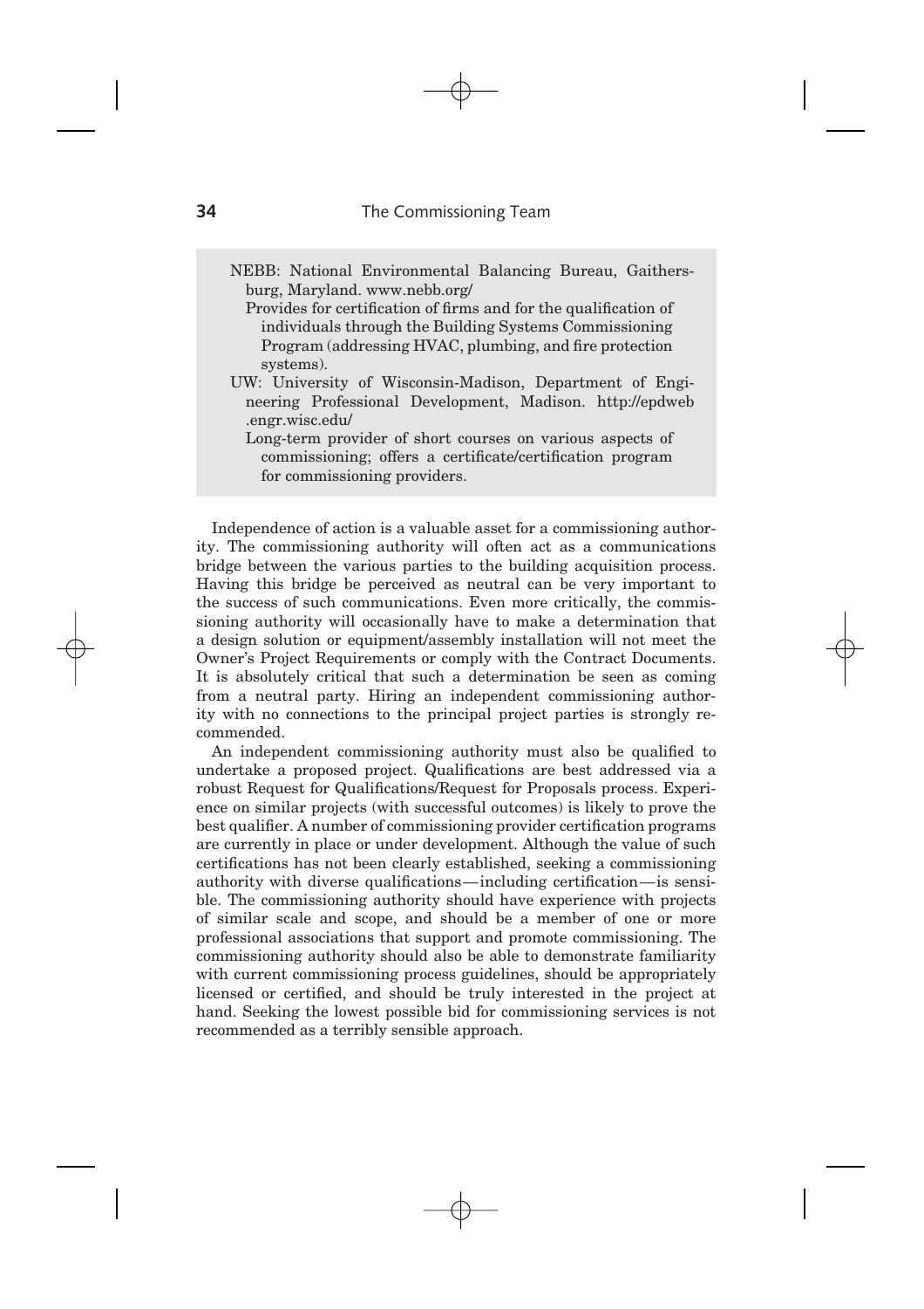NEBB: National Environmental Balancing Bureau, Gaithersburg, Maryland. www.nebb.org/

Provides for certification of firms and for the qualification of individuals through the Building Systems Commissioning Program (addressing HVAC, plumbing, and fire protection systems).

UW: University of Wisconsin-Madison, Department of Engineering Professional Development, Madison. http://epdweb.engr.wisc.edu/

Long-term provider of short courses on various aspects of commissioning; offers a certificate/certification program for commissioning providers.

Independence of action is a valuable asset for a commissioning authority. The commissioning authority will often act as a communications bridge between the various parties to the building acquisition process. Having this bridge be perceived as neutral can be very important to the success of such communications. Even more critically, the commissioning authority will occasionally have to make a determination that a design solution or equipment/assembly installation will not meet the Owner's Project Requirements or comply with the Contract Documents. It is absolutely critical that such a determination be seen as coming from a neutral party. Hiring an independent commissioning authority with no connections to the principal project parties is strongly recommended.

An independent commissioning authority must also be qualified to undertake a proposed project. Qualifications are best addressed via a robust Request for Qualifications/Request for Proposals process. Experience on similar projects (with successful outcomes) is likely to prove the best qualifier. A number of commissioning provider certification programs are currently in place or under development. Although the value of such certifications has not been clearly established, seeking a commissioning authority with diverse qualifications—including certification—is sensible. The commissioning authority should have experience with projects of similar scale and scope, and should be a member of one or more professional associations that support and promote commissioning. The commissioning authority should also be able to demonstrate familiarity with current commissioning process guidelines, should be appropriately licensed or certified, and should be truly interested in the project at hand. Seeking the lowest possible bid for commissioning services is not recommended as a terribly sensible approach.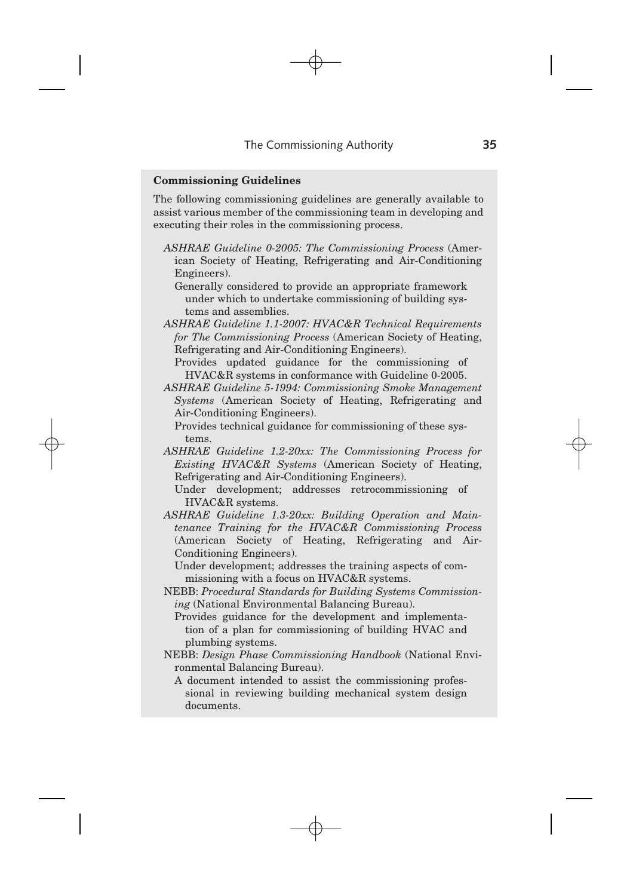### Commissioning Guidelines

The following commissioning guidelines are generally available to assist various member of the commissioning team in developing and executing their roles in the commissioning process.

*ASHRAE Guideline 0-2005: The Commissioning Process* (American Society of Heating, Refrigerating and Air-Conditioning Engineers).

Generally considered to provide an appropriate framework under which to undertake commissioning of building systems and assemblies.

*ASHRAE Guideline 1.1-2007: HVAC&R Technical Requirements for The Commissioning Process* (American Society of Heating, Refrigerating and Air-Conditioning Engineers).

Provides updated guidance for the commissioning of HVAC&R systems in conformance with Guideline 0-2005.

*ASHRAE Guideline 5-1994: Commissioning Smoke Management Systems* (American Society of Heating, Refrigerating and Air-Conditioning Engineers).

Provides technical guidance for commissioning of these systems.

*ASHRAE Guideline 1.2-20xx: The Commissioning Process for Existing HVAC&R Systems* (American Society of Heating, Refrigerating and Air-Conditioning Engineers).

Under development; addresses retrocommissioning of HVAC&R systems.

*ASHRAE Guideline 1.3-20xx: Building Operation and Maintenance Training for the HVAC&R Commissioning Process* (American Society of Heating, Refrigerating and Air-Conditioning Engineers).

Under development; addresses the training aspects of commissioning with a focus on HVAC&R systems.

NEBB: *Procedural Standards for Building Systems Commissioning* (National Environmental Balancing Bureau).

Provides guidance for the development and implementation of a plan for commissioning of building HVAC and plumbing systems.

NEBB: *Design Phase Commissioning Handbook* (National Environmental Balancing Bureau).

A document intended to assist the commissioning professional in reviewing building mechanical system design documents.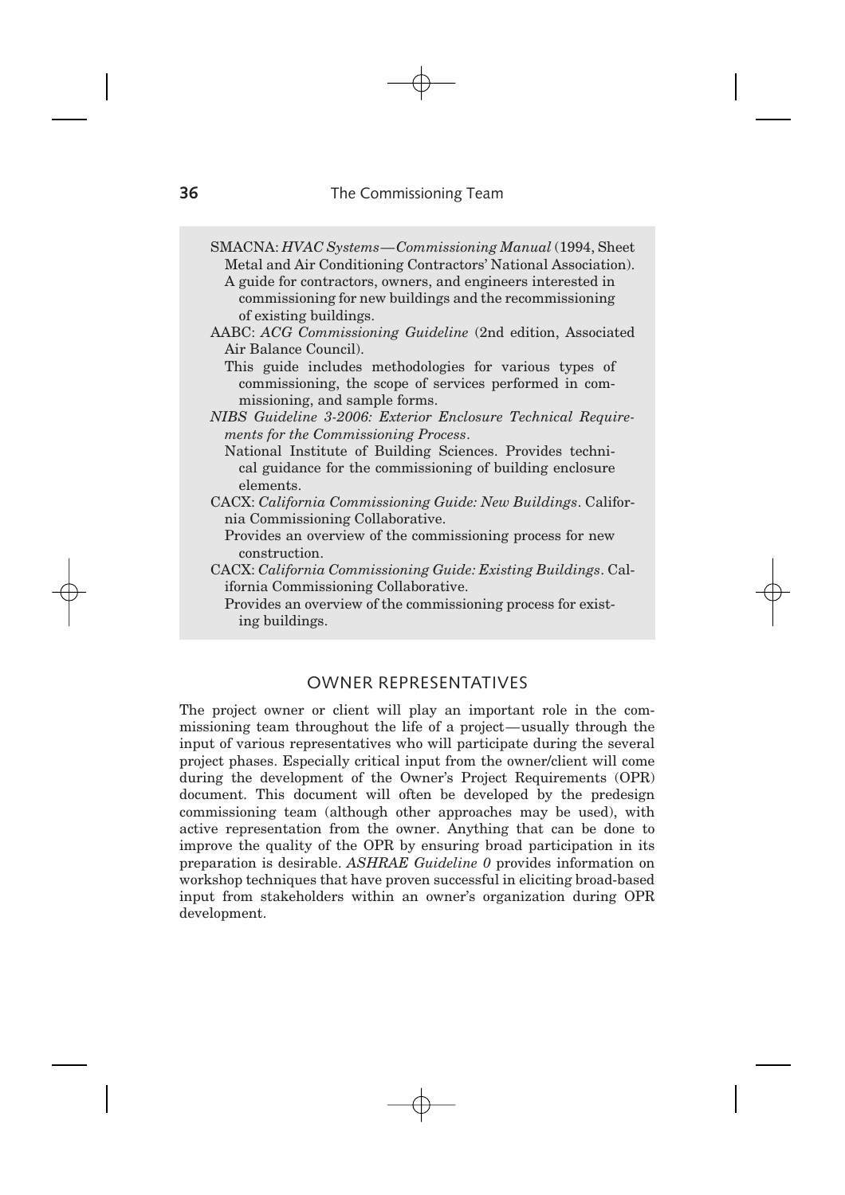SMACNA: *HVAC Systems—Commissioning Manual* (1994, Sheet Metal and Air Conditioning Contractors' National Association).

A guide for contractors, owners, and engineers interested in commissioning for new buildings and the recommissioning of existing buildings.

AABC: *ACG Commissioning Guideline* (2nd edition, Associated Air Balance Council).

This guide includes methodologies for various types of commissioning, the scope of services performed in commissioning, and sample forms.

*NIBS Guideline 3-2006: Exterior Enclosure Technical Requirements for the Commissioning Process*.

National Institute of Building Sciences. Provides technical guidance for the commissioning of building enclosure elements.

CACX: *California Commissioning Guide: New Buildings*. California Commissioning Collaborative.

Provides an overview of the commissioning process for new construction.

CACX: *California Commissioning Guide: Existing Buildings*. California Commissioning Collaborative.

Provides an overview of the commissioning process for existing buildings.

## OWNER REPRESENTATIVES

The project owner or client will play an important role in the commissioning team throughout the life of a project—usually through the input of various representatives who will participate during the several project phases. Especially critical input from the owner/client will come during the development of the Owner's Project Requirements (OPR) document. This document will often be developed by the predesign commissioning team (although other approaches may be used), with active representation from the owner. Anything that can be done to improve the quality of the OPR by ensuring broad participation in its preparation is desirable. *ASHRAE Guideline 0* provides information on workshop techniques that have proven successful in eliciting broad-based input from stakeholders within an owner's organization during OPR development.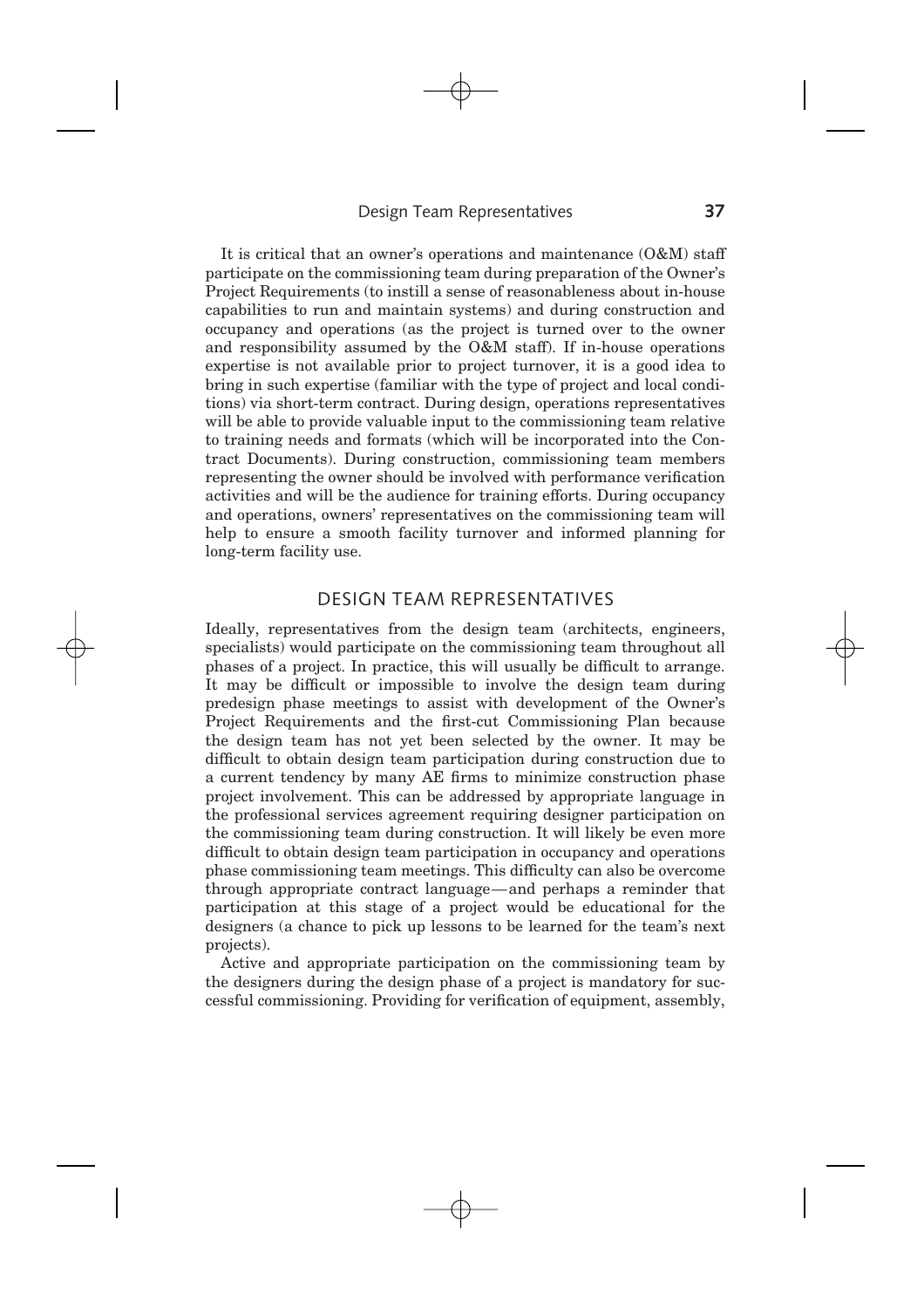It is critical that an owner's operations and maintenance (O&M) staff participate on the commissioning team during preparation of the Owner's Project Requirements (to instill a sense of reasonableness about in-house capabilities to run and maintain systems) and during construction and occupancy and operations (as the project is turned over to the owner and responsibility assumed by the O&M staff). If in-house operations expertise is not available prior to project turnover, it is a good idea to bring in such expertise (familiar with the type of project and local conditions) via short-term contract. During design, operations representatives will be able to provide valuable input to the commissioning team relative to training needs and formats (which will be incorporated into the Contract Documents). During construction, commissioning team members representing the owner should be involved with performance verification activities and will be the audience for training efforts. During occupancy and operations, owners' representatives on the commissioning team will help to ensure a smooth facility turnover and informed planning for long-term facility use.

## DESIGN TEAM REPRESENTATIVES

Ideally, representatives from the design team (architects, engineers, specialists) would participate on the commissioning team throughout all phases of a project. In practice, this will usually be difficult to arrange. It may be difficult or impossible to involve the design team during predesign phase meetings to assist with development of the Owner's Project Requirements and the first-cut Commissioning Plan because the design team has not yet been selected by the owner. It may be difficult to obtain design team participation during construction due to a current tendency by many AE firms to minimize construction phase project involvement. This can be addressed by appropriate language in the professional services agreement requiring designer participation on the commissioning team during construction. It will likely be even more difficult to obtain design team participation in occupancy and operations phase commissioning team meetings. This difficulty can also be overcome through appropriate contract language—and perhaps a reminder that participation at this stage of a project would be educational for the designers (a chance to pick up lessons to be learned for the team's next projects).

Active and appropriate participation on the commissioning team by the designers during the design phase of a project is mandatory for successful commissioning. Providing for verification of equipment, assembly,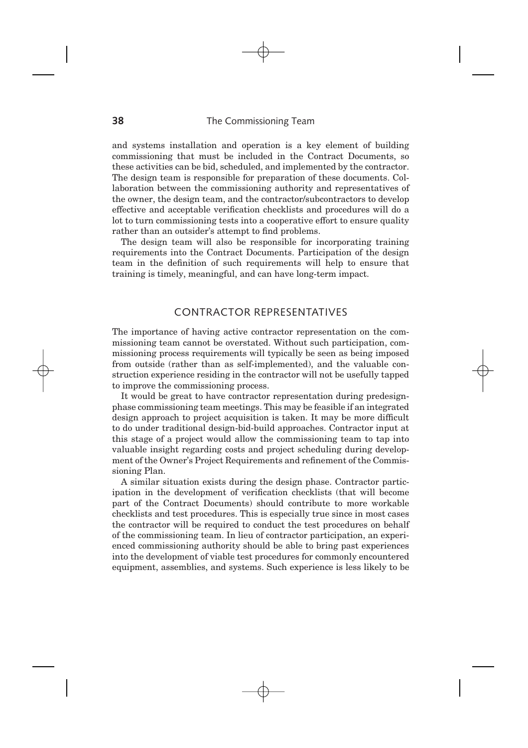and systems installation and operation is a key element of building commissioning that must be included in the Contract Documents, so these activities can be bid, scheduled, and implemented by the contractor. The design team is responsible for preparation of these documents. Collaboration between the commissioning authority and representatives of the owner, the design team, and the contractor/subcontractors to develop effective and acceptable verification checklists and procedures will do a lot to turn commissioning tests into a cooperative effort to ensure quality rather than an outsider's attempt to find problems.

The design team will also be responsible for incorporating training requirements into the Contract Documents. Participation of the design team in the definition of such requirements will help to ensure that training is timely, meaningful, and can have long-term impact.

## CONTRACTOR REPRESENTATIVES

The importance of having active contractor representation on the commissioning team cannot be overstated. Without such participation, commissioning process requirements will typically be seen as being imposed from outside (rather than as self-implemented), and the valuable construction experience residing in the contractor will not be usefully tapped to improve the commissioning process.

It would be great to have contractor representation during predesign-phase commissioning team meetings. This may be feasible if an integrated design approach to project acquisition is taken. It may be more difficult to do under traditional design-bid-build approaches. Contractor input at this stage of a project would allow the commissioning team to tap into valuable insight regarding costs and project scheduling during development of the Owner's Project Requirements and refinement of the Commissioning Plan.

A similar situation exists during the design phase. Contractor participation in the development of verification checklists (that will become part of the Contract Documents) should contribute to more workable checklists and test procedures. This is especially true since in most cases the contractor will be required to conduct the test procedures on behalf of the commissioning team. In lieu of contractor participation, an experienced commissioning authority should be able to bring past experiences into the development of viable test procedures for commonly encountered equipment, assemblies, and systems. Such experience is less likely to be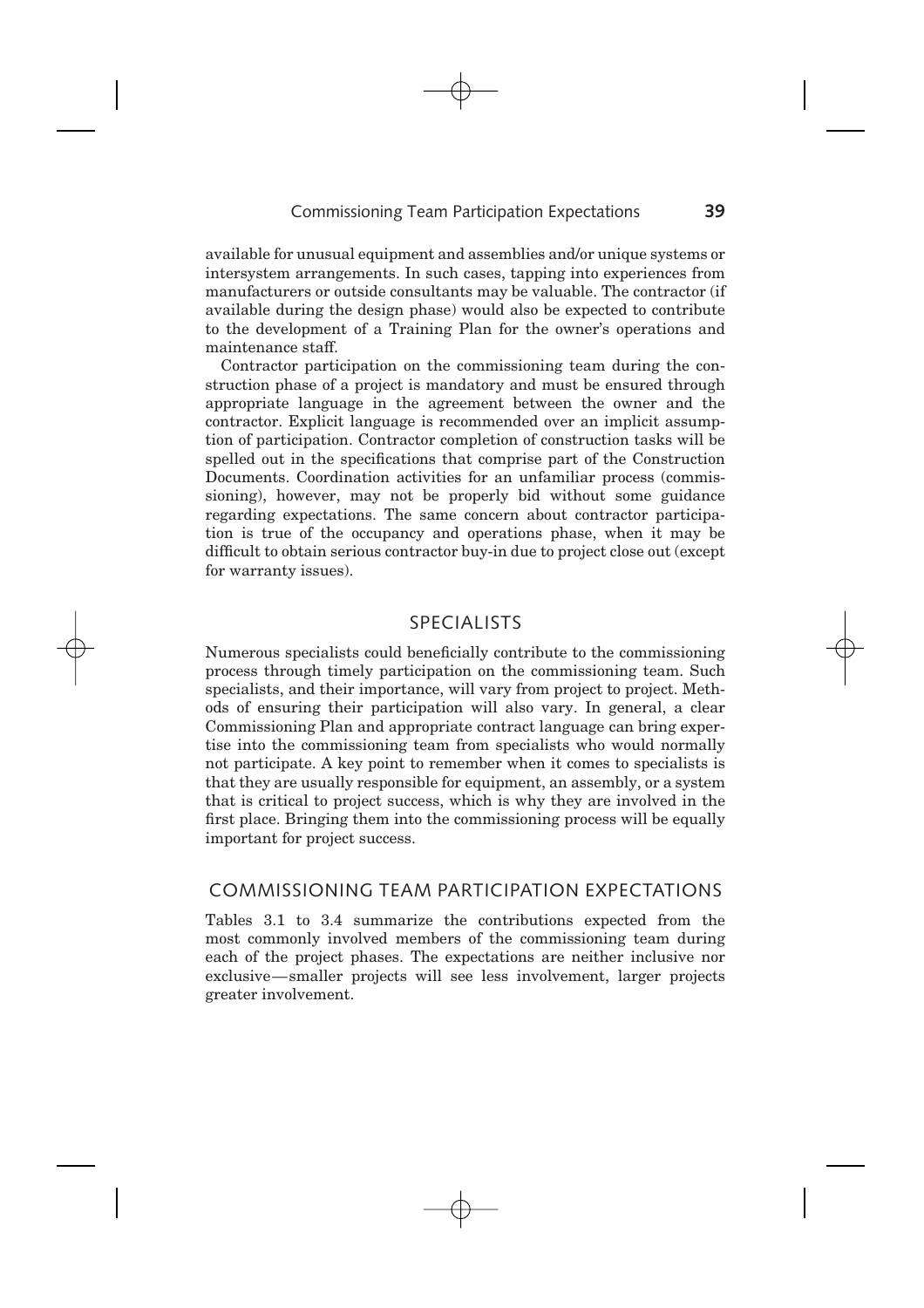available for unusual equipment and assemblies and/or unique systems or intersystem arrangements. In such cases, tapping into experiences from manufacturers or outside consultants may be valuable. The contractor (if available during the design phase) would also be expected to contribute to the development of a Training Plan for the owner's operations and maintenance staff.

Contractor participation on the commissioning team during the construction phase of a project is mandatory and must be ensured through appropriate language in the agreement between the owner and the contractor. Explicit language is recommended over an implicit assumption of participation. Contractor completion of construction tasks will be spelled out in the specifications that comprise part of the Construction Documents. Coordination activities for an unfamiliar process (commissioning), however, may not be properly bid without some guidance regarding expectations. The same concern about contractor participation is true of the occupancy and operations phase, when it may be difficult to obtain serious contractor buy-in due to project close out (except for warranty issues).

## SPECIALISTS

Numerous specialists could beneficially contribute to the commissioning process through timely participation on the commissioning team. Such specialists, and their importance, will vary from project to project. Methods of ensuring their participation will also vary. In general, a clear Commissioning Plan and appropriate contract language can bring expertise into the commissioning team from specialists who would normally not participate. A key point to remember when it comes to specialists is that they are usually responsible for equipment, an assembly, or a system that is critical to project success, which is why they are involved in the first place. Bringing them into the commissioning process will be equally important for project success.

## COMMISSIONING TEAM PARTICIPATION EXPECTATIONS

Tables 3.1 to 3.4 summarize the contributions expected from the most commonly involved members of the commissioning team during each of the project phases. The expectations are neither inclusive nor exclusive—smaller projects will see less involvement, larger projects greater involvement.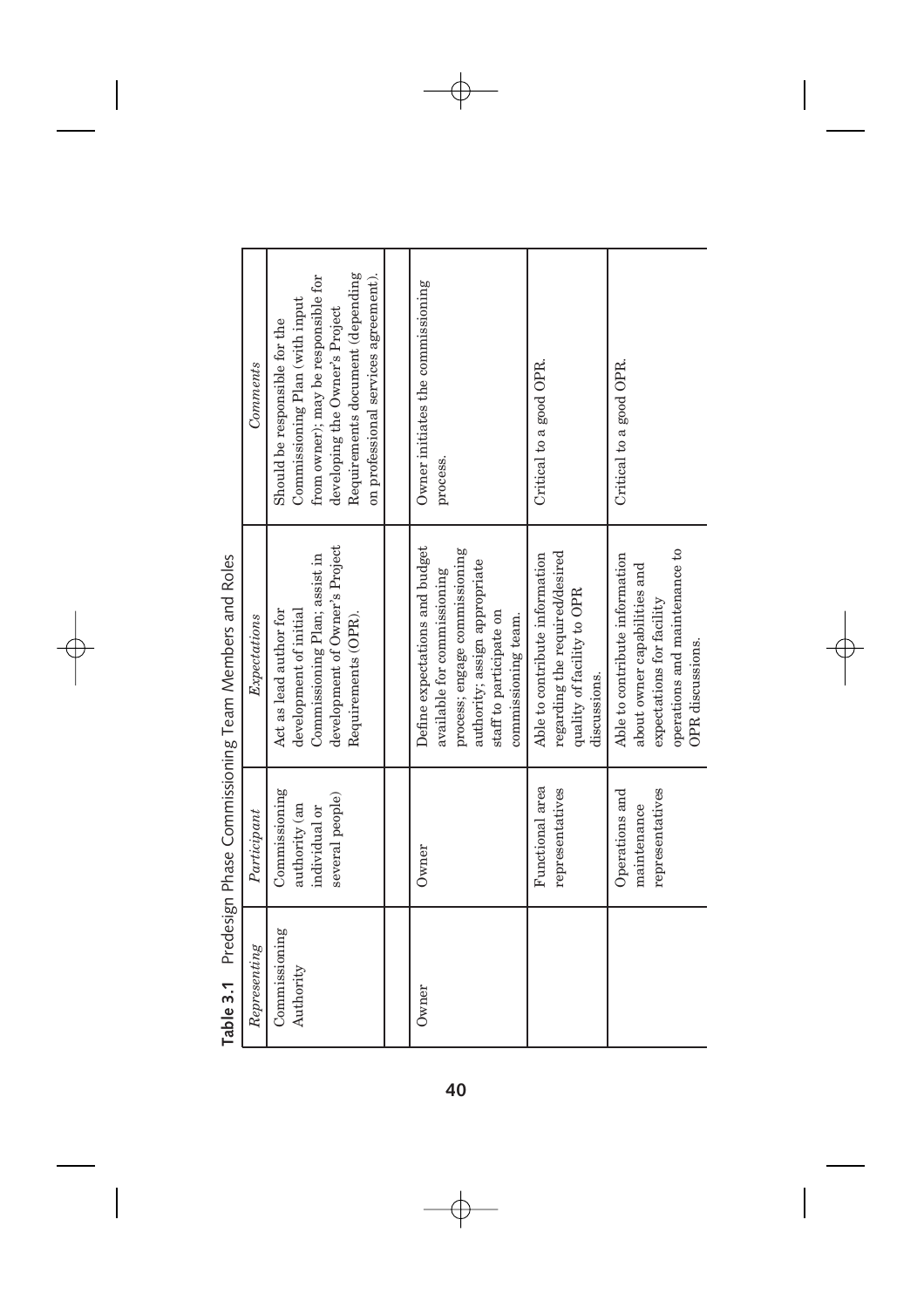**Table 3.1** Predesign Phase Commissioning Team Members and Roles

| *Representing* | *Participant* | *Expectations* | *Comments* |
|---|---|---|---|
| Commissioning Authority | Commissioning authority (an individual or several people) | Act as lead author for development of initial Commissioning Plan; assist in development of Owner's Project Requirements (OPR). | Should be responsible for the Commissioning Plan (with input from owner); may be responsible for developing the Owner's Project Requirements document (depending on professional services agreement). |
| | | | |
| Owner | Owner | Define expectations and budget available for commissioning process; engage commissioning authority; assign appropriate staff to participate on commissioning team. | Owner initiates the commissioning process. |
| | Functional area representatives | Able to contribute information regarding the required/desired quality of facility to OPR discussions. | Critical to a good OPR. |
| | Operations and maintenance representatives | Able to contribute information about owner capabilities and expectations for facility operations and maintenance to OPR discussions. | Critical to a good OPR. |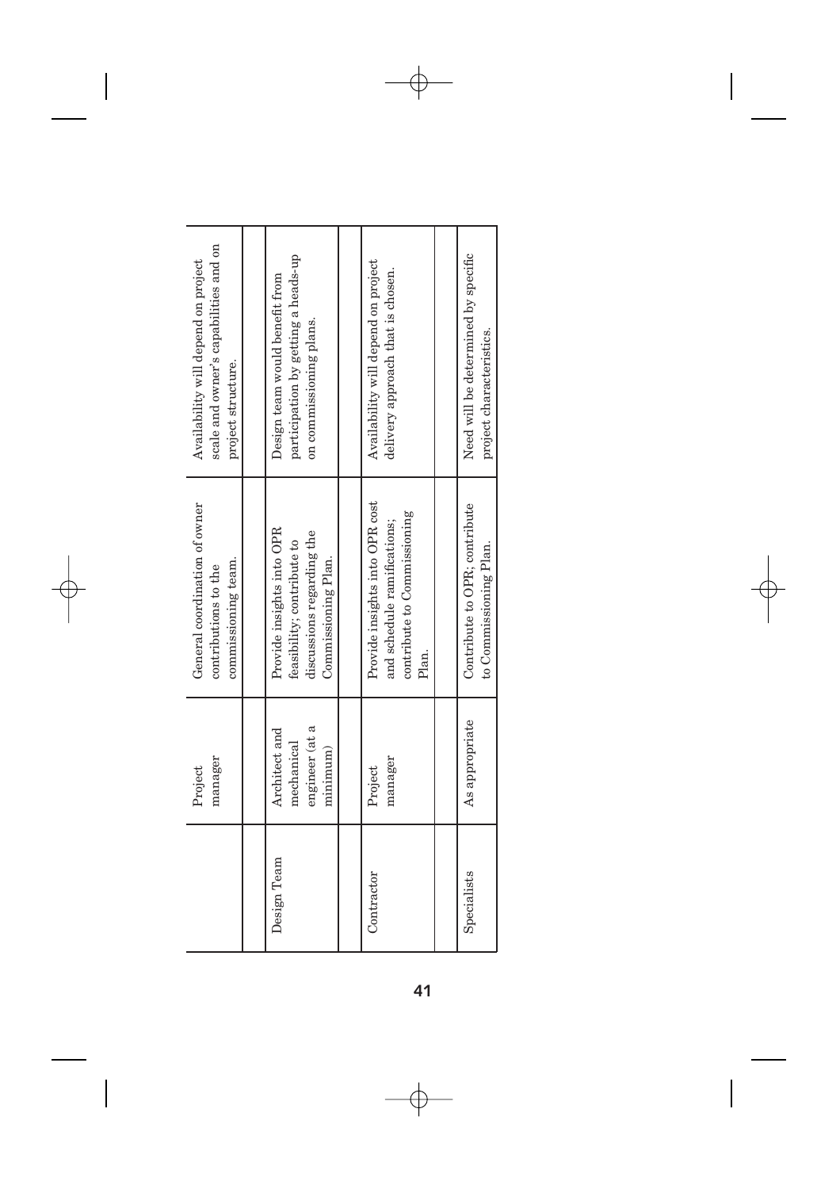| | | | |
|---|---|---|---|
| | Project manager | General coordination of owner contributions to the commissioning team. | Availability will depend on project scale and owner's capabilities and on project structure. |
| | | | |
| Design Team | Architect and mechanical engineer (at a minimum) | Provide insights into OPR feasibility; contribute to discussions regarding the Commissioning Plan. | Design team would benefit from participation by getting a heads-up on commissioning plans. |
| | | | |
| Contractor | Project manager | Provide insights into OPR cost and schedule ramifications; contribute to Commissioning Plan. | Availability will depend on project delivery approach that is chosen. |
| | | | |
| Specialists | As appropriate | Contribute to OPR; contribute to Commissioning Plan. | Need will be determined by specific project characteristics. |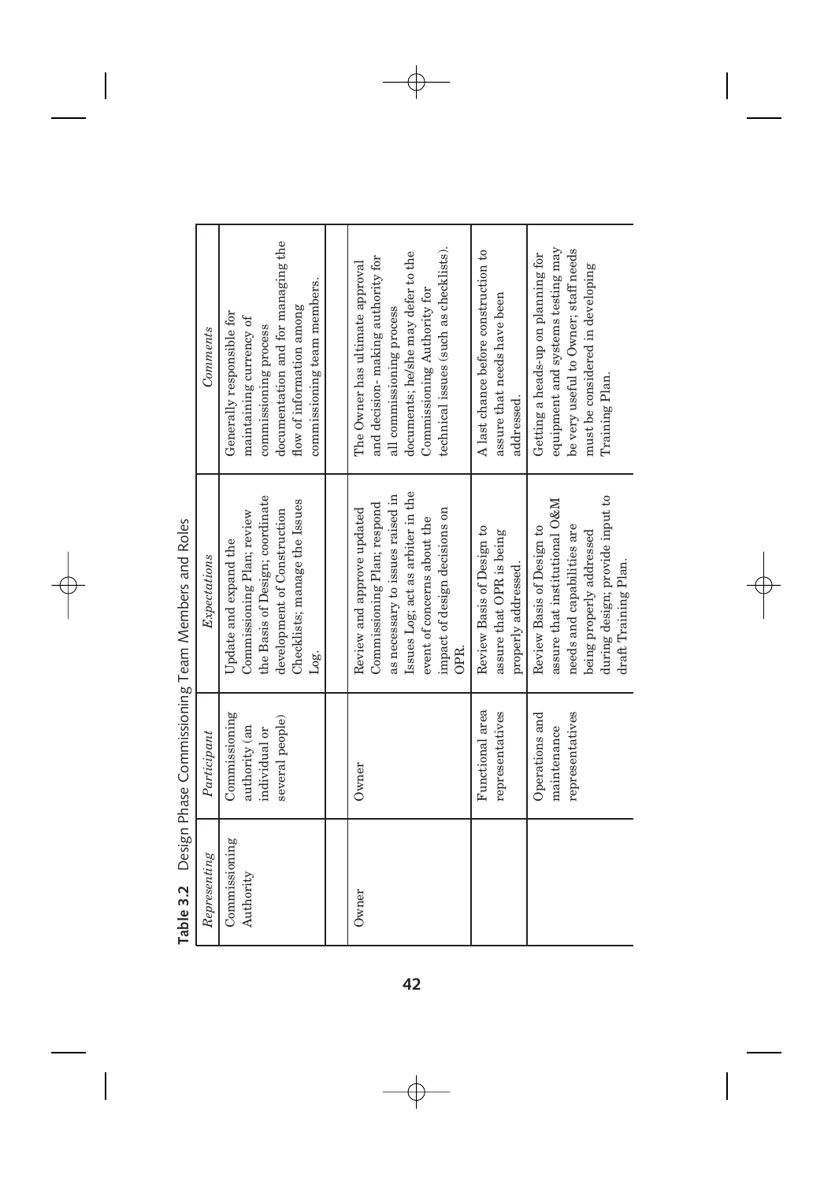**Table 3.2** Design Phase Commissioning Team Members and Roles

| *Representing* | *Participant* | *Expectations* | *Comments* |
|---|---|---|---|
| Commissioning Authority | Commissioning authority (an individual or several people) | Update and expand the Commissioning Plan; review the Basis of Design; coordinate development of Construction Checklists; manage the Issues Log. | Generally responsible for maintaining currency of commissioning process documentation and for managing the flow of information among commissioning team members. |
| | | | |
| Owner | Owner | Review and approve updated Commissioning Plan; respond as necessary to issues raised in Issues Log; act as arbiter in the event of concerns about the impact of design decisions on OPR. | The Owner has ultimate approval and decision- making authority for all commissioning process documents; he/she may defer to the Commissioning Authority for technical issues (such as checklists). |
| | Functional area representatives | Review Basis of Design to assure that OPR is being properly addressed. | A last chance before construction to assure that needs have been addressed. |
| | Operations and maintenance representatives | Review Basis of Design to assure that institutional O&M needs and capabilities are being properly addressed during design; provide input to draft Training Plan. | Getting a heads-up on planning for equipment and systems testing may be very useful to Owner; staff needs must be considered in developing Training Plan. |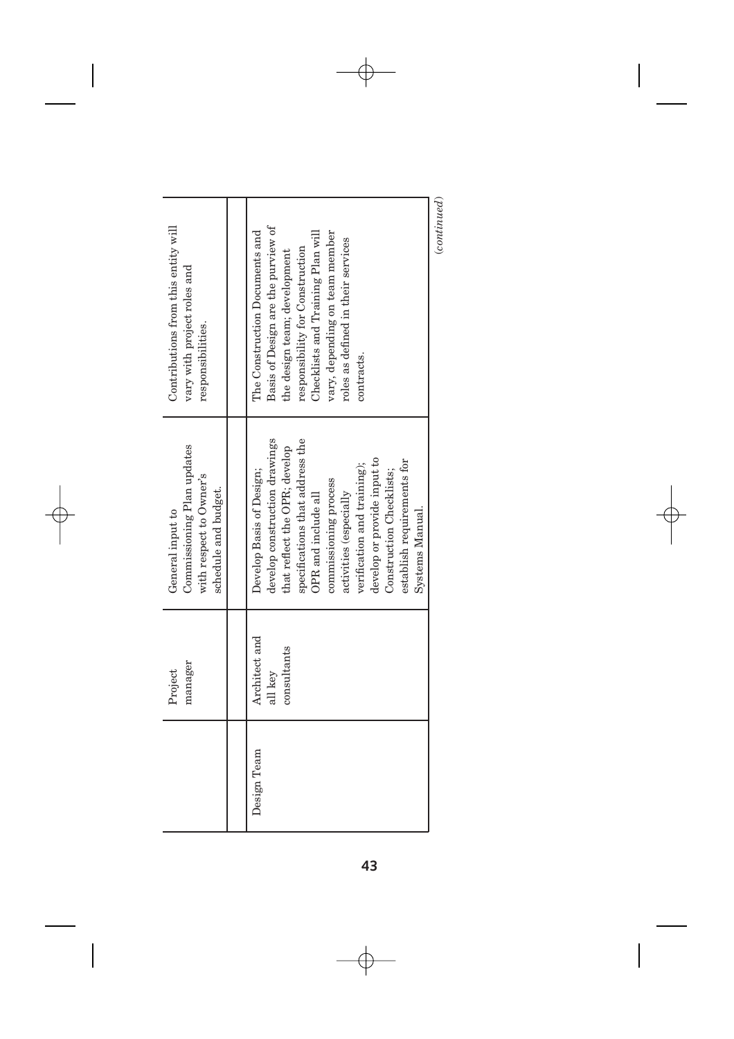| | | | |
|---|---|---|---|
| | Project manager | General input to Commissioning Plan updates with respect to Owner's schedule and budget. | Contributions from this entity will vary with project roles and responsibilities. |
| | | | |
| Design Team | Architect and all key consultants | Develop Basis of Design; develop construction drawings that reflect the OPR; develop specifications that address the OPR and include all commissioning process activities (especially verification and training); develop or provide input to Construction Checklists; establish requirements for Systems Manual. | The Construction Documents and Basis of Design are the purview of the design team; development responsibility for Construction Checklists and Training Plan will vary, depending on team member roles as defined in their services contracts. |

*(continued)*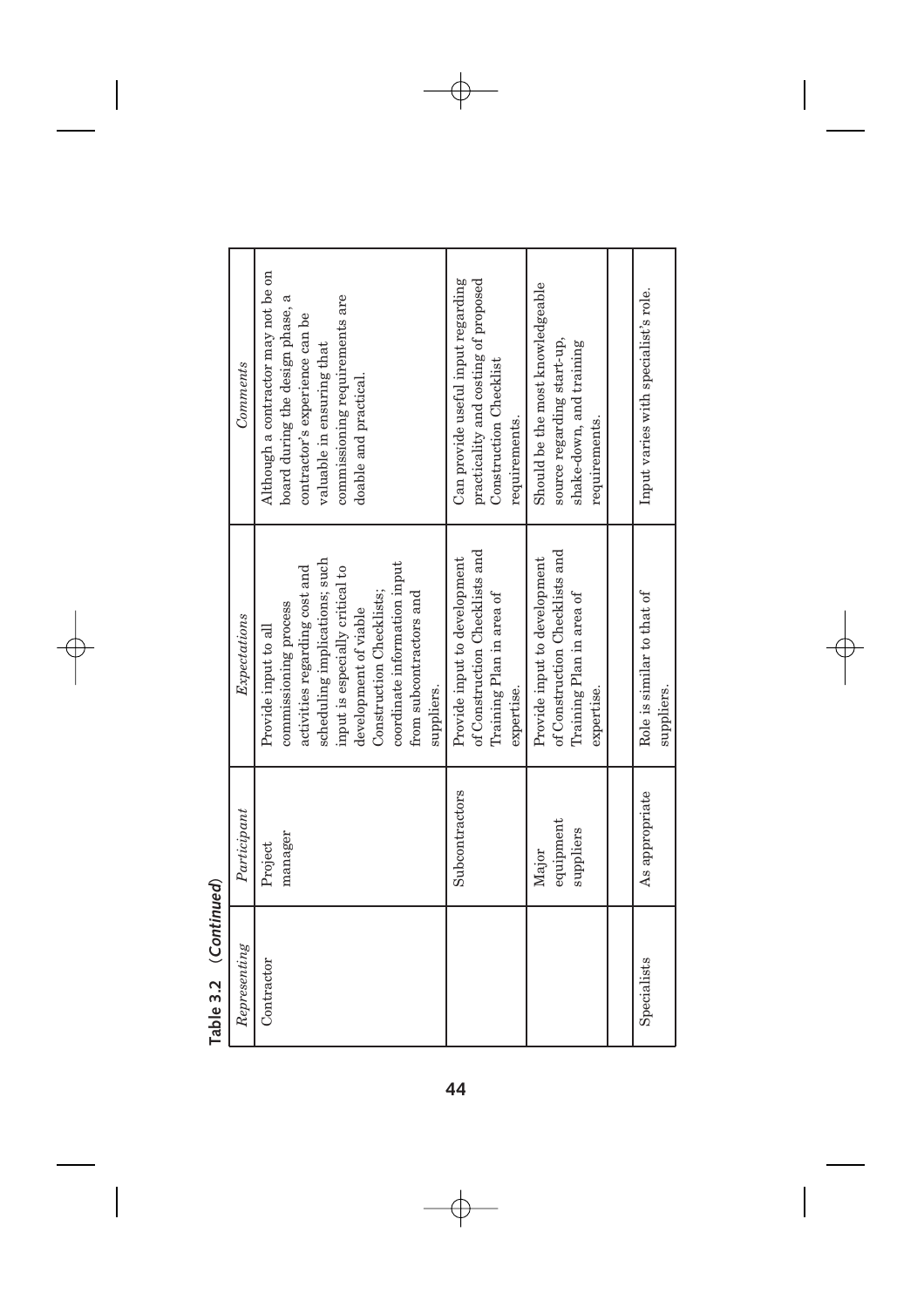**Table 3.2 (*Continued*)**

| *Representing* | *Participant* | *Expectations* | *Comments* |
|---|---|---|---|
| Contractor | Project manager | Provide input to all commissioning process activities regarding cost and scheduling implications; such input is especially critical to development of viable Construction Checklists; coordinate information input from subcontractors and suppliers. | Although a contractor may not be on board during the design phase, a contractor's experience can be valuable in ensuring that commissioning requirements are doable and practical. |
| | Subcontractors | Provide input to development of Construction Checklists and Training Plan in area of expertise. | Can provide useful input regarding practicality and costing of proposed Construction Checklist requirements. |
| | Major equipment suppliers | Provide input to development of Construction Checklists and Training Plan in area of expertise. | Should be the most knowledgeable source regarding start-up, shake-down, and training requirements. |
| | | | |
| Specialists | As appropriate | Role is similar to that of suppliers. | Input varies with specialist's role. |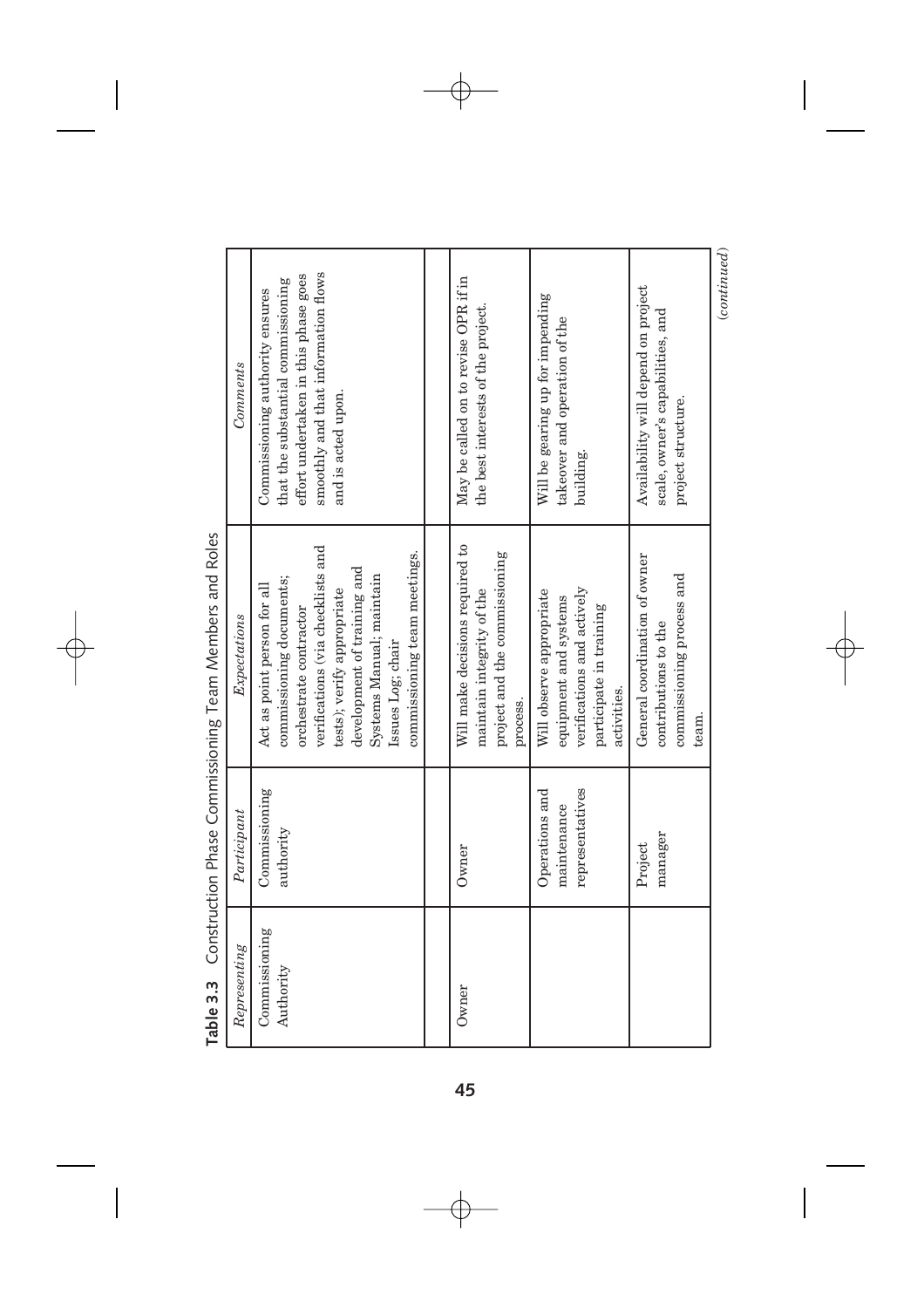**Table 3.3** Construction Phase Commissioning Team Members and Roles

| *Representing* | *Participant* | *Expectations* | *Comments* |
|---|---|---|---|
| Commissioning Authority | Commissioning authority | Act as point person for all commissioning documents; orchestrate contractor verifications (via checklists and tests); verify appropriate development of training and Systems Manual; maintain Issues Log; chair commissioning team meetings. | Commissioning authority ensures that the substantial commissioning effort undertaken in this phase goes smoothly and that information flows and is acted upon. |
| | | | |
| Owner | Owner | Will make decisions required to maintain integrity of the project and the commissioning process. | May be called on to revise OPR if in the best interests of the project. |
| | Operations and maintenance representatives | Will observe appropriate equipment and systems verifications and actively participate in training activities. | Will be gearing up for impending takeover and operation of the building. |
| | Project manager | General coordination of owner contributions to the commissioning process and team. | Availability will depend on project scale, owner's capabilities, and project structure. |

*(continued)*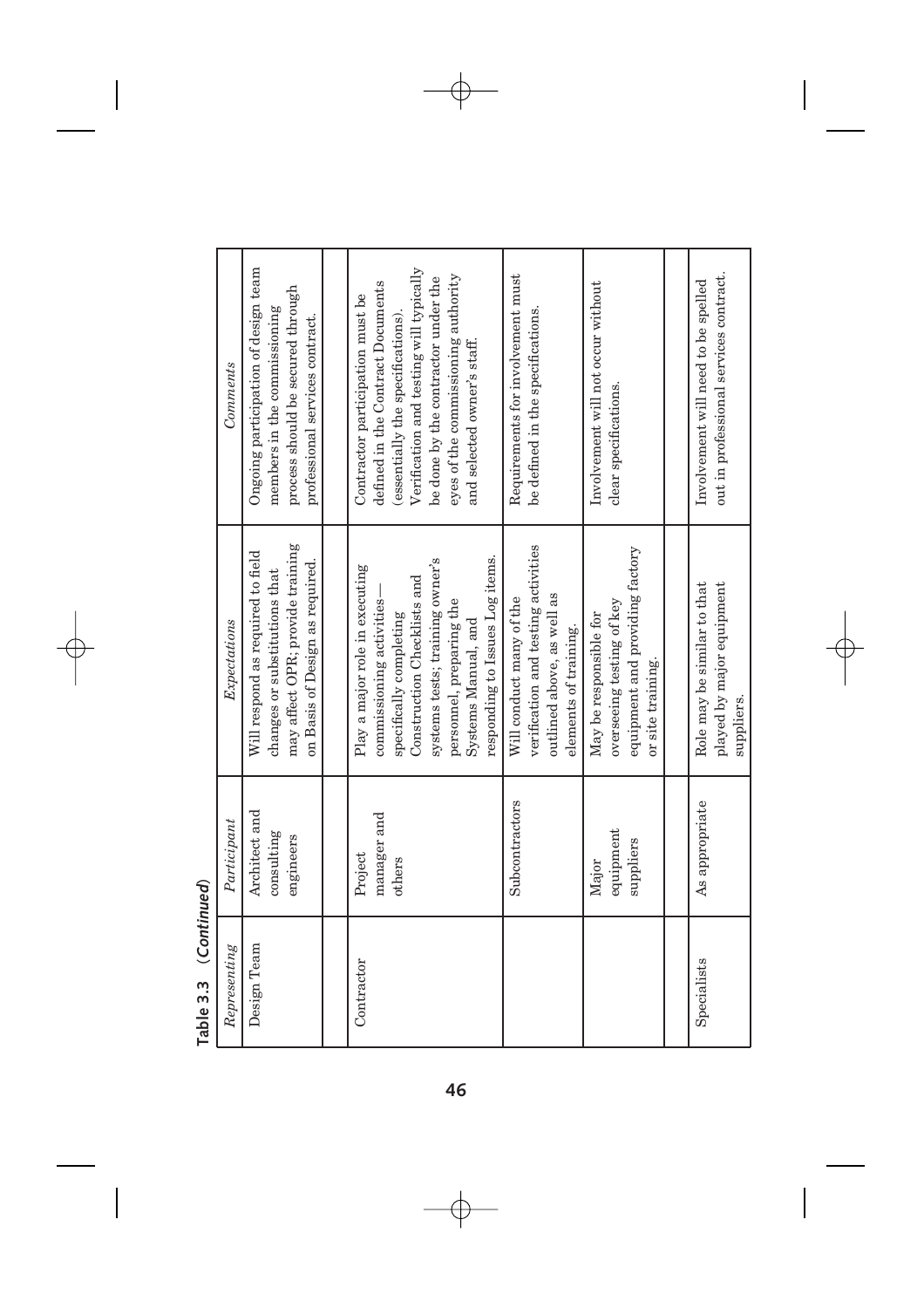**Table 3.3 (*Continued*)**

| *Representing* | *Participant* | *Expectations* | *Comments* |
|---|---|---|---|
| Design Team | Architect and consulting engineers | Will respond as required to field changes or substitutions that may affect OPR; provide training on Basis of Design as required. | Ongoing participation of design team members in the commissioning process should be secured through professional services contract. |
| | | | |
| Contractor | Project manager and others | Play a major role in executing commissioning activities—specifically completing Construction Checklists and systems tests; training owner's personnel, preparing the Systems Manual, and responding to Issues Log items. | Contractor participation must be defined in the Contract Documents (essentially the specifications). Verification and testing will typically be done by the contractor under the eyes of the commissioning authority and selected owner's staff. |
| | Subcontractors | Will conduct many of the verification and testing activities outlined above, as well as elements of training. | Requirements for involvement must be defined in the specifications. |
| | Major equipment suppliers | May be responsible for overseeing testing of key equipment and providing factory or site training. | Involvement will not occur without clear specifications. |
| | | | |
| Specialists | As appropriate | Role may be similar to that played by major equipment suppliers. | Involvement will need to be spelled out in professional services contract. |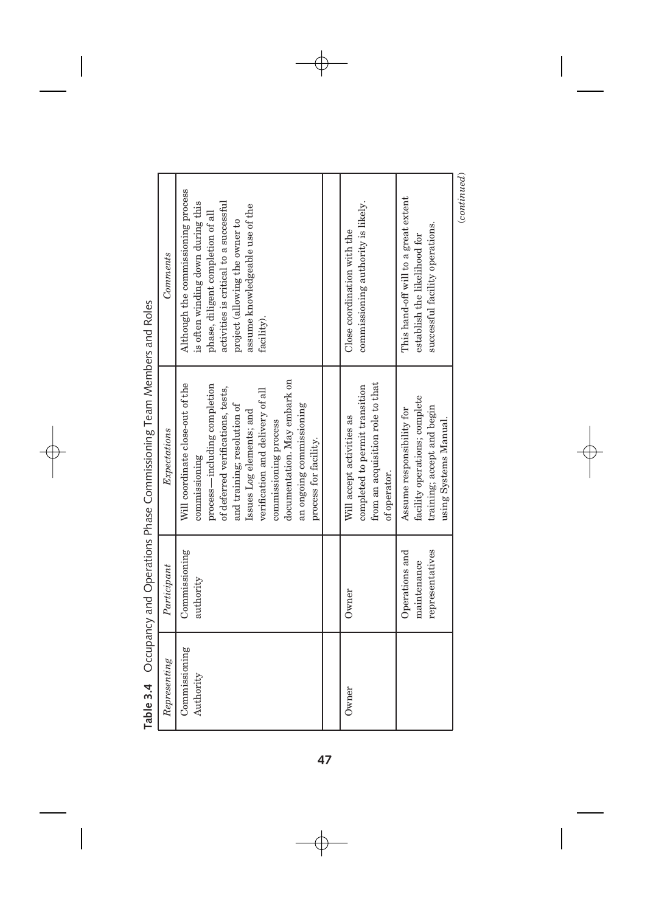**Table 3.4** Occupancy and Operations Phase Commissioning Team Members and Roles

| *Representing* | *Participant* | *Expectations* | *Comments* |
|---|---|---|---|
| Commissioning Authority | Commissioning authority | Will coordinate close-out of the commissioning process—including completion of deferred verifications, tests, and training; resolution of Issues Log elements; and verification and delivery of all commissioning process documentation. May embark on an ongoing commissioning process for facility. | Although the commissioning process is often winding down during this phase, diligent completion of all activities is critical to a successful project (allowing the owner to assume knowledgeable use of the facility). |
| | | | |
| Owner | Owner | Will accept activities as completed to permit transition from an acquisition role to that of operator. | Close coordination with the commissioning authority is likely. |
| | Operations and maintenance representatives | Assume responsibility for facility operations; complete training; accept and begin using Systems Manual. | This hand-off will to a great extent establish the likelihood for successful facility operations. |

*(continued)*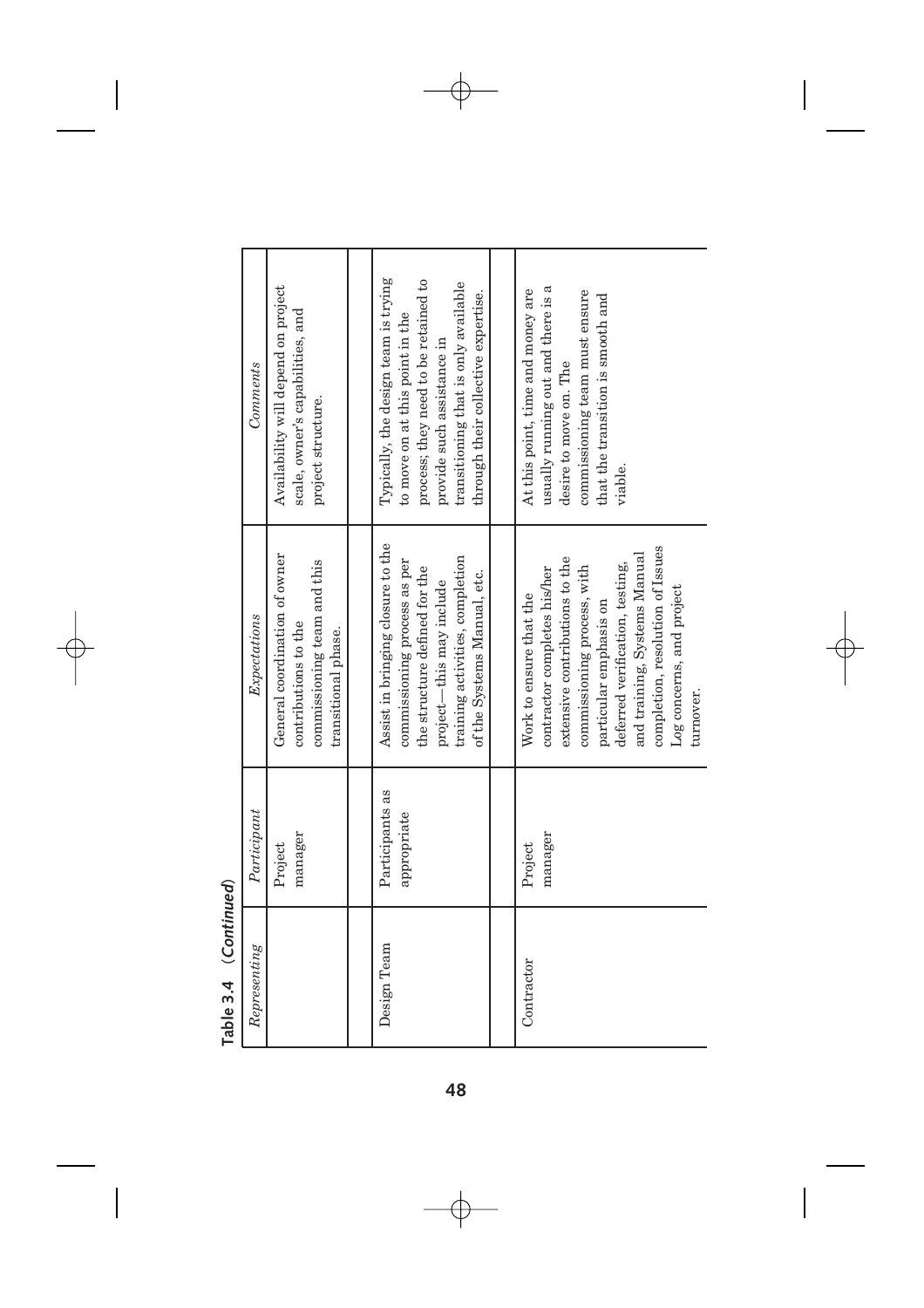**Table 3.4** (*Continued*)

| *Representing* | *Participant* | *Expectations* | *Comments* |
|---|---|---|---|
| | Project manager | General coordination of owner contributions to the commissioning team and this transitional phase. | Availability will depend on project scale, owner's capabilities, and project structure. |
| | | | |
| Design Team | Participants as appropriate | Assist in bringing closure to the commissioning process as per the structure defined for the project—this may include training activities, completion of the Systems Manual, etc. | Typically, the design team is trying to move on at this point in the process; they need to be retained to provide such assistance in transitioning that is only available through their collective expertise. |
| | | | |
| Contractor | Project manager | Work to ensure that the contractor completes his/her extensive contributions to the commissioning process, with particular emphasis on deferred verification, testing, and training, Systems Manual completion, resolution of Issues Log concerns, and project turnover. | At this point, time and money are usually running out and there is a desire to move on. The commissioning team must ensure that the transition is smooth and viable. |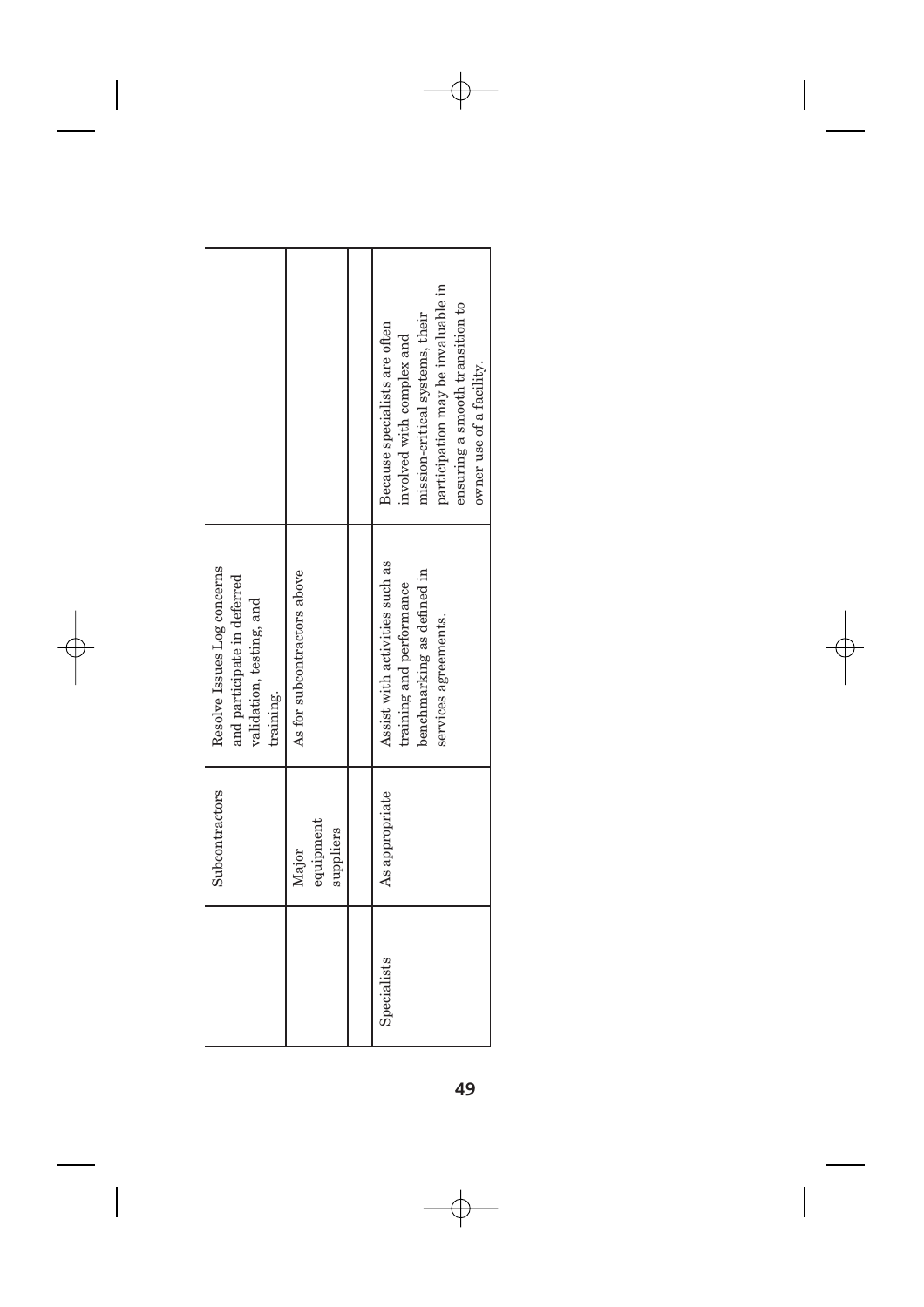| | | | |
|---|---|---|---|
| | Subcontractors | Resolve Issues Log concerns and participate in deferred validation, testing, and training. | |
| | Major equipment suppliers | As for subcontractors above | |
| | | | |
| Specialists | As appropriate | Assist with activities such as training and performance benchmarking as defined in services agreements. | Because specialists are often involved with complex and mission-critical systems, their participation may be invaluable in ensuring a smooth transition to owner use of a facility. |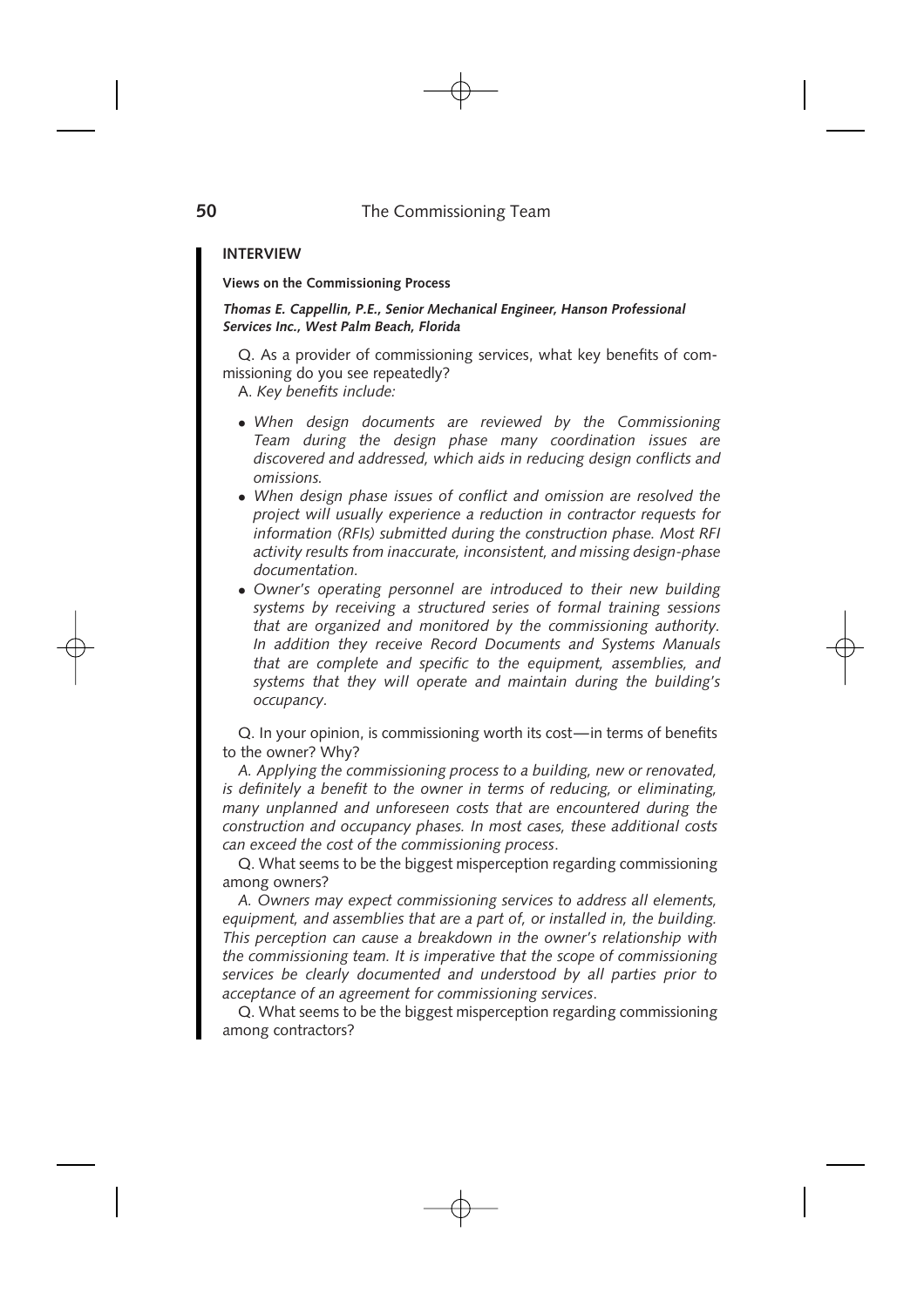**INTERVIEW**

**Views on the Commissioning Process**

***Thomas E. Cappellin, P.E., Senior Mechanical Engineer, Hanson Professional Services Inc., West Palm Beach, Florida***

Q. As a provider of commissioning services, what key benefits of commissioning do you see repeatedly?

A. *Key benefits include:*

- *When design documents are reviewed by the Commissioning Team during the design phase many coordination issues are discovered and addressed, which aids in reducing design conflicts and omissions.*
- *When design phase issues of conflict and omission are resolved the project will usually experience a reduction in contractor requests for information (RFIs) submitted during the construction phase. Most RFI activity results from inaccurate, inconsistent, and missing design-phase documentation.*
- *Owner's operating personnel are introduced to their new building systems by receiving a structured series of formal training sessions that are organized and monitored by the commissioning authority. In addition they receive Record Documents and Systems Manuals that are complete and specific to the equipment, assemblies, and systems that they will operate and maintain during the building's occupancy.*

Q. In your opinion, is commissioning worth its cost—in terms of benefits to the owner? Why?

*A. Applying the commissioning process to a building, new or renovated, is definitely a benefit to the owner in terms of reducing, or eliminating, many unplanned and unforeseen costs that are encountered during the construction and occupancy phases. In most cases, these additional costs can exceed the cost of the commissioning process.*

Q. What seems to be the biggest misperception regarding commissioning among owners?

*A. Owners may expect commissioning services to address all elements, equipment, and assemblies that are a part of, or installed in, the building. This perception can cause a breakdown in the owner's relationship with the commissioning team. It is imperative that the scope of commissioning services be clearly documented and understood by all parties prior to acceptance of an agreement for commissioning services.*

Q. What seems to be the biggest misperception regarding commissioning among contractors?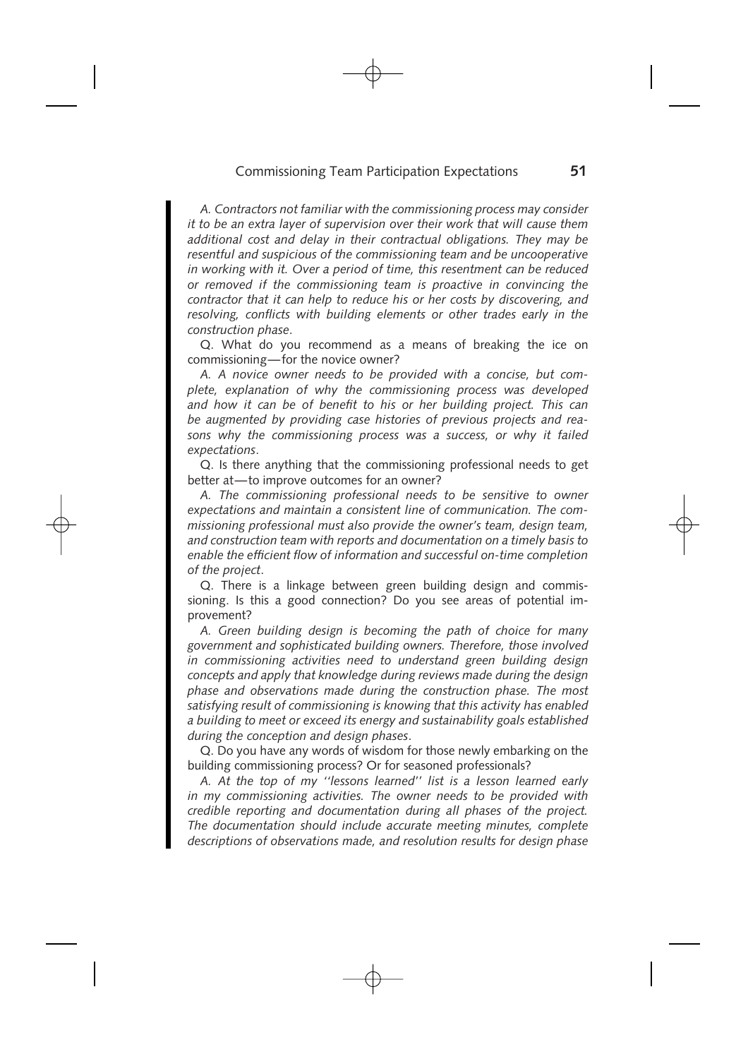*A. Contractors not familiar with the commissioning process may consider it to be an extra layer of supervision over their work that will cause them additional cost and delay in their contractual obligations. They may be resentful and suspicious of the commissioning team and be uncooperative in working with it. Over a period of time, this resentment can be reduced or removed if the commissioning team is proactive in convincing the contractor that it can help to reduce his or her costs by discovering, and resolving, conflicts with building elements or other trades early in the construction phase.*

Q. What do you recommend as a means of breaking the ice on commissioning—for the novice owner?

*A. A novice owner needs to be provided with a concise, but complete, explanation of why the commissioning process was developed and how it can be of benefit to his or her building project. This can be augmented by providing case histories of previous projects and reasons why the commissioning process was a success, or why it failed expectations.*

Q. Is there anything that the commissioning professional needs to get better at—to improve outcomes for an owner?

*A. The commissioning professional needs to be sensitive to owner expectations and maintain a consistent line of communication. The commissioning professional must also provide the owner's team, design team, and construction team with reports and documentation on a timely basis to enable the efficient flow of information and successful on-time completion of the project.*

Q. There is a linkage between green building design and commissioning. Is this a good connection? Do you see areas of potential improvement?

*A. Green building design is becoming the path of choice for many government and sophisticated building owners. Therefore, those involved in commissioning activities need to understand green building design concepts and apply that knowledge during reviews made during the design phase and observations made during the construction phase. The most satisfying result of commissioning is knowing that this activity has enabled a building to meet or exceed its energy and sustainability goals established during the conception and design phases.*

Q. Do you have any words of wisdom for those newly embarking on the building commissioning process? Or for seasoned professionals?

*A. At the top of my "lessons learned" list is a lesson learned early in my commissioning activities. The owner needs to be provided with credible reporting and documentation during all phases of the project. The documentation should include accurate meeting minutes, complete descriptions of observations made, and resolution results for design phase*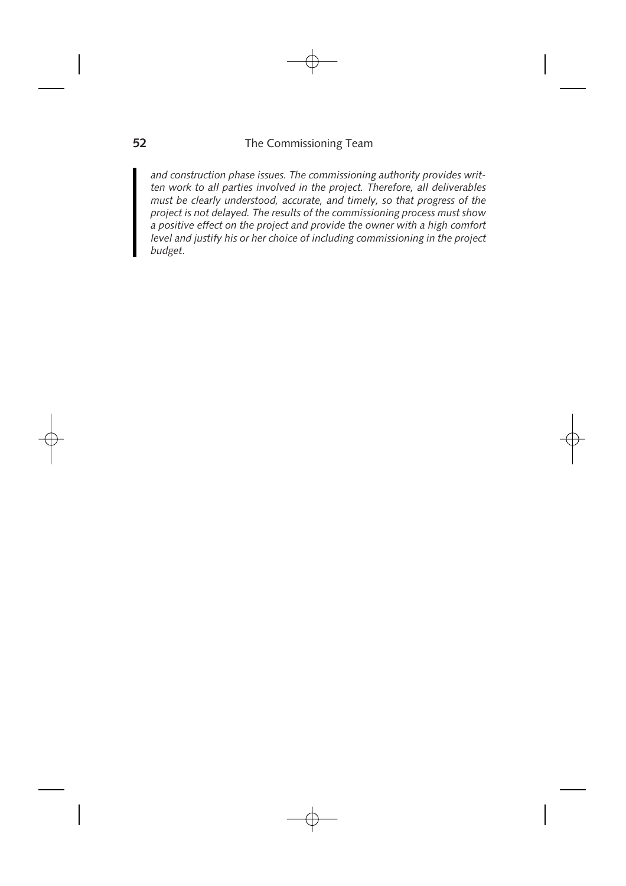*and construction phase issues. The commissioning authority provides written work to all parties involved in the project. Therefore, all deliverables must be clearly understood, accurate, and timely, so that progress of the project is not delayed. The results of the commissioning process must show a positive effect on the project and provide the owner with a high comfort level and justify his or her choice of including commissioning in the project budget.*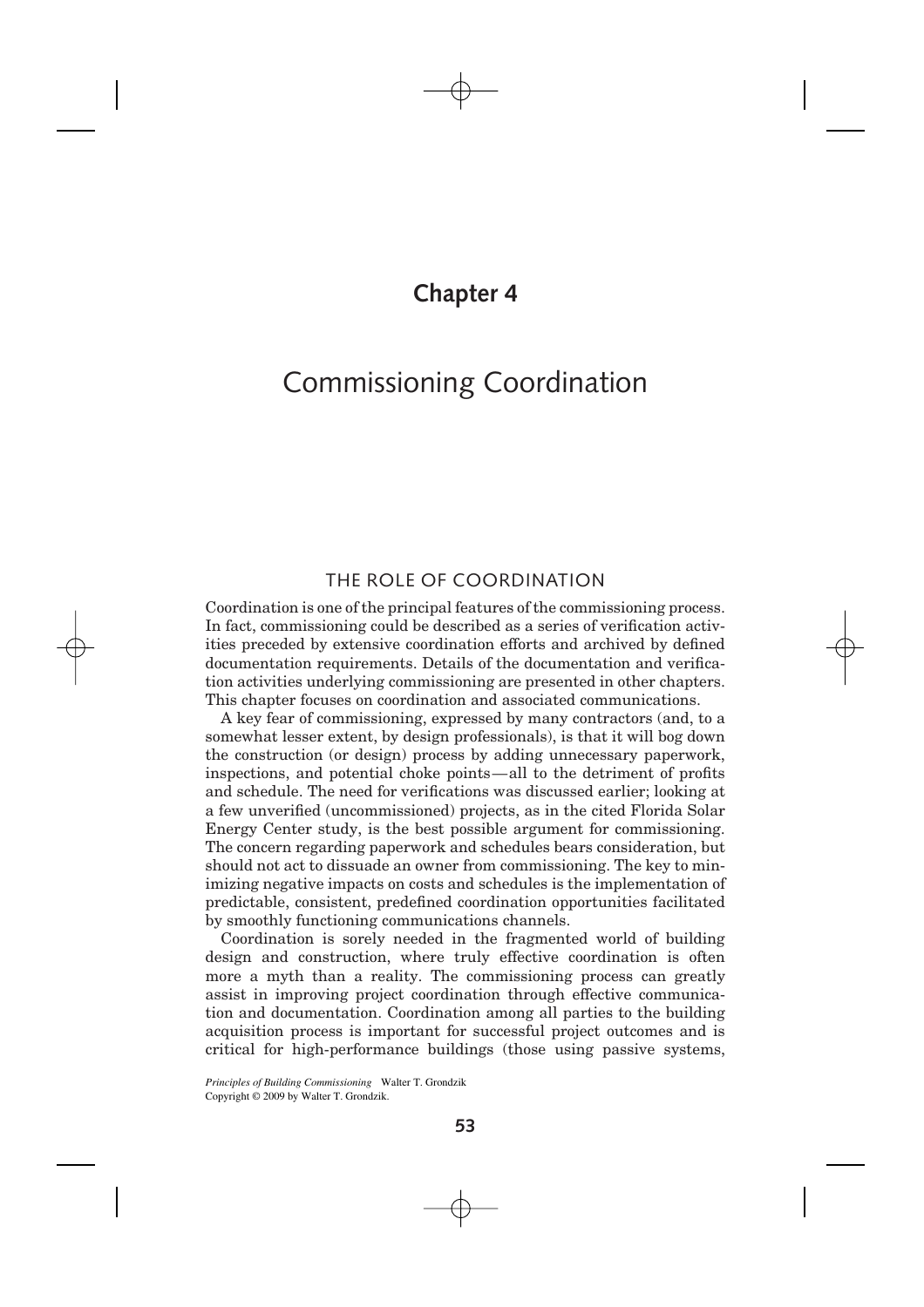# Chapter 4

# Commissioning Coordination

## THE ROLE OF COORDINATION

Coordination is one of the principal features of the commissioning process. In fact, commissioning could be described as a series of verification activities preceded by extensive coordination efforts and archived by defined documentation requirements. Details of the documentation and verification activities underlying commissioning are presented in other chapters. This chapter focuses on coordination and associated communications.

A key fear of commissioning, expressed by many contractors (and, to a somewhat lesser extent, by design professionals), is that it will bog down the construction (or design) process by adding unnecessary paperwork, inspections, and potential choke points—all to the detriment of profits and schedule. The need for verifications was discussed earlier; looking at a few unverified (uncommissioned) projects, as in the cited Florida Solar Energy Center study, is the best possible argument for commissioning. The concern regarding paperwork and schedules bears consideration, but should not act to dissuade an owner from commissioning. The key to minimizing negative impacts on costs and schedules is the implementation of predictable, consistent, predefined coordination opportunities facilitated by smoothly functioning communications channels.

Coordination is sorely needed in the fragmented world of building design and construction, where truly effective coordination is often more a myth than a reality. The commissioning process can greatly assist in improving project coordination through effective communication and documentation. Coordination among all parties to the building acquisition process is important for successful project outcomes and is critical for high-performance buildings (those using passive systems,

*Principles of Building Commissioning* Walter T. Grondzik
Copyright © 2009 by Walter T. Grondzik.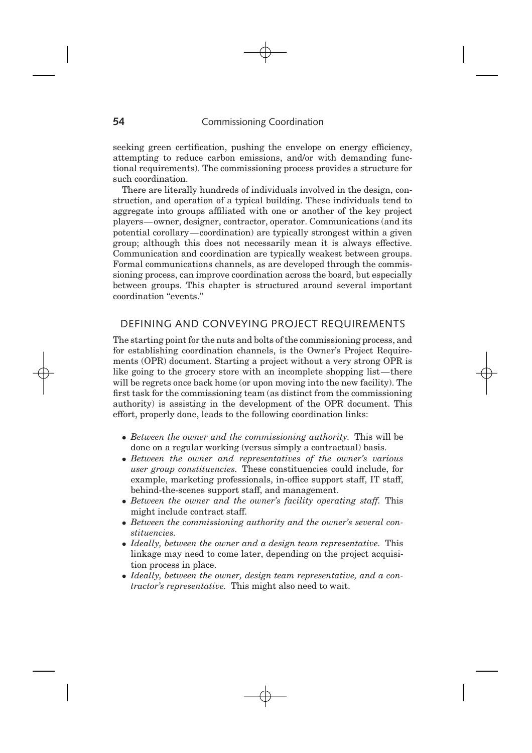seeking green certification, pushing the envelope on energy efficiency, attempting to reduce carbon emissions, and/or with demanding functional requirements). The commissioning process provides a structure for such coordination.

There are literally hundreds of individuals involved in the design, construction, and operation of a typical building. These individuals tend to aggregate into groups affiliated with one or another of the key project players—owner, designer, contractor, operator. Communications (and its potential corollary—coordination) are typically strongest within a given group; although this does not necessarily mean it is always effective. Communication and coordination are typically weakest between groups. Formal communications channels, as are developed through the commissioning process, can improve coordination across the board, but especially between groups. This chapter is structured around several important coordination "events."

## DEFINING AND CONVEYING PROJECT REQUIREMENTS

The starting point for the nuts and bolts of the commissioning process, and for establishing coordination channels, is the Owner's Project Requirements (OPR) document. Starting a project without a very strong OPR is like going to the grocery store with an incomplete shopping list—there will be regrets once back home (or upon moving into the new facility). The first task for the commissioning team (as distinct from the commissioning authority) is assisting in the development of the OPR document. This effort, properly done, leads to the following coordination links:

- *Between the owner and the commissioning authority.* This will be done on a regular working (versus simply a contractual) basis.
- *Between the owner and representatives of the owner's various user group constituencies.* These constituencies could include, for example, marketing professionals, in-office support staff, IT staff, behind-the-scenes support staff, and management.
- *Between the owner and the owner's facility operating staff.* This might include contract staff.
- *Between the commissioning authority and the owner's several constituencies.*
- *Ideally, between the owner and a design team representative.* This linkage may need to come later, depending on the project acquisition process in place.
- *Ideally, between the owner, design team representative, and a contractor's representative.* This might also need to wait.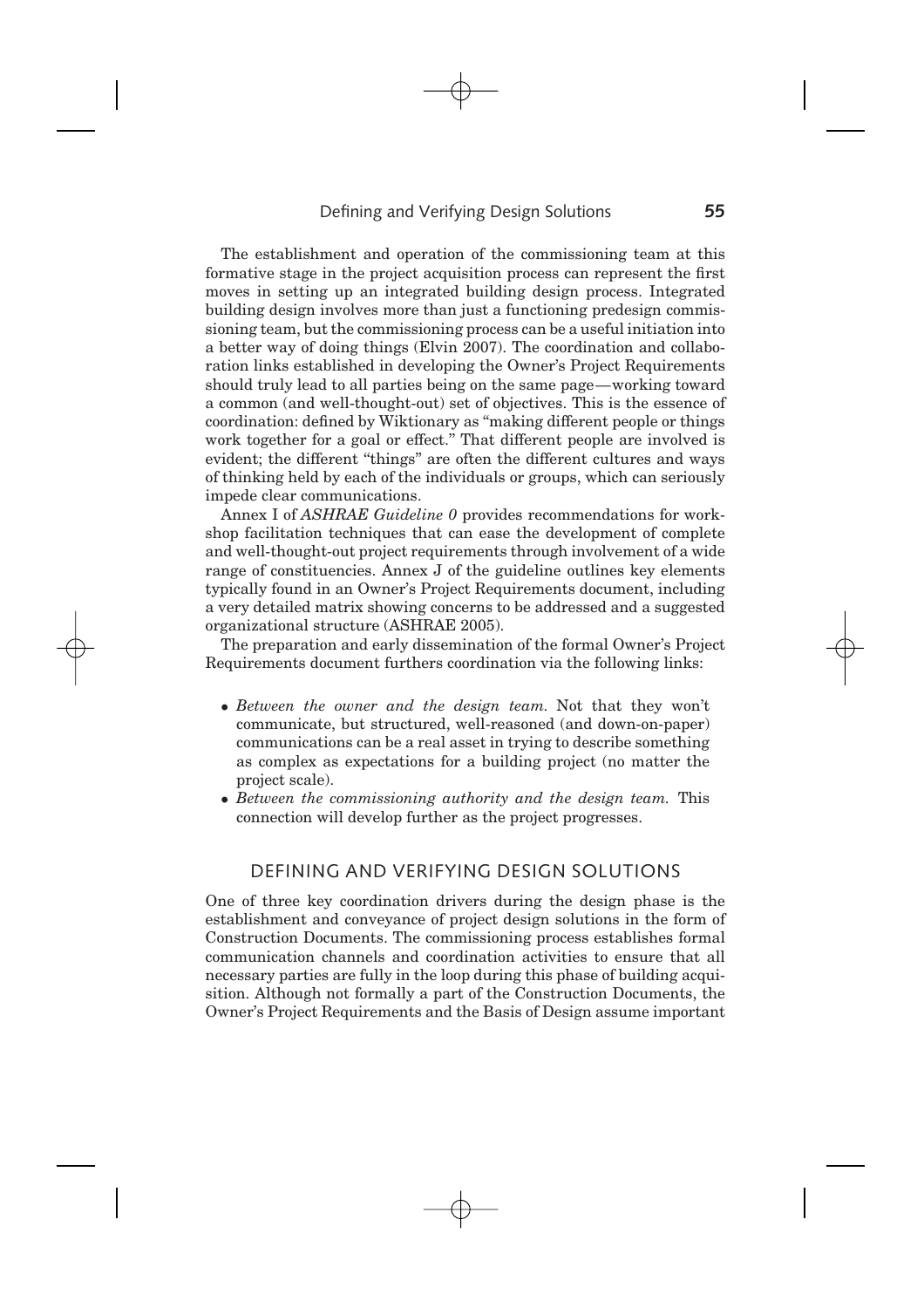The establishment and operation of the commissioning team at this formative stage in the project acquisition process can represent the first moves in setting up an integrated building design process. Integrated building design involves more than just a functioning predesign commissioning team, but the commissioning process can be a useful initiation into a better way of doing things (Elvin 2007). The coordination and collaboration links established in developing the Owner's Project Requirements should truly lead to all parties being on the same page—working toward a common (and well-thought-out) set of objectives. This is the essence of coordination: defined by Wiktionary as "making different people or things work together for a goal or effect." That different people are involved is evident; the different "things" are often the different cultures and ways of thinking held by each of the individuals or groups, which can seriously impede clear communications.

Annex I of *ASHRAE Guideline 0* provides recommendations for workshop facilitation techniques that can ease the development of complete and well-thought-out project requirements through involvement of a wide range of constituencies. Annex J of the guideline outlines key elements typically found in an Owner's Project Requirements document, including a very detailed matrix showing concerns to be addressed and a suggested organizational structure (ASHRAE 2005).

The preparation and early dissemination of the formal Owner's Project Requirements document furthers coordination via the following links:

- *Between the owner and the design team.* Not that they won't communicate, but structured, well-reasoned (and down-on-paper) communications can be a real asset in trying to describe something as complex as expectations for a building project (no matter the project scale).
- *Between the commissioning authority and the design team.* This connection will develop further as the project progresses.

## DEFINING AND VERIFYING DESIGN SOLUTIONS

One of three key coordination drivers during the design phase is the establishment and conveyance of project design solutions in the form of Construction Documents. The commissioning process establishes formal communication channels and coordination activities to ensure that all necessary parties are fully in the loop during this phase of building acquisition. Although not formally a part of the Construction Documents, the Owner's Project Requirements and the Basis of Design assume important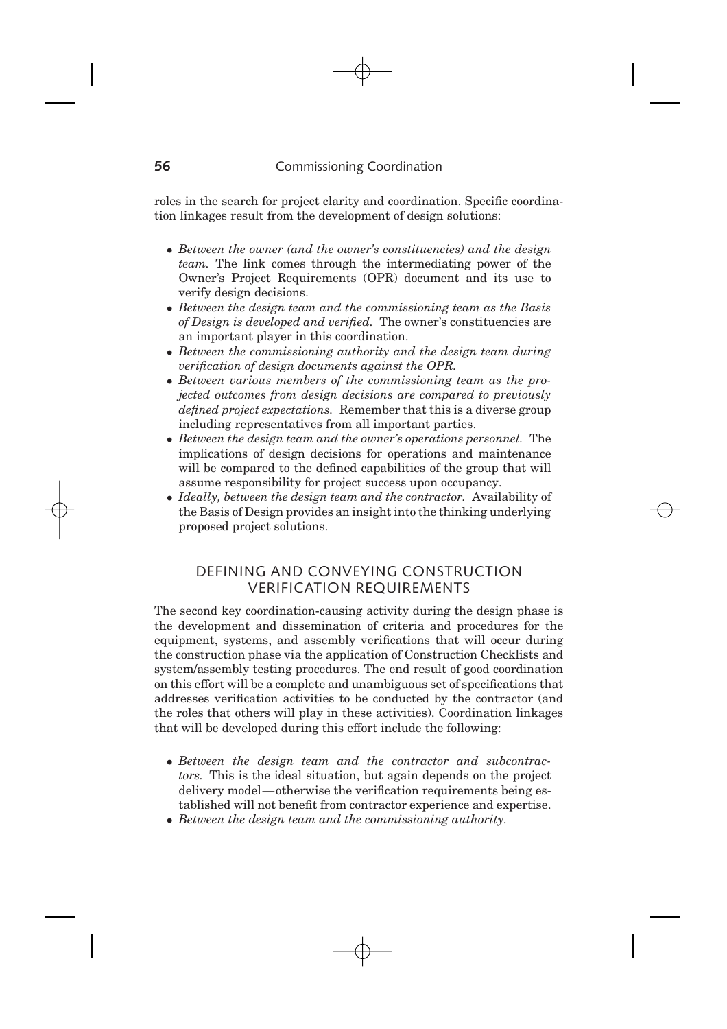roles in the search for project clarity and coordination. Specific coordination linkages result from the development of design solutions:

- *Between the owner (and the owner's constituencies) and the design team.* The link comes through the intermediating power of the Owner's Project Requirements (OPR) document and its use to verify design decisions.
- *Between the design team and the commissioning team as the Basis of Design is developed and verified.* The owner's constituencies are an important player in this coordination.
- *Between the commissioning authority and the design team during verification of design documents against the OPR.*
- *Between various members of the commissioning team as the projected outcomes from design decisions are compared to previously defined project expectations.* Remember that this is a diverse group including representatives from all important parties.
- *Between the design team and the owner's operations personnel.* The implications of design decisions for operations and maintenance will be compared to the defined capabilities of the group that will assume responsibility for project success upon occupancy.
- *Ideally, between the design team and the contractor.* Availability of the Basis of Design provides an insight into the thinking underlying proposed project solutions.

## DEFINING AND CONVEYING CONSTRUCTION VERIFICATION REQUIREMENTS

The second key coordination-causing activity during the design phase is the development and dissemination of criteria and procedures for the equipment, systems, and assembly verifications that will occur during the construction phase via the application of Construction Checklists and system/assembly testing procedures. The end result of good coordination on this effort will be a complete and unambiguous set of specifications that addresses verification activities to be conducted by the contractor (and the roles that others will play in these activities). Coordination linkages that will be developed during this effort include the following:

- *Between the design team and the contractor and subcontractors.* This is the ideal situation, but again depends on the project delivery model—otherwise the verification requirements being established will not benefit from contractor experience and expertise.
- *Between the design team and the commissioning authority.*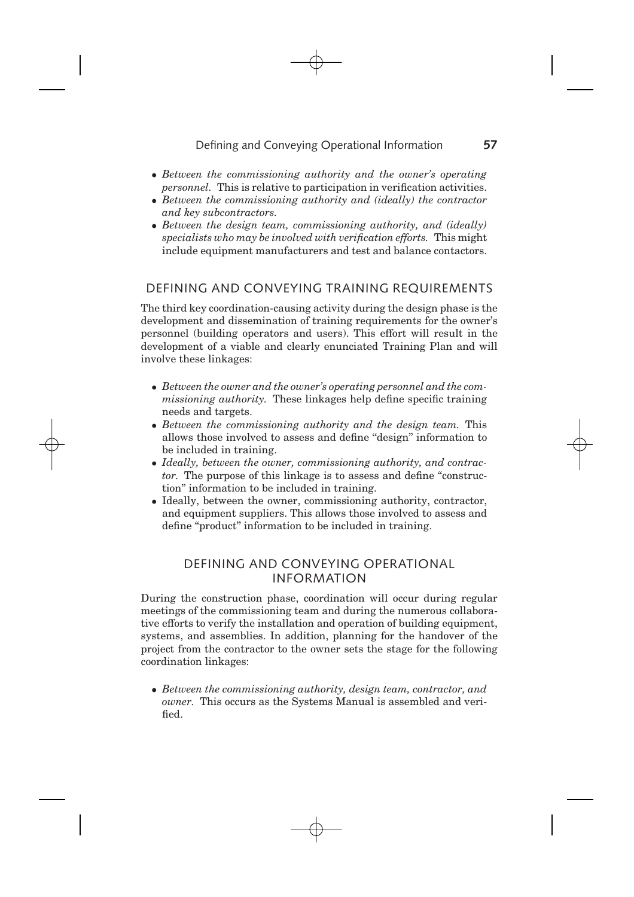- *Between the commissioning authority and the owner's operating personnel.* This is relative to participation in verification activities.
- *Between the commissioning authority and (ideally) the contractor and key subcontractors.*
- *Between the design team, commissioning authority, and (ideally) specialists who may be involved with verification efforts.* This might include equipment manufacturers and test and balance contactors.

## DEFINING AND CONVEYING TRAINING REQUIREMENTS

The third key coordination-causing activity during the design phase is the development and dissemination of training requirements for the owner's personnel (building operators and users). This effort will result in the development of a viable and clearly enunciated Training Plan and will involve these linkages:

- *Between the owner and the owner's operating personnel and the commissioning authority.* These linkages help define specific training needs and targets.
- *Between the commissioning authority and the design team.* This allows those involved to assess and define "design" information to be included in training.
- *Ideally, between the owner, commissioning authority, and contractor.* The purpose of this linkage is to assess and define "construction" information to be included in training.
- Ideally, between the owner, commissioning authority, contractor, and equipment suppliers. This allows those involved to assess and define "product" information to be included in training.

## DEFINING AND CONVEYING OPERATIONAL INFORMATION

During the construction phase, coordination will occur during regular meetings of the commissioning team and during the numerous collaborative efforts to verify the installation and operation of building equipment, systems, and assemblies. In addition, planning for the handover of the project from the contractor to the owner sets the stage for the following coordination linkages:

- *Between the commissioning authority, design team, contractor, and owner.* This occurs as the Systems Manual is assembled and verified.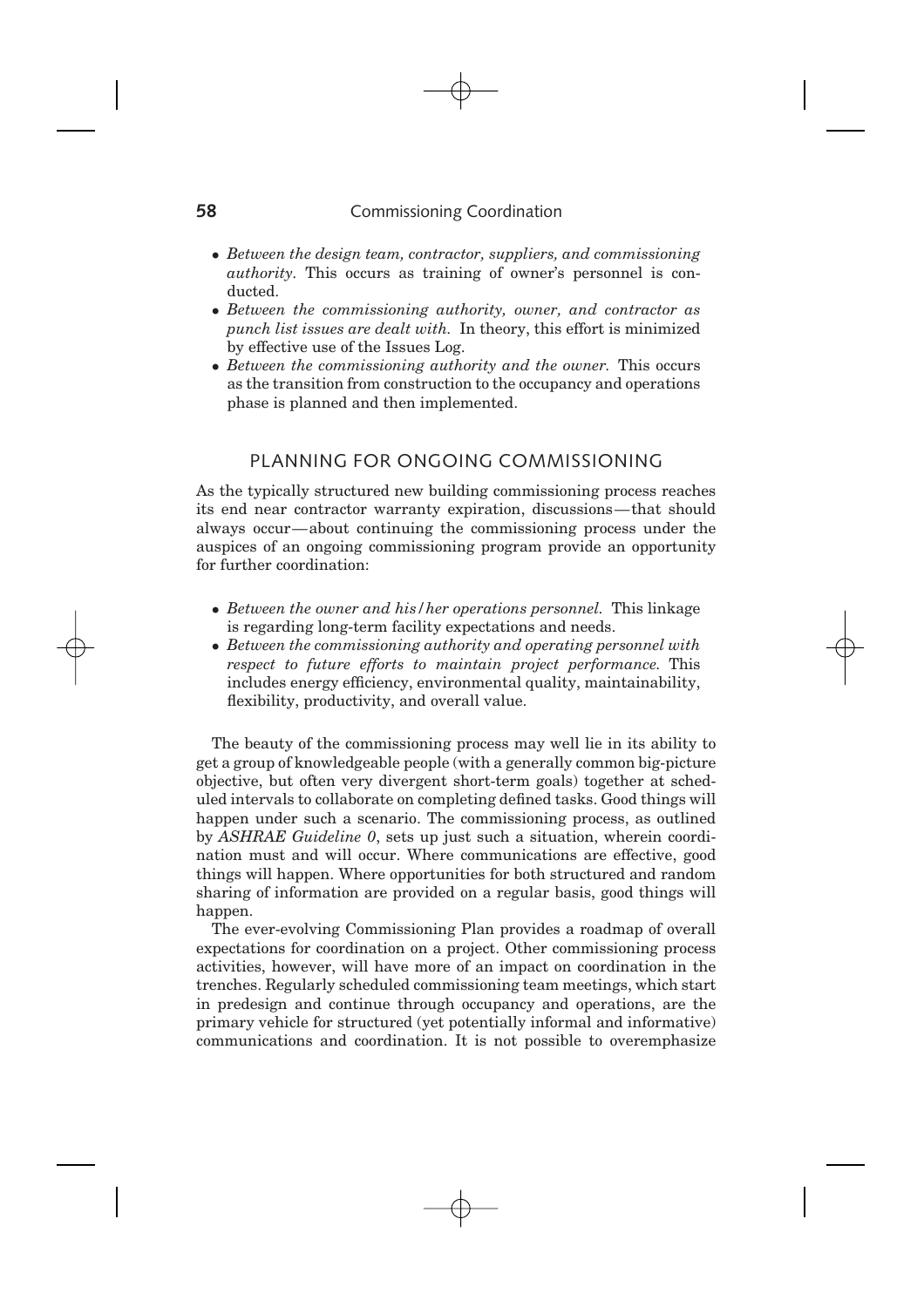- *Between the design team, contractor, suppliers, and commissioning authority.* This occurs as training of owner's personnel is conducted.
- *Between the commissioning authority, owner, and contractor as punch list issues are dealt with.* In theory, this effort is minimized by effective use of the Issues Log.
- *Between the commissioning authority and the owner.* This occurs as the transition from construction to the occupancy and operations phase is planned and then implemented.

## PLANNING FOR ONGOING COMMISSIONING

As the typically structured new building commissioning process reaches its end near contractor warranty expiration, discussions—that should always occur—about continuing the commissioning process under the auspices of an ongoing commissioning program provide an opportunity for further coordination:

- *Between the owner and his/her operations personnel.* This linkage is regarding long-term facility expectations and needs.
- *Between the commissioning authority and operating personnel with respect to future efforts to maintain project performance.* This includes energy efficiency, environmental quality, maintainability, flexibility, productivity, and overall value.

The beauty of the commissioning process may well lie in its ability to get a group of knowledgeable people (with a generally common big-picture objective, but often very divergent short-term goals) together at scheduled intervals to collaborate on completing defined tasks. Good things will happen under such a scenario. The commissioning process, as outlined by *ASHRAE Guideline 0*, sets up just such a situation, wherein coordination must and will occur. Where communications are effective, good things will happen. Where opportunities for both structured and random sharing of information are provided on a regular basis, good things will happen.

The ever-evolving Commissioning Plan provides a roadmap of overall expectations for coordination on a project. Other commissioning process activities, however, will have more of an impact on coordination in the trenches. Regularly scheduled commissioning team meetings, which start in predesign and continue through occupancy and operations, are the primary vehicle for structured (yet potentially informal and informative) communications and coordination. It is not possible to overemphasize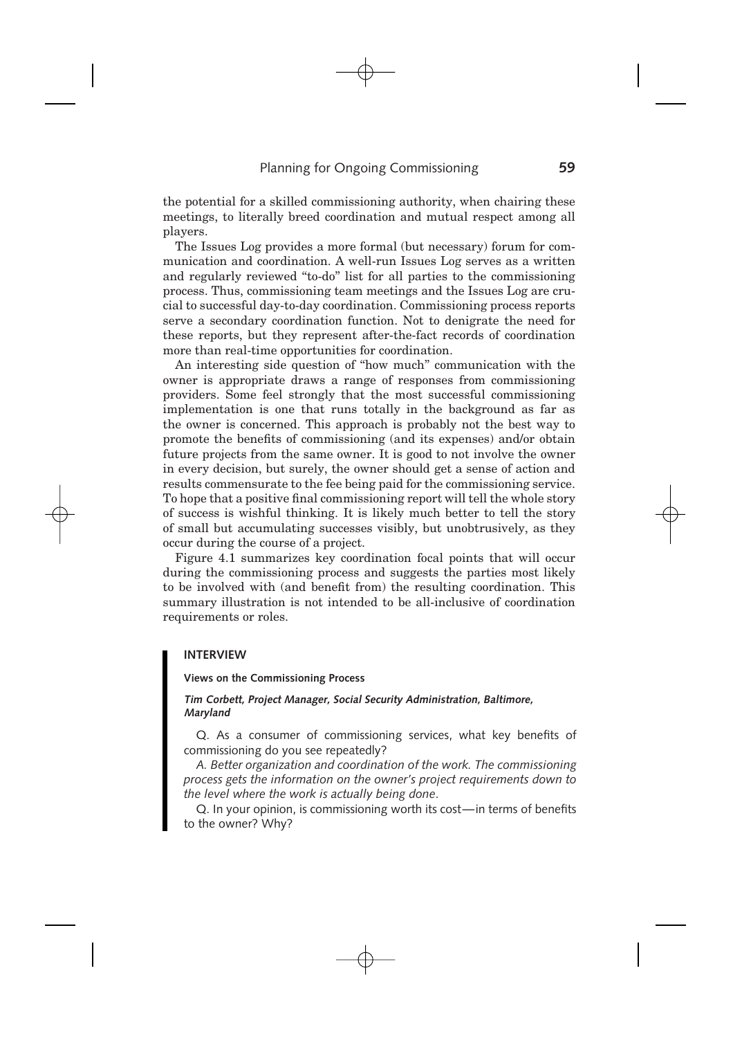the potential for a skilled commissioning authority, when chairing these meetings, to literally breed coordination and mutual respect among all players.

The Issues Log provides a more formal (but necessary) forum for communication and coordination. A well-run Issues Log serves as a written and regularly reviewed "to-do" list for all parties to the commissioning process. Thus, commissioning team meetings and the Issues Log are crucial to successful day-to-day coordination. Commissioning process reports serve a secondary coordination function. Not to denigrate the need for these reports, but they represent after-the-fact records of coordination more than real-time opportunities for coordination.

An interesting side question of "how much" communication with the owner is appropriate draws a range of responses from commissioning providers. Some feel strongly that the most successful commissioning implementation is one that runs totally in the background as far as the owner is concerned. This approach is probably not the best way to promote the benefits of commissioning (and its expenses) and/or obtain future projects from the same owner. It is good to not involve the owner in every decision, but surely, the owner should get a sense of action and results commensurate to the fee being paid for the commissioning service. To hope that a positive final commissioning report will tell the whole story of success is wishful thinking. It is likely much better to tell the story of small but accumulating successes visibly, but unobtrusively, as they occur during the course of a project.

Figure 4.1 summarizes key coordination focal points that will occur during the commissioning process and suggests the parties most likely to be involved with (and benefit from) the resulting coordination. This summary illustration is not intended to be all-inclusive of coordination requirements or roles.

## INTERVIEW

**Views on the Commissioning Process**

***Tim Corbett, Project Manager, Social Security Administration, Baltimore, Maryland***

Q. As a consumer of commissioning services, what key benefits of commissioning do you see repeatedly?

*A. Better organization and coordination of the work. The commissioning process gets the information on the owner's project requirements down to the level where the work is actually being done.*

Q. In your opinion, is commissioning worth its cost—in terms of benefits to the owner? Why?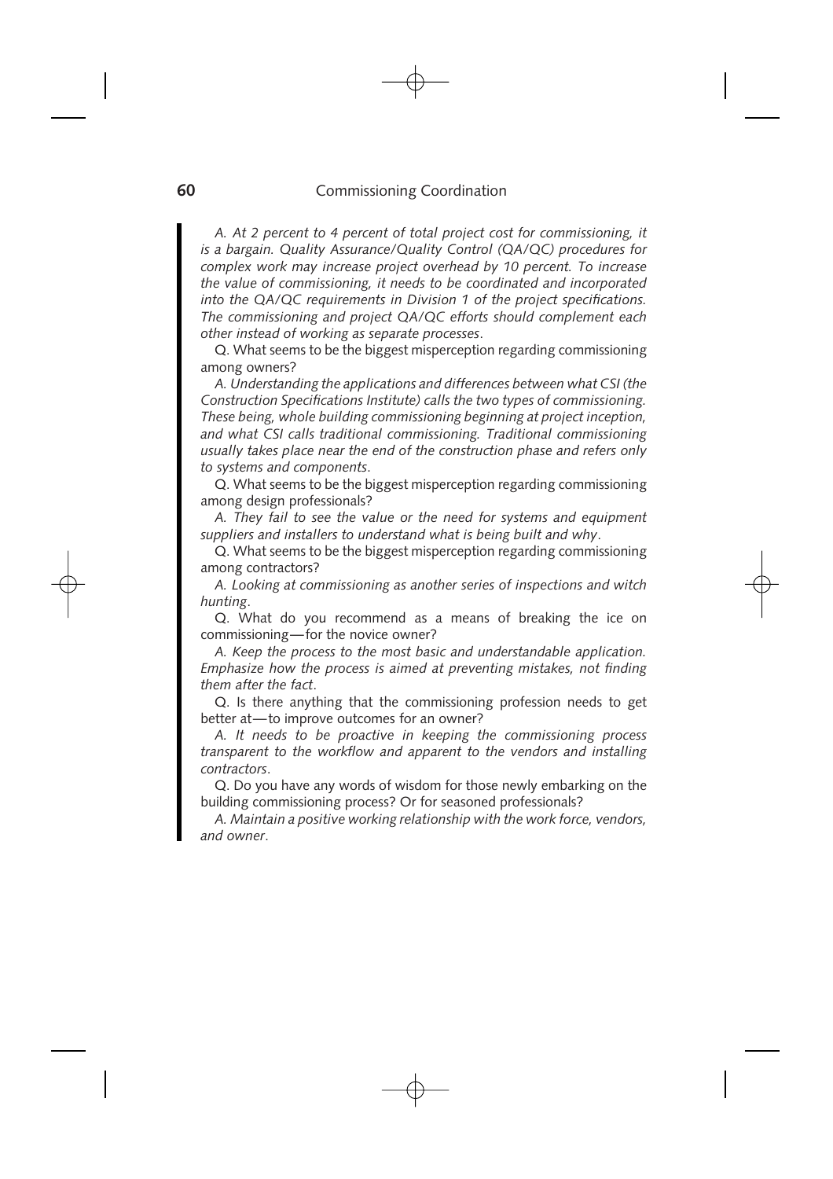*A. At 2 percent to 4 percent of total project cost for commissioning, it is a bargain. Quality Assurance/Quality Control (QA/QC) procedures for complex work may increase project overhead by 10 percent. To increase the value of commissioning, it needs to be coordinated and incorporated into the QA/QC requirements in Division 1 of the project specifications. The commissioning and project QA/QC efforts should complement each other instead of working as separate processes.*

Q. What seems to be the biggest misperception regarding commissioning among owners?

*A. Understanding the applications and differences between what CSI (the Construction Specifications Institute) calls the two types of commissioning. These being, whole building commissioning beginning at project inception, and what CSI calls traditional commissioning. Traditional commissioning usually takes place near the end of the construction phase and refers only to systems and components.*

Q. What seems to be the biggest misperception regarding commissioning among design professionals?

*A. They fail to see the value or the need for systems and equipment suppliers and installers to understand what is being built and why.*

Q. What seems to be the biggest misperception regarding commissioning among contractors?

*A. Looking at commissioning as another series of inspections and witch hunting.*

Q. What do you recommend as a means of breaking the ice on commissioning—for the novice owner?

*A. Keep the process to the most basic and understandable application. Emphasize how the process is aimed at preventing mistakes, not finding them after the fact.*

Q. Is there anything that the commissioning profession needs to get better at—to improve outcomes for an owner?

*A. It needs to be proactive in keeping the commissioning process transparent to the workflow and apparent to the vendors and installing contractors.*

Q. Do you have any words of wisdom for those newly embarking on the building commissioning process? Or for seasoned professionals?

*A. Maintain a positive working relationship with the work force, vendors, and owner.*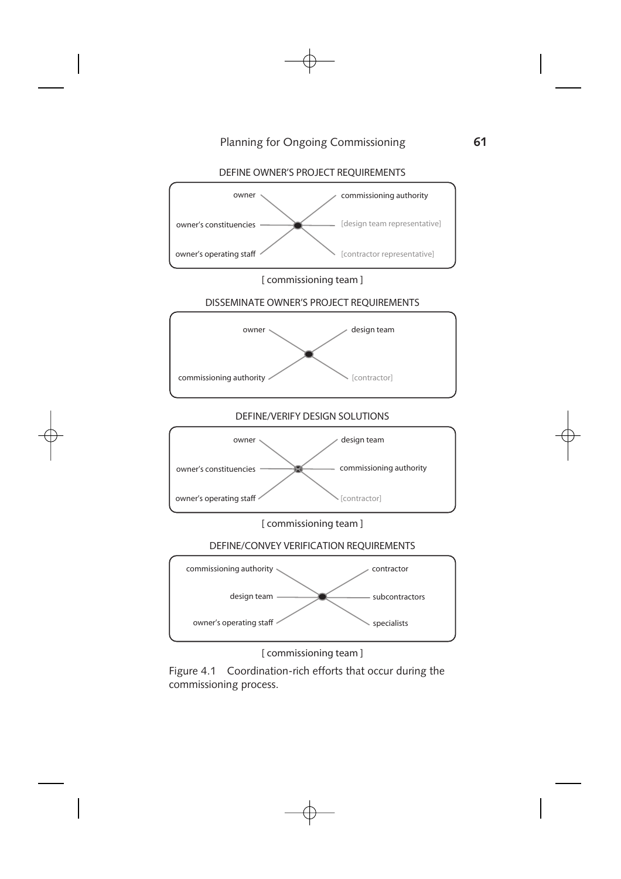DEFINE OWNER'S PROJECT REQUIREMENTS

owner

owner's constituencies

owner's operating staff

commissioning authority

[design team representative]

[contractor representative]

[ commissioning team ]

DISSEMINATE OWNER'S PROJECT REQUIREMENTS

owner

commissioning authority

design team

[contractor]

DEFINE/VERIFY DESIGN SOLUTIONS

owner

owner's constituencies

owner's operating staff

design team

commissioning authority

[contractor]

[ commissioning team ]

DEFINE/CONVEY VERIFICATION REQUIREMENTS

commissioning authority

design team

owner's operating staff

contractor

subcontractors

specialists

[ commissioning team ]

Figure 4.1 Coordination-rich efforts that occur during the commissioning process.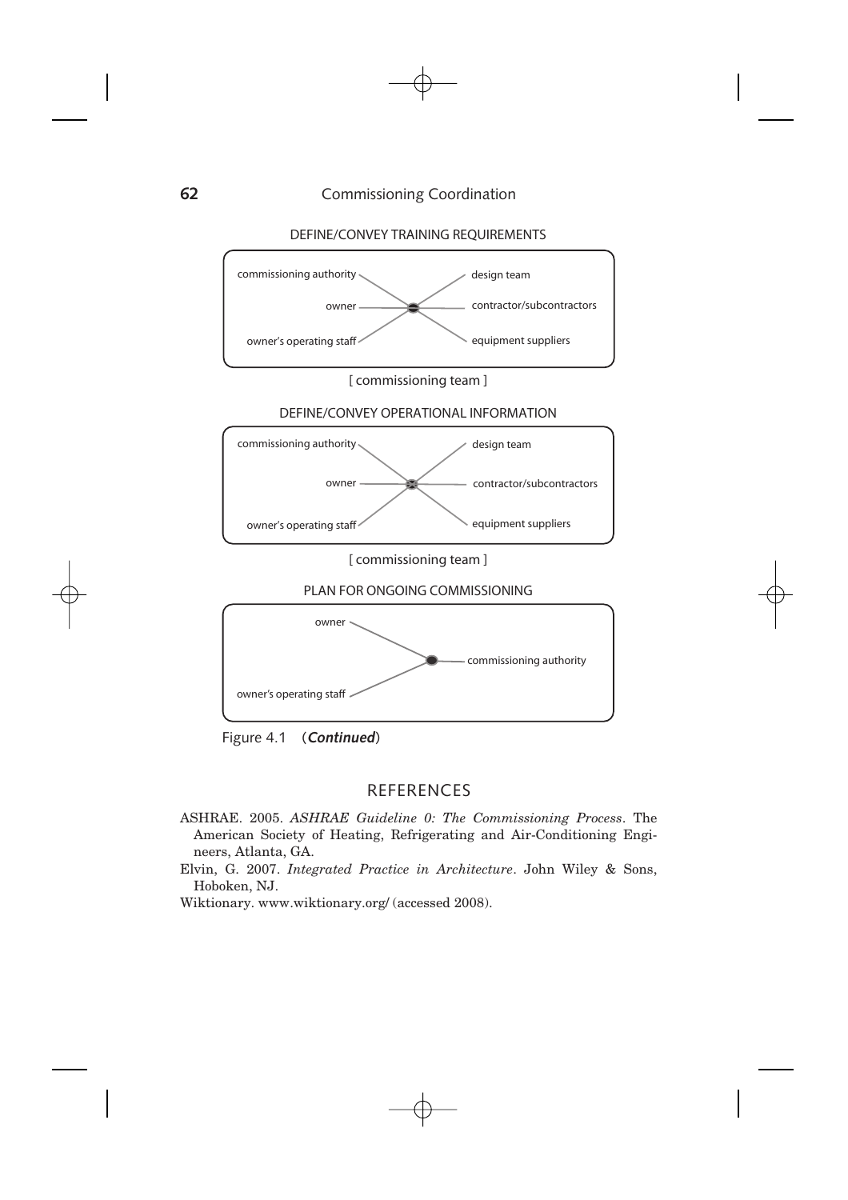DEFINE/CONVEY TRAINING REQUIREMENTS

commissioning authority — design team

owner — contractor/subcontractors

owner's operating staff — equipment suppliers

[ commissioning team ]

DEFINE/CONVEY OPERATIONAL INFORMATION

commissioning authority — design team

owner — contractor/subcontractors

owner's operating staff — equipment suppliers

[ commissioning team ]

PLAN FOR ONGOING COMMISSIONING

owner

commissioning authority

owner's operating staff

Figure 4.1 (***Continued***)

## REFERENCES

ASHRAE. 2005. *ASHRAE Guideline 0: The Commissioning Process*. The American Society of Heating, Refrigerating and Air-Conditioning Engineers, Atlanta, GA.

Elvin, G. 2007. *Integrated Practice in Architecture*. John Wiley & Sons, Hoboken, NJ.

Wiktionary. www.wiktionary.org/ (accessed 2008).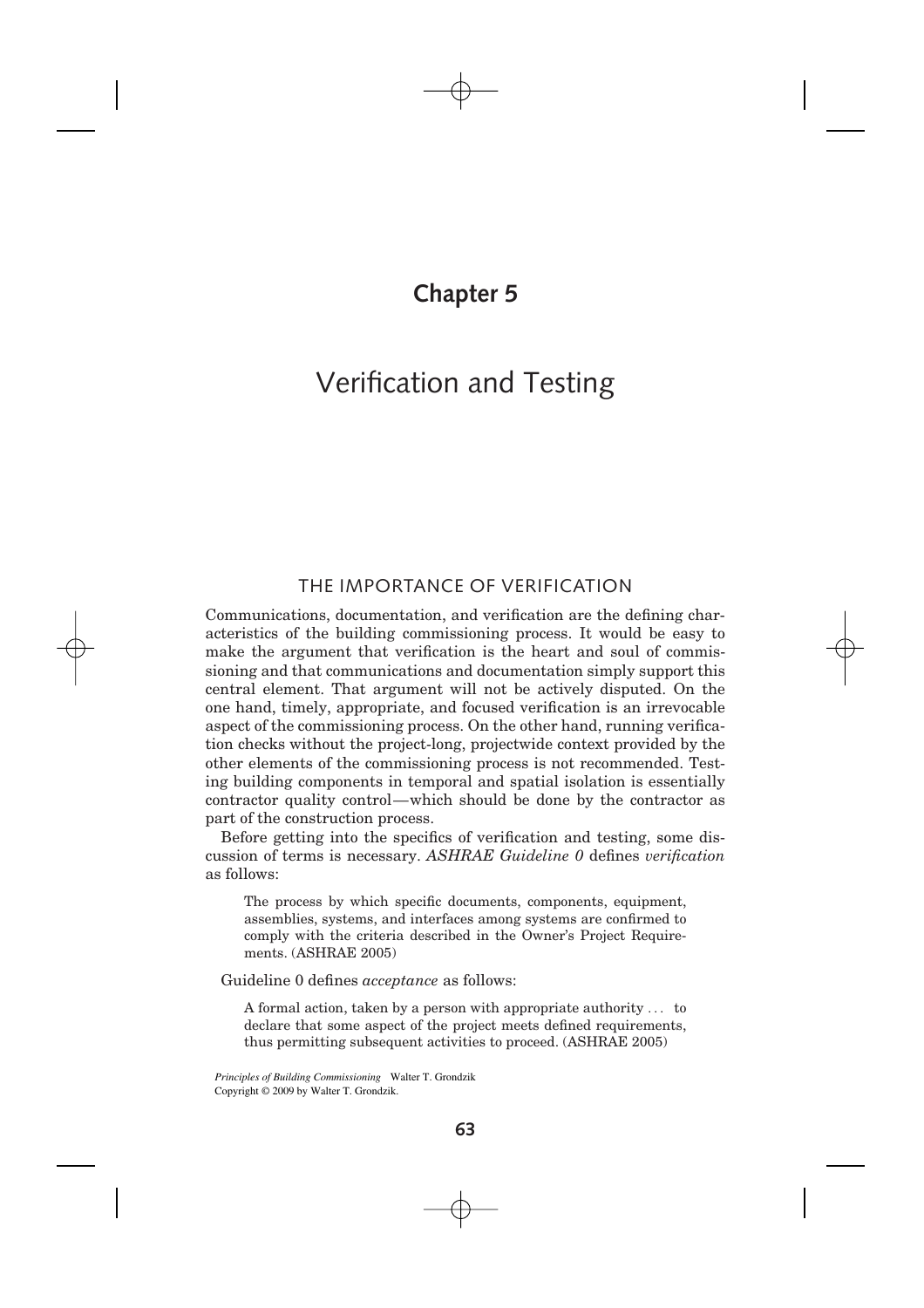# Chapter 5

# Verification and Testing

## THE IMPORTANCE OF VERIFICATION

Communications, documentation, and verification are the defining characteristics of the building commissioning process. It would be easy to make the argument that verification is the heart and soul of commissioning and that communications and documentation simply support this central element. That argument will not be actively disputed. On the one hand, timely, appropriate, and focused verification is an irrevocable aspect of the commissioning process. On the other hand, running verification checks without the project-long, projectwide context provided by the other elements of the commissioning process is not recommended. Testing building components in temporal and spatial isolation is essentially contractor quality control—which should be done by the contractor as part of the construction process.

Before getting into the specifics of verification and testing, some discussion of terms is necessary. *ASHRAE Guideline 0* defines *verification* as follows:

> The process by which specific documents, components, equipment, assemblies, systems, and interfaces among systems are confirmed to comply with the criteria described in the Owner's Project Requirements. (ASHRAE 2005)

Guideline 0 defines *acceptance* as follows:

> A formal action, taken by a person with appropriate authority . . . to declare that some aspect of the project meets defined requirements, thus permitting subsequent activities to proceed. (ASHRAE 2005)

*Principles of Building Commissioning* Walter T. Grondzik
Copyright © 2009 by Walter T. Grondzik.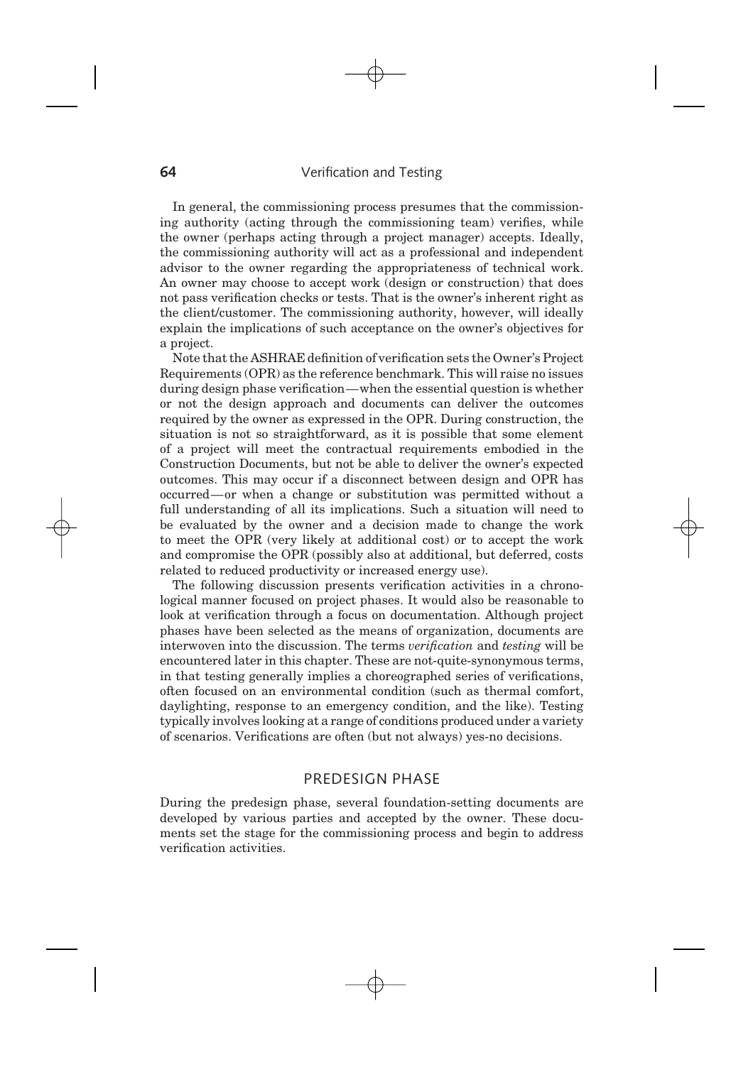In general, the commissioning process presumes that the commissioning authority (acting through the commissioning team) verifies, while the owner (perhaps acting through a project manager) accepts. Ideally, the commissioning authority will act as a professional and independent advisor to the owner regarding the appropriateness of technical work. An owner may choose to accept work (design or construction) that does not pass verification checks or tests. That is the owner's inherent right as the client/customer. The commissioning authority, however, will ideally explain the implications of such acceptance on the owner's objectives for a project.

Note that the ASHRAE definition of verification sets the Owner's Project Requirements (OPR) as the reference benchmark. This will raise no issues during design phase verification—when the essential question is whether or not the design approach and documents can deliver the outcomes required by the owner as expressed in the OPR. During construction, the situation is not so straightforward, as it is possible that some element of a project will meet the contractual requirements embodied in the Construction Documents, but not be able to deliver the owner's expected outcomes. This may occur if a disconnect between design and OPR has occurred—or when a change or substitution was permitted without a full understanding of all its implications. Such a situation will need to be evaluated by the owner and a decision made to change the work to meet the OPR (very likely at additional cost) or to accept the work and compromise the OPR (possibly also at additional, but deferred, costs related to reduced productivity or increased energy use).

The following discussion presents verification activities in a chronological manner focused on project phases. It would also be reasonable to look at verification through a focus on documentation. Although project phases have been selected as the means of organization, documents are interwoven into the discussion. The terms *verification* and *testing* will be encountered later in this chapter. These are not-quite-synonymous terms, in that testing generally implies a choreographed series of verifications, often focused on an environmental condition (such as thermal comfort, daylighting, response to an emergency condition, and the like). Testing typically involves looking at a range of conditions produced under a variety of scenarios. Verifications are often (but not always) yes-no decisions.

## PREDESIGN PHASE

During the predesign phase, several foundation-setting documents are developed by various parties and accepted by the owner. These documents set the stage for the commissioning process and begin to address verification activities.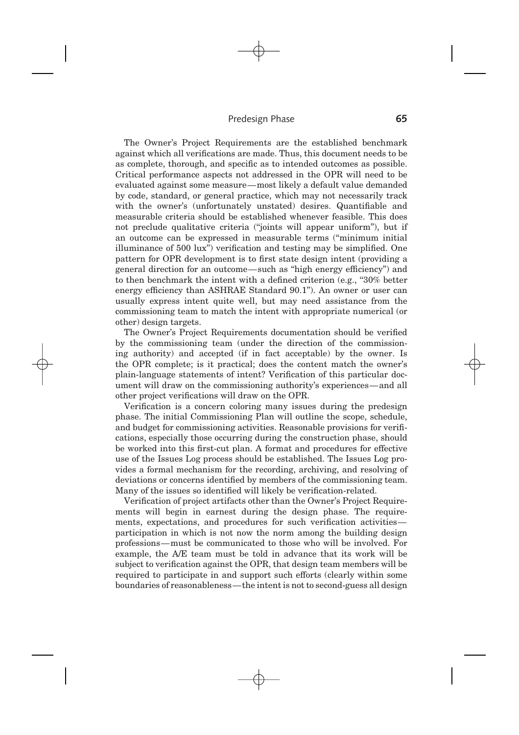The Owner's Project Requirements are the established benchmark against which all verifications are made. Thus, this document needs to be as complete, thorough, and specific as to intended outcomes as possible. Critical performance aspects not addressed in the OPR will need to be evaluated against some measure—most likely a default value demanded by code, standard, or general practice, which may not necessarily track with the owner's (unfortunately unstated) desires. Quantifiable and measurable criteria should be established whenever feasible. This does not preclude qualitative criteria ("joints will appear uniform"), but if an outcome can be expressed in measurable terms ("minimum initial illuminance of 500 lux") verification and testing may be simplified. One pattern for OPR development is to first state design intent (providing a general direction for an outcome—such as "high energy efficiency") and to then benchmark the intent with a defined criterion (e.g., "30% better energy efficiency than ASHRAE Standard 90.1"). An owner or user can usually express intent quite well, but may need assistance from the commissioning team to match the intent with appropriate numerical (or other) design targets.

The Owner's Project Requirements documentation should be verified by the commissioning team (under the direction of the commissioning authority) and accepted (if in fact acceptable) by the owner. Is the OPR complete; is it practical; does the content match the owner's plain-language statements of intent? Verification of this particular document will draw on the commissioning authority's experiences—and all other project verifications will draw on the OPR.

Verification is a concern coloring many issues during the predesign phase. The initial Commissioning Plan will outline the scope, schedule, and budget for commissioning activities. Reasonable provisions for verifications, especially those occurring during the construction phase, should be worked into this first-cut plan. A format and procedures for effective use of the Issues Log process should be established. The Issues Log provides a formal mechanism for the recording, archiving, and resolving of deviations or concerns identified by members of the commissioning team. Many of the issues so identified will likely be verification-related.

Verification of project artifacts other than the Owner's Project Requirements will begin in earnest during the design phase. The requirements, expectations, and procedures for such verification activities—participation in which is not now the norm among the building design professions—must be communicated to those who will be involved. For example, the A/E team must be told in advance that its work will be subject to verification against the OPR, that design team members will be required to participate in and support such efforts (clearly within some boundaries of reasonableness—the intent is not to second-guess all design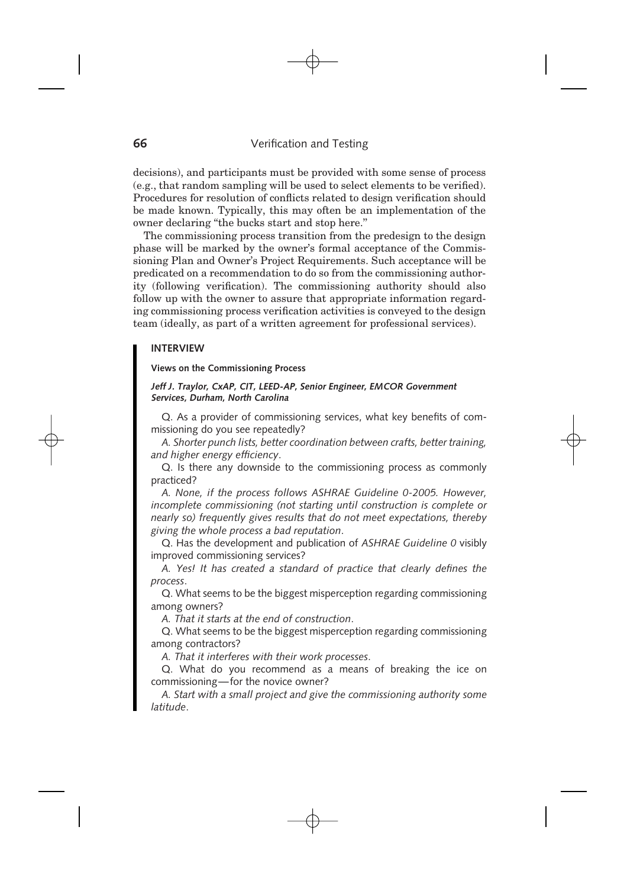decisions), and participants must be provided with some sense of process (e.g., that random sampling will be used to select elements to be verified). Procedures for resolution of conflicts related to design verification should be made known. Typically, this may often be an implementation of the owner declaring "the bucks start and stop here."

The commissioning process transition from the predesign to the design phase will be marked by the owner's formal acceptance of the Commissioning Plan and Owner's Project Requirements. Such acceptance will be predicated on a recommendation to do so from the commissioning authority (following verification). The commissioning authority should also follow up with the owner to assure that appropriate information regarding commissioning process verification activities is conveyed to the design team (ideally, as part of a written agreement for professional services).

### INTERVIEW

#### Views on the Commissioning Process

***Jeff J. Traylor, CxAP, CIT, LEED-AP, Senior Engineer, EMCOR Government Services, Durham, North Carolina***

Q. As a provider of commissioning services, what key benefits of commissioning do you see repeatedly?

*A. Shorter punch lists, better coordination between crafts, better training, and higher energy efficiency.*

Q. Is there any downside to the commissioning process as commonly practiced?

*A. None, if the process follows ASHRAE Guideline 0-2005. However, incomplete commissioning (not starting until construction is complete or nearly so) frequently gives results that do not meet expectations, thereby giving the whole process a bad reputation.*

Q. Has the development and publication of *ASHRAE Guideline 0* visibly improved commissioning services?

*A. Yes! It has created a standard of practice that clearly defines the process.*

Q. What seems to be the biggest misperception regarding commissioning among owners?

*A. That it starts at the end of construction.*

Q. What seems to be the biggest misperception regarding commissioning among contractors?

*A. That it interferes with their work processes.*

Q. What do you recommend as a means of breaking the ice on commissioning—for the novice owner?

*A. Start with a small project and give the commissioning authority some latitude.*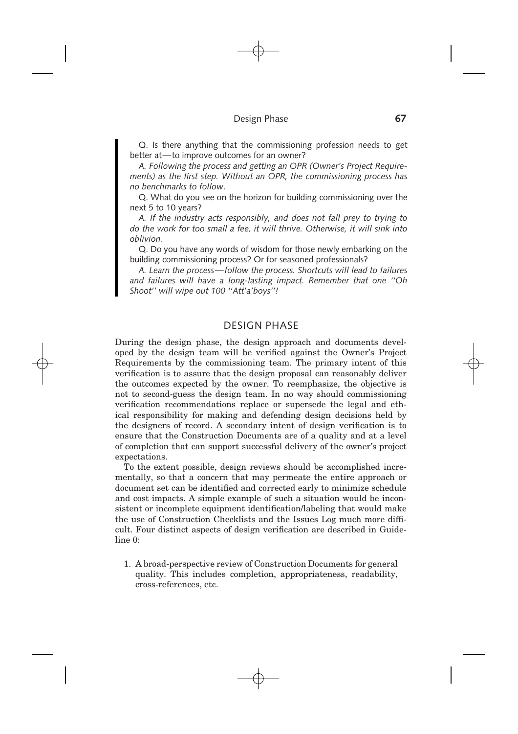Q. Is there anything that the commissioning profession needs to get better at—to improve outcomes for an owner?

*A. Following the process and getting an OPR (Owner's Project Requirements) as the first step. Without an OPR, the commissioning process has no benchmarks to follow.*

Q. What do you see on the horizon for building commissioning over the next 5 to 10 years?

*A. If the industry acts responsibly, and does not fall prey to trying to do the work for too small a fee, it will thrive. Otherwise, it will sink into oblivion.*

Q. Do you have any words of wisdom for those newly embarking on the building commissioning process? Or for seasoned professionals?

*A. Learn the process—follow the process. Shortcuts will lead to failures and failures will have a long-lasting impact. Remember that one ''Oh Shoot'' will wipe out 100 ''Att'a'boys''!*

## DESIGN PHASE

During the design phase, the design approach and documents developed by the design team will be verified against the Owner's Project Requirements by the commissioning team. The primary intent of this verification is to assure that the design proposal can reasonably deliver the outcomes expected by the owner. To reemphasize, the objective is not to second-guess the design team. In no way should commissioning verification recommendations replace or supersede the legal and ethical responsibility for making and defending design decisions held by the designers of record. A secondary intent of design verification is to ensure that the Construction Documents are of a quality and at a level of completion that can support successful delivery of the owner's project expectations.

To the extent possible, design reviews should be accomplished incrementally, so that a concern that may permeate the entire approach or document set can be identified and corrected early to minimize schedule and cost impacts. A simple example of such a situation would be inconsistent or incomplete equipment identification/labeling that would make the use of Construction Checklists and the Issues Log much more difficult. Four distinct aspects of design verification are described in Guideline 0:

1. A broad-perspective review of Construction Documents for general quality. This includes completion, appropriateness, readability, cross-references, etc.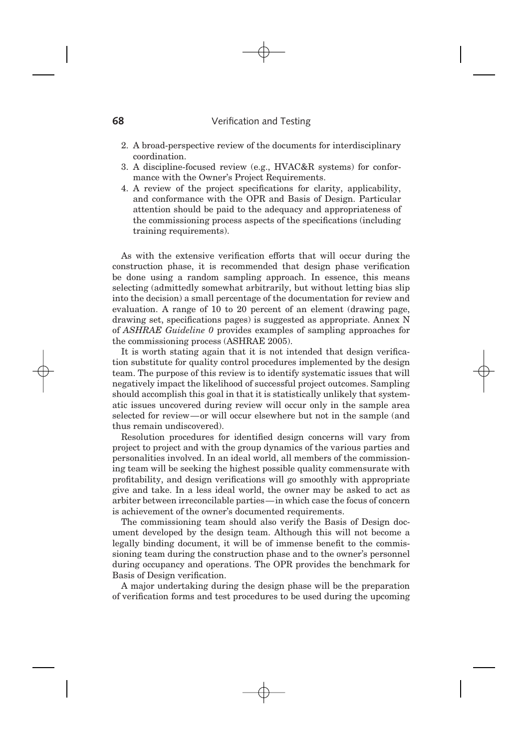2. A broad-perspective review of the documents for interdisciplinary coordination.
3. A discipline-focused review (e.g., HVAC&R systems) for conformance with the Owner's Project Requirements.
4. A review of the project specifications for clarity, applicability, and conformance with the OPR and Basis of Design. Particular attention should be paid to the adequacy and appropriateness of the commissioning process aspects of the specifications (including training requirements).

As with the extensive verification efforts that will occur during the construction phase, it is recommended that design phase verification be done using a random sampling approach. In essence, this means selecting (admittedly somewhat arbitrarily, but without letting bias slip into the decision) a small percentage of the documentation for review and evaluation. A range of 10 to 20 percent of an element (drawing page, drawing set, specifications pages) is suggested as appropriate. Annex N of *ASHRAE Guideline 0* provides examples of sampling approaches for the commissioning process (ASHRAE 2005).

It is worth stating again that it is not intended that design verification substitute for quality control procedures implemented by the design team. The purpose of this review is to identify systematic issues that will negatively impact the likelihood of successful project outcomes. Sampling should accomplish this goal in that it is statistically unlikely that systematic issues uncovered during review will occur only in the sample area selected for review—or will occur elsewhere but not in the sample (and thus remain undiscovered).

Resolution procedures for identified design concerns will vary from project to project and with the group dynamics of the various parties and personalities involved. In an ideal world, all members of the commissioning team will be seeking the highest possible quality commensurate with profitability, and design verifications will go smoothly with appropriate give and take. In a less ideal world, the owner may be asked to act as arbiter between irreconcilable parties—in which case the focus of concern is achievement of the owner's documented requirements.

The commissioning team should also verify the Basis of Design document developed by the design team. Although this will not become a legally binding document, it will be of immense benefit to the commissioning team during the construction phase and to the owner's personnel during occupancy and operations. The OPR provides the benchmark for Basis of Design verification.

A major undertaking during the design phase will be the preparation of verification forms and test procedures to be used during the upcoming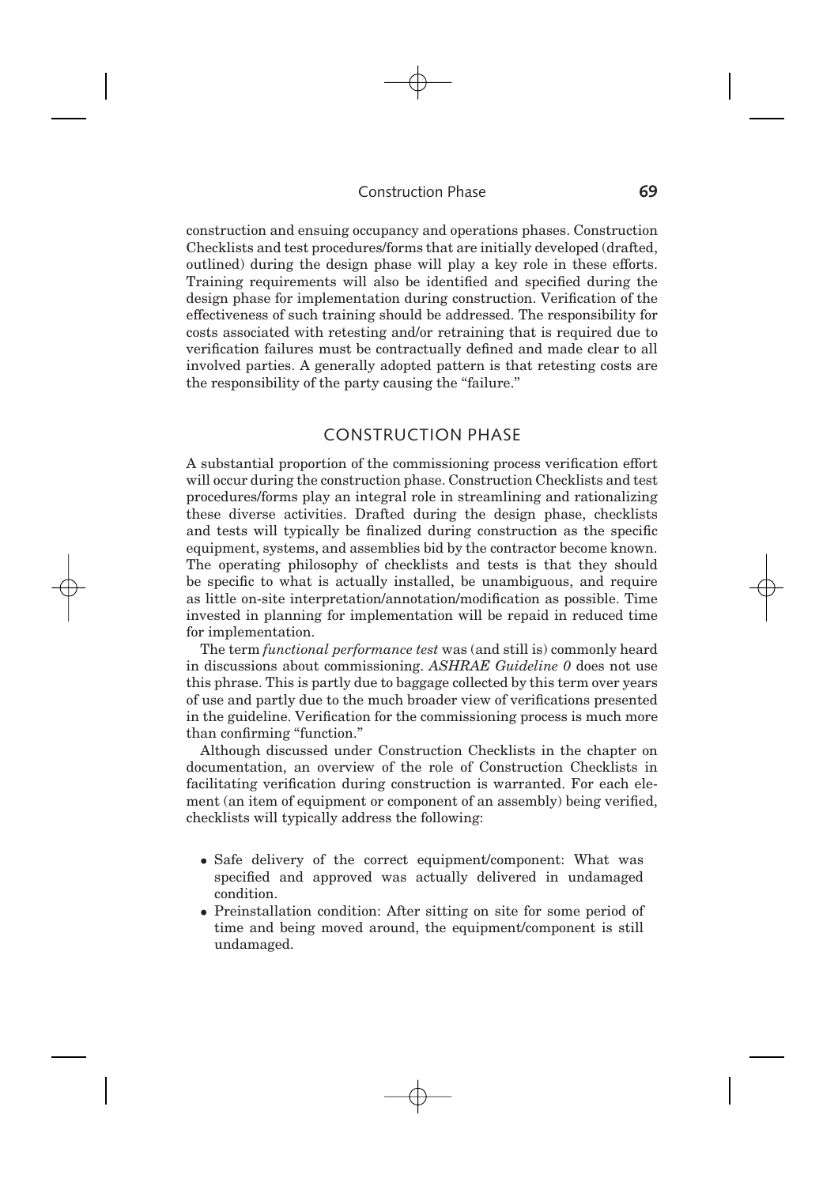construction and ensuing occupancy and operations phases. Construction Checklists and test procedures/forms that are initially developed (drafted, outlined) during the design phase will play a key role in these efforts. Training requirements will also be identified and specified during the design phase for implementation during construction. Verification of the effectiveness of such training should be addressed. The responsibility for costs associated with retesting and/or retraining that is required due to verification failures must be contractually defined and made clear to all involved parties. A generally adopted pattern is that retesting costs are the responsibility of the party causing the "failure."

## CONSTRUCTION PHASE

A substantial proportion of the commissioning process verification effort will occur during the construction phase. Construction Checklists and test procedures/forms play an integral role in streamlining and rationalizing these diverse activities. Drafted during the design phase, checklists and tests will typically be finalized during construction as the specific equipment, systems, and assemblies bid by the contractor become known. The operating philosophy of checklists and tests is that they should be specific to what is actually installed, be unambiguous, and require as little on-site interpretation/annotation/modification as possible. Time invested in planning for implementation will be repaid in reduced time for implementation.

The term *functional performance test* was (and still is) commonly heard in discussions about commissioning. *ASHRAE Guideline 0* does not use this phrase. This is partly due to baggage collected by this term over years of use and partly due to the much broader view of verifications presented in the guideline. Verification for the commissioning process is much more than confirming "function."

Although discussed under Construction Checklists in the chapter on documentation, an overview of the role of Construction Checklists in facilitating verification during construction is warranted. For each element (an item of equipment or component of an assembly) being verified, checklists will typically address the following:

- Safe delivery of the correct equipment/component: What was specified and approved was actually delivered in undamaged condition.
- Preinstallation condition: After sitting on site for some period of time and being moved around, the equipment/component is still undamaged.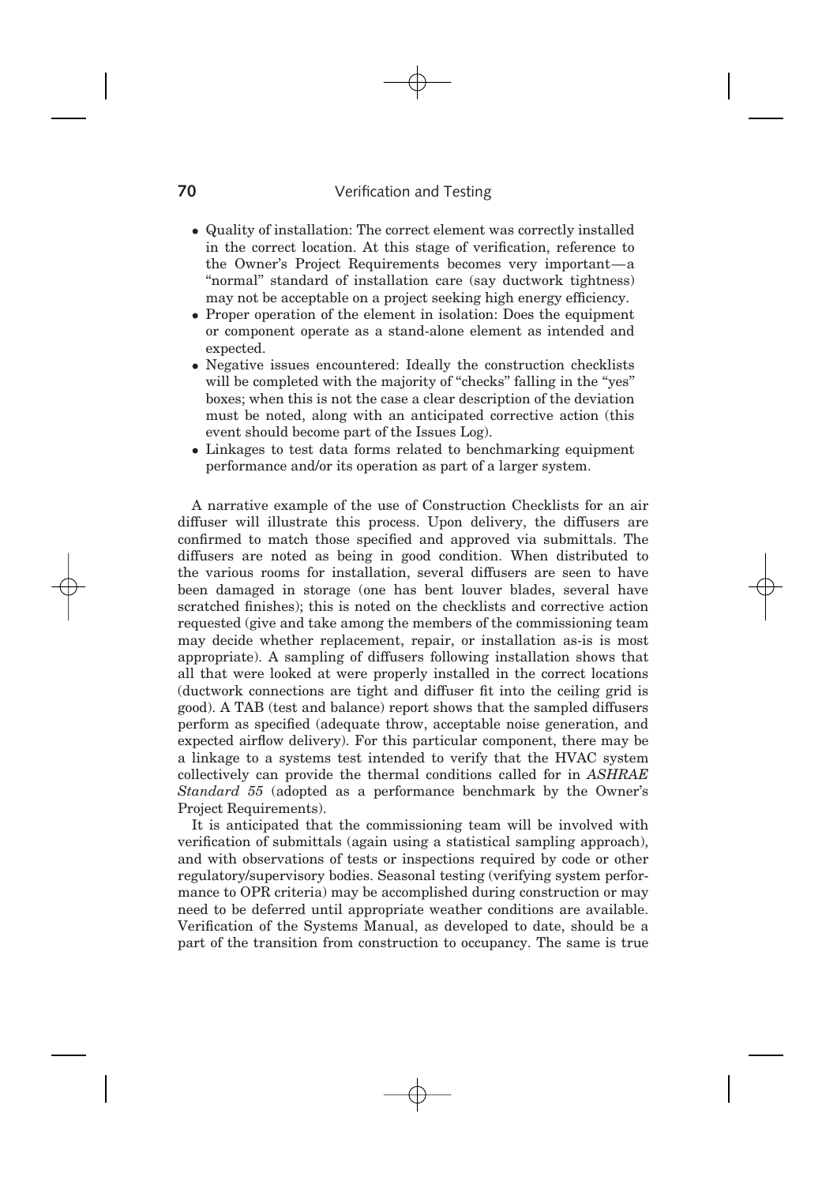- Quality of installation: The correct element was correctly installed in the correct location. At this stage of verification, reference to the Owner's Project Requirements becomes very important—a "normal" standard of installation care (say ductwork tightness) may not be acceptable on a project seeking high energy efficiency.
- Proper operation of the element in isolation: Does the equipment or component operate as a stand-alone element as intended and expected.
- Negative issues encountered: Ideally the construction checklists will be completed with the majority of "checks" falling in the "yes" boxes; when this is not the case a clear description of the deviation must be noted, along with an anticipated corrective action (this event should become part of the Issues Log).
- Linkages to test data forms related to benchmarking equipment performance and/or its operation as part of a larger system.

A narrative example of the use of Construction Checklists for an air diffuser will illustrate this process. Upon delivery, the diffusers are confirmed to match those specified and approved via submittals. The diffusers are noted as being in good condition. When distributed to the various rooms for installation, several diffusers are seen to have been damaged in storage (one has bent louver blades, several have scratched finishes); this is noted on the checklists and corrective action requested (give and take among the members of the commissioning team may decide whether replacement, repair, or installation as-is is most appropriate). A sampling of diffusers following installation shows that all that were looked at were properly installed in the correct locations (ductwork connections are tight and diffuser fit into the ceiling grid is good). A TAB (test and balance) report shows that the sampled diffusers perform as specified (adequate throw, acceptable noise generation, and expected airflow delivery). For this particular component, there may be a linkage to a systems test intended to verify that the HVAC system collectively can provide the thermal conditions called for in *ASHRAE Standard 55* (adopted as a performance benchmark by the Owner's Project Requirements).

It is anticipated that the commissioning team will be involved with verification of submittals (again using a statistical sampling approach), and with observations of tests or inspections required by code or other regulatory/supervisory bodies. Seasonal testing (verifying system performance to OPR criteria) may be accomplished during construction or may need to be deferred until appropriate weather conditions are available. Verification of the Systems Manual, as developed to date, should be a part of the transition from construction to occupancy. The same is true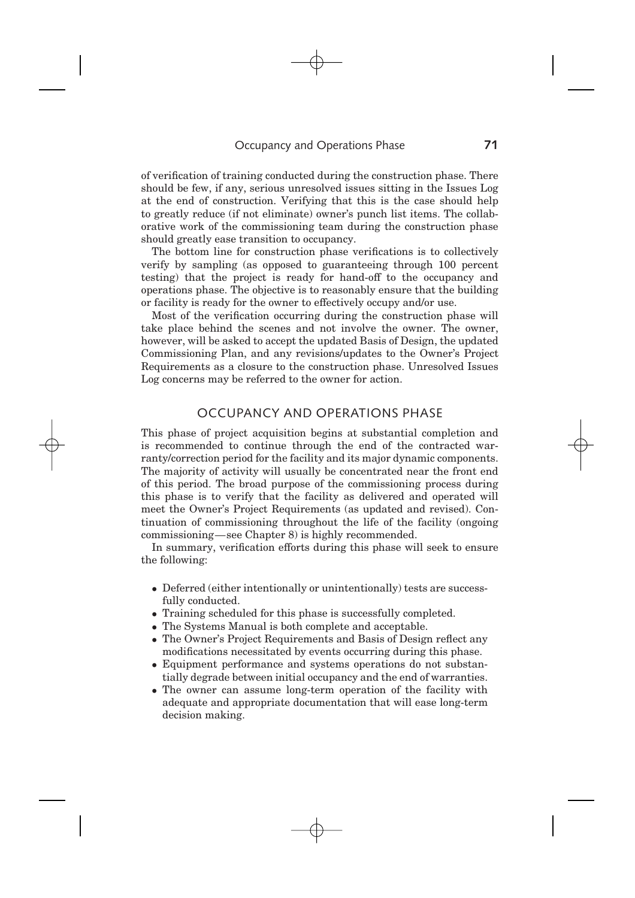of verification of training conducted during the construction phase. There should be few, if any, serious unresolved issues sitting in the Issues Log at the end of construction. Verifying that this is the case should help to greatly reduce (if not eliminate) owner's punch list items. The collaborative work of the commissioning team during the construction phase should greatly ease transition to occupancy.

The bottom line for construction phase verifications is to collectively verify by sampling (as opposed to guaranteeing through 100 percent testing) that the project is ready for hand-off to the occupancy and operations phase. The objective is to reasonably ensure that the building or facility is ready for the owner to effectively occupy and/or use.

Most of the verification occurring during the construction phase will take place behind the scenes and not involve the owner. The owner, however, will be asked to accept the updated Basis of Design, the updated Commissioning Plan, and any revisions/updates to the Owner's Project Requirements as a closure to the construction phase. Unresolved Issues Log concerns may be referred to the owner for action.

## OCCUPANCY AND OPERATIONS PHASE

This phase of project acquisition begins at substantial completion and is recommended to continue through the end of the contracted warranty/correction period for the facility and its major dynamic components. The majority of activity will usually be concentrated near the front end of this period. The broad purpose of the commissioning process during this phase is to verify that the facility as delivered and operated will meet the Owner's Project Requirements (as updated and revised). Continuation of commissioning throughout the life of the facility (ongoing commissioning—see Chapter 8) is highly recommended.

In summary, verification efforts during this phase will seek to ensure the following:

- Deferred (either intentionally or unintentionally) tests are successfully conducted.
- Training scheduled for this phase is successfully completed.
- The Systems Manual is both complete and acceptable.
- The Owner's Project Requirements and Basis of Design reflect any modifications necessitated by events occurring during this phase.
- Equipment performance and systems operations do not substantially degrade between initial occupancy and the end of warranties.
- The owner can assume long-term operation of the facility with adequate and appropriate documentation that will ease long-term decision making.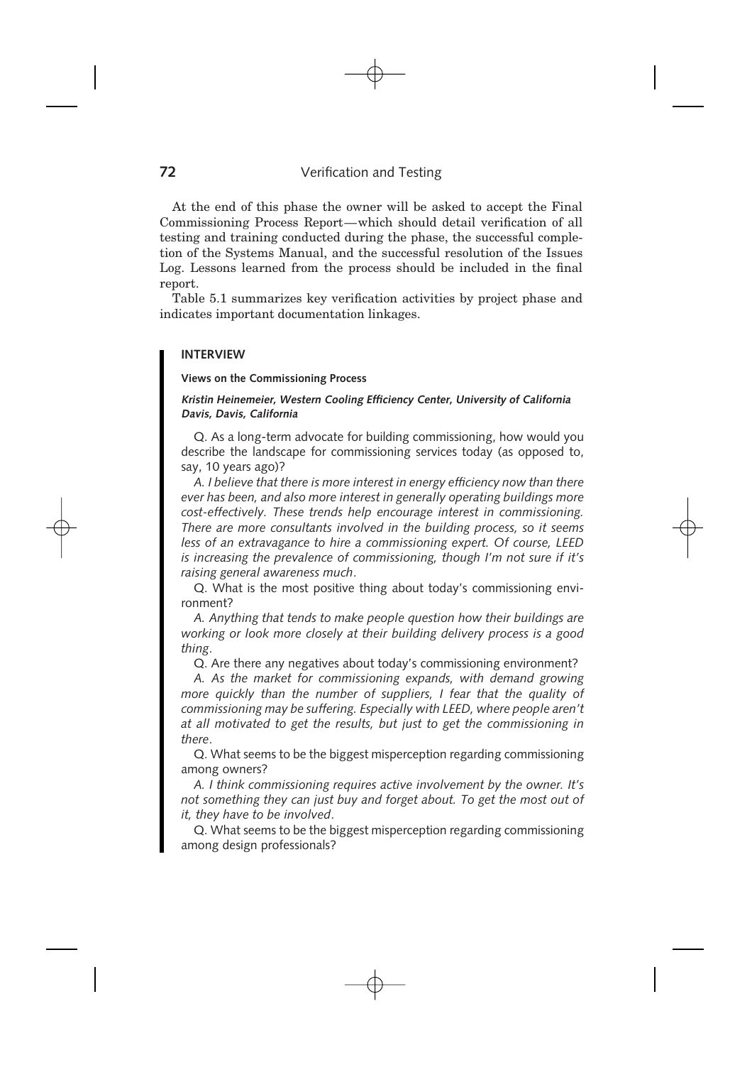At the end of this phase the owner will be asked to accept the Final Commissioning Process Report—which should detail verification of all testing and training conducted during the phase, the successful completion of the Systems Manual, and the successful resolution of the Issues Log. Lessons learned from the process should be included in the final report.

Table 5.1 summarizes key verification activities by project phase and indicates important documentation linkages.

### INTERVIEW

#### Views on the Commissioning Process

***Kristin Heinemeier, Western Cooling Efficiency Center, University of California Davis, Davis, California***

Q. As a long-term advocate for building commissioning, how would you describe the landscape for commissioning services today (as opposed to, say, 10 years ago)?

*A. I believe that there is more interest in energy efficiency now than there ever has been, and also more interest in generally operating buildings more cost-effectively. These trends help encourage interest in commissioning. There are more consultants involved in the building process, so it seems less of an extravagance to hire a commissioning expert. Of course, LEED is increasing the prevalence of commissioning, though I'm not sure if it's raising general awareness much.*

Q. What is the most positive thing about today's commissioning environment?

*A. Anything that tends to make people question how their buildings are working or look more closely at their building delivery process is a good thing.*

Q. Are there any negatives about today's commissioning environment?

*A. As the market for commissioning expands, with demand growing more quickly than the number of suppliers, I fear that the quality of commissioning may be suffering. Especially with LEED, where people aren't at all motivated to get the results, but just to get the commissioning in there.*

Q. What seems to be the biggest misperception regarding commissioning among owners?

*A. I think commissioning requires active involvement by the owner. It's not something they can just buy and forget about. To get the most out of it, they have to be involved.*

Q. What seems to be the biggest misperception regarding commissioning among design professionals?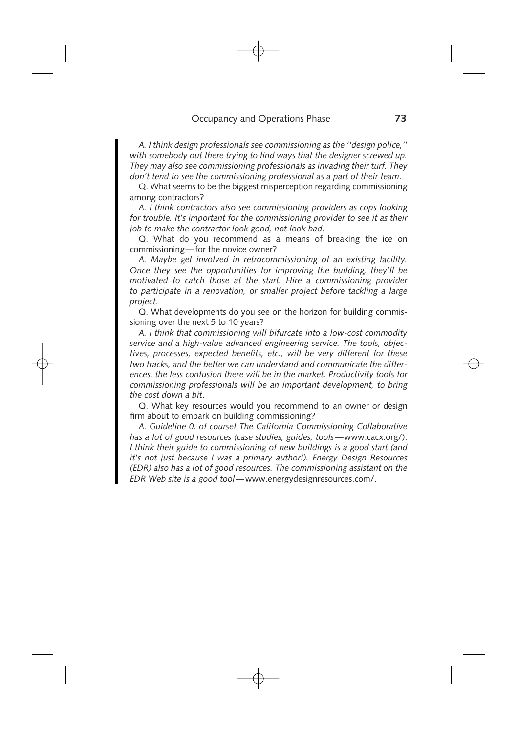*A. I think design professionals see commissioning as the ''design police,'' with somebody out there trying to find ways that the designer screwed up. They may also see commissioning professionals as invading their turf. They don't tend to see the commissioning professional as a part of their team.*

Q. What seems to be the biggest misperception regarding commissioning among contractors?

*A. I think contractors also see commissioning providers as cops looking for trouble. It's important for the commissioning provider to see it as their job to make the contractor look good, not look bad.*

Q. What do you recommend as a means of breaking the ice on commissioning—for the novice owner?

*A. Maybe get involved in retrocommissioning of an existing facility. Once they see the opportunities for improving the building, they'll be motivated to catch those at the start. Hire a commissioning provider to participate in a renovation, or smaller project before tackling a large project.*

Q. What developments do you see on the horizon for building commissioning over the next 5 to 10 years?

*A. I think that commissioning will bifurcate into a low-cost commodity service and a high-value advanced engineering service. The tools, objectives, processes, expected benefits, etc., will be very different for these two tracks, and the better we can understand and communicate the differences, the less confusion there will be in the market. Productivity tools for commissioning professionals will be an important development, to bring the cost down a bit.*

Q. What key resources would you recommend to an owner or design firm about to embark on building commissioning?

*A. Guideline 0, of course! The California Commissioning Collaborative has a lot of good resources (case studies, guides, tools*—www.cacx.org/). *I think their guide to commissioning of new buildings is a good start (and it's not just because I was a primary author!). Energy Design Resources (EDR) also has a lot of good resources. The commissioning assistant on the EDR Web site is a good tool*—www.energydesignresources.com/.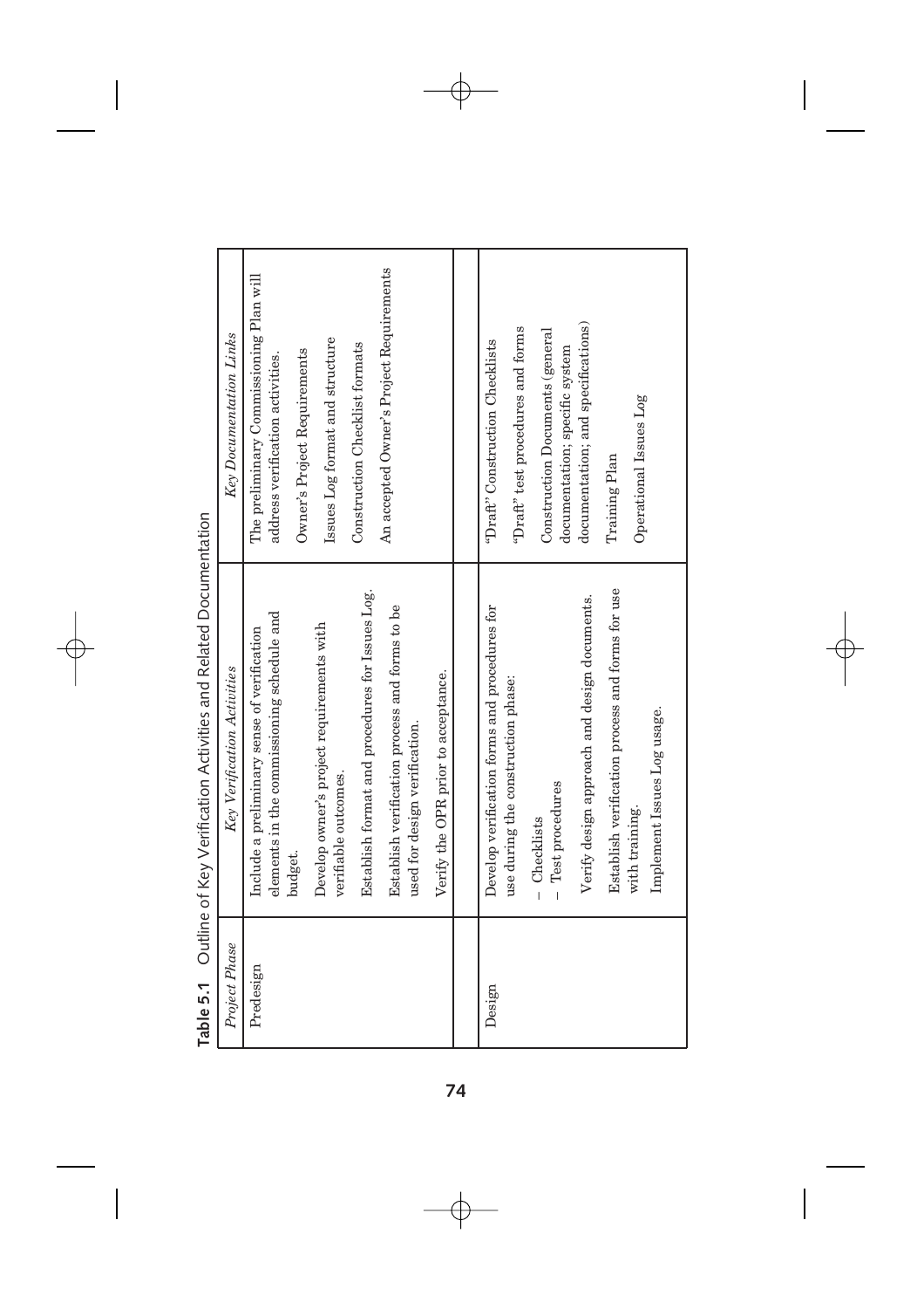**Table 5.1** Outline of Key Verification Activities and Related Documentation

| *Project Phase* | *Key Verification Activities* | *Key Documentation Links* |
|---|---|---|
| Predesign | Include a preliminary sense of verification elements in the commissioning schedule and budget.<br>Develop owner's project requirements with verifiable outcomes.<br>Establish format and procedures for Issues Log.<br>Establish verification process and forms to be used for design verification.<br>Verify the OPR prior to acceptance. | The preliminary Commissioning Plan will address verification activities.<br>Owner's Project Requirements<br>Issues Log format and structure<br>Construction Checklist formats<br>An accepted Owner's Project Requirements |
| | | |
| Design | Develop verification forms and procedures for use during the construction phase:<br>– Checklists<br>– Test procedures<br>Verify design approach and design documents.<br>Establish verification process and forms for use with training.<br>Implement Issues Log usage. | "Draft" Construction Checklists<br>"Draft" test procedures and forms<br>Construction Documents (general documentation; specific system documentation; and specifications)<br>Training Plan<br>Operational Issues Log |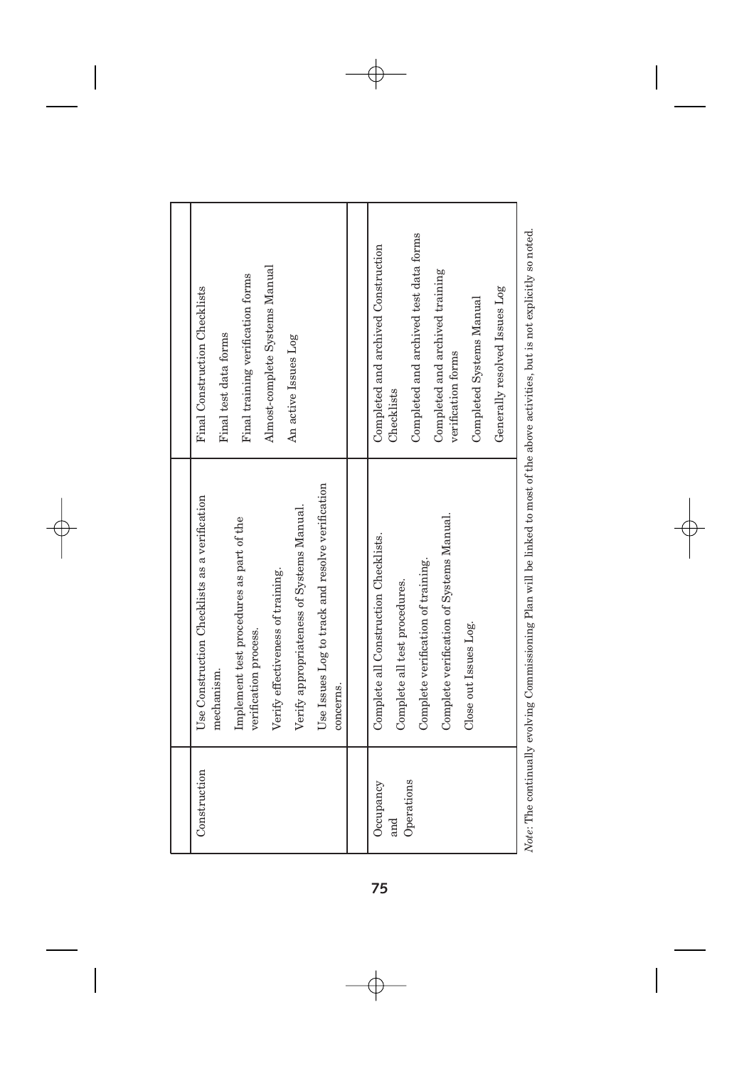| | | |
|---|---|---|
| Construction | Use Construction Checklists as a verification mechanism.<br><br>Implement test procedures as part of the verification process.<br><br>Verify effectiveness of training.<br><br>Verify appropriateness of Systems Manual.<br><br>Use Issues Log to track and resolve verification concerns. | Final Construction Checklists<br><br>Final test data forms<br><br>Final training verification forms<br><br>Almost-complete Systems Manual<br><br>An active Issues Log |
| | | |
| Occupancy and Operations | Complete all Construction Checklists.<br><br>Complete all test procedures.<br><br>Complete verification of training.<br><br>Complete verification of Systems Manual.<br><br>Close out Issues Log. | Completed and archived Construction Checklists<br><br>Completed and archived test data forms<br><br>Completed and archived training verification forms<br><br>Completed Systems Manual<br><br>Generally resolved Issues Log |

*Note*: The continually evolving Commissioning Plan will be linked to most of the above activities, but is not explicitly so noted.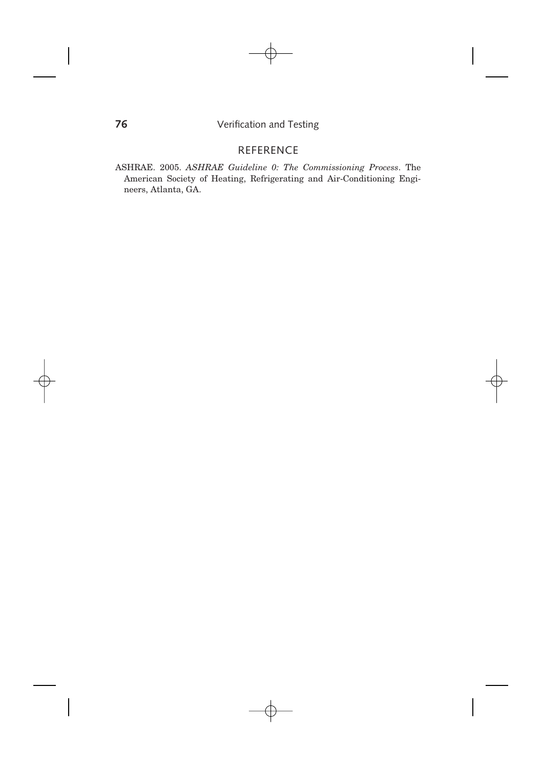## REFERENCE

ASHRAE. 2005. *ASHRAE Guideline 0: The Commissioning Process*. The American Society of Heating, Refrigerating and Air-Conditioning Engineers, Atlanta, GA.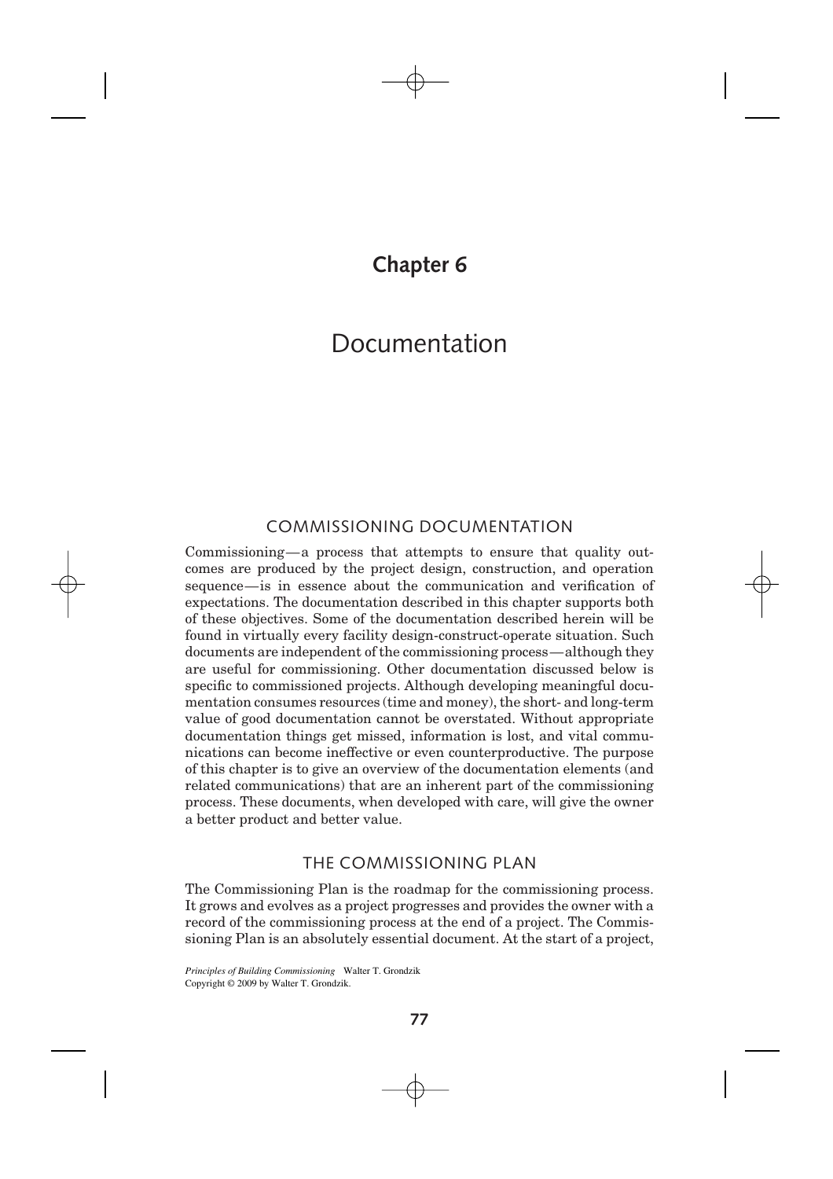# Chapter 6

# Documentation

## COMMISSIONING DOCUMENTATION

Commissioning—a process that attempts to ensure that quality outcomes are produced by the project design, construction, and operation sequence—is in essence about the communication and verification of expectations. The documentation described in this chapter supports both of these objectives. Some of the documentation described herein will be found in virtually every facility design-construct-operate situation. Such documents are independent of the commissioning process—although they are useful for commissioning. Other documentation discussed below is specific to commissioned projects. Although developing meaningful documentation consumes resources (time and money), the short- and long-term value of good documentation cannot be overstated. Without appropriate documentation things get missed, information is lost, and vital communications can become ineffective or even counterproductive. The purpose of this chapter is to give an overview of the documentation elements (and related communications) that are an inherent part of the commissioning process. These documents, when developed with care, will give the owner a better product and better value.

## THE COMMISSIONING PLAN

The Commissioning Plan is the roadmap for the commissioning process. It grows and evolves as a project progresses and provides the owner with a record of the commissioning process at the end of a project. The Commissioning Plan is an absolutely essential document. At the start of a project,

*Principles of Building Commissioning* Walter T. Grondzik
Copyright © 2009 by Walter T. Grondzik.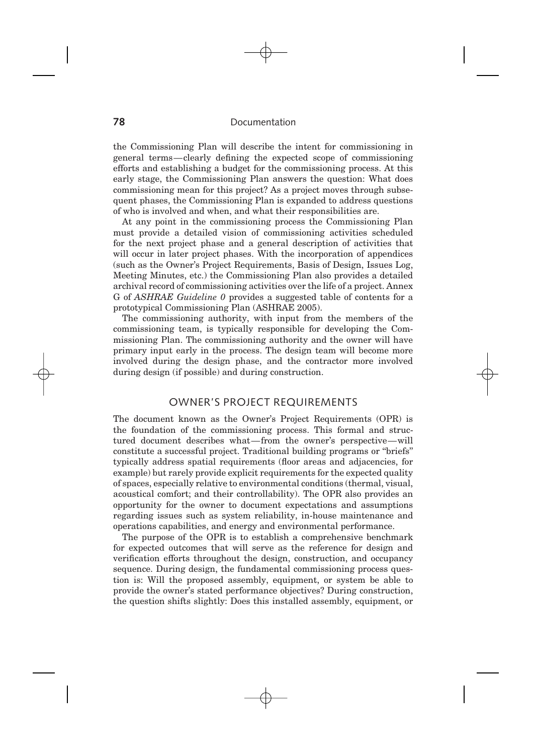the Commissioning Plan will describe the intent for commissioning in general terms—clearly defining the expected scope of commissioning efforts and establishing a budget for the commissioning process. At this early stage, the Commissioning Plan answers the question: What does commissioning mean for this project? As a project moves through subsequent phases, the Commissioning Plan is expanded to address questions of who is involved and when, and what their responsibilities are.

At any point in the commissioning process the Commissioning Plan must provide a detailed vision of commissioning activities scheduled for the next project phase and a general description of activities that will occur in later project phases. With the incorporation of appendices (such as the Owner's Project Requirements, Basis of Design, Issues Log, Meeting Minutes, etc.) the Commissioning Plan also provides a detailed archival record of commissioning activities over the life of a project. Annex G of *ASHRAE Guideline 0* provides a suggested table of contents for a prototypical Commissioning Plan (ASHRAE 2005).

The commissioning authority, with input from the members of the commissioning team, is typically responsible for developing the Commissioning Plan. The commissioning authority and the owner will have primary input early in the process. The design team will become more involved during the design phase, and the contractor more involved during design (if possible) and during construction.

## OWNER'S PROJECT REQUIREMENTS

The document known as the Owner's Project Requirements (OPR) is the foundation of the commissioning process. This formal and structured document describes what—from the owner's perspective—will constitute a successful project. Traditional building programs or "briefs" typically address spatial requirements (floor areas and adjacencies, for example) but rarely provide explicit requirements for the expected quality of spaces, especially relative to environmental conditions (thermal, visual, acoustical comfort; and their controllability). The OPR also provides an opportunity for the owner to document expectations and assumptions regarding issues such as system reliability, in-house maintenance and operations capabilities, and energy and environmental performance.

The purpose of the OPR is to establish a comprehensive benchmark for expected outcomes that will serve as the reference for design and verification efforts throughout the design, construction, and occupancy sequence. During design, the fundamental commissioning process question is: Will the proposed assembly, equipment, or system be able to provide the owner's stated performance objectives? During construction, the question shifts slightly: Does this installed assembly, equipment, or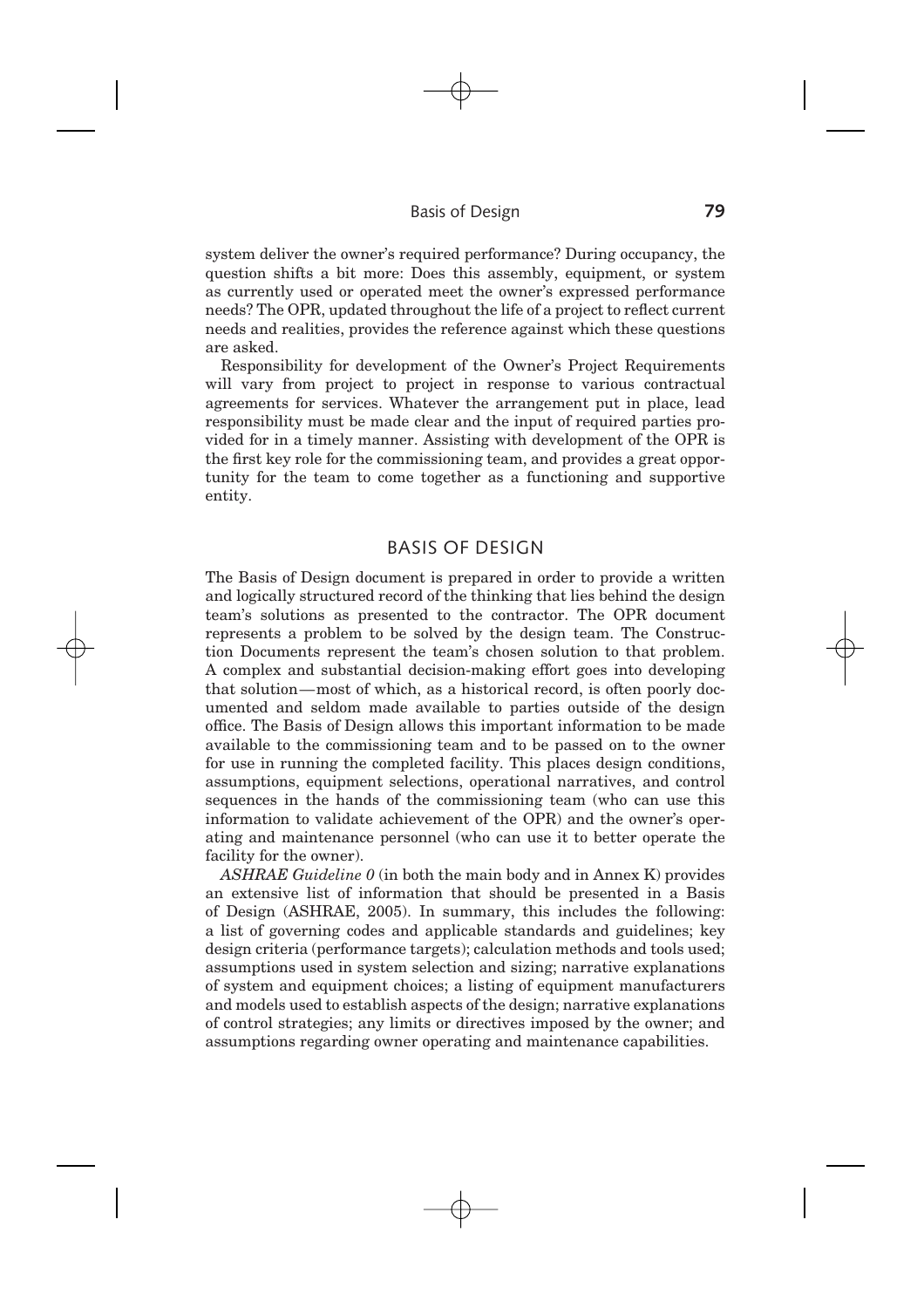system deliver the owner's required performance? During occupancy, the question shifts a bit more: Does this assembly, equipment, or system as currently used or operated meet the owner's expressed performance needs? The OPR, updated throughout the life of a project to reflect current needs and realities, provides the reference against which these questions are asked.

Responsibility for development of the Owner's Project Requirements will vary from project to project in response to various contractual agreements for services. Whatever the arrangement put in place, lead responsibility must be made clear and the input of required parties provided for in a timely manner. Assisting with development of the OPR is the first key role for the commissioning team, and provides a great opportunity for the team to come together as a functioning and supportive entity.

## BASIS OF DESIGN

The Basis of Design document is prepared in order to provide a written and logically structured record of the thinking that lies behind the design team's solutions as presented to the contractor. The OPR document represents a problem to be solved by the design team. The Construction Documents represent the team's chosen solution to that problem. A complex and substantial decision-making effort goes into developing that solution—most of which, as a historical record, is often poorly documented and seldom made available to parties outside of the design office. The Basis of Design allows this important information to be made available to the commissioning team and to be passed on to the owner for use in running the completed facility. This places design conditions, assumptions, equipment selections, operational narratives, and control sequences in the hands of the commissioning team (who can use this information to validate achievement of the OPR) and the owner's operating and maintenance personnel (who can use it to better operate the facility for the owner).

*ASHRAE Guideline 0* (in both the main body and in Annex K) provides an extensive list of information that should be presented in a Basis of Design (ASHRAE, 2005). In summary, this includes the following: a list of governing codes and applicable standards and guidelines; key design criteria (performance targets); calculation methods and tools used; assumptions used in system selection and sizing; narrative explanations of system and equipment choices; a listing of equipment manufacturers and models used to establish aspects of the design; narrative explanations of control strategies; any limits or directives imposed by the owner; and assumptions regarding owner operating and maintenance capabilities.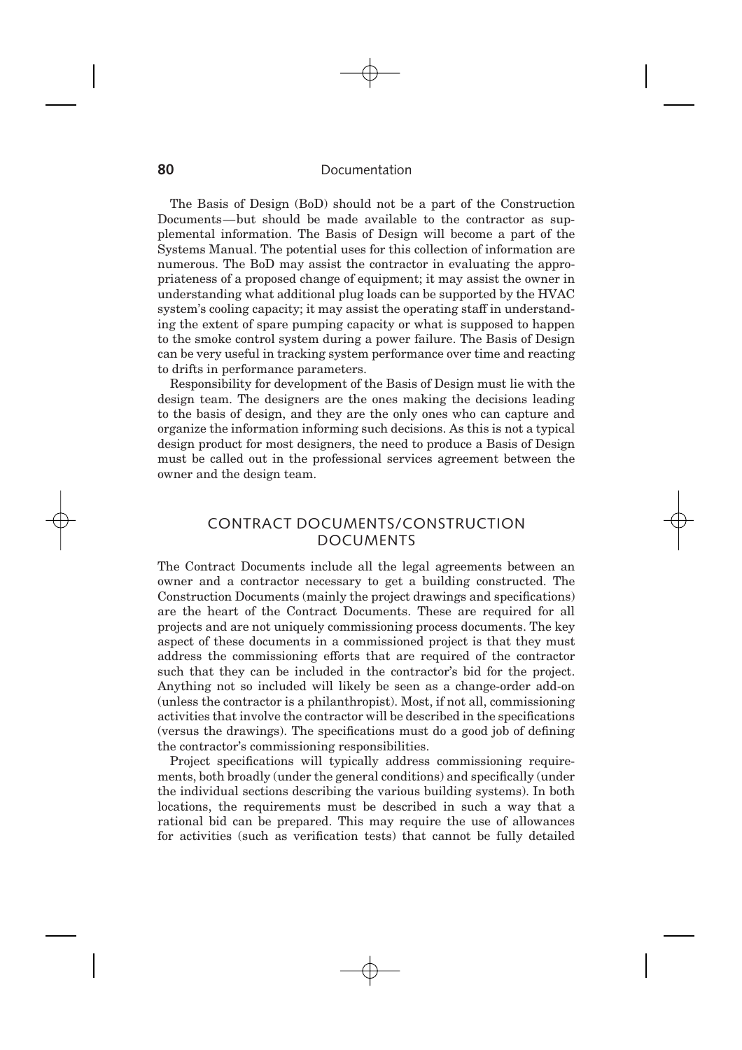The Basis of Design (BoD) should not be a part of the Construction Documents—but should be made available to the contractor as supplemental information. The Basis of Design will become a part of the Systems Manual. The potential uses for this collection of information are numerous. The BoD may assist the contractor in evaluating the appropriateness of a proposed change of equipment; it may assist the owner in understanding what additional plug loads can be supported by the HVAC system's cooling capacity; it may assist the operating staff in understanding the extent of spare pumping capacity or what is supposed to happen to the smoke control system during a power failure. The Basis of Design can be very useful in tracking system performance over time and reacting to drifts in performance parameters.

Responsibility for development of the Basis of Design must lie with the design team. The designers are the ones making the decisions leading to the basis of design, and they are the only ones who can capture and organize the information informing such decisions. As this is not a typical design product for most designers, the need to produce a Basis of Design must be called out in the professional services agreement between the owner and the design team.

## CONTRACT DOCUMENTS/CONSTRUCTION DOCUMENTS

The Contract Documents include all the legal agreements between an owner and a contractor necessary to get a building constructed. The Construction Documents (mainly the project drawings and specifications) are the heart of the Contract Documents. These are required for all projects and are not uniquely commissioning process documents. The key aspect of these documents in a commissioned project is that they must address the commissioning efforts that are required of the contractor such that they can be included in the contractor's bid for the project. Anything not so included will likely be seen as a change-order add-on (unless the contractor is a philanthropist). Most, if not all, commissioning activities that involve the contractor will be described in the specifications (versus the drawings). The specifications must do a good job of defining the contractor's commissioning responsibilities.

Project specifications will typically address commissioning requirements, both broadly (under the general conditions) and specifically (under the individual sections describing the various building systems). In both locations, the requirements must be described in such a way that a rational bid can be prepared. This may require the use of allowances for activities (such as verification tests) that cannot be fully detailed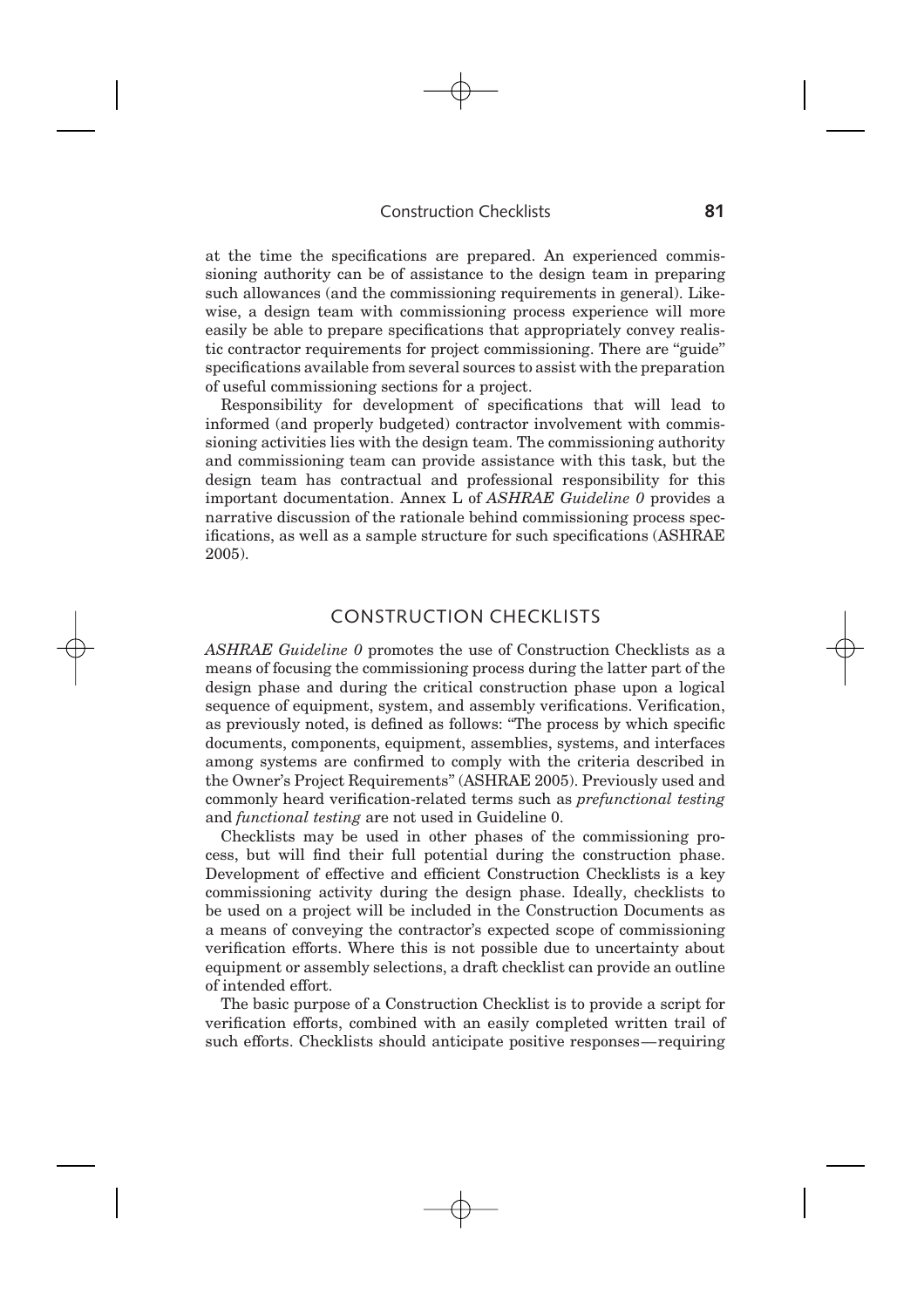at the time the specifications are prepared. An experienced commissioning authority can be of assistance to the design team in preparing such allowances (and the commissioning requirements in general). Likewise, a design team with commissioning process experience will more easily be able to prepare specifications that appropriately convey realistic contractor requirements for project commissioning. There are "guide" specifications available from several sources to assist with the preparation of useful commissioning sections for a project.

Responsibility for development of specifications that will lead to informed (and properly budgeted) contractor involvement with commissioning activities lies with the design team. The commissioning authority and commissioning team can provide assistance with this task, but the design team has contractual and professional responsibility for this important documentation. Annex L of *ASHRAE Guideline 0* provides a narrative discussion of the rationale behind commissioning process specifications, as well as a sample structure for such specifications (ASHRAE 2005).

## CONSTRUCTION CHECKLISTS

*ASHRAE Guideline 0* promotes the use of Construction Checklists as a means of focusing the commissioning process during the latter part of the design phase and during the critical construction phase upon a logical sequence of equipment, system, and assembly verifications. Verification, as previously noted, is defined as follows: "The process by which specific documents, components, equipment, assemblies, systems, and interfaces among systems are confirmed to comply with the criteria described in the Owner's Project Requirements" (ASHRAE 2005). Previously used and commonly heard verification-related terms such as *prefunctional testing* and *functional testing* are not used in Guideline 0.

Checklists may be used in other phases of the commissioning process, but will find their full potential during the construction phase. Development of effective and efficient Construction Checklists is a key commissioning activity during the design phase. Ideally, checklists to be used on a project will be included in the Construction Documents as a means of conveying the contractor's expected scope of commissioning verification efforts. Where this is not possible due to uncertainty about equipment or assembly selections, a draft checklist can provide an outline of intended effort.

The basic purpose of a Construction Checklist is to provide a script for verification efforts, combined with an easily completed written trail of such efforts. Checklists should anticipate positive responses—requiring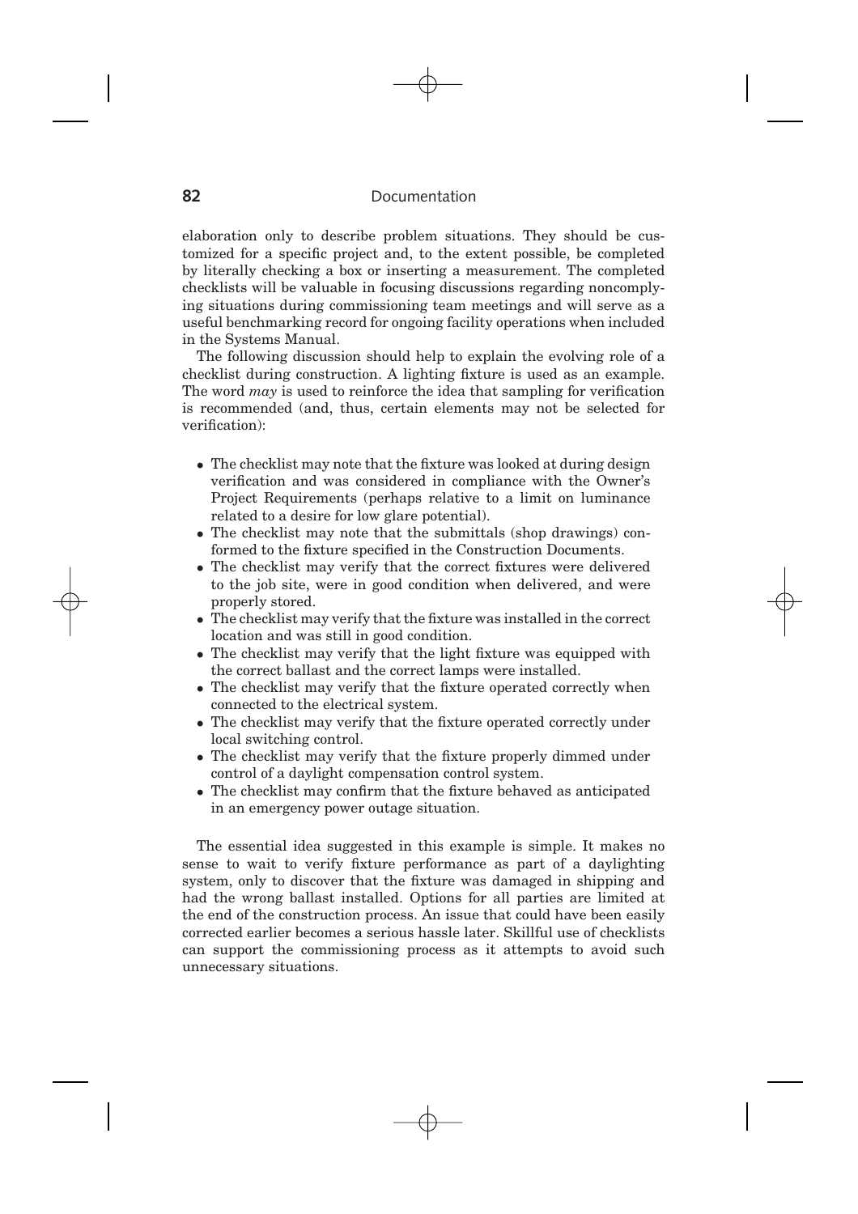elaboration only to describe problem situations. They should be customized for a specific project and, to the extent possible, be completed by literally checking a box or inserting a measurement. The completed checklists will be valuable in focusing discussions regarding noncomplying situations during commissioning team meetings and will serve as a useful benchmarking record for ongoing facility operations when included in the Systems Manual.

The following discussion should help to explain the evolving role of a checklist during construction. A lighting fixture is used as an example. The word *may* is used to reinforce the idea that sampling for verification is recommended (and, thus, certain elements may not be selected for verification):

- The checklist may note that the fixture was looked at during design verification and was considered in compliance with the Owner's Project Requirements (perhaps relative to a limit on luminance related to a desire for low glare potential).
- The checklist may note that the submittals (shop drawings) conformed to the fixture specified in the Construction Documents.
- The checklist may verify that the correct fixtures were delivered to the job site, were in good condition when delivered, and were properly stored.
- The checklist may verify that the fixture was installed in the correct location and was still in good condition.
- The checklist may verify that the light fixture was equipped with the correct ballast and the correct lamps were installed.
- The checklist may verify that the fixture operated correctly when connected to the electrical system.
- The checklist may verify that the fixture operated correctly under local switching control.
- The checklist may verify that the fixture properly dimmed under control of a daylight compensation control system.
- The checklist may confirm that the fixture behaved as anticipated in an emergency power outage situation.

The essential idea suggested in this example is simple. It makes no sense to wait to verify fixture performance as part of a daylighting system, only to discover that the fixture was damaged in shipping and had the wrong ballast installed. Options for all parties are limited at the end of the construction process. An issue that could have been easily corrected earlier becomes a serious hassle later. Skillful use of checklists can support the commissioning process as it attempts to avoid such unnecessary situations.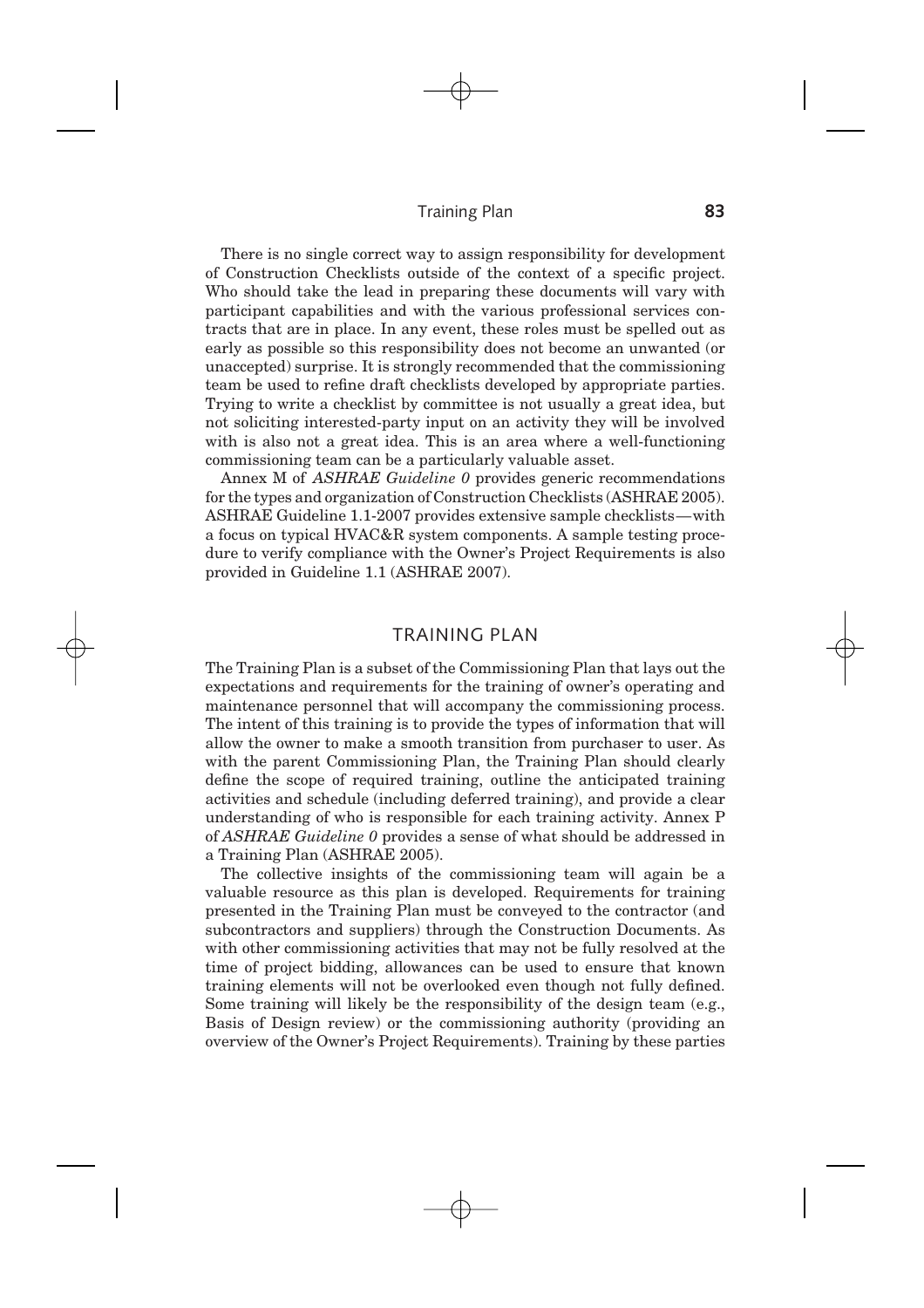There is no single correct way to assign responsibility for development of Construction Checklists outside of the context of a specific project. Who should take the lead in preparing these documents will vary with participant capabilities and with the various professional services contracts that are in place. In any event, these roles must be spelled out as early as possible so this responsibility does not become an unwanted (or unaccepted) surprise. It is strongly recommended that the commissioning team be used to refine draft checklists developed by appropriate parties. Trying to write a checklist by committee is not usually a great idea, but not soliciting interested-party input on an activity they will be involved with is also not a great idea. This is an area where a well-functioning commissioning team can be a particularly valuable asset.

Annex M of *ASHRAE Guideline 0* provides generic recommendations for the types and organization of Construction Checklists (ASHRAE 2005). ASHRAE Guideline 1.1-2007 provides extensive sample checklists—with a focus on typical HVAC&R system components. A sample testing procedure to verify compliance with the Owner's Project Requirements is also provided in Guideline 1.1 (ASHRAE 2007).

## TRAINING PLAN

The Training Plan is a subset of the Commissioning Plan that lays out the expectations and requirements for the training of owner's operating and maintenance personnel that will accompany the commissioning process. The intent of this training is to provide the types of information that will allow the owner to make a smooth transition from purchaser to user. As with the parent Commissioning Plan, the Training Plan should clearly define the scope of required training, outline the anticipated training activities and schedule (including deferred training), and provide a clear understanding of who is responsible for each training activity. Annex P of *ASHRAE Guideline 0* provides a sense of what should be addressed in a Training Plan (ASHRAE 2005).

The collective insights of the commissioning team will again be a valuable resource as this plan is developed. Requirements for training presented in the Training Plan must be conveyed to the contractor (and subcontractors and suppliers) through the Construction Documents. As with other commissioning activities that may not be fully resolved at the time of project bidding, allowances can be used to ensure that known training elements will not be overlooked even though not fully defined. Some training will likely be the responsibility of the design team (e.g., Basis of Design review) or the commissioning authority (providing an overview of the Owner's Project Requirements). Training by these parties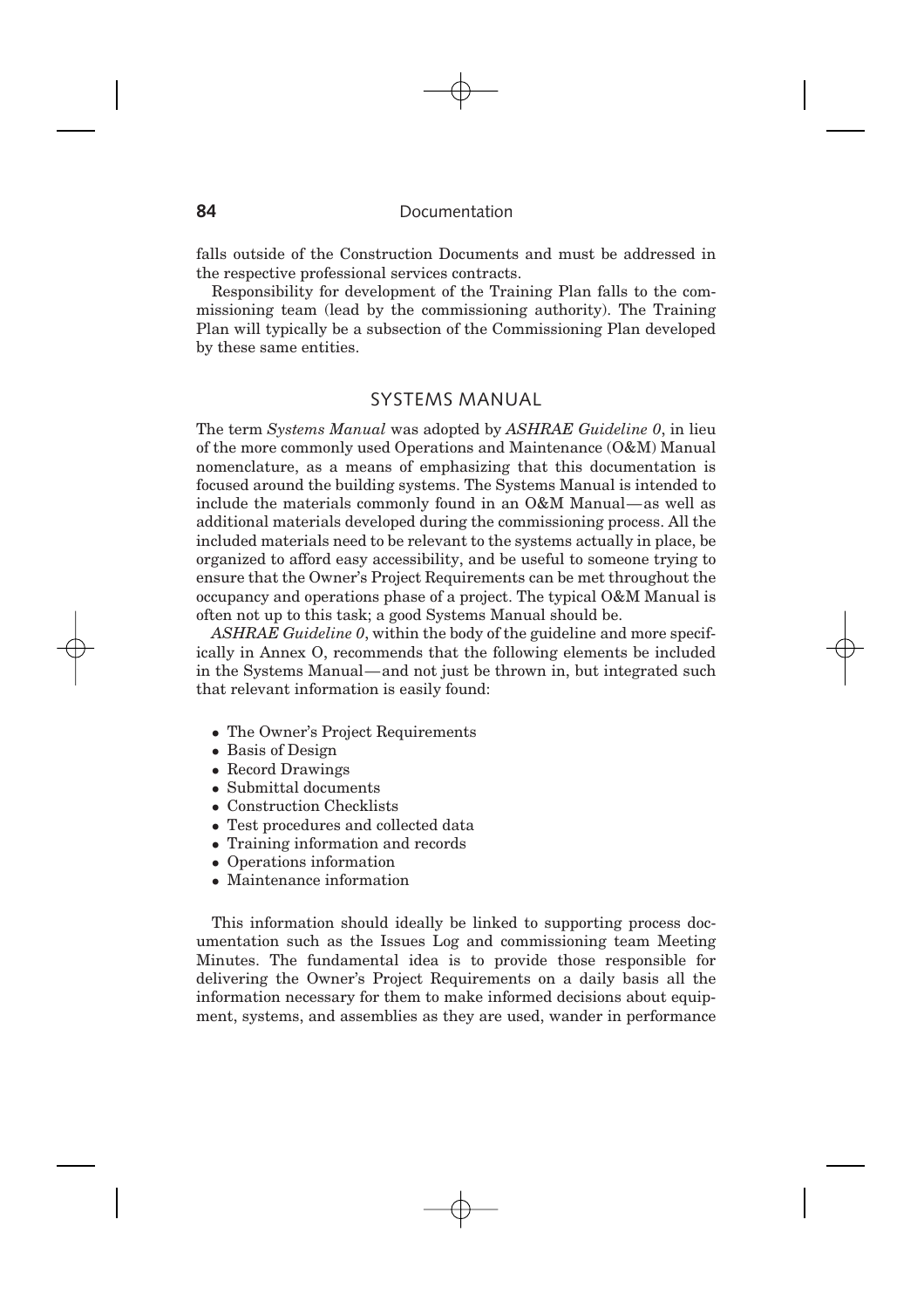falls outside of the Construction Documents and must be addressed in the respective professional services contracts.

Responsibility for development of the Training Plan falls to the commissioning team (lead by the commissioning authority). The Training Plan will typically be a subsection of the Commissioning Plan developed by these same entities.

## SYSTEMS MANUAL

The term *Systems Manual* was adopted by *ASHRAE Guideline 0*, in lieu of the more commonly used Operations and Maintenance (O&M) Manual nomenclature, as a means of emphasizing that this documentation is focused around the building systems. The Systems Manual is intended to include the materials commonly found in an O&M Manual—as well as additional materials developed during the commissioning process. All the included materials need to be relevant to the systems actually in place, be organized to afford easy accessibility, and be useful to someone trying to ensure that the Owner's Project Requirements can be met throughout the occupancy and operations phase of a project. The typical O&M Manual is often not up to this task; a good Systems Manual should be.

*ASHRAE Guideline 0*, within the body of the guideline and more specifically in Annex O, recommends that the following elements be included in the Systems Manual—and not just be thrown in, but integrated such that relevant information is easily found:

- The Owner's Project Requirements
- Basis of Design
- Record Drawings
- Submittal documents
- Construction Checklists
- Test procedures and collected data
- Training information and records
- Operations information
- Maintenance information

This information should ideally be linked to supporting process documentation such as the Issues Log and commissioning team Meeting Minutes. The fundamental idea is to provide those responsible for delivering the Owner's Project Requirements on a daily basis all the information necessary for them to make informed decisions about equipment, systems, and assemblies as they are used, wander in performance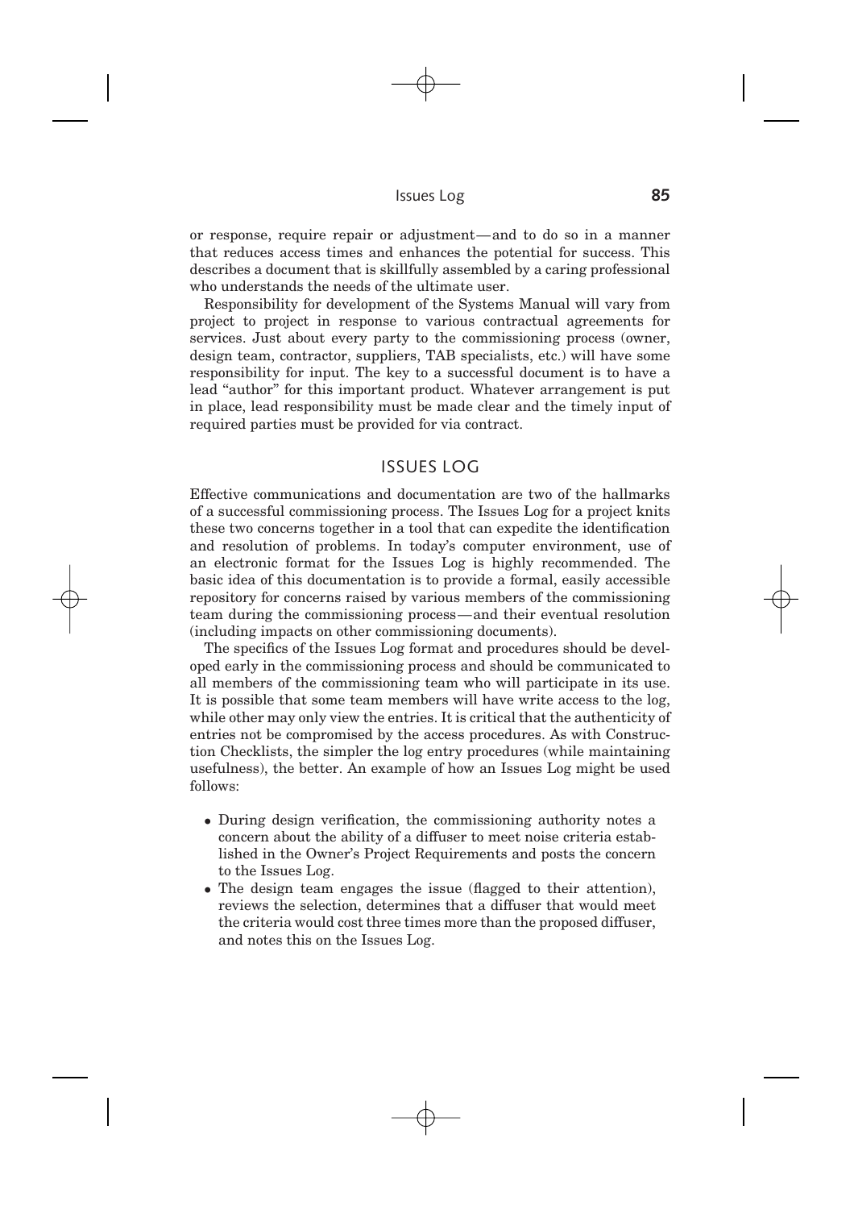or response, require repair or adjustment—and to do so in a manner that reduces access times and enhances the potential for success. This describes a document that is skillfully assembled by a caring professional who understands the needs of the ultimate user.

Responsibility for development of the Systems Manual will vary from project to project in response to various contractual agreements for services. Just about every party to the commissioning process (owner, design team, contractor, suppliers, TAB specialists, etc.) will have some responsibility for input. The key to a successful document is to have a lead "author" for this important product. Whatever arrangement is put in place, lead responsibility must be made clear and the timely input of required parties must be provided for via contract.

## ISSUES LOG

Effective communications and documentation are two of the hallmarks of a successful commissioning process. The Issues Log for a project knits these two concerns together in a tool that can expedite the identification and resolution of problems. In today's computer environment, use of an electronic format for the Issues Log is highly recommended. The basic idea of this documentation is to provide a formal, easily accessible repository for concerns raised by various members of the commissioning team during the commissioning process—and their eventual resolution (including impacts on other commissioning documents).

The specifics of the Issues Log format and procedures should be developed early in the commissioning process and should be communicated to all members of the commissioning team who will participate in its use. It is possible that some team members will have write access to the log, while other may only view the entries. It is critical that the authenticity of entries not be compromised by the access procedures. As with Construction Checklists, the simpler the log entry procedures (while maintaining usefulness), the better. An example of how an Issues Log might be used follows:

- During design verification, the commissioning authority notes a concern about the ability of a diffuser to meet noise criteria established in the Owner's Project Requirements and posts the concern to the Issues Log.
- The design team engages the issue (flagged to their attention), reviews the selection, determines that a diffuser that would meet the criteria would cost three times more than the proposed diffuser, and notes this on the Issues Log.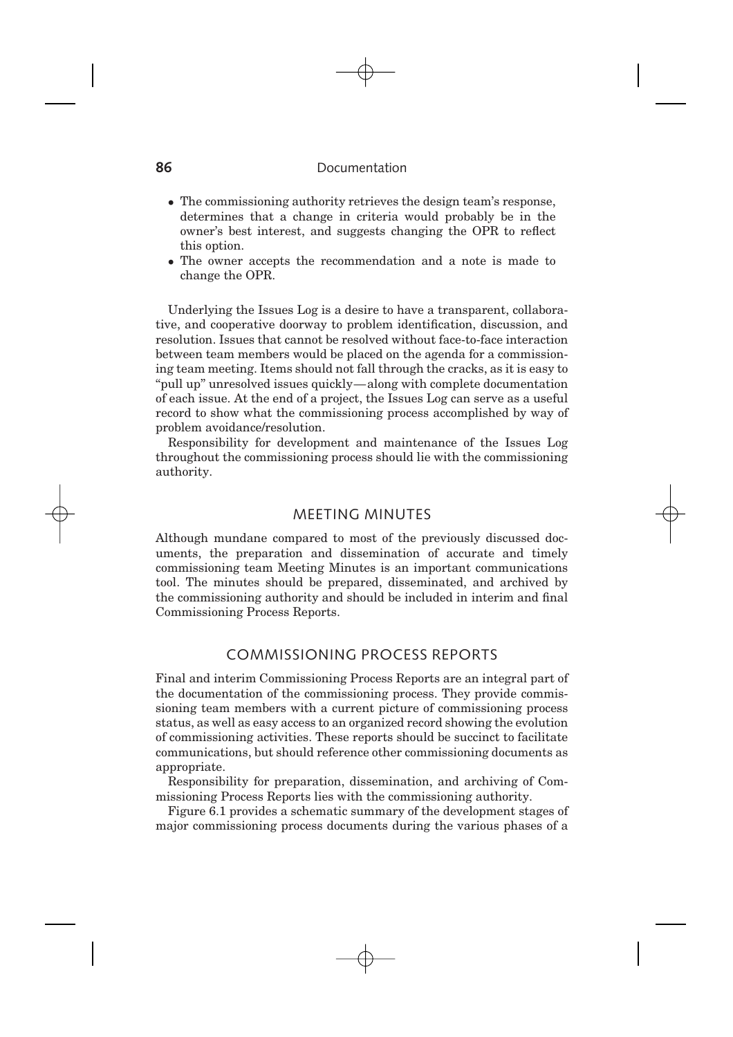- The commissioning authority retrieves the design team's response, determines that a change in criteria would probably be in the owner's best interest, and suggests changing the OPR to reflect this option.
- The owner accepts the recommendation and a note is made to change the OPR.

Underlying the Issues Log is a desire to have a transparent, collaborative, and cooperative doorway to problem identification, discussion, and resolution. Issues that cannot be resolved without face-to-face interaction between team members would be placed on the agenda for a commissioning team meeting. Items should not fall through the cracks, as it is easy to "pull up" unresolved issues quickly—along with complete documentation of each issue. At the end of a project, the Issues Log can serve as a useful record to show what the commissioning process accomplished by way of problem avoidance/resolution.

Responsibility for development and maintenance of the Issues Log throughout the commissioning process should lie with the commissioning authority.

## MEETING MINUTES

Although mundane compared to most of the previously discussed documents, the preparation and dissemination of accurate and timely commissioning team Meeting Minutes is an important communications tool. The minutes should be prepared, disseminated, and archived by the commissioning authority and should be included in interim and final Commissioning Process Reports.

## COMMISSIONING PROCESS REPORTS

Final and interim Commissioning Process Reports are an integral part of the documentation of the commissioning process. They provide commissioning team members with a current picture of commissioning process status, as well as easy access to an organized record showing the evolution of commissioning activities. These reports should be succinct to facilitate communications, but should reference other commissioning documents as appropriate.

Responsibility for preparation, dissemination, and archiving of Commissioning Process Reports lies with the commissioning authority.

Figure 6.1 provides a schematic summary of the development stages of major commissioning process documents during the various phases of a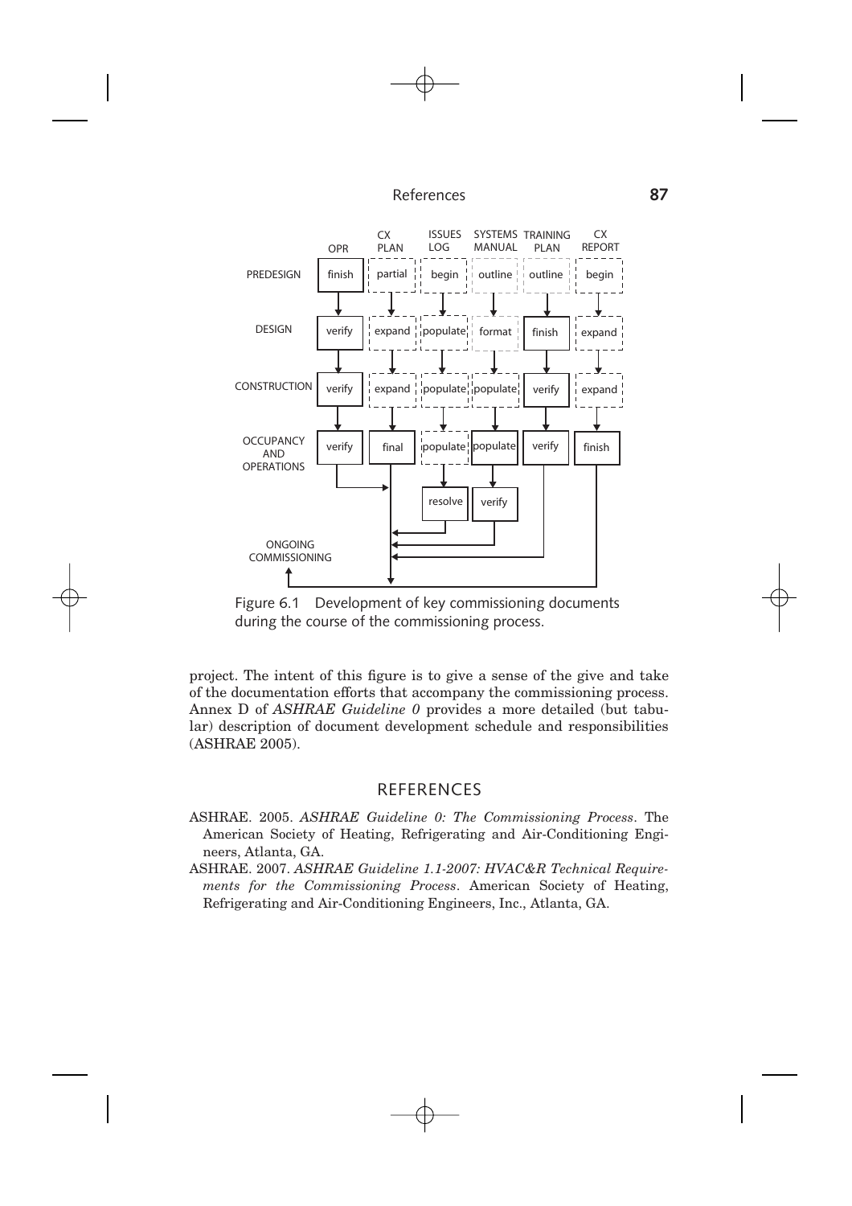| | OPR | CX PLAN | ISSUES LOG | SYSTEMS MANUAL | TRAINING PLAN | CX REPORT |
|---|---|---|---|---|---|---|
| PREDESIGN | finish | partial | begin | outline | outline | begin |
| DESIGN | verify | expand | populate | format | finish | expand |
| CONSTRUCTION | verify | expand | populate | populate | verify | expand |
| OCCUPANCY AND OPERATIONS | verify | final | populate | populate | verify | finish |
| | | | resolve | verify | | |
| ONGOING COMMISSIONING | | | | | | |

Figure 6.1 Development of key commissioning documents during the course of the commissioning process.

project. The intent of this figure is to give a sense of the give and take of the documentation efforts that accompany the commissioning process. Annex D of *ASHRAE Guideline 0* provides a more detailed (but tabular) description of document development schedule and responsibilities (ASHRAE 2005).

## REFERENCES

ASHRAE. 2005. *ASHRAE Guideline 0: The Commissioning Process*. The American Society of Heating, Refrigerating and Air-Conditioning Engineers, Atlanta, GA.

ASHRAE. 2007. *ASHRAE Guideline 1.1-2007: HVAC&R Technical Requirements for the Commissioning Process*. American Society of Heating, Refrigerating and Air-Conditioning Engineers, Inc., Atlanta, GA.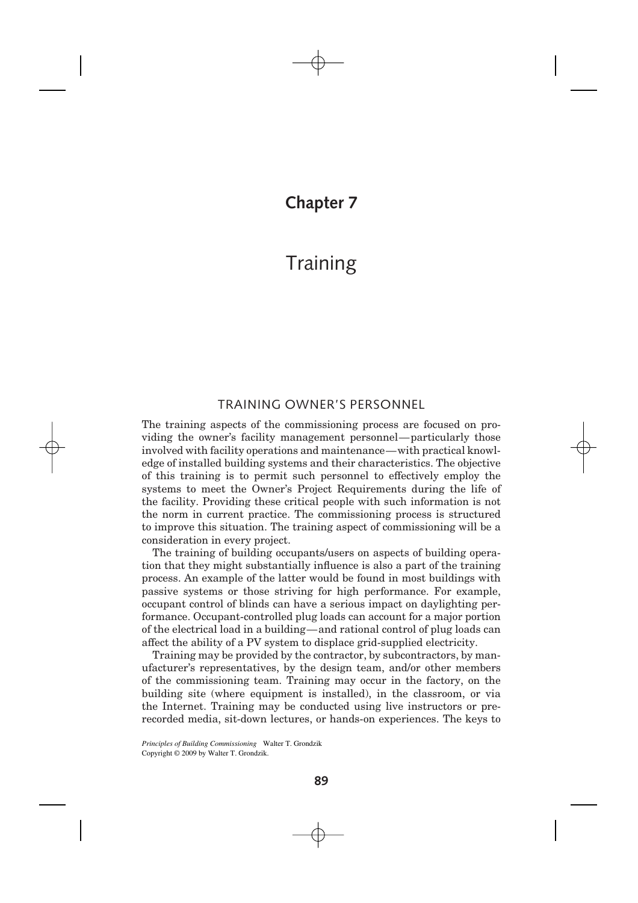# Chapter 7

# Training

## TRAINING OWNER'S PERSONNEL

The training aspects of the commissioning process are focused on providing the owner's facility management personnel—particularly those involved with facility operations and maintenance—with practical knowledge of installed building systems and their characteristics. The objective of this training is to permit such personnel to effectively employ the systems to meet the Owner's Project Requirements during the life of the facility. Providing these critical people with such information is not the norm in current practice. The commissioning process is structured to improve this situation. The training aspect of commissioning will be a consideration in every project.

The training of building occupants/users on aspects of building operation that they might substantially influence is also a part of the training process. An example of the latter would be found in most buildings with passive systems or those striving for high performance. For example, occupant control of blinds can have a serious impact on daylighting performance. Occupant-controlled plug loads can account for a major portion of the electrical load in a building—and rational control of plug loads can affect the ability of a PV system to displace grid-supplied electricity.

Training may be provided by the contractor, by subcontractors, by manufacturer's representatives, by the design team, and/or other members of the commissioning team. Training may occur in the factory, on the building site (where equipment is installed), in the classroom, or via the Internet. Training may be conducted using live instructors or prerecorded media, sit-down lectures, or hands-on experiences. The keys to

*Principles of Building Commissioning* Walter T. Grondzik
Copyright © 2009 by Walter T. Grondzik.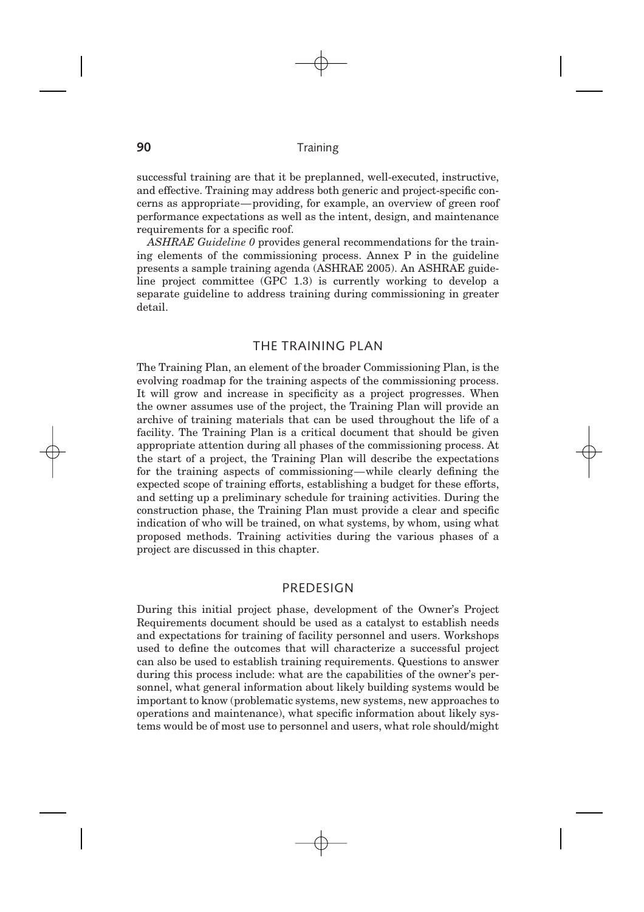successful training are that it be preplanned, well-executed, instructive, and effective. Training may address both generic and project-specific concerns as appropriate—providing, for example, an overview of green roof performance expectations as well as the intent, design, and maintenance requirements for a specific roof.

*ASHRAE Guideline 0* provides general recommendations for the training elements of the commissioning process. Annex P in the guideline presents a sample training agenda (ASHRAE 2005). An ASHRAE guideline project committee (GPC 1.3) is currently working to develop a separate guideline to address training during commissioning in greater detail.

## THE TRAINING PLAN

The Training Plan, an element of the broader Commissioning Plan, is the evolving roadmap for the training aspects of the commissioning process. It will grow and increase in specificity as a project progresses. When the owner assumes use of the project, the Training Plan will provide an archive of training materials that can be used throughout the life of a facility. The Training Plan is a critical document that should be given appropriate attention during all phases of the commissioning process. At the start of a project, the Training Plan will describe the expectations for the training aspects of commissioning—while clearly defining the expected scope of training efforts, establishing a budget for these efforts, and setting up a preliminary schedule for training activities. During the construction phase, the Training Plan must provide a clear and specific indication of who will be trained, on what systems, by whom, using what proposed methods. Training activities during the various phases of a project are discussed in this chapter.

## PREDESIGN

During this initial project phase, development of the Owner's Project Requirements document should be used as a catalyst to establish needs and expectations for training of facility personnel and users. Workshops used to define the outcomes that will characterize a successful project can also be used to establish training requirements. Questions to answer during this process include: what are the capabilities of the owner's personnel, what general information about likely building systems would be important to know (problematic systems, new systems, new approaches to operations and maintenance), what specific information about likely systems would be of most use to personnel and users, what role should/might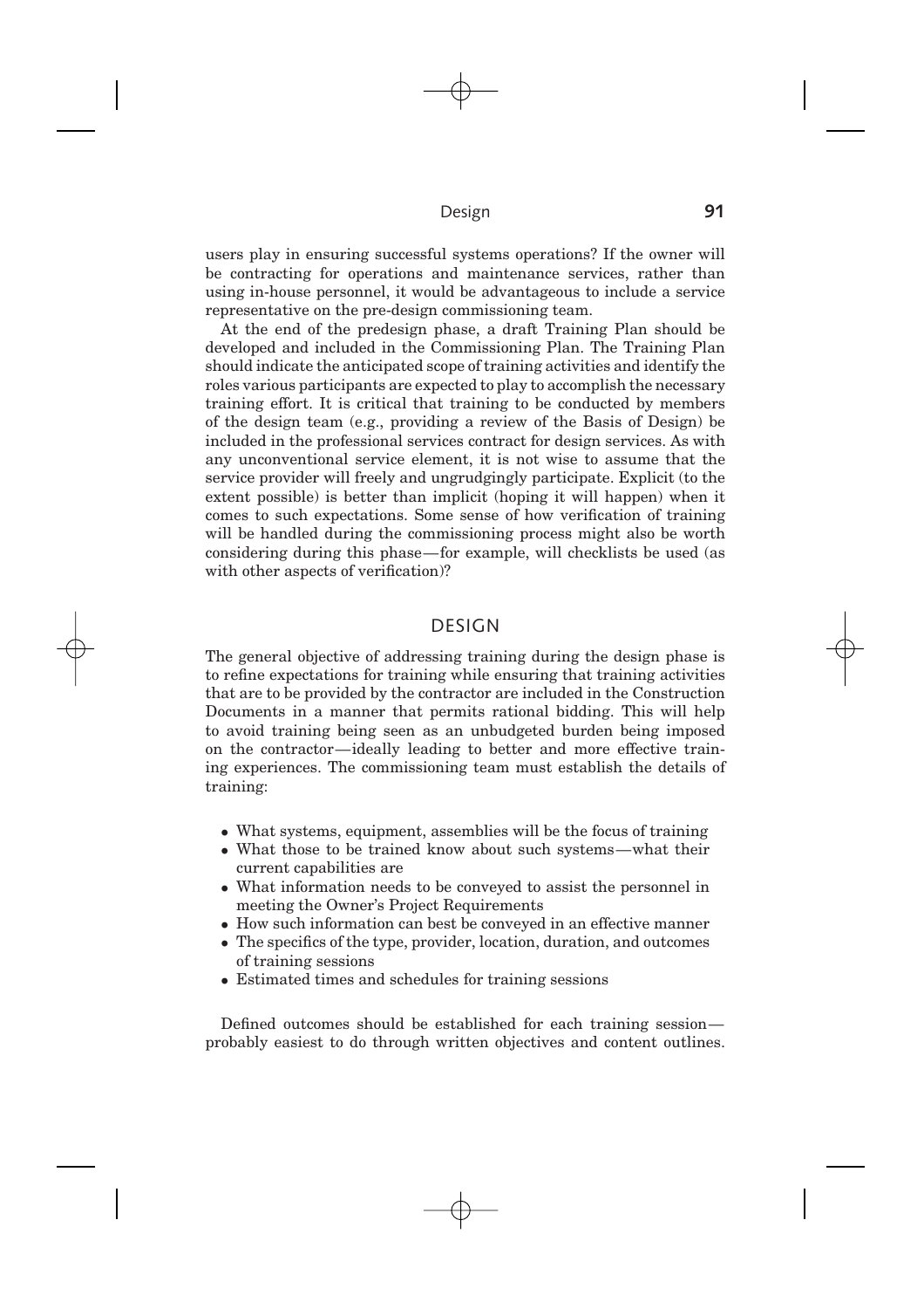users play in ensuring successful systems operations? If the owner will be contracting for operations and maintenance services, rather than using in-house personnel, it would be advantageous to include a service representative on the pre-design commissioning team.

At the end of the predesign phase, a draft Training Plan should be developed and included in the Commissioning Plan. The Training Plan should indicate the anticipated scope of training activities and identify the roles various participants are expected to play to accomplish the necessary training effort. It is critical that training to be conducted by members of the design team (e.g., providing a review of the Basis of Design) be included in the professional services contract for design services. As with any unconventional service element, it is not wise to assume that the service provider will freely and ungrudgingly participate. Explicit (to the extent possible) is better than implicit (hoping it will happen) when it comes to such expectations. Some sense of how verification of training will be handled during the commissioning process might also be worth considering during this phase—for example, will checklists be used (as with other aspects of verification)?

## DESIGN

The general objective of addressing training during the design phase is to refine expectations for training while ensuring that training activities that are to be provided by the contractor are included in the Construction Documents in a manner that permits rational bidding. This will help to avoid training being seen as an unbudgeted burden being imposed on the contractor—ideally leading to better and more effective training experiences. The commissioning team must establish the details of training:

- What systems, equipment, assemblies will be the focus of training
- What those to be trained know about such systems—what their current capabilities are
- What information needs to be conveyed to assist the personnel in meeting the Owner's Project Requirements
- How such information can best be conveyed in an effective manner
- The specifics of the type, provider, location, duration, and outcomes of training sessions
- Estimated times and schedules for training sessions

Defined outcomes should be established for each training session—probably easiest to do through written objectives and content outlines.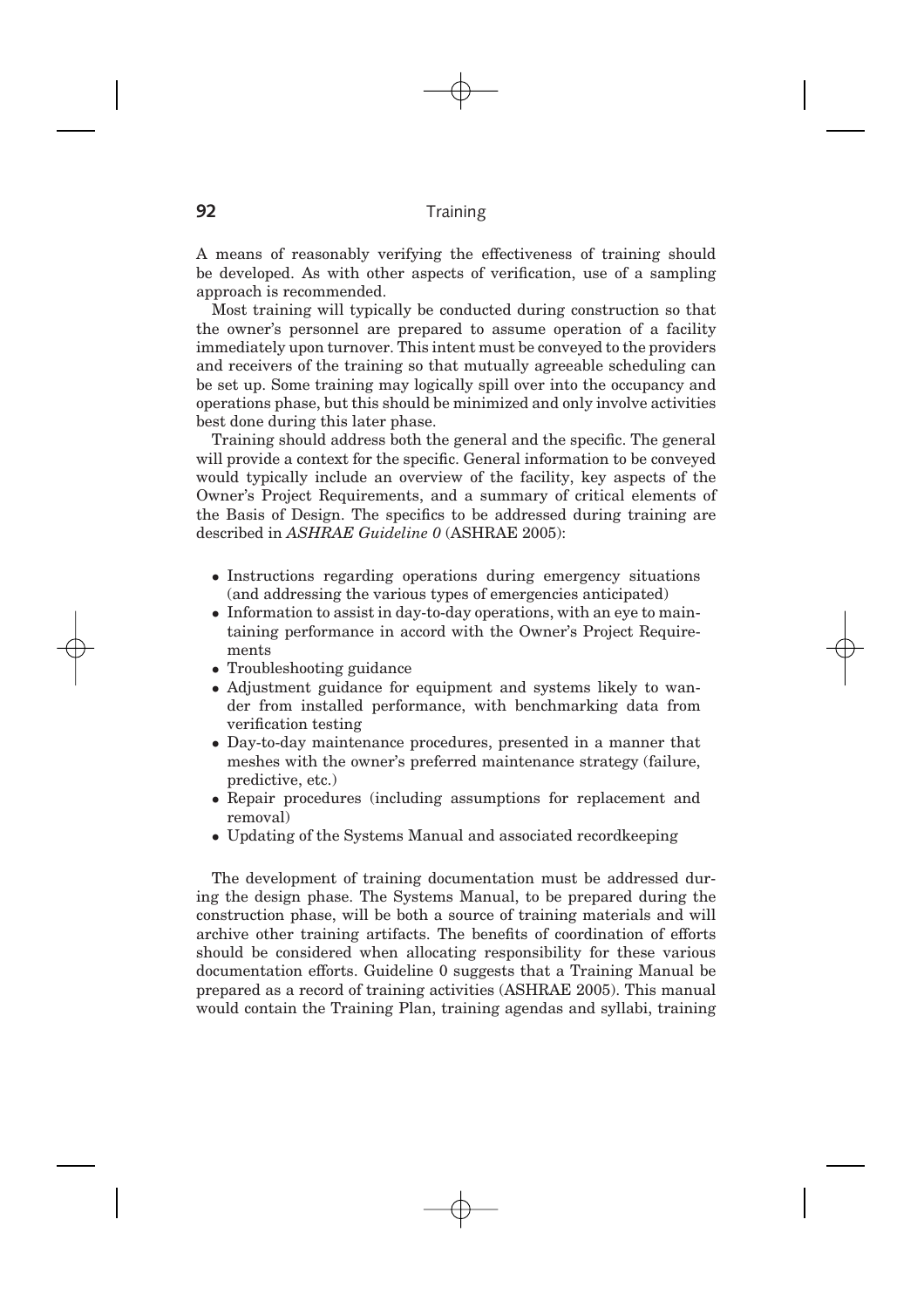A means of reasonably verifying the effectiveness of training should be developed. As with other aspects of verification, use of a sampling approach is recommended.

Most training will typically be conducted during construction so that the owner's personnel are prepared to assume operation of a facility immediately upon turnover. This intent must be conveyed to the providers and receivers of the training so that mutually agreeable scheduling can be set up. Some training may logically spill over into the occupancy and operations phase, but this should be minimized and only involve activities best done during this later phase.

Training should address both the general and the specific. The general will provide a context for the specific. General information to be conveyed would typically include an overview of the facility, key aspects of the Owner's Project Requirements, and a summary of critical elements of the Basis of Design. The specifics to be addressed during training are described in *ASHRAE Guideline 0* (ASHRAE 2005):

- Instructions regarding operations during emergency situations (and addressing the various types of emergencies anticipated)
- Information to assist in day-to-day operations, with an eye to maintaining performance in accord with the Owner's Project Requirements
- Troubleshooting guidance
- Adjustment guidance for equipment and systems likely to wander from installed performance, with benchmarking data from verification testing
- Day-to-day maintenance procedures, presented in a manner that meshes with the owner's preferred maintenance strategy (failure, predictive, etc.)
- Repair procedures (including assumptions for replacement and removal)
- Updating of the Systems Manual and associated recordkeeping

The development of training documentation must be addressed during the design phase. The Systems Manual, to be prepared during the construction phase, will be both a source of training materials and will archive other training artifacts. The benefits of coordination of efforts should be considered when allocating responsibility for these various documentation efforts. Guideline 0 suggests that a Training Manual be prepared as a record of training activities (ASHRAE 2005). This manual would contain the Training Plan, training agendas and syllabi, training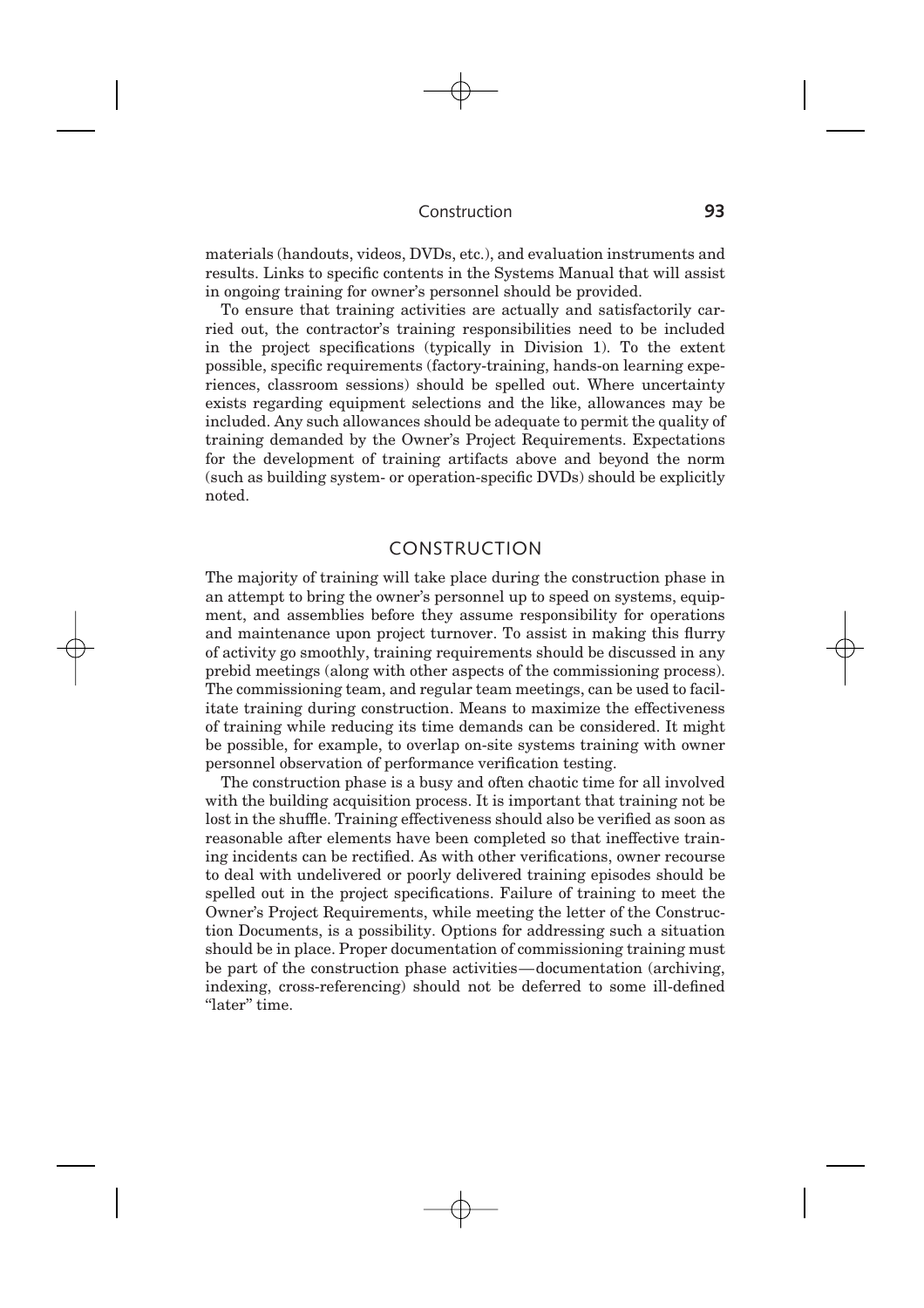materials (handouts, videos, DVDs, etc.), and evaluation instruments and results. Links to specific contents in the Systems Manual that will assist in ongoing training for owner's personnel should be provided.

To ensure that training activities are actually and satisfactorily carried out, the contractor's training responsibilities need to be included in the project specifications (typically in Division 1). To the extent possible, specific requirements (factory-training, hands-on learning experiences, classroom sessions) should be spelled out. Where uncertainty exists regarding equipment selections and the like, allowances may be included. Any such allowances should be adequate to permit the quality of training demanded by the Owner's Project Requirements. Expectations for the development of training artifacts above and beyond the norm (such as building system- or operation-specific DVDs) should be explicitly noted.

## CONSTRUCTION

The majority of training will take place during the construction phase in an attempt to bring the owner's personnel up to speed on systems, equipment, and assemblies before they assume responsibility for operations and maintenance upon project turnover. To assist in making this flurry of activity go smoothly, training requirements should be discussed in any prebid meetings (along with other aspects of the commissioning process). The commissioning team, and regular team meetings, can be used to facilitate training during construction. Means to maximize the effectiveness of training while reducing its time demands can be considered. It might be possible, for example, to overlap on-site systems training with owner personnel observation of performance verification testing.

The construction phase is a busy and often chaotic time for all involved with the building acquisition process. It is important that training not be lost in the shuffle. Training effectiveness should also be verified as soon as reasonable after elements have been completed so that ineffective training incidents can be rectified. As with other verifications, owner recourse to deal with undelivered or poorly delivered training episodes should be spelled out in the project specifications. Failure of training to meet the Owner's Project Requirements, while meeting the letter of the Construction Documents, is a possibility. Options for addressing such a situation should be in place. Proper documentation of commissioning training must be part of the construction phase activities—documentation (archiving, indexing, cross-referencing) should not be deferred to some ill-defined "later" time.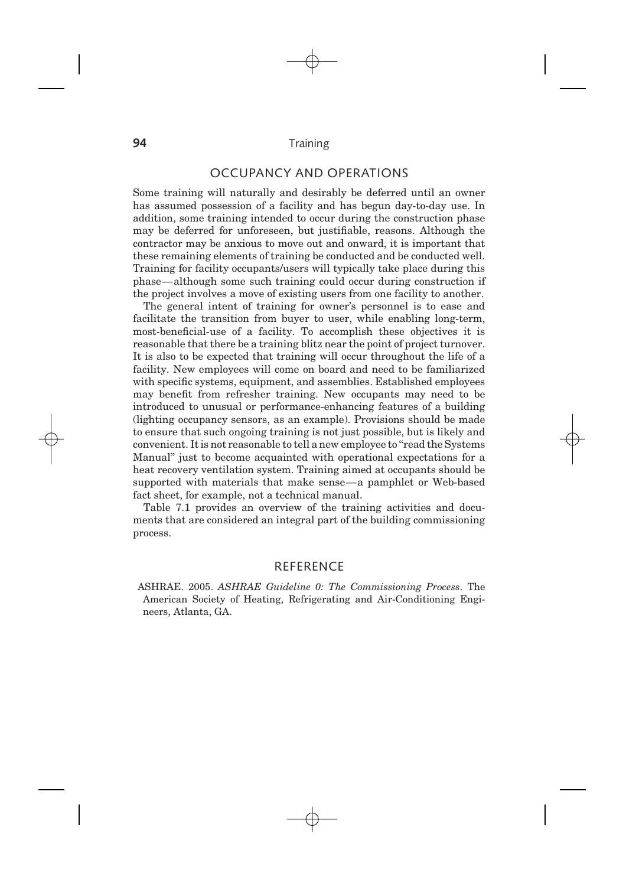## OCCUPANCY AND OPERATIONS

Some training will naturally and desirably be deferred until an owner has assumed possession of a facility and has begun day-to-day use. In addition, some training intended to occur during the construction phase may be deferred for unforeseen, but justifiable, reasons. Although the contractor may be anxious to move out and onward, it is important that these remaining elements of training be conducted and be conducted well. Training for facility occupants/users will typically take place during this phase—although some such training could occur during construction if the project involves a move of existing users from one facility to another.

The general intent of training for owner's personnel is to ease and facilitate the transition from buyer to user, while enabling long-term, most-beneficial-use of a facility. To accomplish these objectives it is reasonable that there be a training blitz near the point of project turnover. It is also to be expected that training will occur throughout the life of a facility. New employees will come on board and need to be familiarized with specific systems, equipment, and assemblies. Established employees may benefit from refresher training. New occupants may need to be introduced to unusual or performance-enhancing features of a building (lighting occupancy sensors, as an example). Provisions should be made to ensure that such ongoing training is not just possible, but is likely and convenient. It is not reasonable to tell a new employee to "read the Systems Manual" just to become acquainted with operational expectations for a heat recovery ventilation system. Training aimed at occupants should be supported with materials that make sense—a pamphlet or Web-based fact sheet, for example, not a technical manual.

Table 7.1 provides an overview of the training activities and documents that are considered an integral part of the building commissioning process.

## REFERENCE

ASHRAE. 2005. *ASHRAE Guideline 0: The Commissioning Process*. The American Society of Heating, Refrigerating and Air-Conditioning Engineers, Atlanta, GA.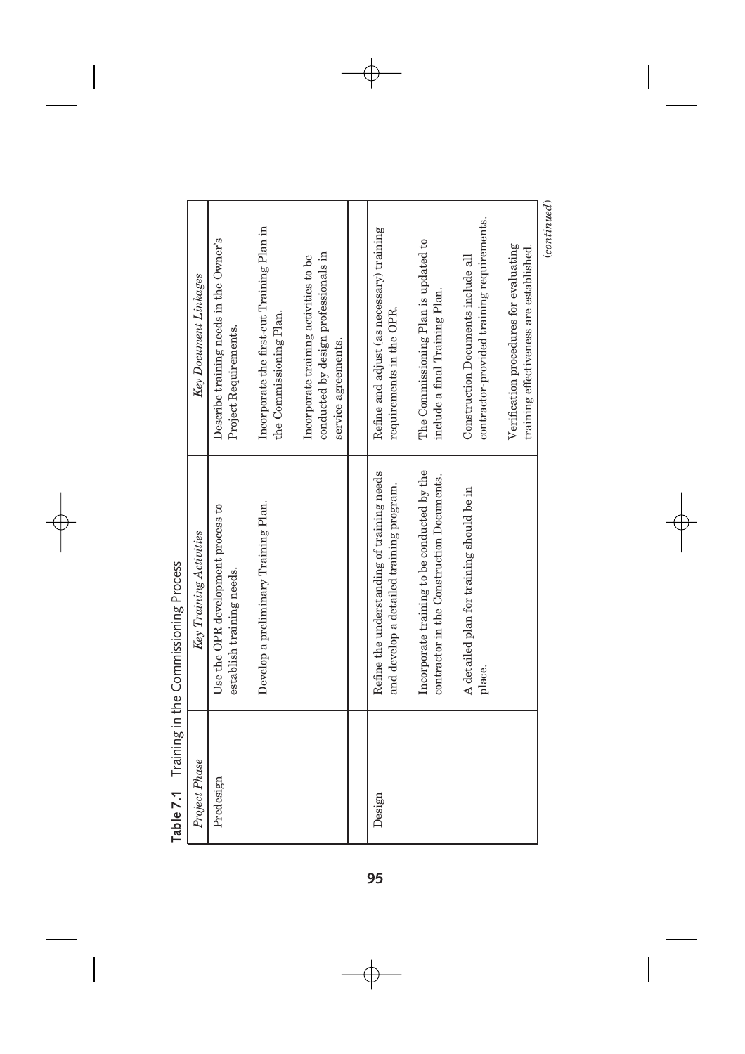**Table 7.1** Training in the Commissioning Process

| *Project Phase* | *Key Training Activities* | *Key Document Linkages* |
|---|---|---|
| Predesign | Use the OPR development process to establish training needs. | Describe training needs in the Owner's Project Requirements. |
| | Develop a preliminary Training Plan. | Incorporate the first-cut Training Plan in the Commissioning Plan. |
| | | Incorporate training activities to be conducted by design professionals in service agreements. |
| Design | Refine the understanding of training needs and develop a detailed training program. | Refine and adjust (as necessary) training requirements in the OPR. |
| | Incorporate training to be conducted by the contractor in the Construction Documents. | The Commissioning Plan is updated to include a final Training Plan. |
| | A detailed plan for training should be in place. | Construction Documents include all contractor-provided training requirements. |
| | | Verification procedures for evaluating training effectiveness are established. |

*(continued)*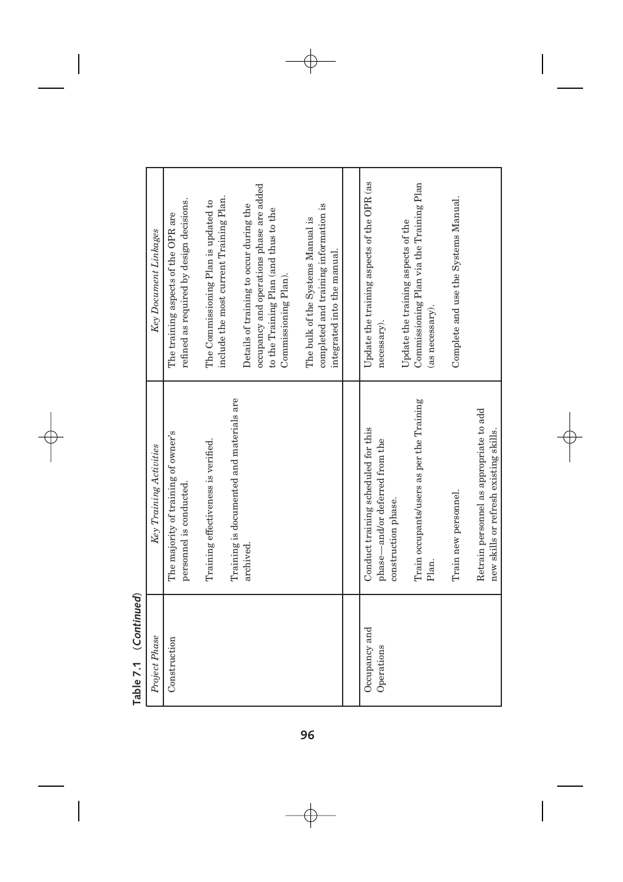**Table 7.1 (Continued)**

| *Project Phase* | *Key Training Activities* | *Key Document Linkages* |
|---|---|---|
| Construction | The majority of training of owner's personnel is conducted.<br><br>Training effectiveness is verified.<br><br>Training is documented and materials are archived. | The training aspects of the OPR are refined as required by design decisions.<br><br>The Commissioning Plan is updated to include the most current Training Plan.<br><br>Details of training to occur during the occupancy and operations phase are added to the Training Plan (and thus to the Commissioning Plan).<br><br>The bulk of the Systems Manual is completed and training information is integrated into the manual. |
| Occupancy and Operations | Conduct training scheduled for this phase—and/or deferred from the construction phase.<br><br>Train occupants/users as per the Training Plan.<br><br>Train new personnel.<br><br>Retrain personnel as appropriate to add new skills or refresh existing skills. | Update the training aspects of the OPR (as necessary).<br><br>Update the training aspects of the Commissioning Plan via the Training Plan (as necessary).<br><br>Complete and use the Systems Manual. |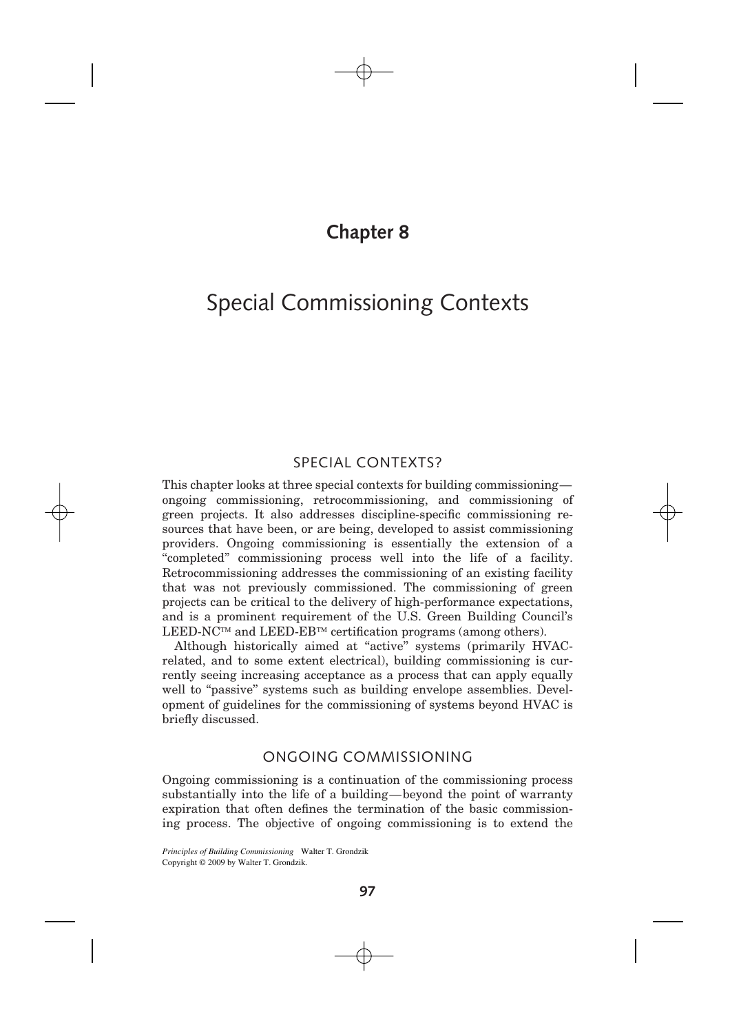# Chapter 8

# Special Commissioning Contexts

## SPECIAL CONTEXTS?

This chapter looks at three special contexts for building commissioning—ongoing commissioning, retrocommissioning, and commissioning of green projects. It also addresses discipline-specific commissioning resources that have been, or are being, developed to assist commissioning providers. Ongoing commissioning is essentially the extension of a "completed" commissioning process well into the life of a facility. Retrocommissioning addresses the commissioning of an existing facility that was not previously commissioned. The commissioning of green projects can be critical to the delivery of high-performance expectations, and is a prominent requirement of the U.S. Green Building Council's LEED-NC™ and LEED-EB™ certification programs (among others).

Although historically aimed at "active" systems (primarily HVAC-related, and to some extent electrical), building commissioning is currently seeing increasing acceptance as a process that can apply equally well to "passive" systems such as building envelope assemblies. Development of guidelines for the commissioning of systems beyond HVAC is briefly discussed.

## ONGOING COMMISSIONING

Ongoing commissioning is a continuation of the commissioning process substantially into the life of a building—beyond the point of warranty expiration that often defines the termination of the basic commissioning process. The objective of ongoing commissioning is to extend the

*Principles of Building Commissioning* Walter T. Grondzik
Copyright © 2009 by Walter T. Grondzik.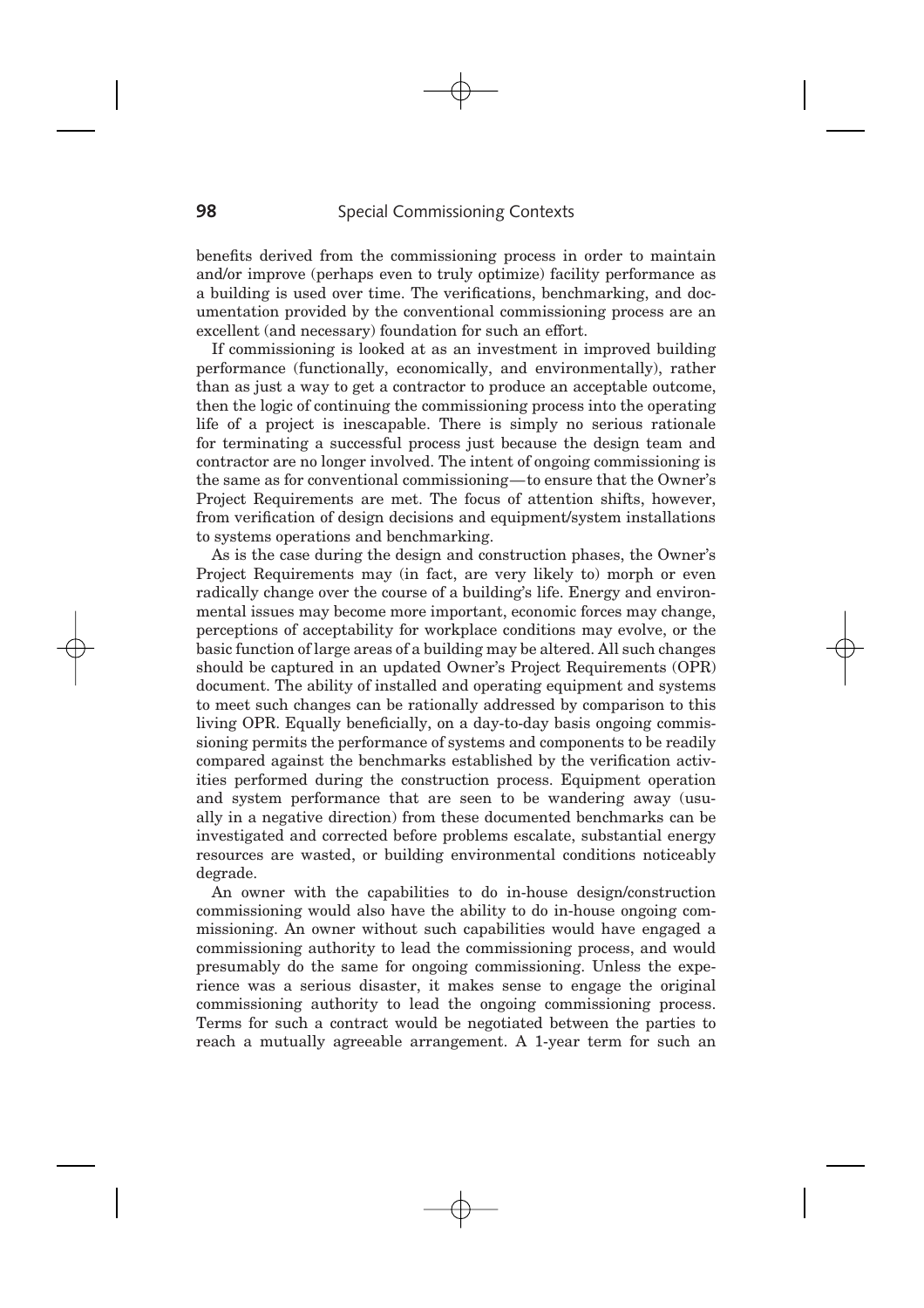benefits derived from the commissioning process in order to maintain and/or improve (perhaps even to truly optimize) facility performance as a building is used over time. The verifications, benchmarking, and documentation provided by the conventional commissioning process are an excellent (and necessary) foundation for such an effort.

If commissioning is looked at as an investment in improved building performance (functionally, economically, and environmentally), rather than as just a way to get a contractor to produce an acceptable outcome, then the logic of continuing the commissioning process into the operating life of a project is inescapable. There is simply no serious rationale for terminating a successful process just because the design team and contractor are no longer involved. The intent of ongoing commissioning is the same as for conventional commissioning—to ensure that the Owner's Project Requirements are met. The focus of attention shifts, however, from verification of design decisions and equipment/system installations to systems operations and benchmarking.

As is the case during the design and construction phases, the Owner's Project Requirements may (in fact, are very likely to) morph or even radically change over the course of a building's life. Energy and environmental issues may become more important, economic forces may change, perceptions of acceptability for workplace conditions may evolve, or the basic function of large areas of a building may be altered. All such changes should be captured in an updated Owner's Project Requirements (OPR) document. The ability of installed and operating equipment and systems to meet such changes can be rationally addressed by comparison to this living OPR. Equally beneficially, on a day-to-day basis ongoing commissioning permits the performance of systems and components to be readily compared against the benchmarks established by the verification activities performed during the construction process. Equipment operation and system performance that are seen to be wandering away (usually in a negative direction) from these documented benchmarks can be investigated and corrected before problems escalate, substantial energy resources are wasted, or building environmental conditions noticeably degrade.

An owner with the capabilities to do in-house design/construction commissioning would also have the ability to do in-house ongoing commissioning. An owner without such capabilities would have engaged a commissioning authority to lead the commissioning process, and would presumably do the same for ongoing commissioning. Unless the experience was a serious disaster, it makes sense to engage the original commissioning authority to lead the ongoing commissioning process. Terms for such a contract would be negotiated between the parties to reach a mutually agreeable arrangement. A 1-year term for such an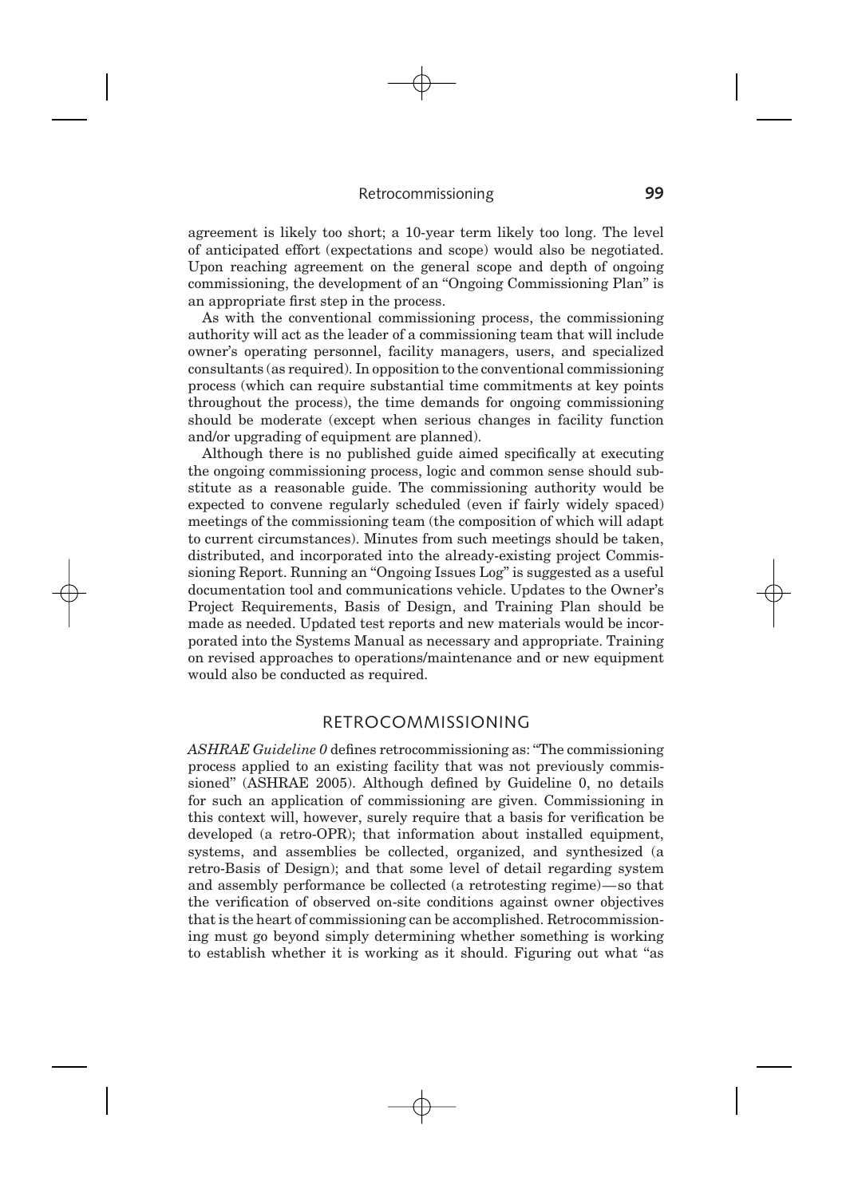agreement is likely too short; a 10-year term likely too long. The level of anticipated effort (expectations and scope) would also be negotiated. Upon reaching agreement on the general scope and depth of ongoing commissioning, the development of an "Ongoing Commissioning Plan" is an appropriate first step in the process.

As with the conventional commissioning process, the commissioning authority will act as the leader of a commissioning team that will include owner's operating personnel, facility managers, users, and specialized consultants (as required). In opposition to the conventional commissioning process (which can require substantial time commitments at key points throughout the process), the time demands for ongoing commissioning should be moderate (except when serious changes in facility function and/or upgrading of equipment are planned).

Although there is no published guide aimed specifically at executing the ongoing commissioning process, logic and common sense should substitute as a reasonable guide. The commissioning authority would be expected to convene regularly scheduled (even if fairly widely spaced) meetings of the commissioning team (the composition of which will adapt to current circumstances). Minutes from such meetings should be taken, distributed, and incorporated into the already-existing project Commissioning Report. Running an "Ongoing Issues Log" is suggested as a useful documentation tool and communications vehicle. Updates to the Owner's Project Requirements, Basis of Design, and Training Plan should be made as needed. Updated test reports and new materials would be incorporated into the Systems Manual as necessary and appropriate. Training on revised approaches to operations/maintenance and or new equipment would also be conducted as required.

## RETROCOMMISSIONING

*ASHRAE Guideline 0* defines retrocommissioning as: "The commissioning process applied to an existing facility that was not previously commissioned" (ASHRAE 2005). Although defined by Guideline 0, no details for such an application of commissioning are given. Commissioning in this context will, however, surely require that a basis for verification be developed (a retro-OPR); that information about installed equipment, systems, and assemblies be collected, organized, and synthesized (a retro-Basis of Design); and that some level of detail regarding system and assembly performance be collected (a retrotesting regime)—so that the verification of observed on-site conditions against owner objectives that is the heart of commissioning can be accomplished. Retrocommissioning must go beyond simply determining whether something is working to establish whether it is working as it should. Figuring out what "as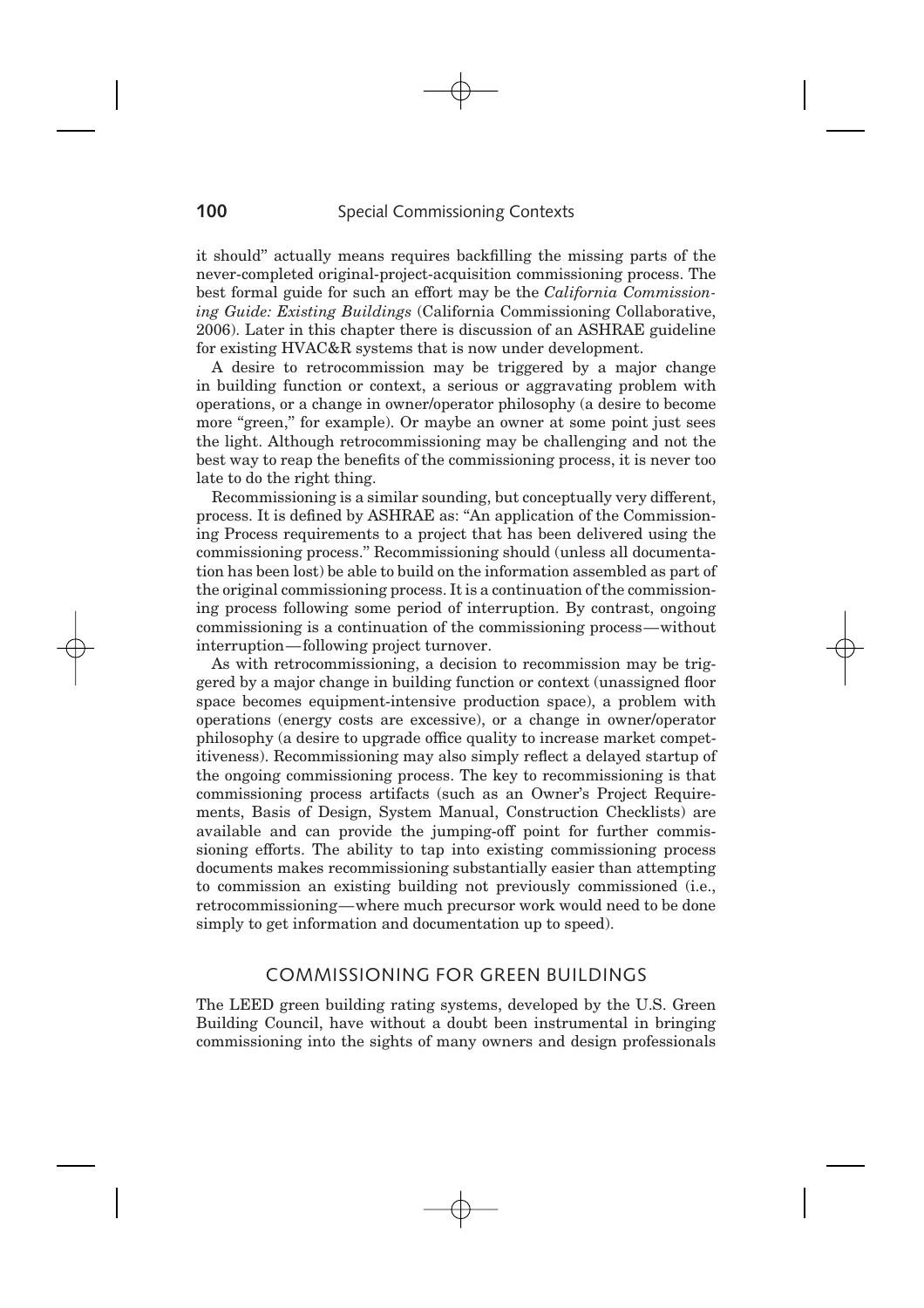it should" actually means requires backfilling the missing parts of the never-completed original-project-acquisition commissioning process. The best formal guide for such an effort may be the *California Commissioning Guide: Existing Buildings* (California Commissioning Collaborative, 2006). Later in this chapter there is discussion of an ASHRAE guideline for existing HVAC&R systems that is now under development.

A desire to retrocommission may be triggered by a major change in building function or context, a serious or aggravating problem with operations, or a change in owner/operator philosophy (a desire to become more "green," for example). Or maybe an owner at some point just sees the light. Although retrocommissioning may be challenging and not the best way to reap the benefits of the commissioning process, it is never too late to do the right thing.

Recommissioning is a similar sounding, but conceptually very different, process. It is defined by ASHRAE as: "An application of the Commissioning Process requirements to a project that has been delivered using the commissioning process." Recommissioning should (unless all documentation has been lost) be able to build on the information assembled as part of the original commissioning process. It is a continuation of the commissioning process following some period of interruption. By contrast, ongoing commissioning is a continuation of the commissioning process—without interruption—following project turnover.

As with retrocommissioning, a decision to recommission may be triggered by a major change in building function or context (unassigned floor space becomes equipment-intensive production space), a problem with operations (energy costs are excessive), or a change in owner/operator philosophy (a desire to upgrade office quality to increase market competitiveness). Recommissioning may also simply reflect a delayed startup of the ongoing commissioning process. The key to recommissioning is that commissioning process artifacts (such as an Owner's Project Requirements, Basis of Design, System Manual, Construction Checklists) are available and can provide the jumping-off point for further commissioning efforts. The ability to tap into existing commissioning process documents makes recommissioning substantially easier than attempting to commission an existing building not previously commissioned (i.e., retrocommissioning—where much precursor work would need to be done simply to get information and documentation up to speed).

## COMMISSIONING FOR GREEN BUILDINGS

The LEED green building rating systems, developed by the U.S. Green Building Council, have without a doubt been instrumental in bringing commissioning into the sights of many owners and design professionals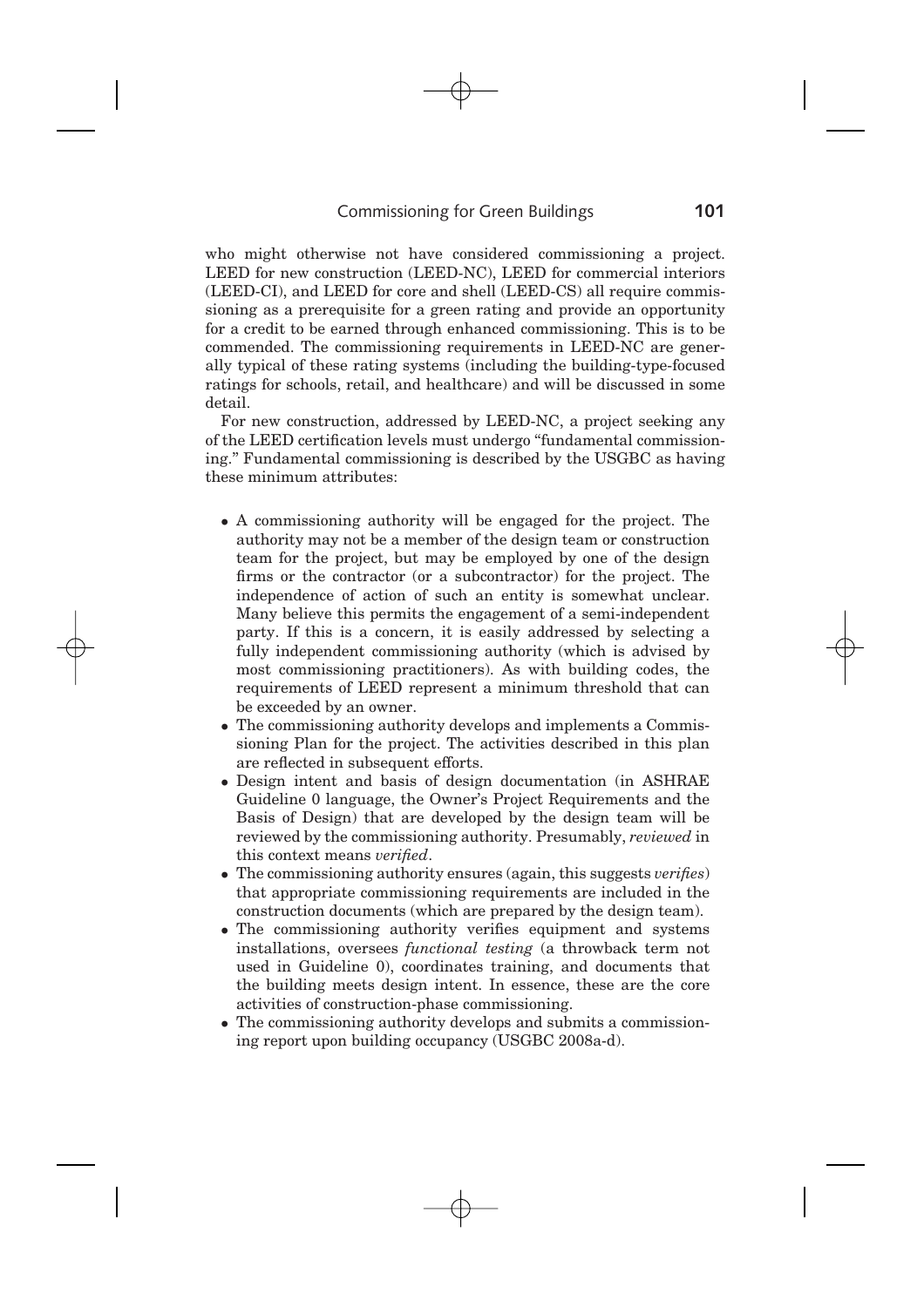who might otherwise not have considered commissioning a project. LEED for new construction (LEED-NC), LEED for commercial interiors (LEED-CI), and LEED for core and shell (LEED-CS) all require commissioning as a prerequisite for a green rating and provide an opportunity for a credit to be earned through enhanced commissioning. This is to be commended. The commissioning requirements in LEED-NC are generally typical of these rating systems (including the building-type-focused ratings for schools, retail, and healthcare) and will be discussed in some detail.

For new construction, addressed by LEED-NC, a project seeking any of the LEED certification levels must undergo "fundamental commissioning." Fundamental commissioning is described by the USGBC as having these minimum attributes:

- A commissioning authority will be engaged for the project. The authority may not be a member of the design team or construction team for the project, but may be employed by one of the design firms or the contractor (or a subcontractor) for the project. The independence of action of such an entity is somewhat unclear. Many believe this permits the engagement of a semi-independent party. If this is a concern, it is easily addressed by selecting a fully independent commissioning authority (which is advised by most commissioning practitioners). As with building codes, the requirements of LEED represent a minimum threshold that can be exceeded by an owner.
- The commissioning authority develops and implements a Commissioning Plan for the project. The activities described in this plan are reflected in subsequent efforts.
- Design intent and basis of design documentation (in ASHRAE Guideline 0 language, the Owner's Project Requirements and the Basis of Design) that are developed by the design team will be reviewed by the commissioning authority. Presumably, *reviewed* in this context means *verified*.
- The commissioning authority ensures (again, this suggests *verifies*) that appropriate commissioning requirements are included in the construction documents (which are prepared by the design team).
- The commissioning authority verifies equipment and systems installations, oversees *functional testing* (a throwback term not used in Guideline 0), coordinates training, and documents that the building meets design intent. In essence, these are the core activities of construction-phase commissioning.
- The commissioning authority develops and submits a commissioning report upon building occupancy (USGBC 2008a-d).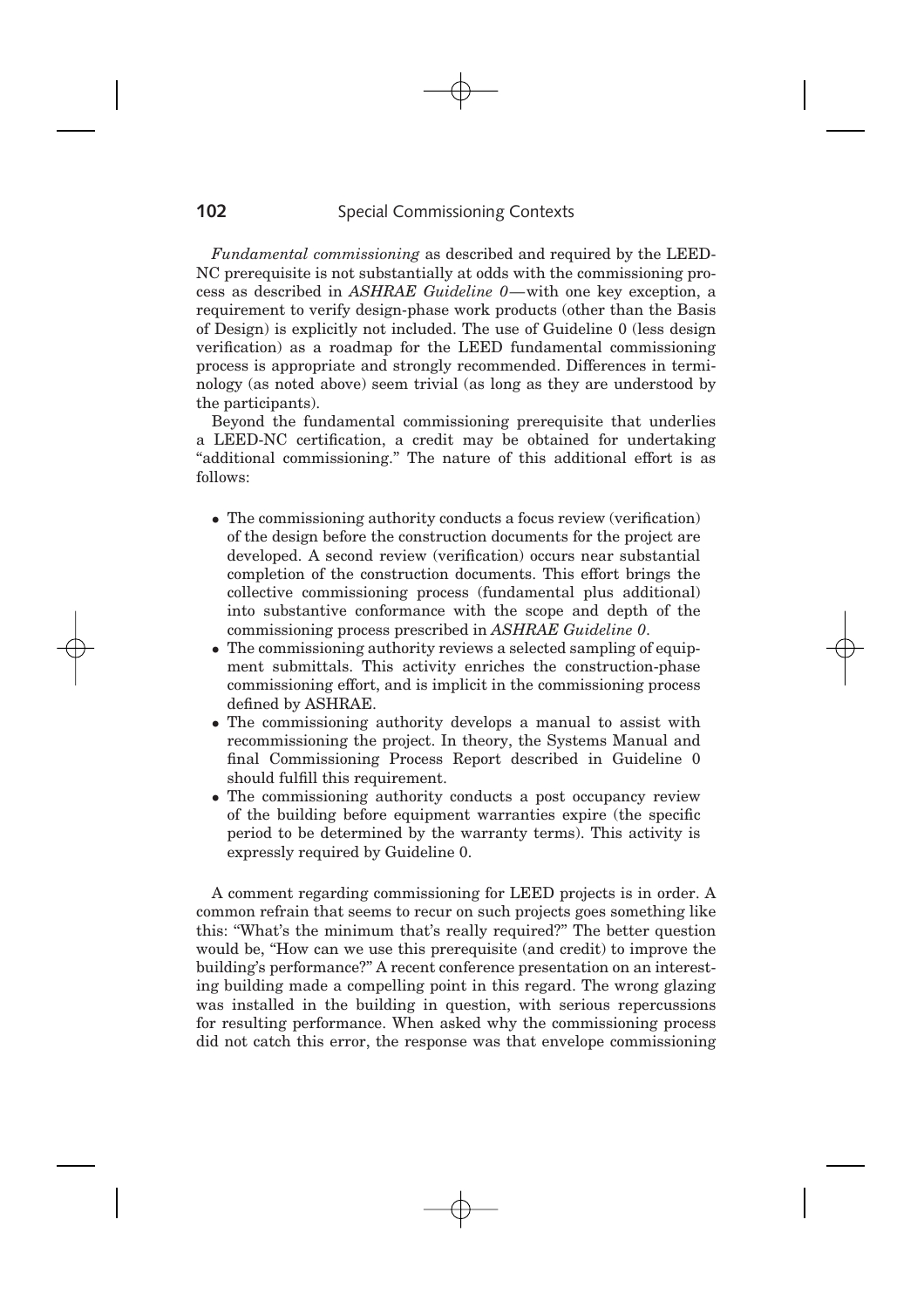*Fundamental commissioning* as described and required by the LEED-NC prerequisite is not substantially at odds with the commissioning process as described in *ASHRAE Guideline 0*—with one key exception, a requirement to verify design-phase work products (other than the Basis of Design) is explicitly not included. The use of Guideline 0 (less design verification) as a roadmap for the LEED fundamental commissioning process is appropriate and strongly recommended. Differences in terminology (as noted above) seem trivial (as long as they are understood by the participants).

Beyond the fundamental commissioning prerequisite that underlies a LEED-NC certification, a credit may be obtained for undertaking "additional commissioning." The nature of this additional effort is as follows:

- The commissioning authority conducts a focus review (verification) of the design before the construction documents for the project are developed. A second review (verification) occurs near substantial completion of the construction documents. This effort brings the collective commissioning process (fundamental plus additional) into substantive conformance with the scope and depth of the commissioning process prescribed in *ASHRAE Guideline 0*.
- The commissioning authority reviews a selected sampling of equipment submittals. This activity enriches the construction-phase commissioning effort, and is implicit in the commissioning process defined by ASHRAE.
- The commissioning authority develops a manual to assist with recommissioning the project. In theory, the Systems Manual and final Commissioning Process Report described in Guideline 0 should fulfill this requirement.
- The commissioning authority conducts a post occupancy review of the building before equipment warranties expire (the specific period to be determined by the warranty terms). This activity is expressly required by Guideline 0.

A comment regarding commissioning for LEED projects is in order. A common refrain that seems to recur on such projects goes something like this: "What's the minimum that's really required?" The better question would be, "How can we use this prerequisite (and credit) to improve the building's performance?" A recent conference presentation on an interesting building made a compelling point in this regard. The wrong glazing was installed in the building in question, with serious repercussions for resulting performance. When asked why the commissioning process did not catch this error, the response was that envelope commissioning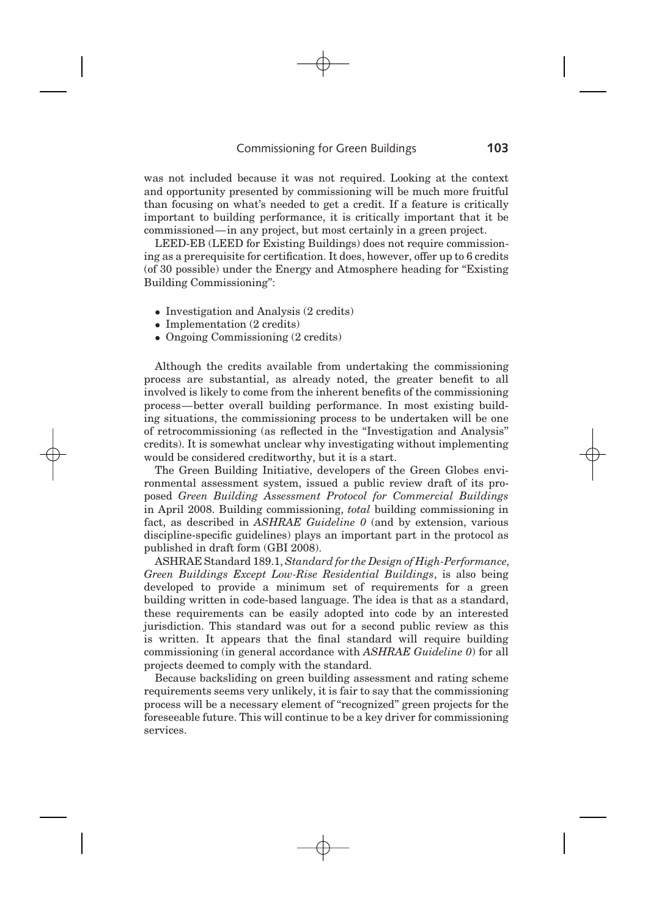was not included because it was not required. Looking at the context and opportunity presented by commissioning will be much more fruitful than focusing on what's needed to get a credit. If a feature is critically important to building performance, it is critically important that it be commissioned—in any project, but most certainly in a green project.

LEED-EB (LEED for Existing Buildings) does not require commissioning as a prerequisite for certification. It does, however, offer up to 6 credits (of 30 possible) under the Energy and Atmosphere heading for "Existing Building Commissioning":

- Investigation and Analysis (2 credits)
- Implementation (2 credits)
- Ongoing Commissioning (2 credits)

Although the credits available from undertaking the commissioning process are substantial, as already noted, the greater benefit to all involved is likely to come from the inherent benefits of the commissioning process—better overall building performance. In most existing building situations, the commissioning process to be undertaken will be one of retrocommissioning (as reflected in the "Investigation and Analysis" credits). It is somewhat unclear why investigating without implementing would be considered creditworthy, but it is a start.

The Green Building Initiative, developers of the Green Globes environmental assessment system, issued a public review draft of its proposed *Green Building Assessment Protocol for Commercial Buildings* in April 2008. Building commissioning, *total* building commissioning in fact, as described in *ASHRAE Guideline 0* (and by extension, various discipline-specific guidelines) plays an important part in the protocol as published in draft form (GBI 2008).

ASHRAE Standard 189.1, *Standard for the Design of High-Performance, Green Buildings Except Low-Rise Residential Buildings*, is also being developed to provide a minimum set of requirements for a green building written in code-based language. The idea is that as a standard, these requirements can be easily adopted into code by an interested jurisdiction. This standard was out for a second public review as this is written. It appears that the final standard will require building commissioning (in general accordance with *ASHRAE Guideline 0*) for all projects deemed to comply with the standard.

Because backsliding on green building assessment and rating scheme requirements seems very unlikely, it is fair to say that the commissioning process will be a necessary element of "recognized" green projects for the foreseeable future. This will continue to be a key driver for commissioning services.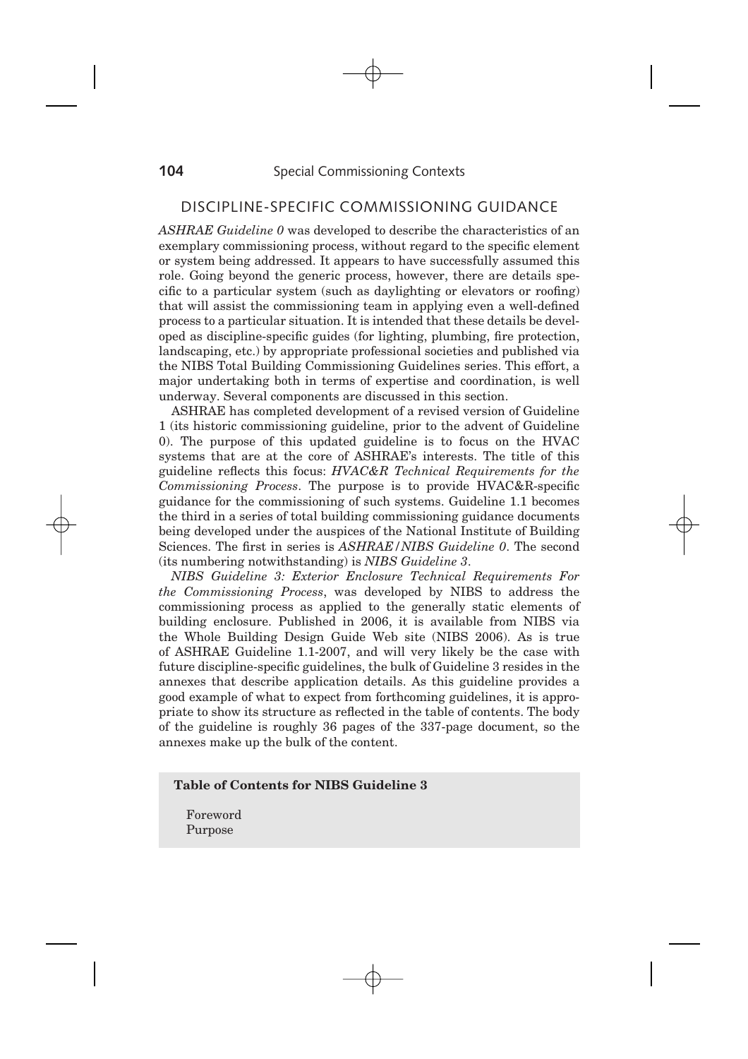## DISCIPLINE-SPECIFIC COMMISSIONING GUIDANCE

*ASHRAE Guideline 0* was developed to describe the characteristics of an exemplary commissioning process, without regard to the specific element or system being addressed. It appears to have successfully assumed this role. Going beyond the generic process, however, there are details specific to a particular system (such as daylighting or elevators or roofing) that will assist the commissioning team in applying even a well-defined process to a particular situation. It is intended that these details be developed as discipline-specific guides (for lighting, plumbing, fire protection, landscaping, etc.) by appropriate professional societies and published via the NIBS Total Building Commissioning Guidelines series. This effort, a major undertaking both in terms of expertise and coordination, is well underway. Several components are discussed in this section.

ASHRAE has completed development of a revised version of Guideline 1 (its historic commissioning guideline, prior to the advent of Guideline 0). The purpose of this updated guideline is to focus on the HVAC systems that are at the core of ASHRAE's interests. The title of this guideline reflects this focus: *HVAC&R Technical Requirements for the Commissioning Process*. The purpose is to provide HVAC&R-specific guidance for the commissioning of such systems. Guideline 1.1 becomes the third in a series of total building commissioning guidance documents being developed under the auspices of the National Institute of Building Sciences. The first in series is *ASHRAE/NIBS Guideline 0*. The second (its numbering notwithstanding) is *NIBS Guideline 3*.

*NIBS Guideline 3: Exterior Enclosure Technical Requirements For the Commissioning Process*, was developed by NIBS to address the commissioning process as applied to the generally static elements of building enclosure. Published in 2006, it is available from NIBS via the Whole Building Design Guide Web site (NIBS 2006). As is true of ASHRAE Guideline 1.1-2007, and will very likely be the case with future discipline-specific guidelines, the bulk of Guideline 3 resides in the annexes that describe application details. As this guideline provides a good example of what to expect from forthcoming guidelines, it is appropriate to show its structure as reflected in the table of contents. The body of the guideline is roughly 36 pages of the 337-page document, so the annexes make up the bulk of the content.

**Table of Contents for NIBS Guideline 3**

Foreword
Purpose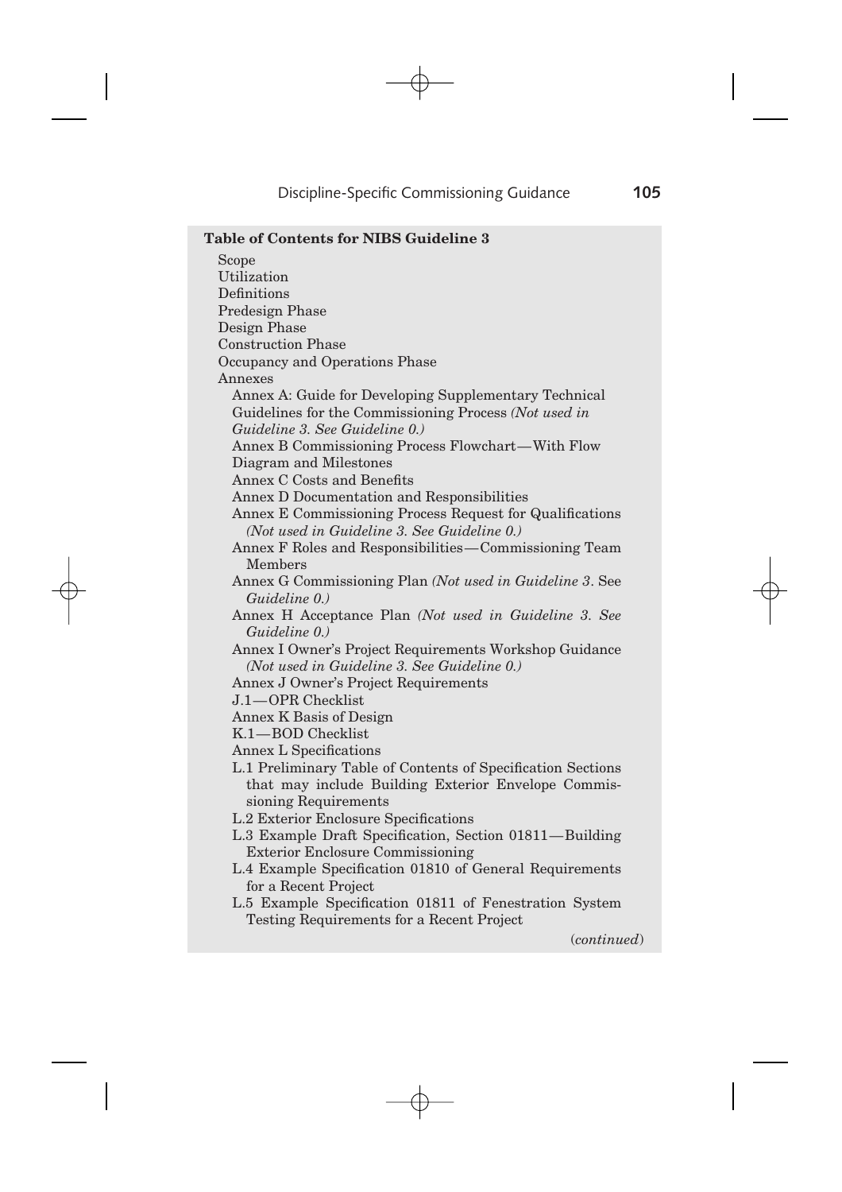**Table of Contents for NIBS Guideline 3**

- Scope
- Utilization
- Definitions
- Predesign Phase
- Design Phase
- Construction Phase
- Occupancy and Operations Phase
- Annexes
  - Annex A: Guide for Developing Supplementary Technical Guidelines for the Commissioning Process *(Not used in Guideline 3. See Guideline 0.)*
  - Annex B Commissioning Process Flowchart—With Flow Diagram and Milestones
  - Annex C Costs and Benefits
  - Annex D Documentation and Responsibilities
  - Annex E Commissioning Process Request for Qualifications *(Not used in Guideline 3. See Guideline 0.)*
  - Annex F Roles and Responsibilities—Commissioning Team Members
  - Annex G Commissioning Plan *(Not used in Guideline 3*. See *Guideline 0.)*
  - Annex H Acceptance Plan *(Not used in Guideline 3. See Guideline 0.)*
  - Annex I Owner's Project Requirements Workshop Guidance *(Not used in Guideline 3. See Guideline 0.)*
  - Annex J Owner's Project Requirements
  - J.1—OPR Checklist
  - Annex K Basis of Design
  - K.1—BOD Checklist
  - Annex L Specifications
  - L.1 Preliminary Table of Contents of Specification Sections that may include Building Exterior Envelope Commissioning Requirements
  - L.2 Exterior Enclosure Specifications
  - L.3 Example Draft Specification, Section 01811—Building Exterior Enclosure Commissioning
  - L.4 Example Specification 01810 of General Requirements for a Recent Project
  - L.5 Example Specification 01811 of Fenestration System Testing Requirements for a Recent Project

(*continued*)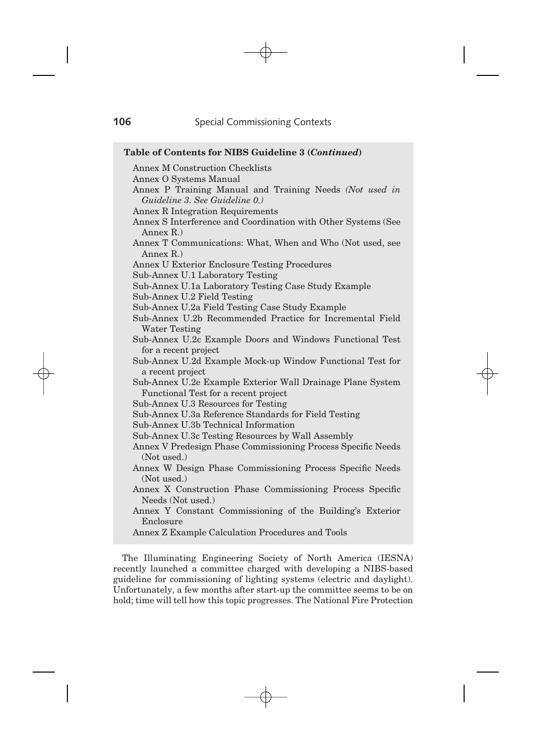**Table of Contents for NIBS Guideline 3 (*Continued*)**

- Annex M Construction Checklists
- Annex O Systems Manual
- Annex P Training Manual and Training Needs *(Not used in Guideline 3. See Guideline 0.)*
- Annex R Integration Requirements
- Annex S Interference and Coordination with Other Systems (See Annex R.)
- Annex T Communications: What, When and Who (Not used, see Annex R.)
- Annex U Exterior Enclosure Testing Procedures
- Sub-Annex U.1 Laboratory Testing
- Sub-Annex U.1a Laboratory Testing Case Study Example
- Sub-Annex U.2 Field Testing
- Sub-Annex U.2a Field Testing Case Study Example
- Sub-Annex U.2b Recommended Practice for Incremental Field Water Testing
- Sub-Annex U.2c Example Doors and Windows Functional Test for a recent project
- Sub-Annex U.2d Example Mock-up Window Functional Test for a recent project
- Sub-Annex U.2e Example Exterior Wall Drainage Plane System Functional Test for a recent project
- Sub-Annex U.3 Resources for Testing
- Sub-Annex U.3a Reference Standards for Field Testing
- Sub-Annex U.3b Technical Information
- Sub-Annex U.3c Testing Resources by Wall Assembly
- Annex V Predesign Phase Commissioning Process Specific Needs (Not used.)
- Annex W Design Phase Commissioning Process Specific Needs (Not used.)
- Annex X Construction Phase Commissioning Process Specific Needs (Not used.)
- Annex Y Constant Commissioning of the Building's Exterior Enclosure
- Annex Z Example Calculation Procedures and Tools

The Illuminating Engineering Society of North America (IESNA) recently launched a committee charged with developing a NIBS-based guideline for commissioning of lighting systems (electric and daylight). Unfortunately, a few months after start-up the committee seems to be on hold; time will tell how this topic progresses. The National Fire Protection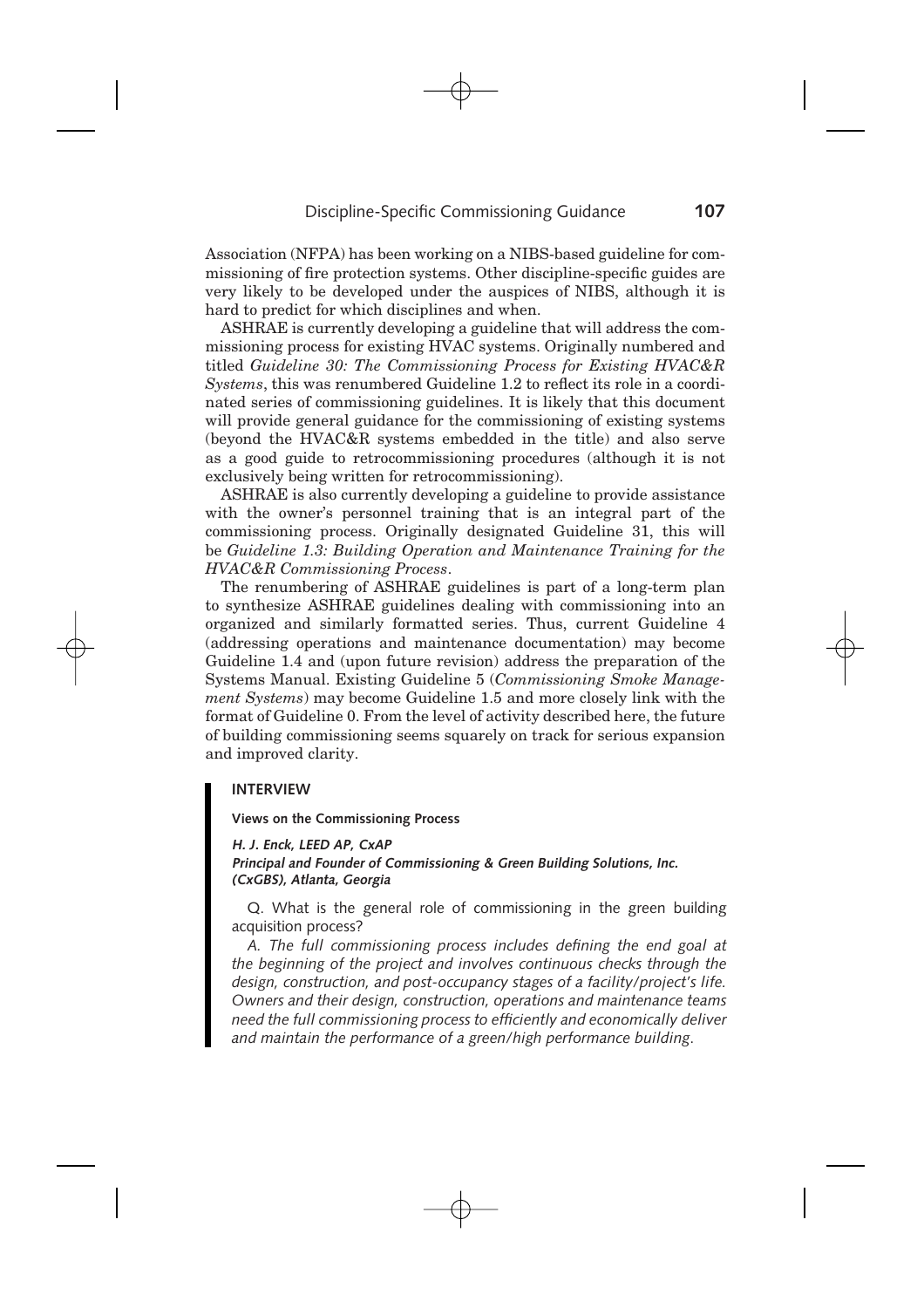Association (NFPA) has been working on a NIBS-based guideline for commissioning of fire protection systems. Other discipline-specific guides are very likely to be developed under the auspices of NIBS, although it is hard to predict for which disciplines and when.

ASHRAE is currently developing a guideline that will address the commissioning process for existing HVAC systems. Originally numbered and titled *Guideline 30: The Commissioning Process for Existing HVAC&R Systems*, this was renumbered Guideline 1.2 to reflect its role in a coordinated series of commissioning guidelines. It is likely that this document will provide general guidance for the commissioning of existing systems (beyond the HVAC&R systems embedded in the title) and also serve as a good guide to retrocommissioning procedures (although it is not exclusively being written for retrocommissioning).

ASHRAE is also currently developing a guideline to provide assistance with the owner's personnel training that is an integral part of the commissioning process. Originally designated Guideline 31, this will be *Guideline 1.3: Building Operation and Maintenance Training for the HVAC&R Commissioning Process*.

The renumbering of ASHRAE guidelines is part of a long-term plan to synthesize ASHRAE guidelines dealing with commissioning into an organized and similarly formatted series. Thus, current Guideline 4 (addressing operations and maintenance documentation) may become Guideline 1.4 and (upon future revision) address the preparation of the Systems Manual. Existing Guideline 5 (*Commissioning Smoke Management Systems*) may become Guideline 1.5 and more closely link with the format of Guideline 0. From the level of activity described here, the future of building commissioning seems squarely on track for serious expansion and improved clarity.

## INTERVIEW

**Views on the Commissioning Process**

***H. J. Enck, LEED AP, CxAP***
***Principal and Founder of Commissioning & Green Building Solutions, Inc. (CxGBS), Atlanta, Georgia***

Q. What is the general role of commissioning in the green building acquisition process?

*A. The full commissioning process includes defining the end goal at the beginning of the project and involves continuous checks through the design, construction, and post-occupancy stages of a facility/project's life. Owners and their design, construction, operations and maintenance teams need the full commissioning process to efficiently and economically deliver and maintain the performance of a green/high performance building.*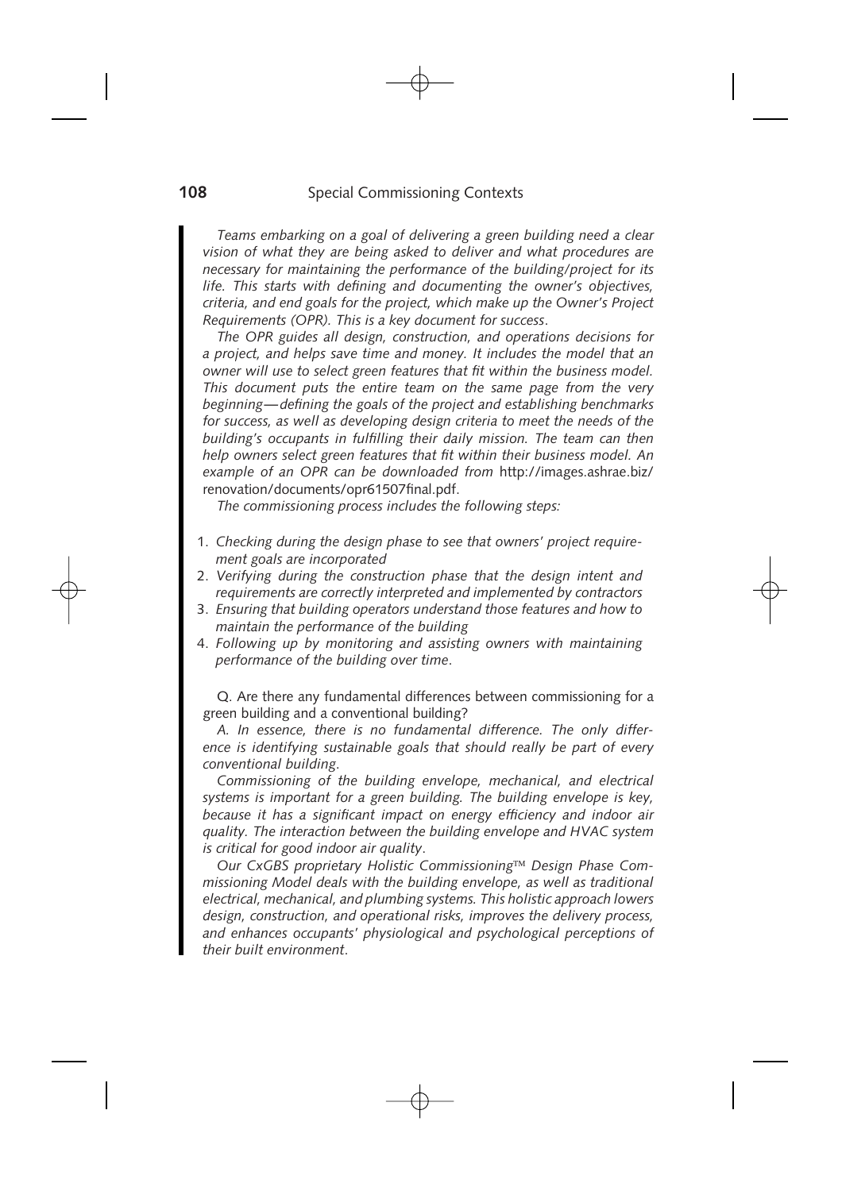*Teams embarking on a goal of delivering a green building need a clear vision of what they are being asked to deliver and what procedures are necessary for maintaining the performance of the building/project for its life. This starts with defining and documenting the owner's objectives, criteria, and end goals for the project, which make up the Owner's Project Requirements (OPR). This is a key document for success.*

*The OPR guides all design, construction, and operations decisions for a project, and helps save time and money. It includes the model that an owner will use to select green features that fit within the business model. This document puts the entire team on the same page from the very beginning—defining the goals of the project and establishing benchmarks for success, as well as developing design criteria to meet the needs of the building's occupants in fulfilling their daily mission. The team can then help owners select green features that fit within their business model. An example of an OPR can be downloaded from* http://images.ashrae.biz/renovation/documents/opr61507final.pdf.

*The commissioning process includes the following steps:*

1. *Checking during the design phase to see that owners' project requirement goals are incorporated*
2. *Verifying during the construction phase that the design intent and requirements are correctly interpreted and implemented by contractors*
3. *Ensuring that building operators understand those features and how to maintain the performance of the building*
4. *Following up by monitoring and assisting owners with maintaining performance of the building over time.*

Q. Are there any fundamental differences between commissioning for a green building and a conventional building?

*A. In essence, there is no fundamental difference. The only difference is identifying sustainable goals that should really be part of every conventional building.*

*Commissioning of the building envelope, mechanical, and electrical systems is important for a green building. The building envelope is key, because it has a significant impact on energy efficiency and indoor air quality. The interaction between the building envelope and HVAC system is critical for good indoor air quality.*

*Our CxGBS proprietary Holistic Commissioning™ Design Phase Commissioning Model deals with the building envelope, as well as traditional electrical, mechanical, and plumbing systems. This holistic approach lowers design, construction, and operational risks, improves the delivery process, and enhances occupants' physiological and psychological perceptions of their built environment.*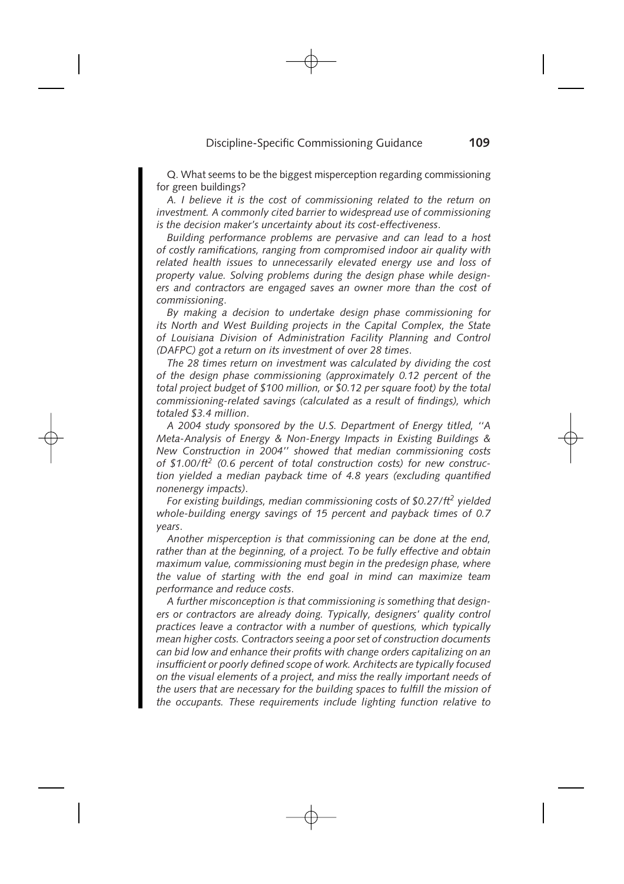Q. What seems to be the biggest misperception regarding commissioning for green buildings?

*A. I believe it is the cost of commissioning related to the return on investment. A commonly cited barrier to widespread use of commissioning is the decision maker's uncertainty about its cost-effectiveness.*

*Building performance problems are pervasive and can lead to a host of costly ramifications, ranging from compromised indoor air quality with related health issues to unnecessarily elevated energy use and loss of property value. Solving problems during the design phase while designers and contractors are engaged saves an owner more than the cost of commissioning.*

*By making a decision to undertake design phase commissioning for its North and West Building projects in the Capital Complex, the State of Louisiana Division of Administration Facility Planning and Control (DAFPC) got a return on its investment of over 28 times.*

*The 28 times return on investment was calculated by dividing the cost of the design phase commissioning (approximately 0.12 percent of the total project budget of \$100 million, or \$0.12 per square foot) by the total commissioning-related savings (calculated as a result of findings), which totaled \$3.4 million.*

*A 2004 study sponsored by the U.S. Department of Energy titled, ''A Meta-Analysis of Energy & Non-Energy Impacts in Existing Buildings & New Construction in 2004'' showed that median commissioning costs of \$1.00/ft$^2$ (0.6 percent of total construction costs) for new construction yielded a median payback time of 4.8 years (excluding quantified nonenergy impacts).*

*For existing buildings, median commissioning costs of \$0.27/ft$^2$ yielded whole-building energy savings of 15 percent and payback times of 0.7 years.*

*Another misperception is that commissioning can be done at the end, rather than at the beginning, of a project. To be fully effective and obtain maximum value, commissioning must begin in the predesign phase, where the value of starting with the end goal in mind can maximize team performance and reduce costs.*

*A further misconception is that commissioning is something that designers or contractors are already doing. Typically, designers' quality control practices leave a contractor with a number of questions, which typically mean higher costs. Contractors seeing a poor set of construction documents can bid low and enhance their profits with change orders capitalizing on an insufficient or poorly defined scope of work. Architects are typically focused on the visual elements of a project, and miss the really important needs of the users that are necessary for the building spaces to fulfill the mission of the occupants. These requirements include lighting function relative to*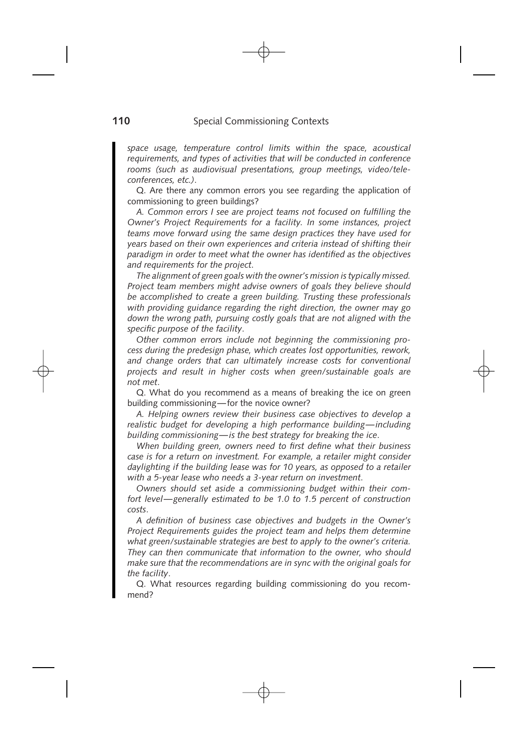*space usage, temperature control limits within the space, acoustical requirements, and types of activities that will be conducted in conference rooms (such as audiovisual presentations, group meetings, video/teleconferences, etc.).*

Q. Are there any common errors you see regarding the application of commissioning to green buildings?

*A. Common errors I see are project teams not focused on fulfilling the Owner's Project Requirements for a facility. In some instances, project teams move forward using the same design practices they have used for years based on their own experiences and criteria instead of shifting their paradigm in order to meet what the owner has identified as the objectives and requirements for the project.*

*The alignment of green goals with the owner's mission is typically missed. Project team members might advise owners of goals they believe should be accomplished to create a green building. Trusting these professionals with providing guidance regarding the right direction, the owner may go down the wrong path, pursuing costly goals that are not aligned with the specific purpose of the facility.*

*Other common errors include not beginning the commissioning process during the predesign phase, which creates lost opportunities, rework, and change orders that can ultimately increase costs for conventional projects and result in higher costs when green/sustainable goals are not met.*

Q. What do you recommend as a means of breaking the ice on green building commissioning—for the novice owner?

*A. Helping owners review their business case objectives to develop a realistic budget for developing a high performance building—including building commissioning—is the best strategy for breaking the ice.*

*When building green, owners need to first define what their business case is for a return on investment. For example, a retailer might consider daylighting if the building lease was for 10 years, as opposed to a retailer with a 5-year lease who needs a 3-year return on investment.*

*Owners should set aside a commissioning budget within their comfort level—generally estimated to be 1.0 to 1.5 percent of construction costs.*

*A definition of business case objectives and budgets in the Owner's Project Requirements guides the project team and helps them determine what green/sustainable strategies are best to apply to the owner's criteria. They can then communicate that information to the owner, who should make sure that the recommendations are in sync with the original goals for the facility.*

Q. What resources regarding building commissioning do you recommend?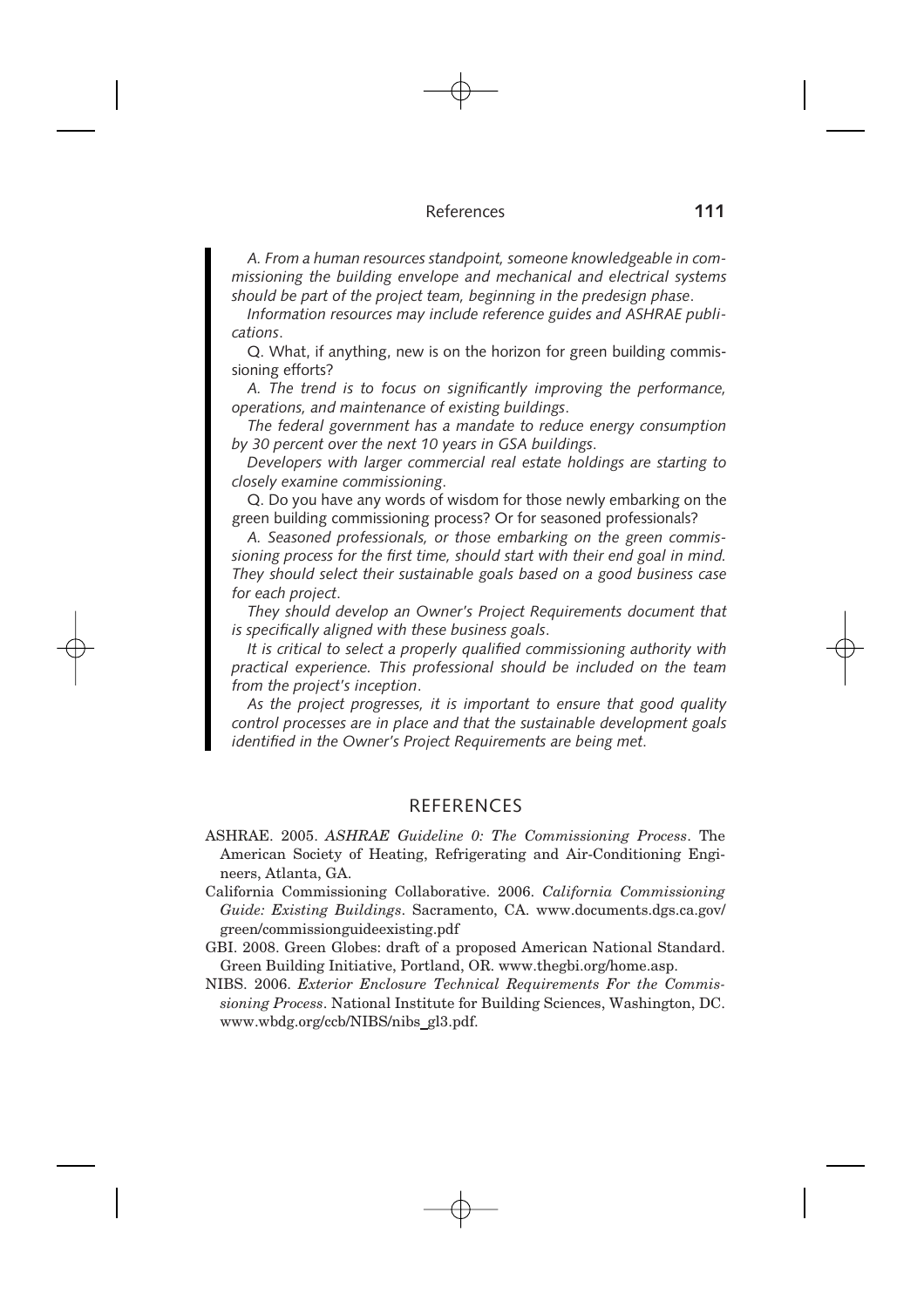*A. From a human resources standpoint, someone knowledgeable in commissioning the building envelope and mechanical and electrical systems should be part of the project team, beginning in the predesign phase.*

*Information resources may include reference guides and ASHRAE publications.*

Q. What, if anything, new is on the horizon for green building commissioning efforts?

*A. The trend is to focus on significantly improving the performance, operations, and maintenance of existing buildings.*

*The federal government has a mandate to reduce energy consumption by 30 percent over the next 10 years in GSA buildings.*

*Developers with larger commercial real estate holdings are starting to closely examine commissioning.*

Q. Do you have any words of wisdom for those newly embarking on the green building commissioning process? Or for seasoned professionals?

*A. Seasoned professionals, or those embarking on the green commissioning process for the first time, should start with their end goal in mind. They should select their sustainable goals based on a good business case for each project.*

*They should develop an Owner's Project Requirements document that is specifically aligned with these business goals.*

*It is critical to select a properly qualified commissioning authority with practical experience. This professional should be included on the team from the project's inception.*

*As the project progresses, it is important to ensure that good quality control processes are in place and that the sustainable development goals identified in the Owner's Project Requirements are being met.*

## REFERENCES

ASHRAE. 2005. *ASHRAE Guideline 0: The Commissioning Process*. The American Society of Heating, Refrigerating and Air-Conditioning Engineers, Atlanta, GA.

California Commissioning Collaborative. 2006. *California Commissioning Guide: Existing Buildings*. Sacramento, CA. www.documents.dgs.ca.gov/green/commissionguideexisting.pdf

GBI. 2008. Green Globes: draft of a proposed American National Standard. Green Building Initiative, Portland, OR. www.thegbi.org/home.asp.

NIBS. 2006. *Exterior Enclosure Technical Requirements For the Commissioning Process*. National Institute for Building Sciences, Washington, DC. www.wbdg.org/ccb/NIBS/nibs_gl3.pdf.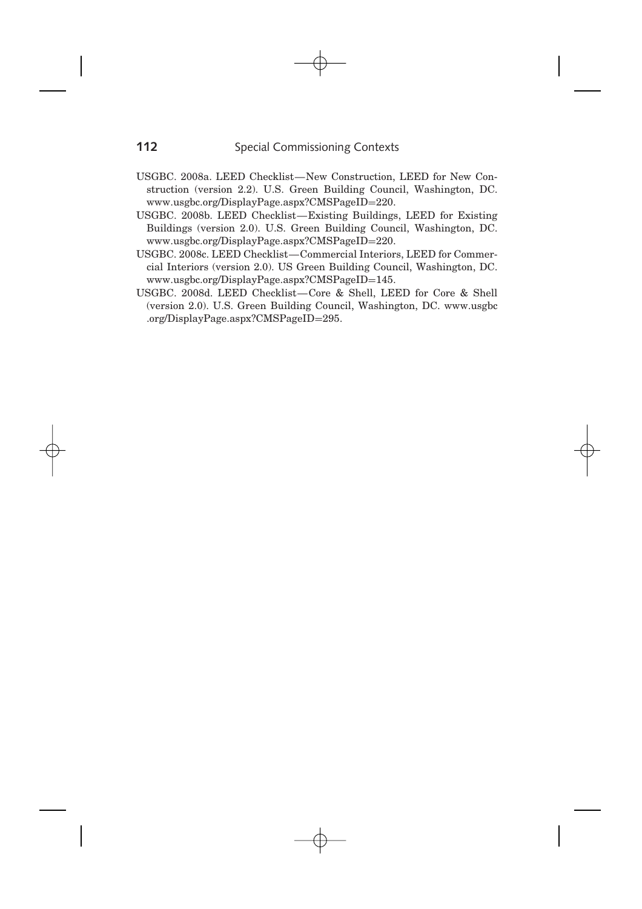USGBC. 2008a. LEED Checklist—New Construction, LEED for New Construction (version 2.2). U.S. Green Building Council, Washington, DC. www.usgbc.org/DisplayPage.aspx?CMSPageID=220.

USGBC. 2008b. LEED Checklist—Existing Buildings, LEED for Existing Buildings (version 2.0). U.S. Green Building Council, Washington, DC. www.usgbc.org/DisplayPage.aspx?CMSPageID=220.

USGBC. 2008c. LEED Checklist—Commercial Interiors, LEED for Commercial Interiors (version 2.0). US Green Building Council, Washington, DC. www.usgbc.org/DisplayPage.aspx?CMSPageID=145.

USGBC. 2008d. LEED Checklist—Core & Shell, LEED for Core & Shell (version 2.0). U.S. Green Building Council, Washington, DC. www.usgbc.org/DisplayPage.aspx?CMSPageID=295.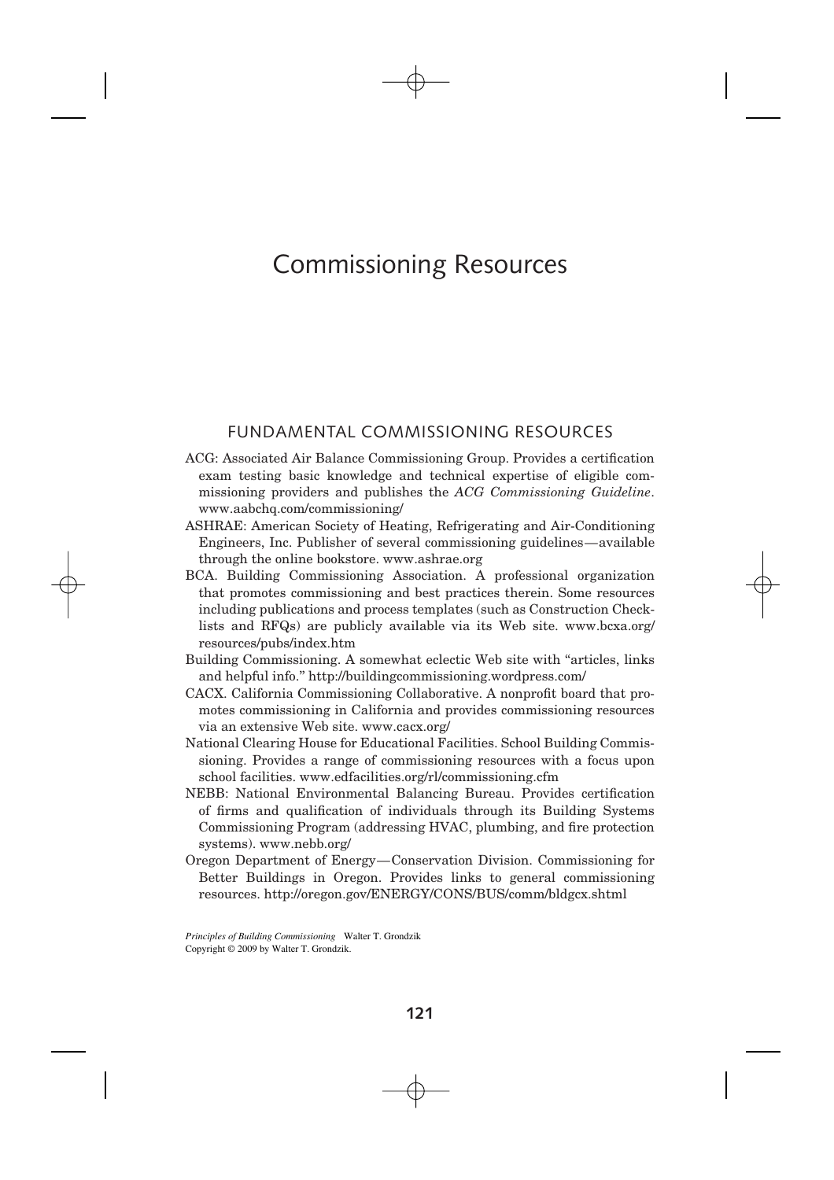# Commissioning Resources

## FUNDAMENTAL COMMISSIONING RESOURCES

ACG: Associated Air Balance Commissioning Group. Provides a certification exam testing basic knowledge and technical expertise of eligible commissioning providers and publishes the *ACG Commissioning Guideline*. www.aabchq.com/commissioning/

ASHRAE: American Society of Heating, Refrigerating and Air-Conditioning Engineers, Inc. Publisher of several commissioning guidelines—available through the online bookstore. www.ashrae.org

BCA. Building Commissioning Association. A professional organization that promotes commissioning and best practices therein. Some resources including publications and process templates (such as Construction Checklists and RFQs) are publicly available via its Web site. www.bcxa.org/resources/pubs/index.htm

Building Commissioning. A somewhat eclectic Web site with "articles, links and helpful info." http://buildingcommissioning.wordpress.com/

CACX. California Commissioning Collaborative. A nonprofit board that promotes commissioning in California and provides commissioning resources via an extensive Web site. www.cacx.org/

National Clearing House for Educational Facilities. School Building Commissioning. Provides a range of commissioning resources with a focus upon school facilities. www.edfacilities.org/rl/commissioning.cfm

NEBB: National Environmental Balancing Bureau. Provides certification of firms and qualification of individuals through its Building Systems Commissioning Program (addressing HVAC, plumbing, and fire protection systems). www.nebb.org/

Oregon Department of Energy—Conservation Division. Commissioning for Better Buildings in Oregon. Provides links to general commissioning resources. http://oregon.gov/ENERGY/CONS/BUS/comm/bldgcx.shtml

*Principles of Building Commissioning* Walter T. Grondzik
Copyright © 2009 by Walter T. Grondzik.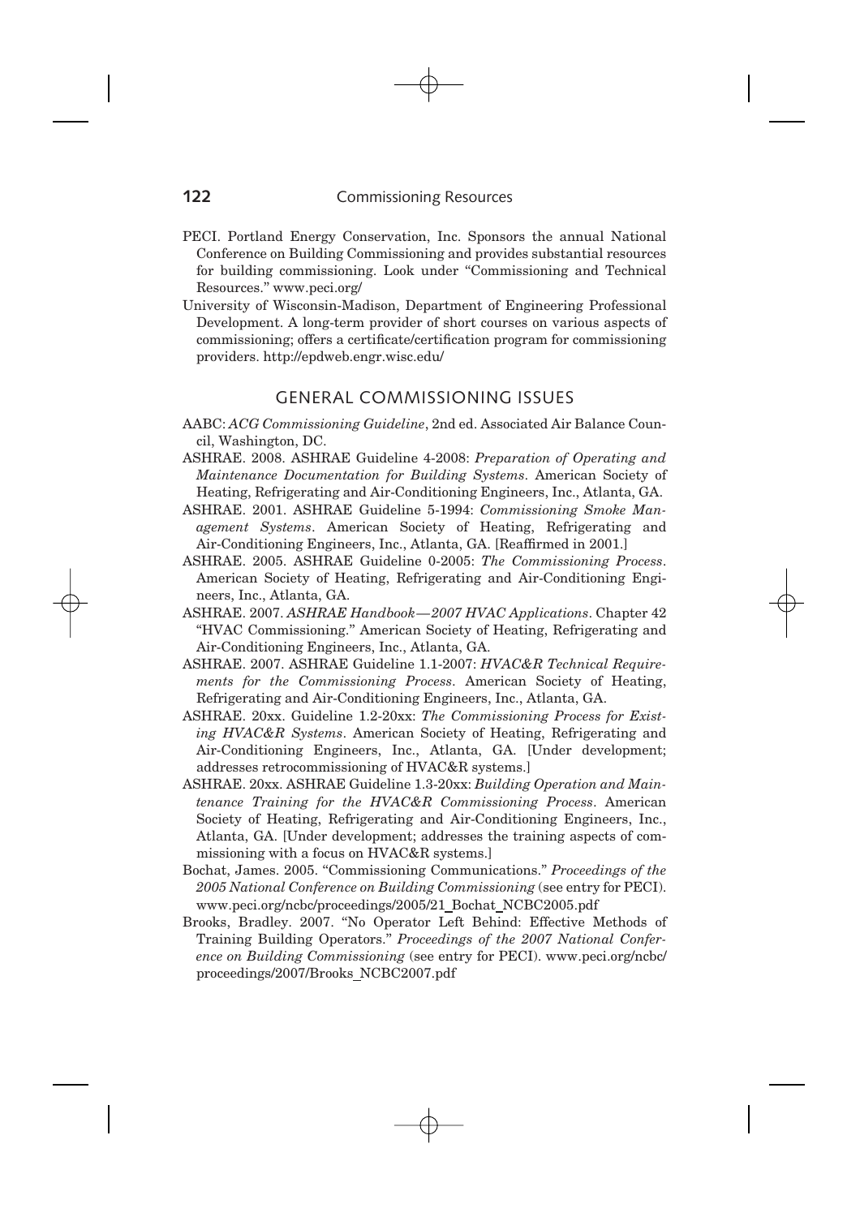PECI. Portland Energy Conservation, Inc. Sponsors the annual National Conference on Building Commissioning and provides substantial resources for building commissioning. Look under "Commissioning and Technical Resources." www.peci.org/

University of Wisconsin-Madison, Department of Engineering Professional Development. A long-term provider of short courses on various aspects of commissioning; offers a certificate/certification program for commissioning providers. http://epdweb.engr.wisc.edu/

## GENERAL COMMISSIONING ISSUES

AABC: *ACG Commissioning Guideline*, 2nd ed. Associated Air Balance Council, Washington, DC.

ASHRAE. 2008. ASHRAE Guideline 4-2008: *Preparation of Operating and Maintenance Documentation for Building Systems*. American Society of Heating, Refrigerating and Air-Conditioning Engineers, Inc., Atlanta, GA.

ASHRAE. 2001. ASHRAE Guideline 5-1994: *Commissioning Smoke Management Systems*. American Society of Heating, Refrigerating and Air-Conditioning Engineers, Inc., Atlanta, GA. [Reaffirmed in 2001.]

ASHRAE. 2005. ASHRAE Guideline 0-2005: *The Commissioning Process*. American Society of Heating, Refrigerating and Air-Conditioning Engineers, Inc., Atlanta, GA.

ASHRAE. 2007. *ASHRAE Handbook—2007 HVAC Applications*. Chapter 42 "HVAC Commissioning." American Society of Heating, Refrigerating and Air-Conditioning Engineers, Inc., Atlanta, GA.

ASHRAE. 2007. ASHRAE Guideline 1.1-2007: *HVAC&R Technical Requirements for the Commissioning Process*. American Society of Heating, Refrigerating and Air-Conditioning Engineers, Inc., Atlanta, GA.

ASHRAE. 20xx. Guideline 1.2-20xx: *The Commissioning Process for Existing HVAC&R Systems*. American Society of Heating, Refrigerating and Air-Conditioning Engineers, Inc., Atlanta, GA. [Under development; addresses retrocommissioning of HVAC&R systems.]

ASHRAE. 20xx. ASHRAE Guideline 1.3-20xx: *Building Operation and Maintenance Training for the HVAC&R Commissioning Process*. American Society of Heating, Refrigerating and Air-Conditioning Engineers, Inc., Atlanta, GA. [Under development; addresses the training aspects of commissioning with a focus on HVAC&R systems.]

Bochat, James. 2005. "Commissioning Communications." *Proceedings of the 2005 National Conference on Building Commissioning* (see entry for PECI). www.peci.org/ncbc/proceedings/2005/21_Bochat_NCBC2005.pdf

Brooks, Bradley. 2007. "No Operator Left Behind: Effective Methods of Training Building Operators." *Proceedings of the 2007 National Conference on Building Commissioning* (see entry for PECI). www.peci.org/ncbc/proceedings/2007/Brooks_NCBC2007.pdf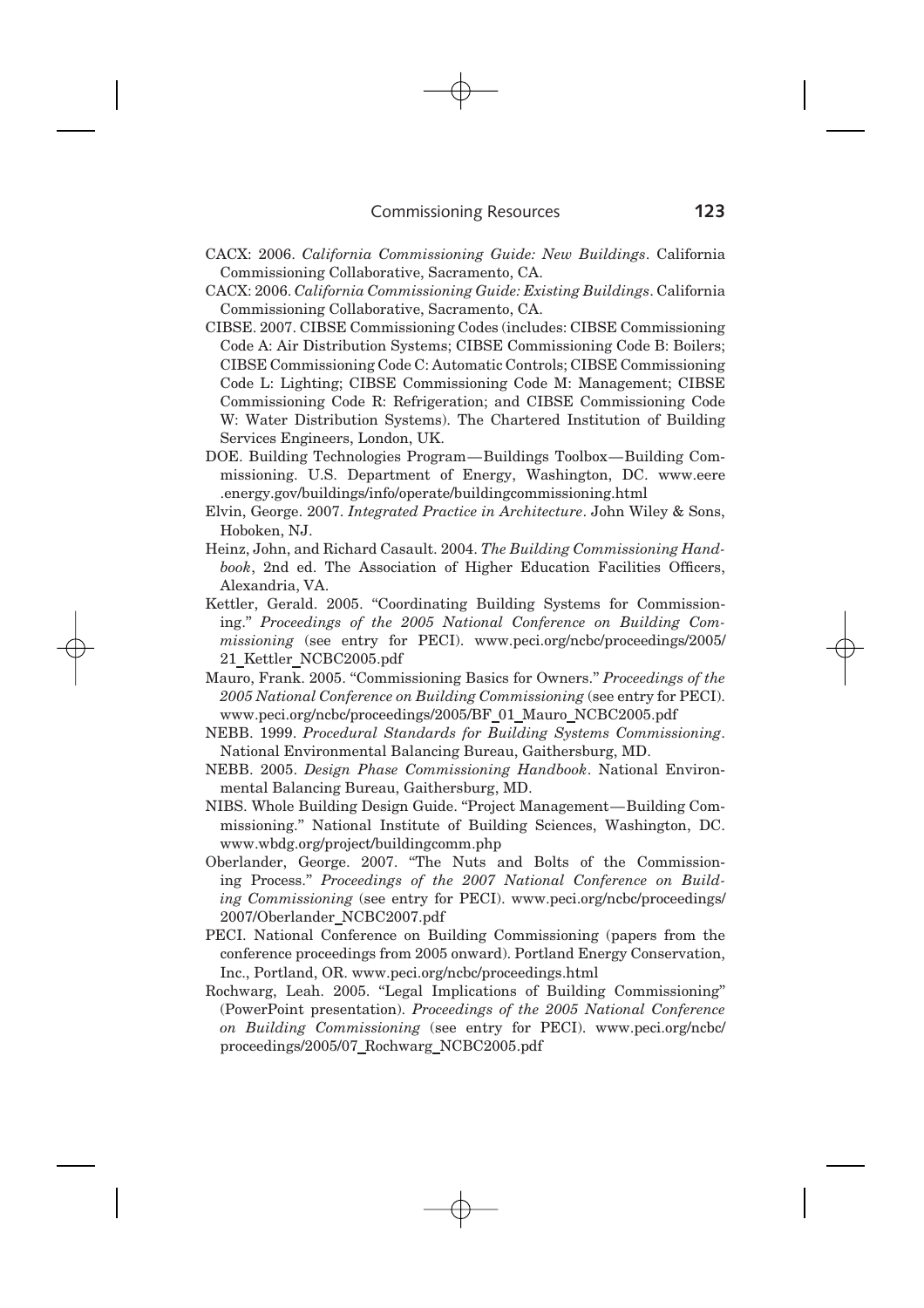CACX: 2006. *California Commissioning Guide: New Buildings*. California Commissioning Collaborative, Sacramento, CA.

CACX: 2006. *California Commissioning Guide: Existing Buildings*. California Commissioning Collaborative, Sacramento, CA.

CIBSE. 2007. CIBSE Commissioning Codes (includes: CIBSE Commissioning Code A: Air Distribution Systems; CIBSE Commissioning Code B: Boilers; CIBSE Commissioning Code C: Automatic Controls; CIBSE Commissioning Code L: Lighting; CIBSE Commissioning Code M: Management; CIBSE Commissioning Code R: Refrigeration; and CIBSE Commissioning Code W: Water Distribution Systems). The Chartered Institution of Building Services Engineers, London, UK.

DOE. Building Technologies Program—Buildings Toolbox—Building Commissioning. U.S. Department of Energy, Washington, DC. www.eere.energy.gov/buildings/info/operate/buildingcommissioning.html

Elvin, George. 2007. *Integrated Practice in Architecture*. John Wiley & Sons, Hoboken, NJ.

Heinz, John, and Richard Casault. 2004. *The Building Commissioning Handbook*, 2nd ed. The Association of Higher Education Facilities Officers, Alexandria, VA.

Kettler, Gerald. 2005. "Coordinating Building Systems for Commissioning." *Proceedings of the 2005 National Conference on Building Commissioning* (see entry for PECI). www.peci.org/ncbc/proceedings/2005/21_Kettler_NCBC2005.pdf

Mauro, Frank. 2005. "Commissioning Basics for Owners." *Proceedings of the 2005 National Conference on Building Commissioning* (see entry for PECI). www.peci.org/ncbc/proceedings/2005/BF_01_Mauro_NCBC2005.pdf

NEBB. 1999. *Procedural Standards for Building Systems Commissioning*. National Environmental Balancing Bureau, Gaithersburg, MD.

NEBB. 2005. *Design Phase Commissioning Handbook*. National Environmental Balancing Bureau, Gaithersburg, MD.

NIBS. Whole Building Design Guide. "Project Management—Building Commissioning." National Institute of Building Sciences, Washington, DC. www.wbdg.org/project/buildingcomm.php

Oberlander, George. 2007. "The Nuts and Bolts of the Commissioning Process." *Proceedings of the 2007 National Conference on Building Commissioning* (see entry for PECI). www.peci.org/ncbc/proceedings/2007/Oberlander_NCBC2007.pdf

PECI. National Conference on Building Commissioning (papers from the conference proceedings from 2005 onward). Portland Energy Conservation, Inc., Portland, OR. www.peci.org/ncbc/proceedings.html

Rochwarg, Leah. 2005. "Legal Implications of Building Commissioning" (PowerPoint presentation). *Proceedings of the 2005 National Conference on Building Commissioning* (see entry for PECI). www.peci.org/ncbc/proceedings/2005/07_Rochwarg_NCBC2005.pdf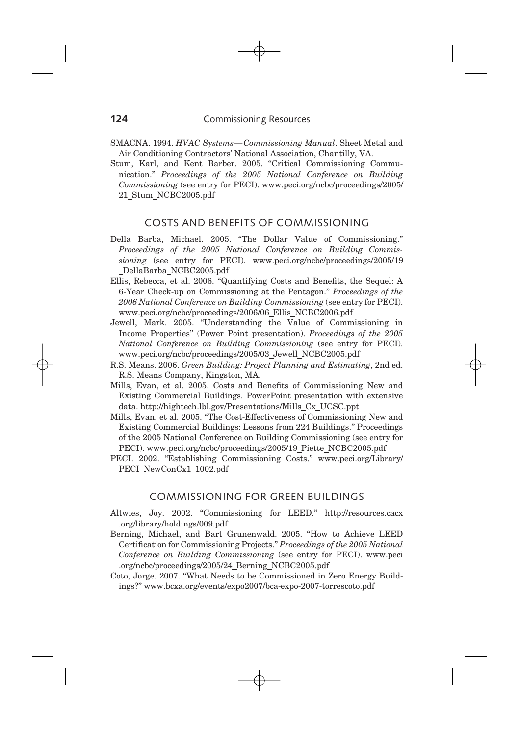SMACNA. 1994. *HVAC Systems—Commissioning Manual*. Sheet Metal and Air Conditioning Contractors' National Association, Chantilly, VA.

Stum, Karl, and Kent Barber. 2005. "Critical Commissioning Communication." *Proceedings of the 2005 National Conference on Building Commissioning* (see entry for PECI). www.peci.org/ncbc/proceedings/2005/21_Stum_NCBC2005.pdf

## COSTS AND BENEFITS OF COMMISSIONING

Della Barba, Michael. 2005. "The Dollar Value of Commissioning." *Proceedings of the 2005 National Conference on Building Commissioning* (see entry for PECI). www.peci.org/ncbc/proceedings/2005/19_DellaBarba_NCBC2005.pdf

Ellis, Rebecca, et al. 2006. "Quantifying Costs and Benefits, the Sequel: A 6-Year Check-up on Commissioning at the Pentagon." *Proceedings of the 2006 National Conference on Building Commissioning* (see entry for PECI). www.peci.org/ncbc/proceedings/2006/06_Ellis_NCBC2006.pdf

Jewell, Mark. 2005. "Understanding the Value of Commissioning in Income Properties" (Power Point presentation). *Proceedings of the 2005 National Conference on Building Commissioning* (see entry for PECI). www.peci.org/ncbc/proceedings/2005/03_Jewell_NCBC2005.pdf

R.S. Means. 2006. *Green Building: Project Planning and Estimating*, 2nd ed. R.S. Means Company, Kingston, MA.

Mills, Evan, et al. 2005. Costs and Benefits of Commissioning New and Existing Commercial Buildings. PowerPoint presentation with extensive data. http://hightech.lbl.gov/Presentations/Mills_Cx_UCSC.ppt

Mills, Evan, et al. 2005. "The Cost-Effectiveness of Commissioning New and Existing Commercial Buildings: Lessons from 224 Buildings." Proceedings of the 2005 National Conference on Building Commissioning (see entry for PECI). www.peci.org/ncbc/proceedings/2005/19_Piette_NCBC2005.pdf

PECI. 2002. "Establishing Commissioning Costs." www.peci.org/Library/PECI_NewConCx1_1002.pdf

## COMMISSIONING FOR GREEN BUILDINGS

Altwies, Joy. 2002. "Commissioning for LEED." http://resources.cacx.org/library/holdings/009.pdf

Berning, Michael, and Bart Grunenwald. 2005. "How to Achieve LEED Certification for Commissioning Projects." *Proceedings of the 2005 National Conference on Building Commissioning* (see entry for PECI). www.peci.org/ncbc/proceedings/2005/24_Berning_NCBC2005.pdf

Coto, Jorge. 2007. "What Needs to be Commissioned in Zero Energy Buildings?" www.bcxa.org/events/expo2007/bca-expo-2007-torrescoto.pdf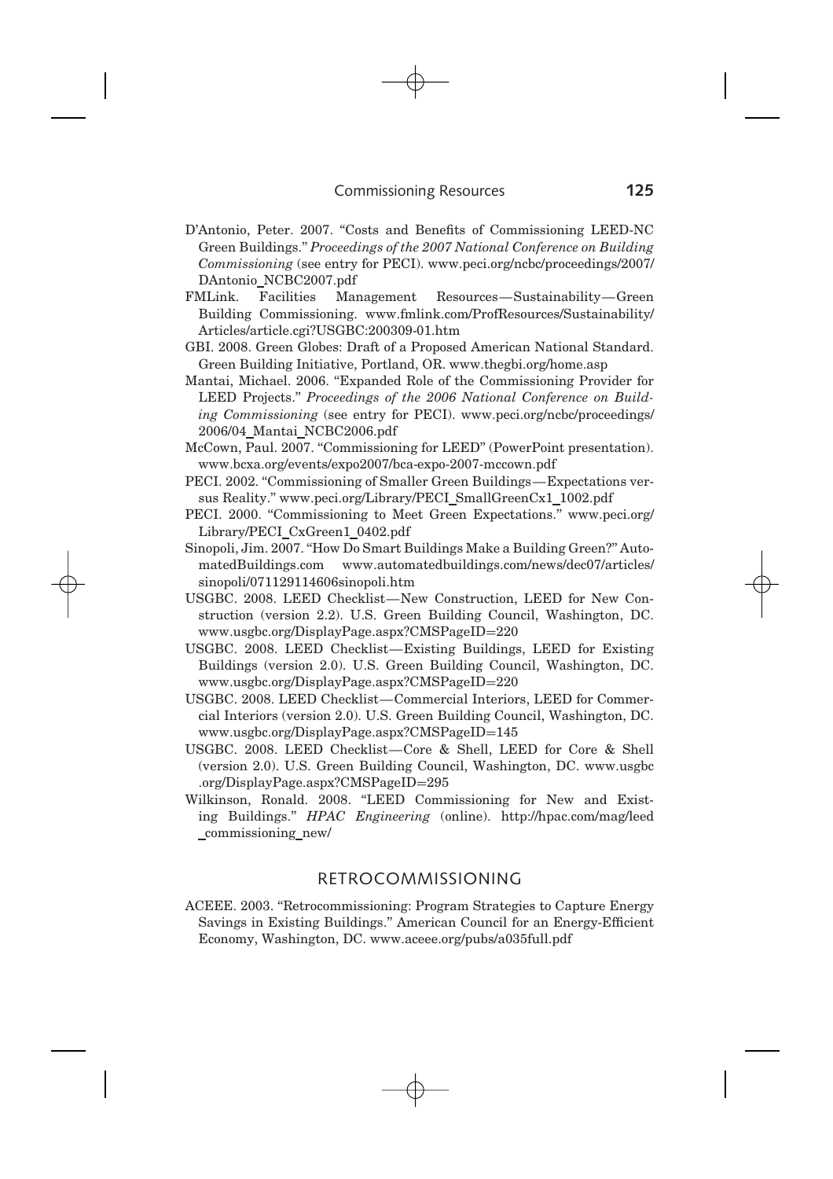D'Antonio, Peter. 2007. "Costs and Benefits of Commissioning LEED-NC Green Buildings." *Proceedings of the 2007 National Conference on Building Commissioning* (see entry for PECI). www.peci.org/ncbc/proceedings/2007/DAntonio_NCBC2007.pdf

FMLink. Facilities Management Resources—Sustainability—Green Building Commissioning. www.fmlink.com/ProfResources/Sustainability/Articles/article.cgi?USGBC:200309-01.htm

GBI. 2008. Green Globes: Draft of a Proposed American National Standard. Green Building Initiative, Portland, OR. www.thegbi.org/home.asp

Mantai, Michael. 2006. "Expanded Role of the Commissioning Provider for LEED Projects." *Proceedings of the 2006 National Conference on Building Commissioning* (see entry for PECI). www.peci.org/ncbc/proceedings/2006/04_Mantai_NCBC2006.pdf

McCown, Paul. 2007. "Commissioning for LEED" (PowerPoint presentation). www.bcxa.org/events/expo2007/bca-expo-2007-mccown.pdf

PECI. 2002. "Commissioning of Smaller Green Buildings—Expectations versus Reality." www.peci.org/Library/PECI_SmallGreenCx1_1002.pdf

PECI. 2000. "Commissioning to Meet Green Expectations." www.peci.org/Library/PECI_CxGreen1_0402.pdf

Sinopoli, Jim. 2007. "How Do Smart Buildings Make a Building Green?" AutomatedBuildings.com www.automatedbuildings.com/news/dec07/articles/sinopoli/071129114606sinopoli.htm

USGBC. 2008. LEED Checklist—New Construction, LEED for New Construction (version 2.2). U.S. Green Building Council, Washington, DC. www.usgbc.org/DisplayPage.aspx?CMSPageID=220

USGBC. 2008. LEED Checklist—Existing Buildings, LEED for Existing Buildings (version 2.0). U.S. Green Building Council, Washington, DC. www.usgbc.org/DisplayPage.aspx?CMSPageID=220

USGBC. 2008. LEED Checklist—Commercial Interiors, LEED for Commercial Interiors (version 2.0). U.S. Green Building Council, Washington, DC. www.usgbc.org/DisplayPage.aspx?CMSPageID=145

USGBC. 2008. LEED Checklist—Core & Shell, LEED for Core & Shell (version 2.0). U.S. Green Building Council, Washington, DC. www.usgbc.org/DisplayPage.aspx?CMSPageID=295

Wilkinson, Ronald. 2008. "LEED Commissioning for New and Existing Buildings." *HPAC Engineering* (online). http://hpac.com/mag/leed_commissioning_new/

## RETROCOMMISSIONING

ACEEE. 2003. "Retrocommissioning: Program Strategies to Capture Energy Savings in Existing Buildings." American Council for an Energy-Efficient Economy, Washington, DC. www.aceee.org/pubs/a035full.pdf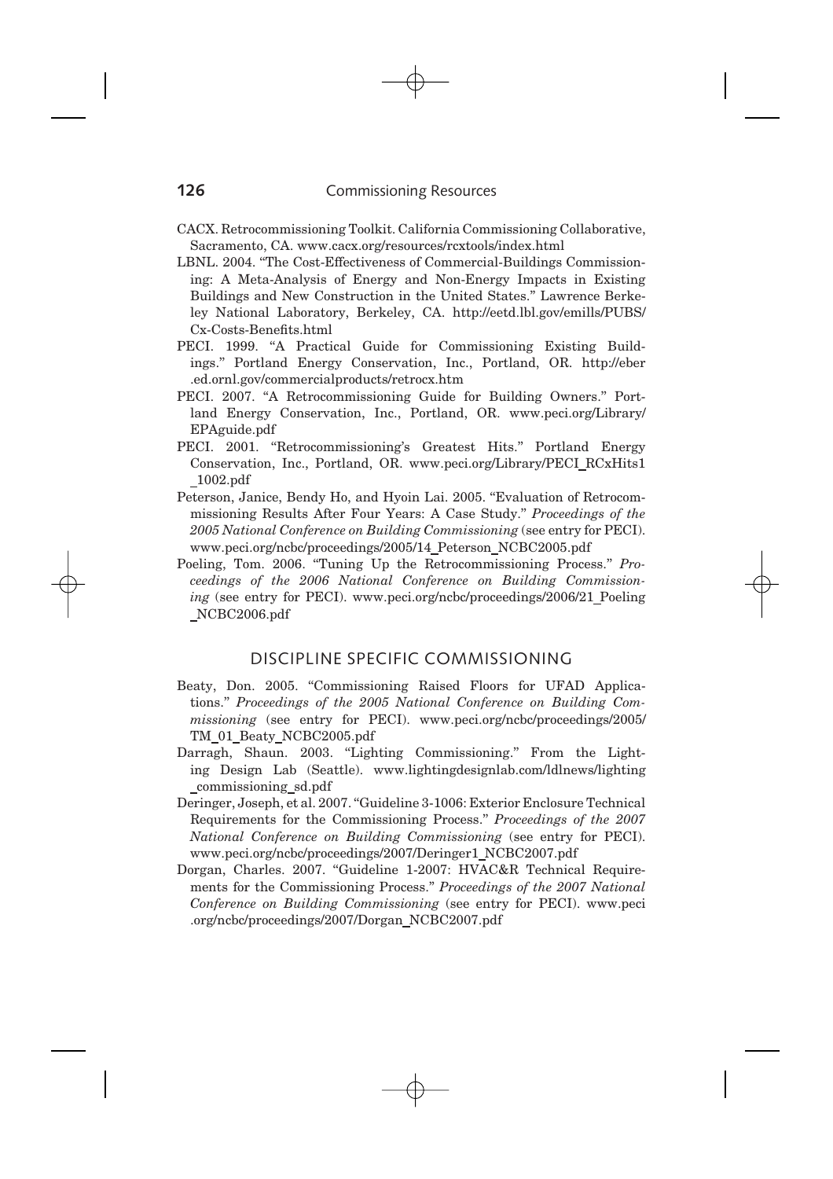CACX. Retrocommissioning Toolkit. California Commissioning Collaborative, Sacramento, CA. www.cacx.org/resources/rcxtools/index.html

LBNL. 2004. "The Cost-Effectiveness of Commercial-Buildings Commissioning: A Meta-Analysis of Energy and Non-Energy Impacts in Existing Buildings and New Construction in the United States." Lawrence Berkeley National Laboratory, Berkeley, CA. http://eetd.lbl.gov/emills/PUBS/Cx-Costs-Benefits.html

PECI. 1999. "A Practical Guide for Commissioning Existing Buildings." Portland Energy Conservation, Inc., Portland, OR. http://eber.ed.ornl.gov/commercialproducts/retrocx.htm

PECI. 2007. "A Retrocommissioning Guide for Building Owners." Portland Energy Conservation, Inc., Portland, OR. www.peci.org/Library/EPAguide.pdf

PECI. 2001. "Retrocommissioning's Greatest Hits." Portland Energy Conservation, Inc., Portland, OR. www.peci.org/Library/PECI_RCxHits1_1002.pdf

Peterson, Janice, Bendy Ho, and Hyoin Lai. 2005. "Evaluation of Retrocommissioning Results After Four Years: A Case Study." *Proceedings of the 2005 National Conference on Building Commissioning* (see entry for PECI). www.peci.org/ncbc/proceedings/2005/14_Peterson_NCBC2005.pdf

Poeling, Tom. 2006. "Tuning Up the Retrocommissioning Process." *Proceedings of the 2006 National Conference on Building Commissioning* (see entry for PECI). www.peci.org/ncbc/proceedings/2006/21_Poeling_NCBC2006.pdf

## DISCIPLINE SPECIFIC COMMISSIONING

Beaty, Don. 2005. "Commissioning Raised Floors for UFAD Applications." *Proceedings of the 2005 National Conference on Building Commissioning* (see entry for PECI). www.peci.org/ncbc/proceedings/2005/TM_01_Beaty_NCBC2005.pdf

Darragh, Shaun. 2003. "Lighting Commissioning." From the Lighting Design Lab (Seattle). www.lightingdesignlab.com/ldlnews/lighting_commissioning_sd.pdf

Deringer, Joseph, et al. 2007. "Guideline 3-1006: Exterior Enclosure Technical Requirements for the Commissioning Process." *Proceedings of the 2007 National Conference on Building Commissioning* (see entry for PECI). www.peci.org/ncbc/proceedings/2007/Deringer1_NCBC2007.pdf

Dorgan, Charles. 2007. "Guideline 1-2007: HVAC&R Technical Requirements for the Commissioning Process." *Proceedings of the 2007 National Conference on Building Commissioning* (see entry for PECI). www.peci.org/ncbc/proceedings/2007/Dorgan_NCBC2007.pdf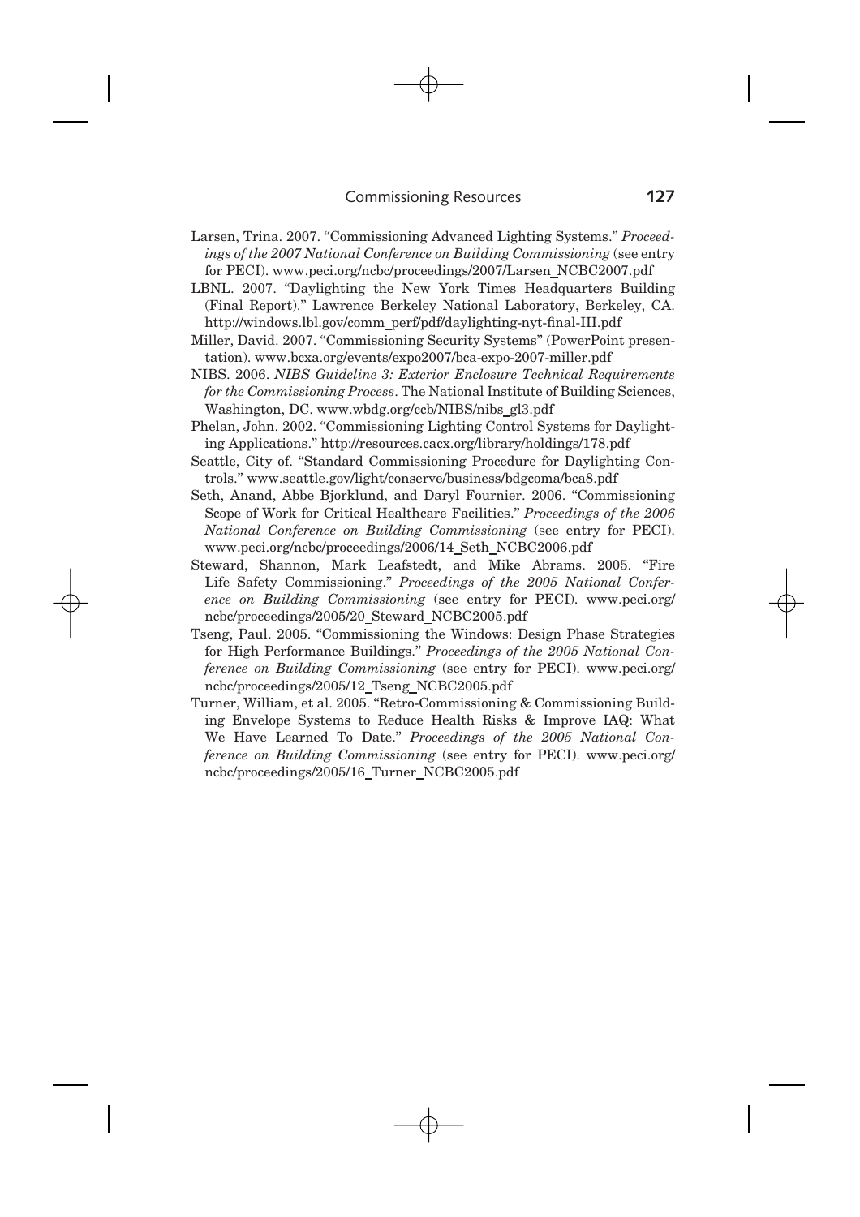Larsen, Trina. 2007. "Commissioning Advanced Lighting Systems." *Proceedings of the 2007 National Conference on Building Commissioning* (see entry for PECI). www.peci.org/ncbc/proceedings/2007/Larsen_NCBC2007.pdf

LBNL. 2007. "Daylighting the New York Times Headquarters Building (Final Report)." Lawrence Berkeley National Laboratory, Berkeley, CA. http://windows.lbl.gov/comm_perf/pdf/daylighting-nyt-final-III.pdf

Miller, David. 2007. "Commissioning Security Systems" (PowerPoint presentation). www.bcxa.org/events/expo2007/bca-expo-2007-miller.pdf

NIBS. 2006. *NIBS Guideline 3: Exterior Enclosure Technical Requirements for the Commissioning Process*. The National Institute of Building Sciences, Washington, DC. www.wbdg.org/ccb/NIBS/nibs_gl3.pdf

Phelan, John. 2002. "Commissioning Lighting Control Systems for Daylighting Applications." http://resources.cacx.org/library/holdings/178.pdf

Seattle, City of. "Standard Commissioning Procedure for Daylighting Controls." www.seattle.gov/light/conserve/business/bdgcoma/bca8.pdf

Seth, Anand, Abbe Bjorklund, and Daryl Fournier. 2006. "Commissioning Scope of Work for Critical Healthcare Facilities." *Proceedings of the 2006 National Conference on Building Commissioning* (see entry for PECI). www.peci.org/ncbc/proceedings/2006/14_Seth_NCBC2006.pdf

Steward, Shannon, Mark Leafstedt, and Mike Abrams. 2005. "Fire Life Safety Commissioning." *Proceedings of the 2005 National Conference on Building Commissioning* (see entry for PECI). www.peci.org/ncbc/proceedings/2005/20_Steward_NCBC2005.pdf

Tseng, Paul. 2005. "Commissioning the Windows: Design Phase Strategies for High Performance Buildings." *Proceedings of the 2005 National Conference on Building Commissioning* (see entry for PECI). www.peci.org/ncbc/proceedings/2005/12_Tseng_NCBC2005.pdf

Turner, William, et al. 2005. "Retro-Commissioning & Commissioning Building Envelope Systems to Reduce Health Risks & Improve IAQ: What We Have Learned To Date." *Proceedings of the 2005 National Conference on Building Commissioning* (see entry for PECI). www.peci.org/ncbc/proceedings/2005/16_Turner_NCBC2005.pdf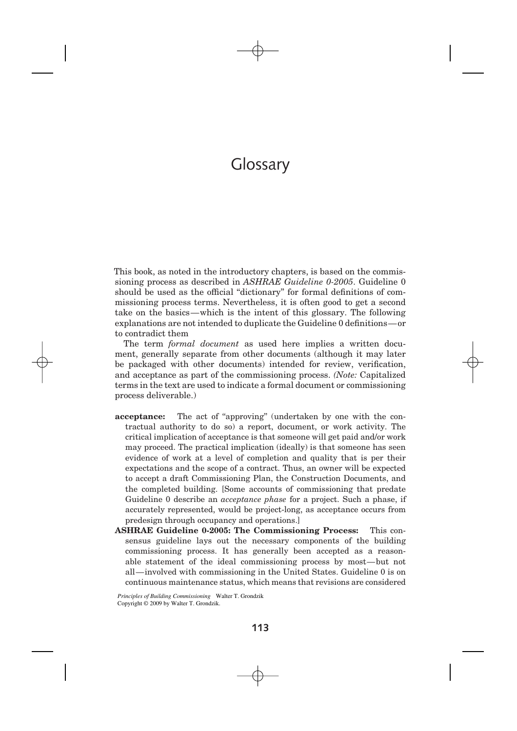# Glossary

This book, as noted in the introductory chapters, is based on the commissioning process as described in *ASHRAE Guideline 0-2005*. Guideline 0 should be used as the official "dictionary" for formal definitions of commissioning process terms. Nevertheless, it is often good to get a second take on the basics—which is the intent of this glossary. The following explanations are not intended to duplicate the Guideline 0 definitions—or to contradict them

The term *formal document* as used here implies a written document, generally separate from other documents (although it may later be packaged with other documents) intended for review, verification, and acceptance as part of the commissioning process. *(Note:* Capitalized terms in the text are used to indicate a formal document or commissioning process deliverable.)

**acceptance:** The act of "approving" (undertaken by one with the contractual authority to do so) a report, document, or work activity. The critical implication of acceptance is that someone will get paid and/or work may proceed. The practical implication (ideally) is that someone has seen evidence of work at a level of completion and quality that is per their expectations and the scope of a contract. Thus, an owner will be expected to accept a draft Commissioning Plan, the Construction Documents, and the completed building. [Some accounts of commissioning that predate Guideline 0 describe an *acceptance phase* for a project. Such a phase, if accurately represented, would be project-long, as acceptance occurs from predesign through occupancy and operations.]

**ASHRAE Guideline 0-2005: The Commissioning Process:** This consensus guideline lays out the necessary components of the building commissioning process. It has generally been accepted as a reasonable statement of the ideal commissioning process by most—but not all—involved with commissioning in the United States. Guideline 0 is on continuous maintenance status, which means that revisions are considered

*Principles of Building Commissioning* Walter T. Grondzik
Copyright © 2009 by Walter T. Grondzik.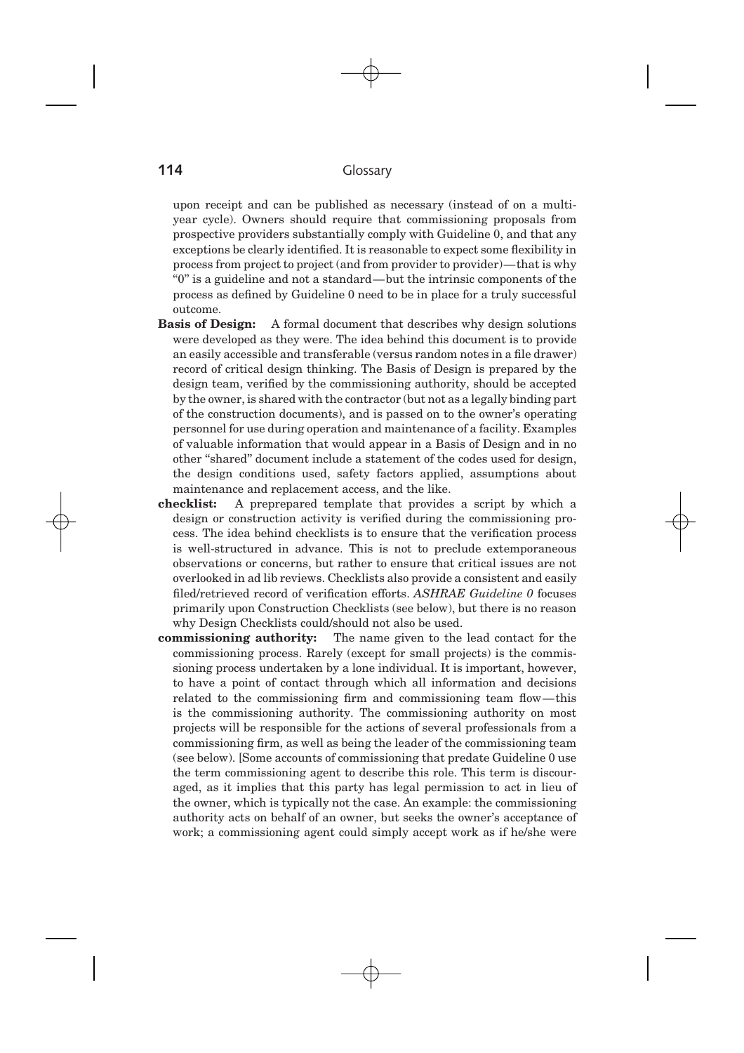upon receipt and can be published as necessary (instead of on a multi-year cycle). Owners should require that commissioning proposals from prospective providers substantially comply with Guideline 0, and that any exceptions be clearly identified. It is reasonable to expect some flexibility in process from project to project (and from provider to provider)—that is why "0" is a guideline and not a standard—but the intrinsic components of the process as defined by Guideline 0 need to be in place for a truly successful outcome.

**Basis of Design:** A formal document that describes why design solutions were developed as they were. The idea behind this document is to provide an easily accessible and transferable (versus random notes in a file drawer) record of critical design thinking. The Basis of Design is prepared by the design team, verified by the commissioning authority, should be accepted by the owner, is shared with the contractor (but not as a legally binding part of the construction documents), and is passed on to the owner's operating personnel for use during operation and maintenance of a facility. Examples of valuable information that would appear in a Basis of Design and in no other "shared" document include a statement of the codes used for design, the design conditions used, safety factors applied, assumptions about maintenance and replacement access, and the like.

**checklist:** A preprepared template that provides a script by which a design or construction activity is verified during the commissioning process. The idea behind checklists is to ensure that the verification process is well-structured in advance. This is not to preclude extemporaneous observations or concerns, but rather to ensure that critical issues are not overlooked in ad lib reviews. Checklists also provide a consistent and easily filed/retrieved record of verification efforts. *ASHRAE Guideline 0* focuses primarily upon Construction Checklists (see below), but there is no reason why Design Checklists could/should not also be used.

**commissioning authority:** The name given to the lead contact for the commissioning process. Rarely (except for small projects) is the commissioning process undertaken by a lone individual. It is important, however, to have a point of contact through which all information and decisions related to the commissioning firm and commissioning team flow—this is the commissioning authority. The commissioning authority on most projects will be responsible for the actions of several professionals from a commissioning firm, as well as being the leader of the commissioning team (see below). [Some accounts of commissioning that predate Guideline 0 use the term commissioning agent to describe this role. This term is discouraged, as it implies that this party has legal permission to act in lieu of the owner, which is typically not the case. An example: the commissioning authority acts on behalf of an owner, but seeks the owner's acceptance of work; a commissioning agent could simply accept work as if he/she were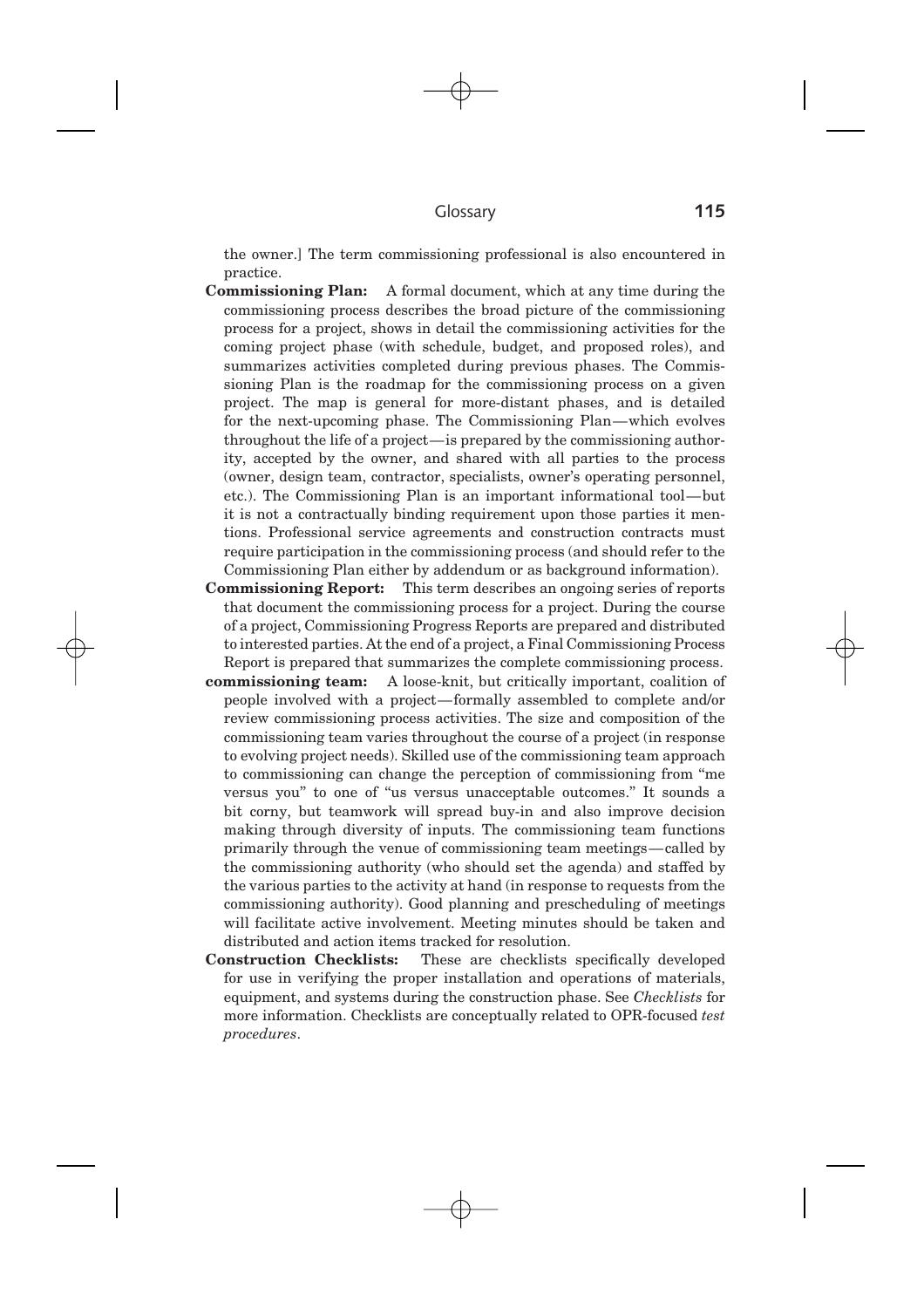the owner.] The term commissioning professional is also encountered in practice.

**Commissioning Plan:** A formal document, which at any time during the commissioning process describes the broad picture of the commissioning process for a project, shows in detail the commissioning activities for the coming project phase (with schedule, budget, and proposed roles), and summarizes activities completed during previous phases. The Commissioning Plan is the roadmap for the commissioning process on a given project. The map is general for more-distant phases, and is detailed for the next-upcoming phase. The Commissioning Plan—which evolves throughout the life of a project—is prepared by the commissioning authority, accepted by the owner, and shared with all parties to the process (owner, design team, contractor, specialists, owner's operating personnel, etc.). The Commissioning Plan is an important informational tool—but it is not a contractually binding requirement upon those parties it mentions. Professional service agreements and construction contracts must require participation in the commissioning process (and should refer to the Commissioning Plan either by addendum or as background information).

**Commissioning Report:** This term describes an ongoing series of reports that document the commissioning process for a project. During the course of a project, Commissioning Progress Reports are prepared and distributed to interested parties. At the end of a project, a Final Commissioning Process Report is prepared that summarizes the complete commissioning process.

**commissioning team:** A loose-knit, but critically important, coalition of people involved with a project—formally assembled to complete and/or review commissioning process activities. The size and composition of the commissioning team varies throughout the course of a project (in response to evolving project needs). Skilled use of the commissioning team approach to commissioning can change the perception of commissioning from "me versus you" to one of "us versus unacceptable outcomes." It sounds a bit corny, but teamwork will spread buy-in and also improve decision making through diversity of inputs. The commissioning team functions primarily through the venue of commissioning team meetings—called by the commissioning authority (who should set the agenda) and staffed by the various parties to the activity at hand (in response to requests from the commissioning authority). Good planning and prescheduling of meetings will facilitate active involvement. Meeting minutes should be taken and distributed and action items tracked for resolution.

**Construction Checklists:** These are checklists specifically developed for use in verifying the proper installation and operations of materials, equipment, and systems during the construction phase. See *Checklists* for more information. Checklists are conceptually related to OPR-focused *test procedures*.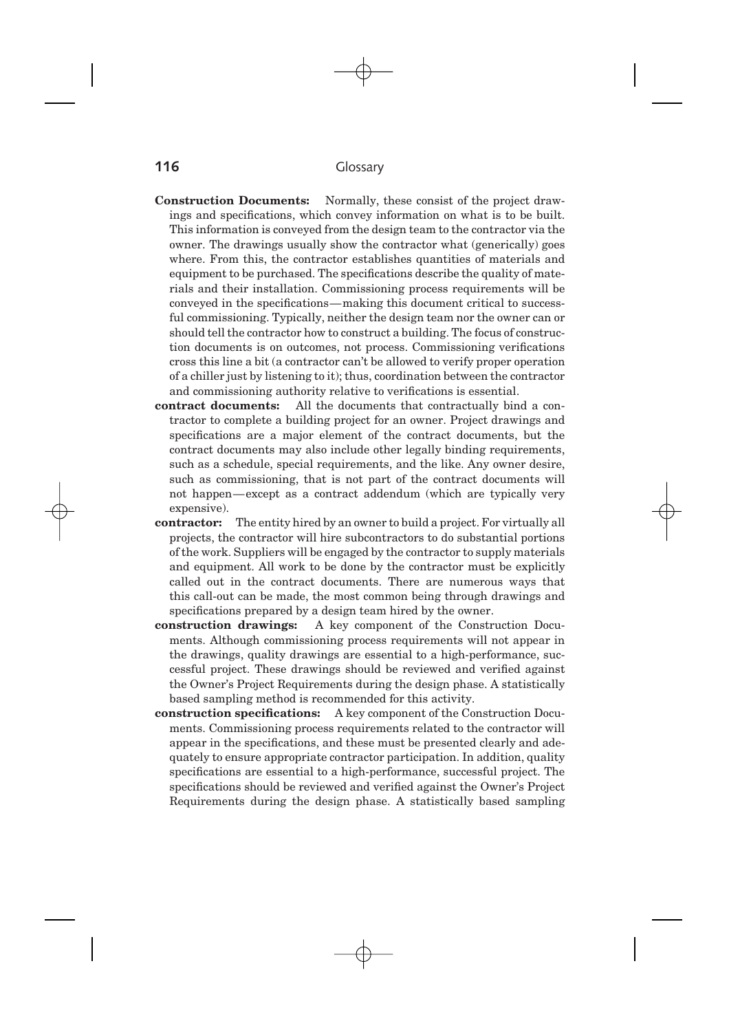**Construction Documents:** Normally, these consist of the project drawings and specifications, which convey information on what is to be built. This information is conveyed from the design team to the contractor via the owner. The drawings usually show the contractor what (generically) goes where. From this, the contractor establishes quantities of materials and equipment to be purchased. The specifications describe the quality of materials and their installation. Commissioning process requirements will be conveyed in the specifications—making this document critical to successful commissioning. Typically, neither the design team nor the owner can or should tell the contractor how to construct a building. The focus of construction documents is on outcomes, not process. Commissioning verifications cross this line a bit (a contractor can't be allowed to verify proper operation of a chiller just by listening to it); thus, coordination between the contractor and commissioning authority relative to verifications is essential.

**contract documents:** All the documents that contractually bind a contractor to complete a building project for an owner. Project drawings and specifications are a major element of the contract documents, but the contract documents may also include other legally binding requirements, such as a schedule, special requirements, and the like. Any owner desire, such as commissioning, that is not part of the contract documents will not happen—except as a contract addendum (which are typically very expensive).

**contractor:** The entity hired by an owner to build a project. For virtually all projects, the contractor will hire subcontractors to do substantial portions of the work. Suppliers will be engaged by the contractor to supply materials and equipment. All work to be done by the contractor must be explicitly called out in the contract documents. There are numerous ways that this call-out can be made, the most common being through drawings and specifications prepared by a design team hired by the owner.

**construction drawings:** A key component of the Construction Documents. Although commissioning process requirements will not appear in the drawings, quality drawings are essential to a high-performance, successful project. These drawings should be reviewed and verified against the Owner's Project Requirements during the design phase. A statistically based sampling method is recommended for this activity.

**construction specifications:** A key component of the Construction Documents. Commissioning process requirements related to the contractor will appear in the specifications, and these must be presented clearly and adequately to ensure appropriate contractor participation. In addition, quality specifications are essential to a high-performance, successful project. The specifications should be reviewed and verified against the Owner's Project Requirements during the design phase. A statistically based sampling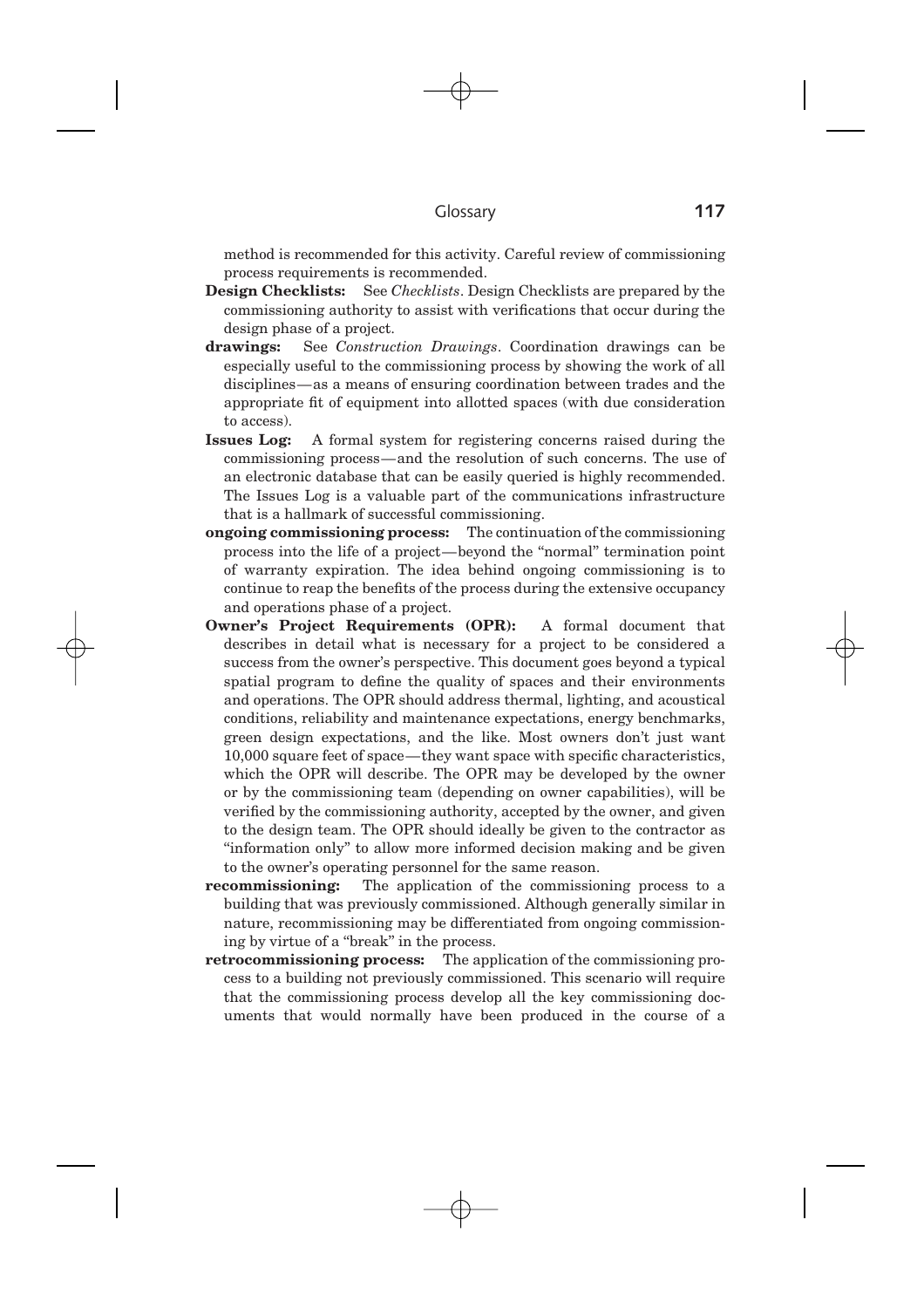method is recommended for this activity. Careful review of commissioning process requirements is recommended.

**Design Checklists:** See *Checklists*. Design Checklists are prepared by the commissioning authority to assist with verifications that occur during the design phase of a project.

**drawings:** See *Construction Drawings*. Coordination drawings can be especially useful to the commissioning process by showing the work of all disciplines—as a means of ensuring coordination between trades and the appropriate fit of equipment into allotted spaces (with due consideration to access).

**Issues Log:** A formal system for registering concerns raised during the commissioning process—and the resolution of such concerns. The use of an electronic database that can be easily queried is highly recommended. The Issues Log is a valuable part of the communications infrastructure that is a hallmark of successful commissioning.

**ongoing commissioning process:** The continuation of the commissioning process into the life of a project—beyond the "normal" termination point of warranty expiration. The idea behind ongoing commissioning is to continue to reap the benefits of the process during the extensive occupancy and operations phase of a project.

**Owner's Project Requirements (OPR):** A formal document that describes in detail what is necessary for a project to be considered a success from the owner's perspective. This document goes beyond a typical spatial program to define the quality of spaces and their environments and operations. The OPR should address thermal, lighting, and acoustical conditions, reliability and maintenance expectations, energy benchmarks, green design expectations, and the like. Most owners don't just want 10,000 square feet of space—they want space with specific characteristics, which the OPR will describe. The OPR may be developed by the owner or by the commissioning team (depending on owner capabilities), will be verified by the commissioning authority, accepted by the owner, and given to the design team. The OPR should ideally be given to the contractor as "information only" to allow more informed decision making and be given to the owner's operating personnel for the same reason.

**recommissioning:** The application of the commissioning process to a building that was previously commissioned. Although generally similar in nature, recommissioning may be differentiated from ongoing commissioning by virtue of a "break" in the process.

**retrocommissioning process:** The application of the commissioning process to a building not previously commissioned. This scenario will require that the commissioning process develop all the key commissioning documents that would normally have been produced in the course of a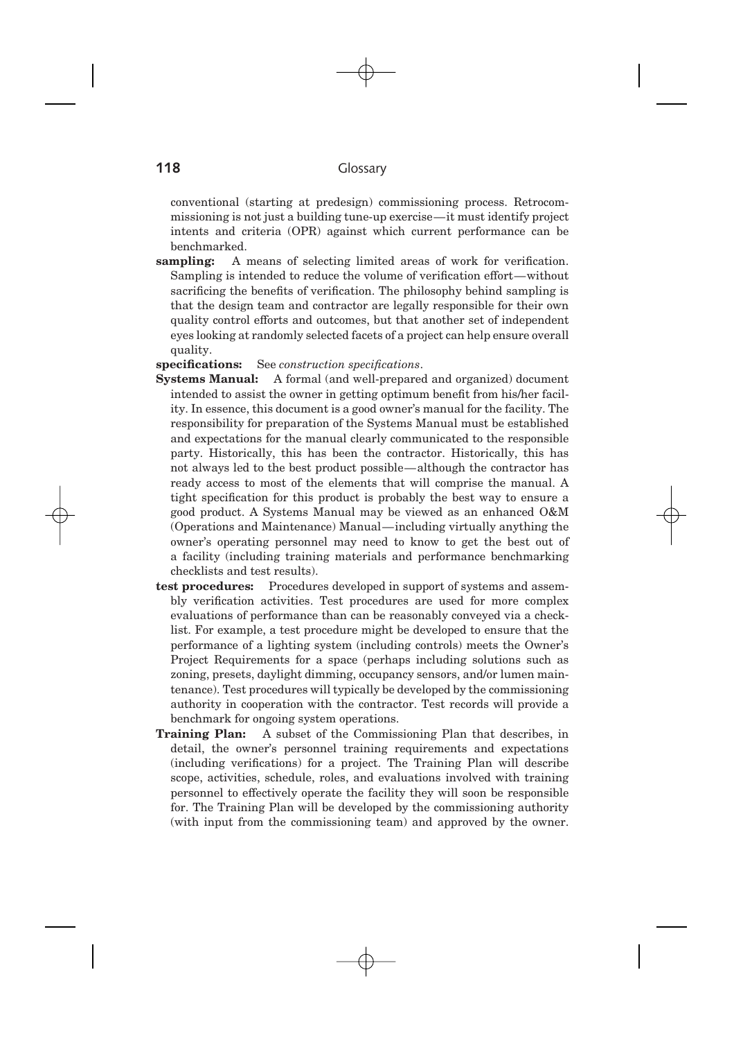conventional (starting at predesign) commissioning process. Retrocommissioning is not just a building tune-up exercise—it must identify project intents and criteria (OPR) against which current performance can be benchmarked.

**sampling:** A means of selecting limited areas of work for verification. Sampling is intended to reduce the volume of verification effort—without sacrificing the benefits of verification. The philosophy behind sampling is that the design team and contractor are legally responsible for their own quality control efforts and outcomes, but that another set of independent eyes looking at randomly selected facets of a project can help ensure overall quality.

**specifications:** See *construction specifications*.

**Systems Manual:** A formal (and well-prepared and organized) document intended to assist the owner in getting optimum benefit from his/her facility. In essence, this document is a good owner's manual for the facility. The responsibility for preparation of the Systems Manual must be established and expectations for the manual clearly communicated to the responsible party. Historically, this has been the contractor. Historically, this has not always led to the best product possible—although the contractor has ready access to most of the elements that will comprise the manual. A tight specification for this product is probably the best way to ensure a good product. A Systems Manual may be viewed as an enhanced O&M (Operations and Maintenance) Manual—including virtually anything the owner's operating personnel may need to know to get the best out of a facility (including training materials and performance benchmarking checklists and test results).

**test procedures:** Procedures developed in support of systems and assembly verification activities. Test procedures are used for more complex evaluations of performance than can be reasonably conveyed via a checklist. For example, a test procedure might be developed to ensure that the performance of a lighting system (including controls) meets the Owner's Project Requirements for a space (perhaps including solutions such as zoning, presets, daylight dimming, occupancy sensors, and/or lumen maintenance). Test procedures will typically be developed by the commissioning authority in cooperation with the contractor. Test records will provide a benchmark for ongoing system operations.

**Training Plan:** A subset of the Commissioning Plan that describes, in detail, the owner's personnel training requirements and expectations (including verifications) for a project. The Training Plan will describe scope, activities, schedule, roles, and evaluations involved with training personnel to effectively operate the facility they will soon be responsible for. The Training Plan will be developed by the commissioning authority (with input from the commissioning team) and approved by the owner.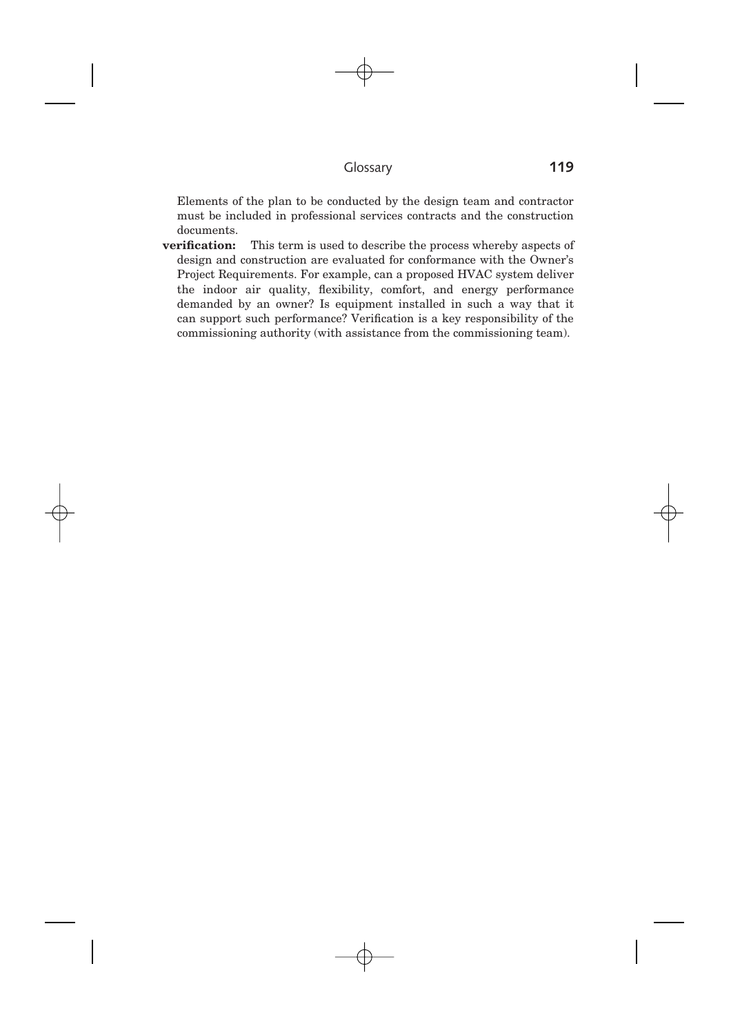Elements of the plan to be conducted by the design team and contractor must be included in professional services contracts and the construction documents.

**verification:** This term is used to describe the process whereby aspects of design and construction are evaluated for conformance with the Owner's Project Requirements. For example, can a proposed HVAC system deliver the indoor air quality, flexibility, comfort, and energy performance demanded by an owner? Is equipment installed in such a way that it can support such performance? Verification is a key responsibility of the commissioning authority (with assistance from the commissioning team).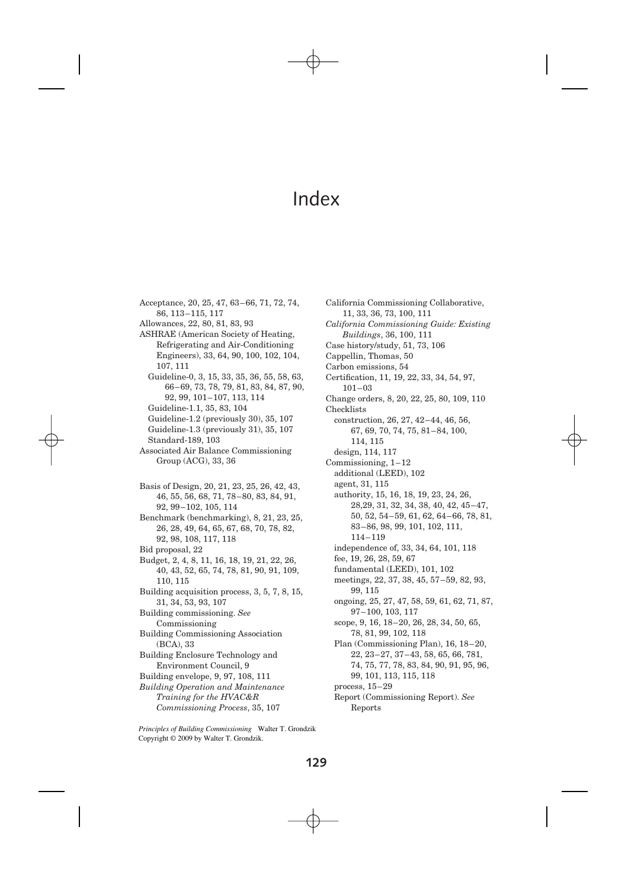# Index

Acceptance, 20, 25, 47, 63–66, 71, 72, 74, 86, 113–115, 117
Allowances, 22, 80, 81, 83, 93
ASHRAE (American Society of Heating, Refrigerating and Air-Conditioning Engineers), 33, 64, 90, 100, 102, 104, 107, 111
  Guideline-0, 3, 15, 33, 35, 36, 55, 58, 63, 66–69, 73, 78, 79, 81, 83, 84, 87, 90, 92, 99, 101–107, 113, 114
  Guideline-1.1, 35, 83, 104
  Guideline-1.2 (previously 30), 35, 107
  Guideline-1.3 (previously 31), 35, 107
  Standard-189, 103
Associated Air Balance Commissioning Group (ACG), 33, 36

Basis of Design, 20, 21, 23, 25, 26, 42, 43, 46, 55, 56, 68, 71, 78–80, 83, 84, 91, 92, 99–102, 105, 114
Benchmark (benchmarking), 8, 21, 23, 25, 26, 28, 49, 64, 65, 67, 68, 70, 78, 82, 92, 98, 108, 117, 118
Bid proposal, 22
Budget, 2, 4, 8, 11, 16, 18, 19, 21, 22, 26, 40, 43, 52, 65, 74, 78, 81, 90, 91, 109, 110, 115
Building acquisition process, 3, 5, 7, 8, 15, 31, 34, 53, 93, 107
Building commissioning. *See* Commissioning
Building Commissioning Association (BCA), 33
Building Enclosure Technology and Environment Council, 9
Building envelope, 9, 97, 108, 111
*Building Operation and Maintenance Training for the HVAC&R Commissioning Process*, 35, 107

California Commissioning Collaborative, 11, 33, 36, 73, 100, 111
*California Commissioning Guide: Existing Buildings*, 36, 100, 111
Case history/study, 51, 73, 106
Cappellin, Thomas, 50
Carbon emissions, 54
Certification, 11, 19, 22, 33, 34, 54, 97, 101–03
Change orders, 8, 20, 22, 25, 80, 109, 110
Checklists
  construction, 26, 27, 42–44, 46, 56, 67, 69, 70, 74, 75, 81–84, 100, 114, 115
  design, 114, 117
Commissioning, 1–12
  additional (LEED), 102
  agent, 31, 115
  authority, 15, 16, 18, 19, 23, 24, 26, 28,29, 31, 32, 34, 38, 40, 42, 45–47, 50, 52, 54–59, 61, 62, 64–66, 78, 81, 83–86, 98, 99, 101, 102, 111, 114–119
  independence of, 33, 34, 64, 101, 118
  fee, 19, 26, 28, 59, 67
  fundamental (LEED), 101, 102
  meetings, 22, 37, 38, 45, 57–59, 82, 93, 99, 115
  ongoing, 25, 27, 47, 58, 59, 61, 62, 71, 87, 97–100, 103, 117
  scope, 9, 16, 18–20, 26, 28, 34, 50, 65, 78, 81, 99, 102, 118
  Plan (Commissioning Plan), 16, 18–20, 22, 23–27, 37–43, 58, 65, 66, 781, 74, 75, 77, 78, 83, 84, 90, 91, 95, 96, 99, 101, 113, 115, 118
  process, 15–29
  Report (Commissioning Report). *See* Reports

*Principles of Building Commissioning* Walter T. Grondzik
Copyright © 2009 by Walter T. Grondzik.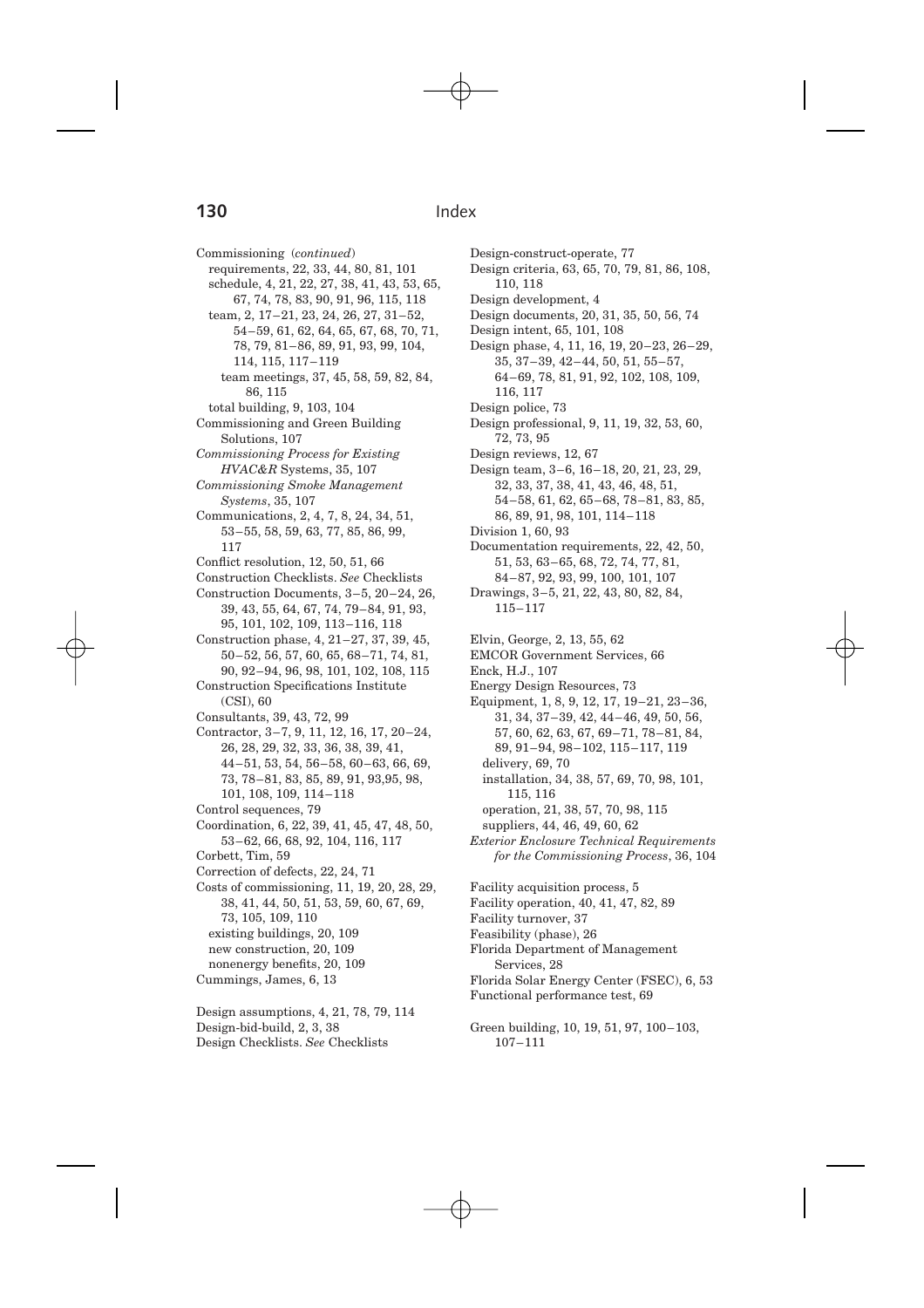Commissioning (*continued*)
  requirements, 22, 33, 44, 80, 81, 101
  schedule, 4, 21, 22, 27, 38, 41, 43, 53, 65, 67, 74, 78, 83, 90, 91, 96, 115, 118
  team, 2, 17–21, 23, 24, 26, 27, 31–52, 54–59, 61, 62, 64, 65, 67, 68, 70, 71, 78, 79, 81–86, 89, 91, 93, 99, 104, 114, 115, 117–119
    team meetings, 37, 45, 58, 59, 82, 84, 86, 115
  total building, 9, 103, 104
Commissioning and Green Building Solutions, 107
*Commissioning Process for Existing HVAC&R* Systems, 35, 107
*Commissioning Smoke Management Systems*, 35, 107
Communications, 2, 4, 7, 8, 24, 34, 51, 53–55, 58, 59, 63, 77, 85, 86, 99, 117
Conflict resolution, 12, 50, 51, 66
Construction Checklists. *See* Checklists
Construction Documents, 3–5, 20–24, 26, 39, 43, 55, 64, 67, 74, 79–84, 91, 93, 95, 101, 102, 109, 113–116, 118
Construction phase, 4, 21–27, 37, 39, 45, 50–52, 56, 57, 60, 65, 68–71, 74, 81, 90, 92–94, 96, 98, 101, 102, 108, 115
Construction Specifications Institute (CSI), 60
Consultants, 39, 43, 72, 99
Contractor, 3–7, 9, 11, 12, 16, 17, 20–24, 26, 28, 29, 32, 33, 36, 38, 39, 41, 44–51, 53, 54, 56–58, 60–63, 66, 69, 73, 78–81, 83, 85, 89, 91, 93,95, 98, 101, 108, 109, 114–118
Control sequences, 79
Coordination, 6, 22, 39, 41, 45, 47, 48, 50, 53–62, 66, 68, 92, 104, 116, 117
Corbett, Tim, 59
Correction of defects, 22, 24, 71
Costs of commissioning, 11, 19, 20, 28, 29, 38, 41, 44, 50, 51, 53, 59, 60, 67, 69, 73, 105, 109, 110
  existing buildings, 20, 109
  new construction, 20, 109
  nonenergy benefits, 20, 109
Cummings, James, 6, 13

Design assumptions, 4, 21, 78, 79, 114
Design-bid-build, 2, 3, 38
Design Checklists. *See* Checklists
Design-construct-operate, 77
Design criteria, 63, 65, 70, 79, 81, 86, 108, 110, 118
Design development, 4
Design documents, 20, 31, 35, 50, 56, 74
Design intent, 65, 101, 108
Design phase, 4, 11, 16, 19, 20–23, 26–29, 35, 37–39, 42–44, 50, 51, 55–57, 64–69, 78, 81, 91, 92, 102, 108, 109, 116, 117
Design police, 73
Design professional, 9, 11, 19, 32, 53, 60, 72, 73, 95
Design reviews, 12, 67
Design team, 3–6, 16–18, 20, 21, 23, 29, 32, 33, 37, 38, 41, 43, 46, 48, 51, 54–58, 61, 62, 65–68, 78–81, 83, 85, 86, 89, 91, 98, 101, 114–118
Division 1, 60, 93
Documentation requirements, 22, 42, 50, 51, 53, 63–65, 68, 72, 74, 77, 81, 84–87, 92, 93, 99, 100, 101, 107
Drawings, 3–5, 21, 22, 43, 80, 82, 84, 115–117

Elvin, George, 2, 13, 55, 62
EMCOR Government Services, 66
Enck, H.J., 107
Energy Design Resources, 73
Equipment, 1, 8, 9, 12, 17, 19–21, 23–36, 31, 34, 37–39, 42, 44–46, 49, 50, 56, 57, 60, 62, 63, 67, 69–71, 78–81, 84, 89, 91–94, 98–102, 115–117, 119
  delivery, 69, 70
  installation, 34, 38, 57, 69, 70, 98, 101, 115, 116
  operation, 21, 38, 57, 70, 98, 115
  suppliers, 44, 46, 49, 60, 62
*Exterior Enclosure Technical Requirements for the Commissioning Process*, 36, 104

Facility acquisition process, 5
Facility operation, 40, 41, 47, 82, 89
Facility turnover, 37
Feasibility (phase), 26
Florida Department of Management Services, 28
Florida Solar Energy Center (FSEC), 6, 53
Functional performance test, 69

Green building, 10, 19, 51, 97, 100–103, 107–111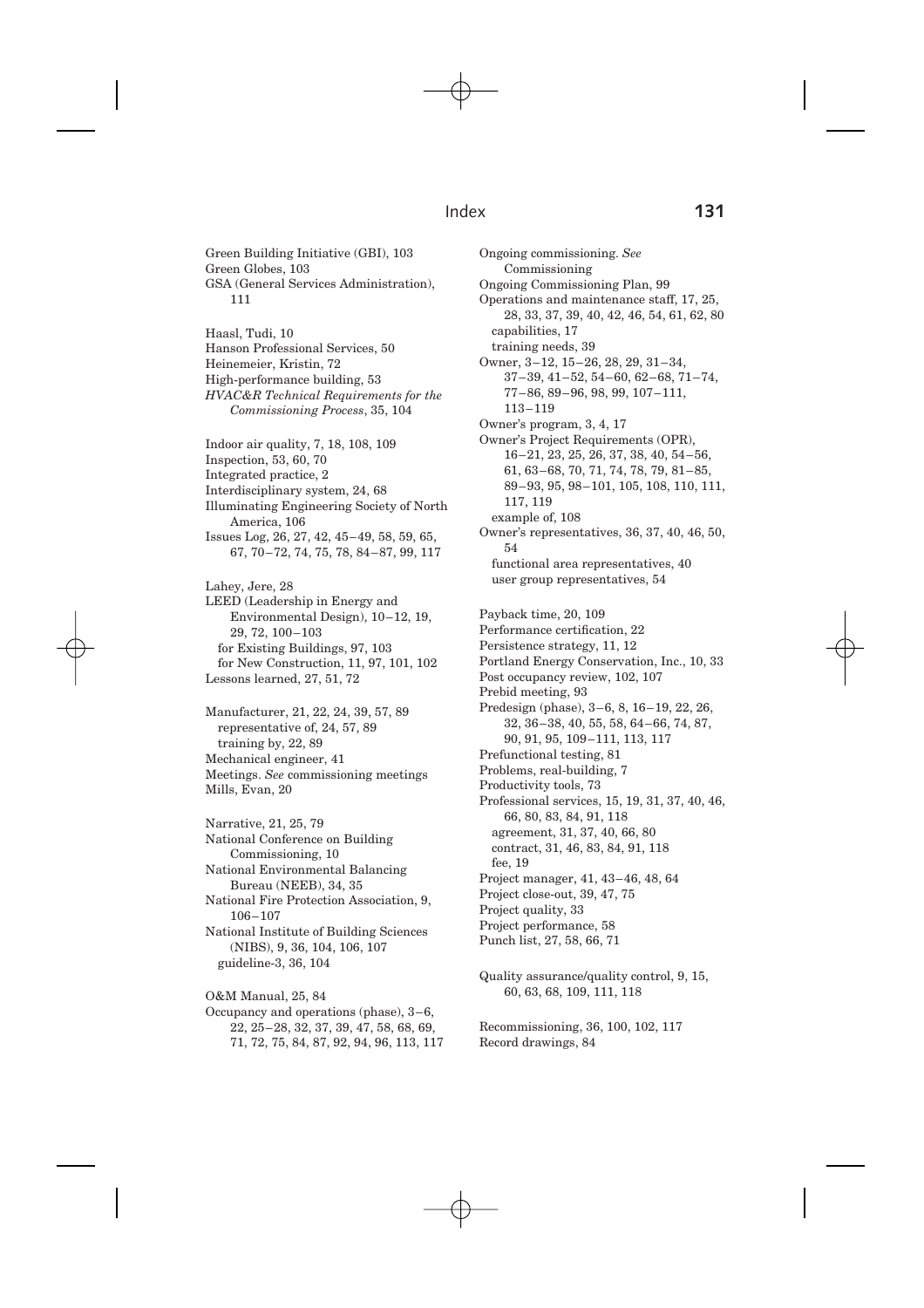Green Building Initiative (GBI), 103
Green Globes, 103
GSA (General Services Administration), 111

Haasl, Tudi, 10
Hanson Professional Services, 50
Heinemeier, Kristin, 72
High-performance building, 53
*HVAC&R Technical Requirements for the Commissioning Process*, 35, 104

Indoor air quality, 7, 18, 108, 109
Inspection, 53, 60, 70
Integrated practice, 2
Interdisciplinary system, 24, 68
Illuminating Engineering Society of North America, 106
Issues Log, 26, 27, 42, 45–49, 58, 59, 65, 67, 70–72, 74, 75, 78, 84–87, 99, 117

Lahey, Jere, 28
LEED (Leadership in Energy and Environmental Design), 10–12, 19, 29, 72, 100–103
  for Existing Buildings, 97, 103
  for New Construction, 11, 97, 101, 102
Lessons learned, 27, 51, 72

Manufacturer, 21, 22, 24, 39, 57, 89
  representative of, 24, 57, 89
  training by, 22, 89
Mechanical engineer, 41
Meetings. *See* commissioning meetings
Mills, Evan, 20

Narrative, 21, 25, 79
National Conference on Building Commissioning, 10
National Environmental Balancing Bureau (NEEB), 34, 35
National Fire Protection Association, 9, 106–107
National Institute of Building Sciences (NIBS), 9, 36, 104, 106, 107
  guideline-3, 36, 104

O&M Manual, 25, 84
Occupancy and operations (phase), 3–6, 22, 25–28, 32, 37, 39, 47, 58, 68, 69, 71, 72, 75, 84, 87, 92, 94, 96, 113, 117

Ongoing commissioning. *See* Commissioning
Ongoing Commissioning Plan, 99
Operations and maintenance staff, 17, 25, 28, 33, 37, 39, 40, 42, 46, 54, 61, 62, 80
  capabilities, 17
  training needs, 39
Owner, 3–12, 15–26, 28, 29, 31–34, 37–39, 41–52, 54–60, 62–68, 71–74, 77–86, 89–96, 98, 99, 107–111, 113–119
Owner's program, 3, 4, 17
Owner's Project Requirements (OPR), 16–21, 23, 25, 26, 37, 38, 40, 54–56, 61, 63–68, 70, 71, 74, 78, 79, 81–85, 89–93, 95, 98–101, 105, 108, 110, 111, 117, 119
  example of, 108
Owner's representatives, 36, 37, 40, 46, 50, 54
  functional area representatives, 40
  user group representatives, 54

Payback time, 20, 109
Performance certification, 22
Persistence strategy, 11, 12
Portland Energy Conservation, Inc., 10, 33
Post occupancy review, 102, 107
Prebid meeting, 93
Predesign (phase), 3–6, 8, 16–19, 22, 26, 32, 36–38, 40, 55, 58, 64–66, 74, 87, 90, 91, 95, 109–111, 113, 117
Prefunctional testing, 81
Problems, real-building, 7
Productivity tools, 73
Professional services, 15, 19, 31, 37, 40, 46, 66, 80, 83, 84, 91, 118
  agreement, 31, 37, 40, 66, 80
  contract, 31, 46, 83, 84, 91, 118
  fee, 19
Project manager, 41, 43–46, 48, 64
Project close-out, 39, 47, 75
Project quality, 33
Project performance, 58
Punch list, 27, 58, 66, 71

Quality assurance/quality control, 9, 15, 60, 63, 68, 109, 111, 118

Recommissioning, 36, 100, 102, 117
Record drawings, 84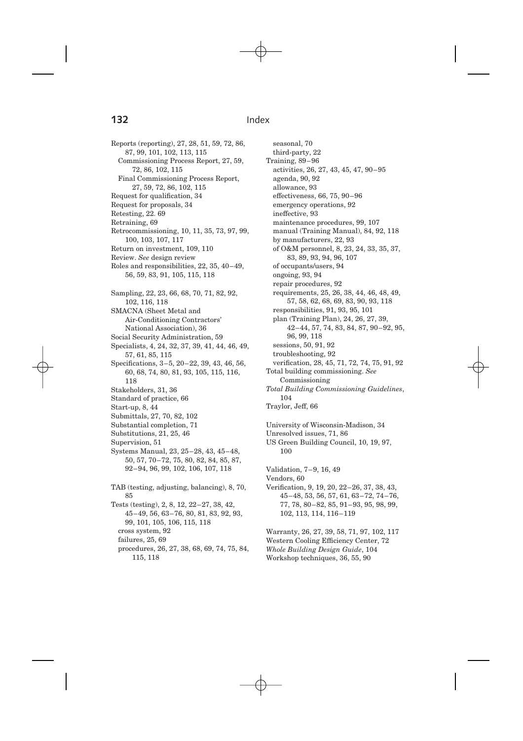Reports (reporting), 27, 28, 51, 59, 72, 86, 87, 99, 101, 102, 113, 115
  Commissioning Process Report, 27, 59, 72, 86, 102, 115
  Final Commissioning Process Report, 27, 59, 72, 86, 102, 115
Request for qualification, 34
Request for proposals, 34
Retesting, 22. 69
Retraining, 69
Retrocommissioning, 10, 11, 35, 73, 97, 99, 100, 103, 107, 117
Return on investment, 109, 110
Review. *See* design review
Roles and responsibilities, 22, 35, 40–49, 56, 59, 83, 91, 105, 115, 118

Sampling, 22, 23, 66, 68, 70, 71, 82, 92, 102, 116, 118
SMACNA (Sheet Metal and Air-Conditioning Contractors' National Association), 36
Social Security Administration, 59
Specialists, 4, 24, 32, 37, 39, 41, 44, 46, 49, 57, 61, 85, 115
Specifications, 3–5, 20–22, 39, 43, 46, 56, 60, 68, 74, 80, 81, 93, 105, 115, 116, 118
Stakeholders, 31, 36
Standard of practice, 66
Start-up, 8, 44
Submittals, 27, 70, 82, 102
Substantial completion, 71
Substitutions, 21, 25, 46
Supervision, 51
Systems Manual, 23, 25–28, 43, 45–48, 50, 57, 70–72, 75, 80, 82, 84, 85, 87, 92–94, 96, 99, 102, 106, 107, 118

TAB (testing, adjusting, balancing), 8, 70, 85
Tests (testing), 2, 8, 12, 22–27, 38, 42, 45–49, 56, 63–76, 80, 81, 83, 92, 93, 99, 101, 105, 106, 115, 118
  cross system, 92
  failures, 25, 69
  procedures, 26, 27, 38, 68, 69, 74, 75, 84, 115, 118
  seasonal, 70
  third-party, 22
Training, 89–96
  activities, 26, 27, 43, 45, 47, 90–95
  agenda, 90, 92
  allowance, 93
  effectiveness, 66, 75, 90–96
  emergency operations, 92
  ineffective, 93
  maintenance procedures, 99, 107
  manual (Training Manual), 84, 92, 118
  by manufacturers, 22, 93
  of O&M personnel, 8, 23, 24, 33, 35, 37, 83, 89, 93, 94, 96, 107
  of occupants/users, 94
  ongoing, 93, 94
  repair procedures, 92
  requirements, 25, 26, 38, 44, 46, 48, 49, 57, 58, 62, 68, 69, 83, 90, 93, 118
  responsibilities, 91, 93, 95, 101
  plan (Training Plan), 24, 26, 27, 39, 42–44, 57, 74, 83, 84, 87, 90–92, 95, 96, 99, 118
  sessions, 50, 91, 92
  troubleshooting, 92
  verification, 28, 45, 71, 72, 74, 75, 91, 92
Total building commissioning. *See* Commissioning
*Total Building Commissioning Guidelines*, 104
Traylor, Jeff, 66

University of Wisconsin-Madison, 34
Unresolved issues, 71, 86
US Green Building Council, 10, 19, 97, 100

Validation, 7–9, 16, 49
Vendors, 60
Verification, 9, 19, 20, 22–26, 37, 38, 43, 45–48, 53, 56, 57, 61, 63–72, 74–76, 77, 78, 80–82, 85, 91–93, 95, 98, 99, 102, 113, 114, 116–119

Warranty, 26, 27, 39, 58, 71, 97, 102, 117
Western Cooling Efficiency Center, 72
*Whole Building Design Guide*, 104
Workshop techniques, 36, 55, 90